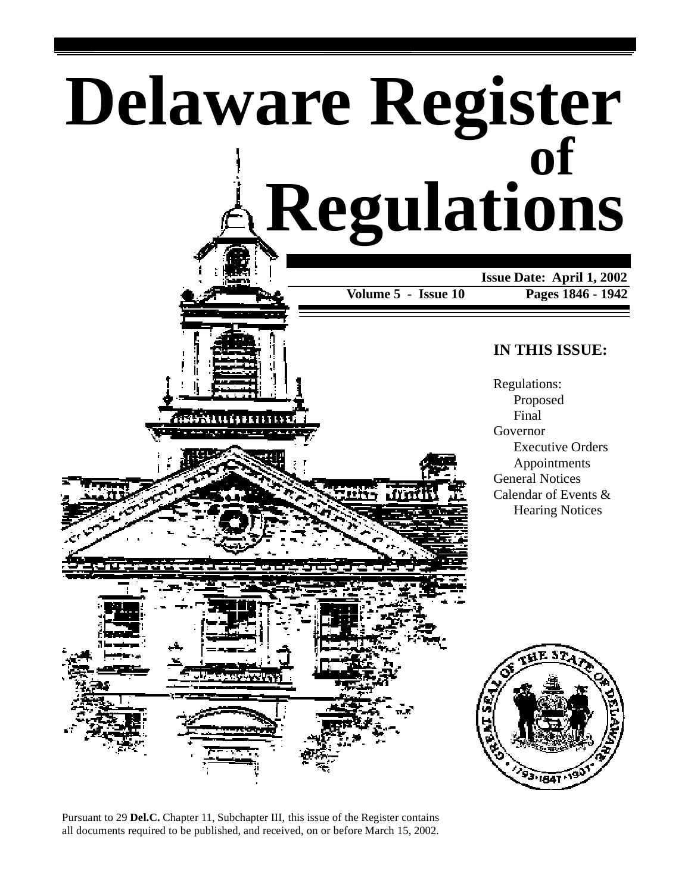# Delaware Register of Regulations

**Issue Date: April 1, 2002**

**Volume 5 - Issue 10** **Pages 1846 - 1942**

## IN THIS ISSUE:

Regulations:
- Proposed
- Final

Governor
- Executive Orders
- Appointments

General Notices

Calendar of Events & Hearing Notices

Pursuant to 29 **Del.C.** Chapter 11, Subchapter III, this issue of the Register contains all documents required to be published, and received, on or before March 15, 2002.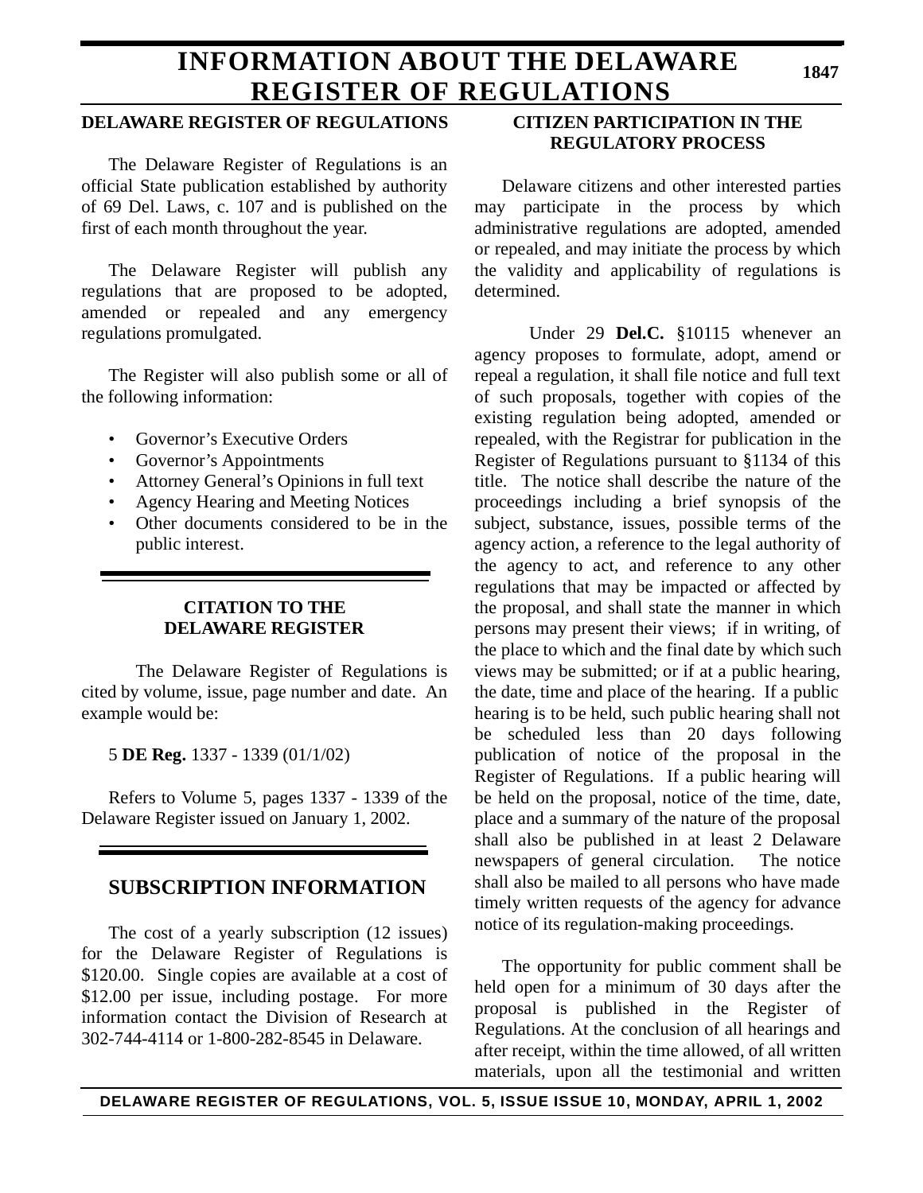# INFORMATION ABOUT THE DELAWARE REGISTER OF REGULATIONS

## DELAWARE REGISTER OF REGULATIONS

The Delaware Register of Regulations is an official State publication established by authority of 69 Del. Laws, c. 107 and is published on the first of each month throughout the year.

The Delaware Register will publish any regulations that are proposed to be adopted, amended or repealed and any emergency regulations promulgated.

The Register will also publish some or all of the following information:

- Governor's Executive Orders
- Governor's Appointments
- Attorney General's Opinions in full text
- Agency Hearing and Meeting Notices
- Other documents considered to be in the public interest.

## CITATION TO THE DELAWARE REGISTER

The Delaware Register of Regulations is cited by volume, issue, page number and date. An example would be:

5 **DE Reg.** 1337 - 1339 (01/1/02)

Refers to Volume 5, pages 1337 - 1339 of the Delaware Register issued on January 1, 2002.

## SUBSCRIPTION INFORMATION

The cost of a yearly subscription (12 issues) for the Delaware Register of Regulations is $120.00. Single copies are available at a cost of $12.00 per issue, including postage. For more information contact the Division of Research at 302-744-4114 or 1-800-282-8545 in Delaware.

## CITIZEN PARTICIPATION IN THE REGULATORY PROCESS

Delaware citizens and other interested parties may participate in the process by which administrative regulations are adopted, amended or repealed, and may initiate the process by which the validity and applicability of regulations is determined.

Under 29 **Del.C.** §10115 whenever an agency proposes to formulate, adopt, amend or repeal a regulation, it shall file notice and full text of such proposals, together with copies of the existing regulation being adopted, amended or repealed, with the Registrar for publication in the Register of Regulations pursuant to §1134 of this title. The notice shall describe the nature of the proceedings including a brief synopsis of the subject, substance, issues, possible terms of the agency action, a reference to the legal authority of the agency to act, and reference to any other regulations that may be impacted or affected by the proposal, and shall state the manner in which persons may present their views; if in writing, of the place to which and the final date by which such views may be submitted; or if at a public hearing, the date, time and place of the hearing. If a public hearing is to be held, such public hearing shall not be scheduled less than 20 days following publication of notice of the proposal in the Register of Regulations. If a public hearing will be held on the proposal, notice of the time, date, place and a summary of the nature of the proposal shall also be published in at least 2 Delaware newspapers of general circulation. The notice shall also be mailed to all persons who have made timely written requests of the agency for advance notice of its regulation-making proceedings.

The opportunity for public comment shall be held open for a minimum of 30 days after the proposal is published in the Register of Regulations. At the conclusion of all hearings and after receipt, within the time allowed, of all written materials, upon all the testimonial and written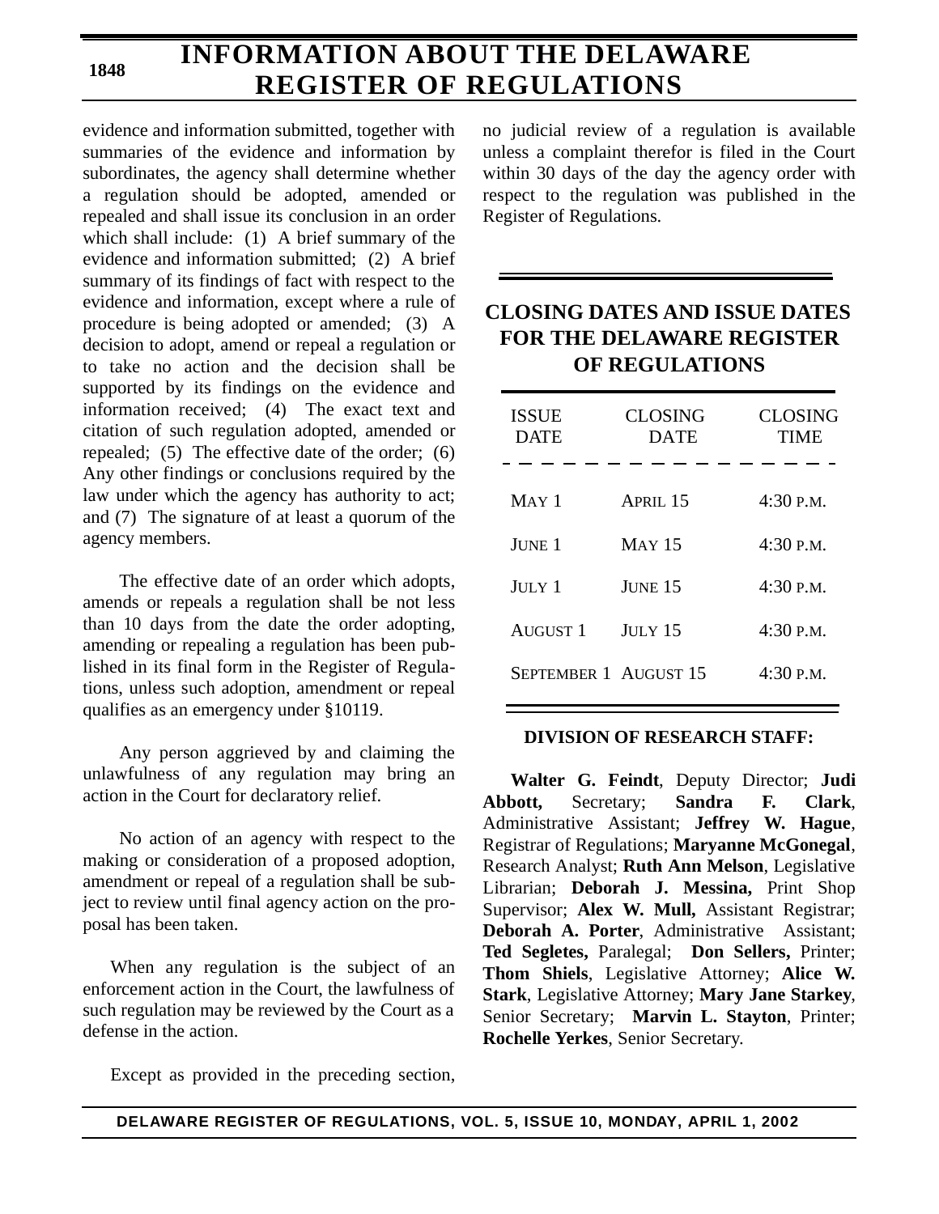evidence and information submitted, together with summaries of the evidence and information by subordinates, the agency shall determine whether a regulation should be adopted, amended or repealed and shall issue its conclusion in an order which shall include: (1) A brief summary of the evidence and information submitted; (2) A brief summary of its findings of fact with respect to the evidence and information, except where a rule of procedure is being adopted or amended; (3) A decision to adopt, amend or repeal a regulation or to take no action and the decision shall be supported by its findings on the evidence and information received; (4) The exact text and citation of such regulation adopted, amended or repealed; (5) The effective date of the order; (6) Any other findings or conclusions required by the law under which the agency has authority to act; and (7) The signature of at least a quorum of the agency members.

The effective date of an order which adopts, amends or repeals a regulation shall be not less than 10 days from the date the order adopting, amending or repealing a regulation has been published in its final form in the Register of Regulations, unless such adoption, amendment or repeal qualifies as an emergency under §10119.

Any person aggrieved by and claiming the unlawfulness of any regulation may bring an action in the Court for declaratory relief.

No action of an agency with respect to the making or consideration of a proposed adoption, amendment or repeal of a regulation shall be subject to review until final agency action on the proposal has been taken.

When any regulation is the subject of an enforcement action in the Court, the lawfulness of such regulation may be reviewed by the Court as a defense in the action.

Except as provided in the preceding section, no judicial review of a regulation is available unless a complaint therefor is filed in the Court within 30 days of the day the agency order with respect to the regulation was published in the Register of Regulations.

## CLOSING DATES AND ISSUE DATES FOR THE DELAWARE REGISTER OF REGULATIONS

| ISSUE DATE | CLOSING DATE | CLOSING TIME |
|---|---|---|
| MAY 1 | APRIL 15 | 4:30 P.M. |
| JUNE 1 | MAY 15 | 4:30 P.M. |
| JULY 1 | JUNE 15 | 4:30 P.M. |
| AUGUST 1 | JULY 15 | 4:30 P.M. |
| SEPTEMBER 1 | AUGUST 15 | 4:30 P.M. |

### DIVISION OF RESEARCH STAFF:

**Walter G. Feindt**, Deputy Director; **Judi Abbott,** Secretary; **Sandra F. Clark**, Administrative Assistant; **Jeffrey W. Hague**, Registrar of Regulations; **Maryanne McGonegal**, Research Analyst; **Ruth Ann Melson**, Legislative Librarian; **Deborah J. Messina,** Print Shop Supervisor; **Alex W. Mull,** Assistant Registrar; **Deborah A. Porter**, Administrative Assistant; **Ted Segletes,** Paralegal; **Don Sellers,** Printer; **Thom Shiels**, Legislative Attorney; **Alice W. Stark**, Legislative Attorney; **Mary Jane Starkey**, Senior Secretary; **Marvin L. Stayton**, Printer; **Rochelle Yerkes**, Senior Secretary.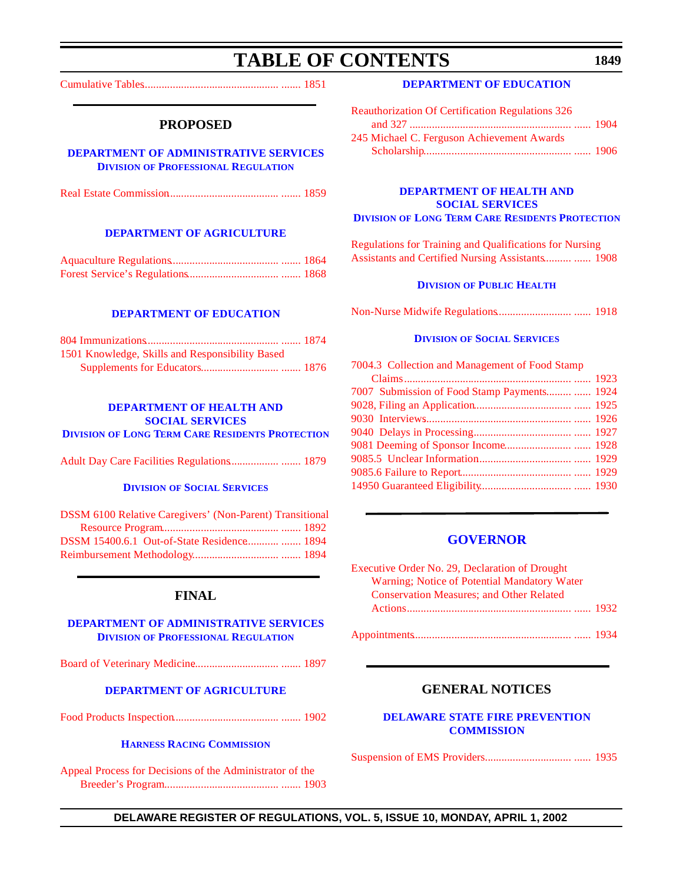# TABLE OF CONTENTS

Cumulative Tables....................................................... 1851

## PROPOSED

### DEPARTMENT OF ADMINISTRATIVE SERVICES
#### DIVISION OF PROFESSIONAL REGULATION

Real Estate Commission....................................... 1859

### DEPARTMENT OF AGRICULTURE

Aquaculture Regulations....................................... 1864
Forest Service's Regulations................................. 1868

### DEPARTMENT OF EDUCATION

804 Immunizations.............................................. 1874
1501 Knowledge, Skills and Responsibility Based Supplements for Educators............................ 1876

### DEPARTMENT OF HEALTH AND SOCIAL SERVICES
#### DIVISION OF LONG TERM CARE RESIDENTS PROTECTION

Adult Day Care Facilities Regulations................. 1879

#### DIVISION OF SOCIAL SERVICES

DSSM 6100 Relative Caregivers' (Non-Parent) Transitional Resource Program.......................................... 1892
DSSM 15400.6.1 Out-of-State Residence........... 1894
Reimbursement Methodology................................ 1894

## FINAL

### DEPARTMENT OF ADMINISTRATIVE SERVICES
#### DIVISION OF PROFESSIONAL REGULATION

Board of Veterinary Medicine.............................. 1897

### DEPARTMENT OF AGRICULTURE

Food Products Inspection...................................... 1902

#### HARNESS RACING COMMISSION

Appeal Process for Decisions of the Administrator of the Breeder's Program......................................... 1903

### DEPARTMENT OF EDUCATION

Reauthorization Of Certification Regulations 326 and 327 .......................................................... 1904
245 Michael C. Ferguson Achievement Awards Scholarship..................................................... 1906

### DEPARTMENT OF HEALTH AND SOCIAL SERVICES
#### DIVISION OF LONG TERM CARE RESIDENTS PROTECTION

Regulations for Training and Qualifications for Nursing Assistants and Certified Nursing Assistants......... 1908

#### DIVISION OF PUBLIC HEALTH

Non-Nurse Midwife Regulations.......................... 1918

#### DIVISION OF SOCIAL SERVICES

7004.3 Collection and Management of Food Stamp Claims ........................................................... 1923
7007 Submission of Food Stamp Payments......... 1924
9028, Filing an Application.................................. 1925
9030 Interviews.................................................... 1926
9040 Delays in Processing................................... 1927
9081 Deeming of Sponsor Income....................... 1928
9085.5 Unclear Information................................. 1929
9085.6 Failure to Report........................................ 1929
14950 Guaranteed Eligibility................................ 1930

## GOVERNOR

Executive Order No. 29, Declaration of Drought Warning; Notice of Potential Mandatory Water Conservation Measures; and Other Related Actions.......................................................... 1932

Appointments........................................................ 1934

## GENERAL NOTICES

### DELAWARE STATE FIRE PREVENTION COMMISSION

Suspension of EMS Providers.............................. 1935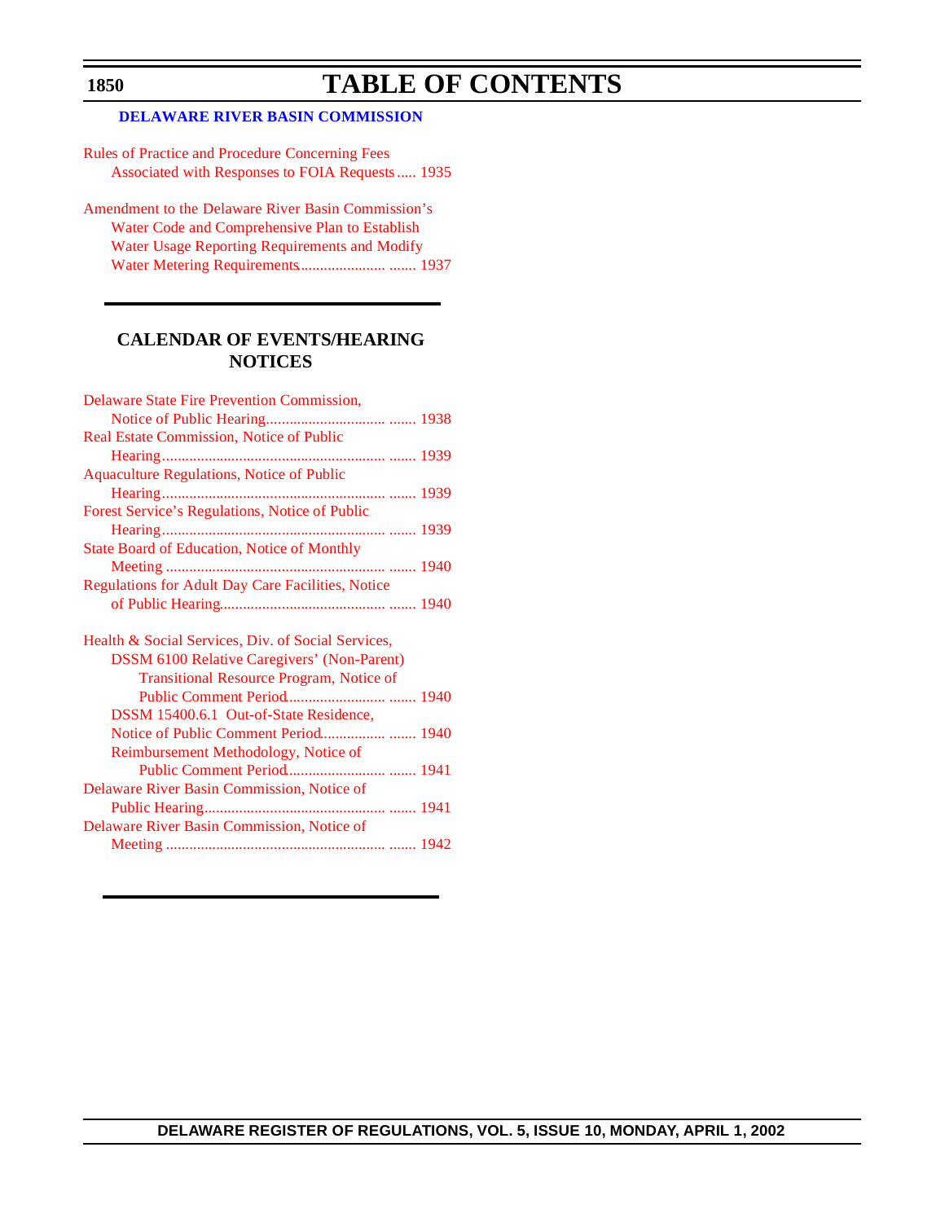# TABLE OF CONTENTS

### DELAWARE RIVER BASIN COMMISSION

Rules of Practice and Procedure Concerning Fees Associated with Responses to FOIA Requests ..... 1935

Amendment to the Delaware River Basin Commission's Water Code and Comprehensive Plan to Establish Water Usage Reporting Requirements and Modify Water Metering Requirements...................... ....... 1937

## CALENDAR OF EVENTS/HEARING NOTICES

Delaware State Fire Prevention Commission, Notice of Public Hearing............................... ....... 1938

Real Estate Commission, Notice of Public Hearing.......................................................... ....... 1939

Aquaculture Regulations, Notice of Public Hearing.......................................................... ....... 1939

Forest Service's Regulations, Notice of Public Hearing.......................................................... ....... 1939

State Board of Education, Notice of Monthly Meeting ......................................................... ....... 1940

Regulations for Adult Day Care Facilities, Notice of Public Hearing........................................... ....... 1940

Health & Social Services, Div. of Social Services,
- DSSM 6100 Relative Caregivers' (Non-Parent) Transitional Resource Program, Notice of Public Comment Period......................... ....... 1940
- DSSM 15400.6.1 Out-of-State Residence, Notice of Public Comment Period................ ....... 1940
- Reimbursement Methodology, Notice of Public Comment Period......................... ....... 1941

Delaware River Basin Commission, Notice of Public Hearing............................................... ....... 1941

Delaware River Basin Commission, Notice of Meeting ......................................................... ....... 1942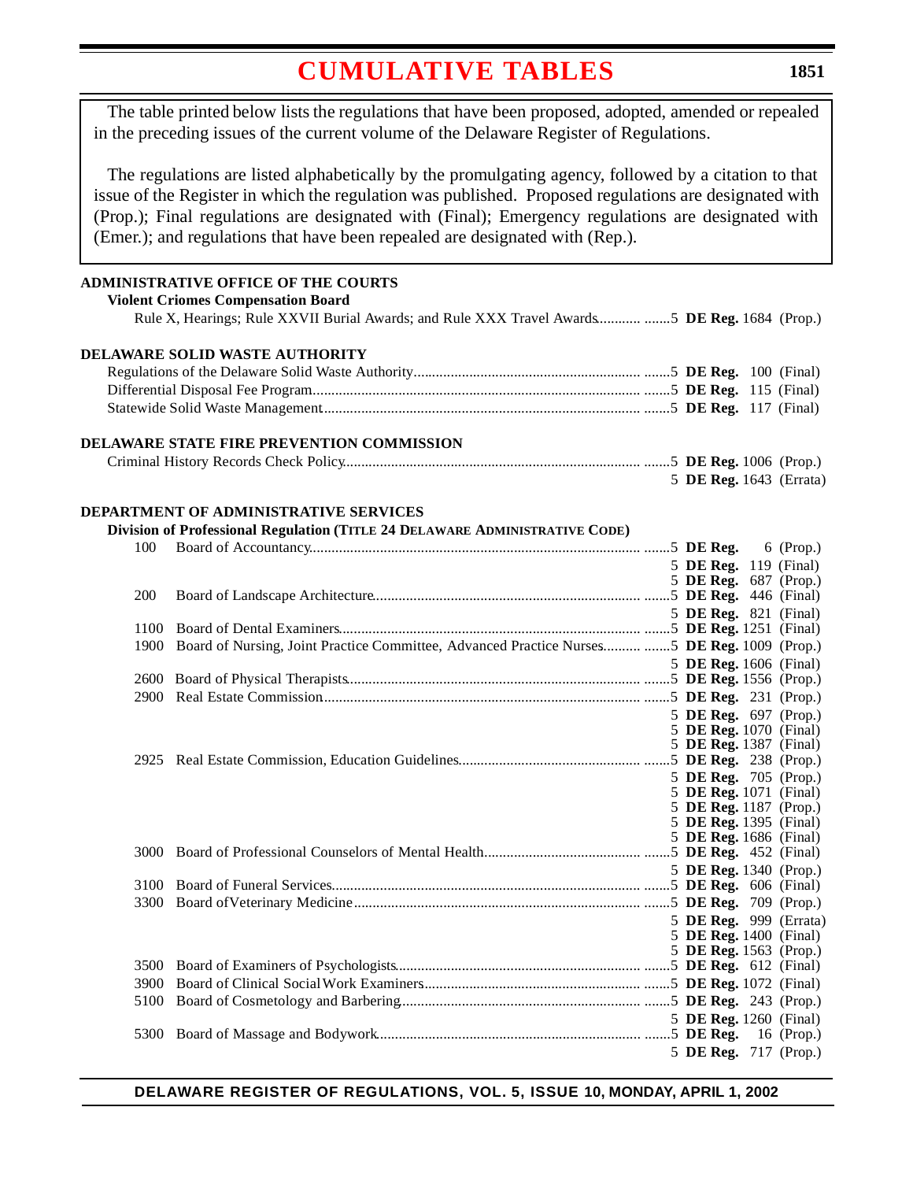# CUMULATIVE TABLES

The table printed below lists the regulations that have been proposed, adopted, amended or repealed in the preceding issues of the current volume of the Delaware Register of Regulations.

The regulations are listed alphabetically by the promulgating agency, followed by a citation to that issue of the Register in which the regulation was published. Proposed regulations are designated with (Prop.); Final regulations are designated with (Final); Emergency regulations are designated with (Emer.); and regulations that have been repealed are designated with (Rep.).

**ADMINISTRATIVE OFFICE OF THE COURTS**

**Violent Criomes Compensation Board**

Rule X, Hearings; Rule XXVII Burial Awards; and Rule XXX Travel Awards........... .......5 **DE Reg.** 1684 (Prop.)

**DELAWARE SOLID WASTE AUTHORITY**

Regulations of the Delaware Solid Waste Authority.............................................................. .......5 **DE Reg.** 100 (Final)
Differential Disposal Fee Program......................................................................................... .......5 **DE Reg.** 115 (Final)
Statewide Solid Waste Management..................................................................................... .......5 **DE Reg.** 117 (Final)

**DELAWARE STATE FIRE PREVENTION COMMISSION**

Criminal History Records Check Policy................................................................................. .......5 **DE Reg.** 1006 (Prop.)
5 **DE Reg.** 1643 (Errata)

**DEPARTMENT OF ADMINISTRATIVE SERVICES**

**Division of Professional Regulation (Title 24 Delaware Administrative Code)**

| | | |
|---|---|---|
| 100 | Board of Accountancy | 5 **DE Reg.** 6 (Prop.) |
| | | 5 **DE Reg.** 119 (Final) |
| | | 5 **DE Reg.** 687 (Prop.) |
| 200 | Board of Landscape Architecture | 5 **DE Reg.** 446 (Final) |
| | | 5 **DE Reg.** 821 (Final) |
| 1100 | Board of Dental Examiners | 5 **DE Reg.** 1251 (Final) |
| 1900 | Board of Nursing, Joint Practice Committee, Advanced Practice Nurses | 5 **DE Reg.** 1009 (Prop.) |
| | | 5 **DE Reg.** 1606 (Final) |
| 2600 | Board of Physical Therapists | 5 **DE Reg.** 1556 (Prop.) |
| 2900 | Real Estate Commission | 5 **DE Reg.** 231 (Prop.) |
| | | 5 **DE Reg.** 697 (Prop.) |
| | | 5 **DE Reg.** 1070 (Final) |
| | | 5 **DE Reg.** 1387 (Final) |
| 2925 | Real Estate Commission, Education Guidelines | 5 **DE Reg.** 238 (Prop.) |
| | | 5 **DE Reg.** 705 (Prop.) |
| | | 5 **DE Reg.** 1071 (Final) |
| | | 5 **DE Reg.** 1187 (Prop.) |
| | | 5 **DE Reg.** 1395 (Final) |
| | | 5 **DE Reg.** 1686 (Final) |
| 3000 | Board of Professional Counselors of Mental Health | 5 **DE Reg.** 452 (Final) |
| | | 5 **DE Reg.** 1340 (Prop.) |
| 3100 | Board of Funeral Services | 5 **DE Reg.** 606 (Final) |
| 3300 | Board ofVeterinary Medicine | 5 **DE Reg.** 709 (Prop.) |
| | | 5 **DE Reg.** 999 (Errata) |
| | | 5 **DE Reg.** 1400 (Final) |
| | | 5 **DE Reg.** 1563 (Prop.) |
| 3500 | Board of Examiners of Psychologists | 5 **DE Reg.** 612 (Final) |
| 3900 | Board of Clinical Social Work Examiners | 5 **DE Reg.** 1072 (Final) |
| 5100 | Board of Cosmetology and Barbering | 5 **DE Reg.** 243 (Prop.) |
| | | 5 **DE Reg.** 1260 (Final) |
| 5300 | Board of Massage and Bodywork | 5 **DE Reg.** 16 (Prop.) |
| | | 5 **DE Reg.** 717 (Prop.) |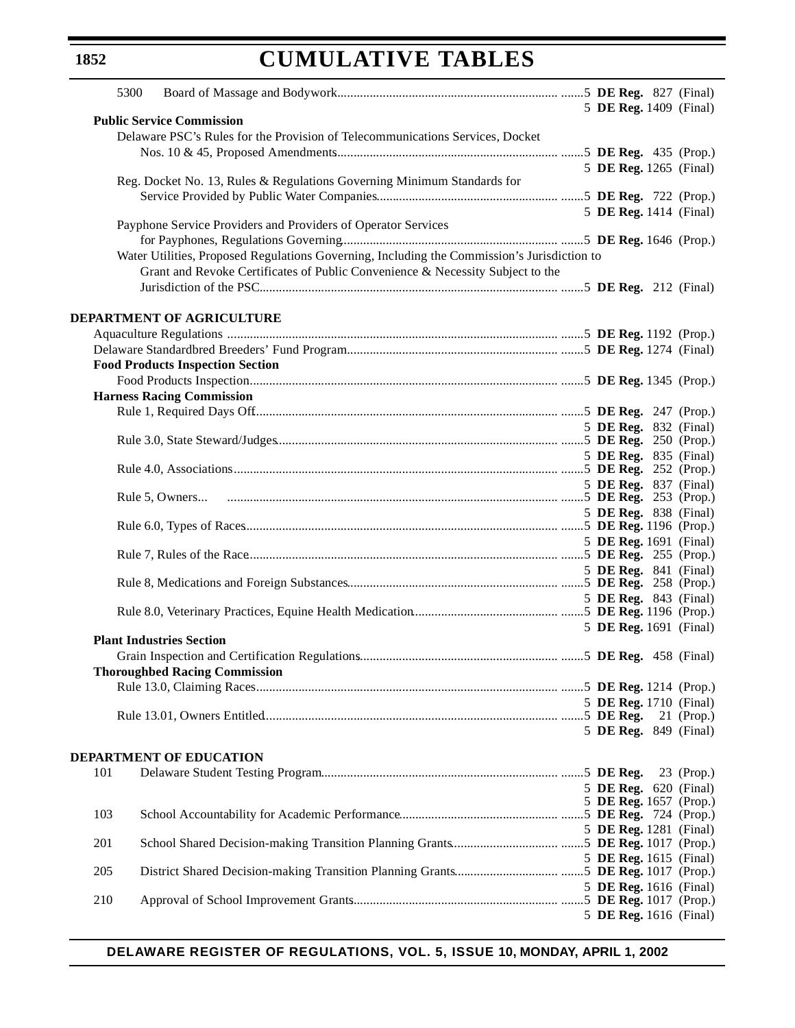| | Regulation | Citation |
|---|---|---|
| 5300 | Board of Massage and Bodywork | 5 **DE Reg.** 827 (Final) |
| | | 5 **DE Reg.** 1409 (Final) |

**Public Service Commission**

| Regulation | Citation |
|---|---|
| Delaware PSC's Rules for the Provision of Telecommunications Services, Docket Nos. 10 & 45, Proposed Amendments | 5 **DE Reg.** 435 (Prop.) |
| | 5 **DE Reg.** 1265 (Final) |
| Reg. Docket No. 13, Rules & Regulations Governing Minimum Standards for Service Provided by Public Water Companies | 5 **DE Reg.** 722 (Prop.) |
| | 5 **DE Reg.** 1414 (Final) |
| Payphone Service Providers and Providers of Operator Services for Payphones, Regulations Governing | 5 **DE Reg.** 1646 (Prop.) |
| Water Utilities, Proposed Regulations Governing, Including the Commission's Jurisdiction to Grant and Revoke Certificates of Public Convenience & Necessity Subject to the Jurisdiction of the PSC | 5 **DE Reg.** 212 (Final) |

## DEPARTMENT OF AGRICULTURE

| Regulation | Citation |
|---|---|
| Aquaculture Regulations | 5 **DE Reg.** 1192 (Prop.) |
| Delaware Standardbred Breeders' Fund Program | 5 **DE Reg.** 1274 (Final) |

**Food Products Inspection Section**

| Regulation | Citation |
|---|---|
| Food Products Inspection | 5 **DE Reg.** 1345 (Prop.) |

**Harness Racing Commission**

| Regulation | Citation |
|---|---|
| Rule 1, Required Days Off | 5 **DE Reg.** 247 (Prop.) |
| | 5 **DE Reg.** 832 (Final) |
| Rule 3.0, State Steward/Judges | 5 **DE Reg.** 250 (Prop.) |
| | 5 **DE Reg.** 835 (Final) |
| Rule 4.0, Associations | 5 **DE Reg.** 252 (Prop.) |
| | 5 **DE Reg.** 837 (Final) |
| Rule 5, Owners... | 5 **DE Reg.** 253 (Prop.) |
| | 5 **DE Reg.** 838 (Final) |
| Rule 6.0, Types of Races | 5 **DE Reg.** 1196 (Prop.) |
| | 5 **DE Reg.** 1691 (Final) |
| Rule 7, Rules of the Race | 5 **DE Reg.** 255 (Prop.) |
| | 5 **DE Reg.** 841 (Final) |
| Rule 8, Medications and Foreign Substances | 5 **DE Reg.** 258 (Prop.) |
| | 5 **DE Reg.** 843 (Final) |
| Rule 8.0, Veterinary Practices, Equine Health Medication | 5 **DE Reg.** 1196 (Prop.) |
| | 5 **DE Reg.** 1691 (Final) |

**Plant Industries Section**

| Regulation | Citation |
|---|---|
| Grain Inspection and Certification Regulations | 5 **DE Reg.** 458 (Final) |

**Thoroughbed Racing Commission**

| Regulation | Citation |
|---|---|
| Rule 13.0, Claiming Races | 5 **DE Reg.** 1214 (Prop.) |
| | 5 **DE Reg.** 1710 (Final) |
| Rule 13.01, Owners Entitled | 5 **DE Reg.** 21 (Prop.) |
| | 5 **DE Reg.** 849 (Final) |

## DEPARTMENT OF EDUCATION

| | Regulation | Citation |
|---|---|---|
| 101 | Delaware Student Testing Program | 5 **DE Reg.** 23 (Prop.) |
| | | 5 **DE Reg.** 620 (Final) |
| | | 5 **DE Reg.** 1657 (Prop.) |
| 103 | School Accountability for Academic Performance | 5 **DE Reg.** 724 (Prop.) |
| | | 5 **DE Reg.** 1281 (Final) |
| 201 | School Shared Decision-making Transition Planning Grants | 5 **DE Reg.** 1017 (Prop.) |
| | | 5 **DE Reg.** 1615 (Final) |
| 205 | District Shared Decision-making Transition Planning Grants | 5 **DE Reg.** 1017 (Prop.) |
| | | 5 **DE Reg.** 1616 (Final) |
| 210 | Approval of School Improvement Grants | 5 **DE Reg.** 1017 (Prop.) |
| | | 5 **DE Reg.** 1616 (Final) |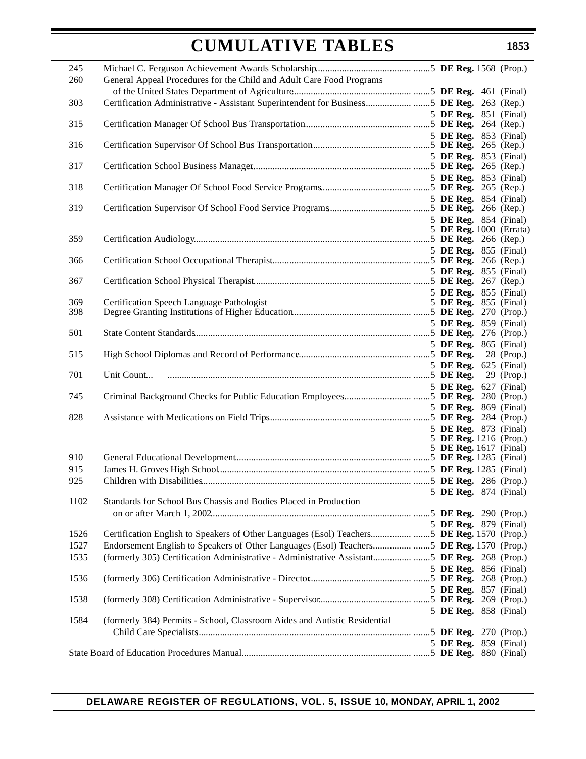# CUMULATIVE TABLES

| | | |
|---|---|---|
| 245 | Michael C. Ferguson Achievement Awards Scholarship | 5 **DE Reg.** 1568 (Prop.) |
| 260 | General Appeal Procedures for the Child and Adult Care Food Programs of the United States Department of Agriculture | 5 **DE Reg.** 461 (Final) |
| 303 | Certification Administrative - Assistant Superintendent for Business | 5 **DE Reg.** 263 (Rep.) |
| | | 5 **DE Reg.** 851 (Final) |
| 315 | Certification Manager Of School Bus Transportation | 5 **DE Reg.** 264 (Rep.) |
| | | 5 **DE Reg.** 853 (Final) |
| 316 | Certification Supervisor Of School Bus Transportation | 5 **DE Reg.** 265 (Rep.) |
| | | 5 **DE Reg.** 853 (Final) |
| 317 | Certification School Business Manager | 5 **DE Reg.** 265 (Rep.) |
| | | 5 **DE Reg.** 853 (Final) |
| 318 | Certification Manager Of School Food Service Programs | 5 **DE Reg.** 265 (Rep.) |
| | | 5 **DE Reg.** 854 (Final) |
| 319 | Certification Supervisor Of School Food Service Programs | 5 **DE Reg.** 266 (Rep.) |
| | | 5 **DE Reg.** 854 (Final) |
| | | 5 **DE Reg.** 1000 (Errata) |
| 359 | Certification Audiology | 5 **DE Reg.** 266 (Rep.) |
| | | 5 **DE Reg.** 855 (Final) |
| 366 | Certification School Occupational Therapist | 5 **DE Reg.** 266 (Rep.) |
| | | 5 **DE Reg.** 855 (Final) |
| 367 | Certification School Physical Therapist | 5 **DE Reg.** 267 (Rep.) |
| | | 5 **DE Reg.** 855 (Final) |
| 369 | Certification Speech Language Pathologist | 5 **DE Reg.** 855 (Final) |
| 398 | Degree Granting Institutions of Higher Education | 5 **DE Reg.** 270 (Prop.) |
| | | 5 **DE Reg.** 859 (Final) |
| 501 | State Content Standards | 5 **DE Reg.** 276 (Prop.) |
| | | 5 **DE Reg.** 865 (Final) |
| 515 | High School Diplomas and Record of Performance | 5 **DE Reg.** 28 (Prop.) |
| | | 5 **DE Reg.** 625 (Final) |
| 701 | Unit Count... | 5 **DE Reg.** 29 (Prop.) |
| | | 5 **DE Reg.** 627 (Final) |
| 745 | Criminal Background Checks for Public Education Employees | 5 **DE Reg.** 280 (Prop.) |
| | | 5 **DE Reg.** 869 (Final) |
| 828 | Assistance with Medications on Field Trips | 5 **DE Reg.** 284 (Prop.) |
| | | 5 **DE Reg.** 873 (Final) |
| | | 5 **DE Reg.** 1216 (Prop.) |
| | | 5 **DE Reg.** 1617 (Final) |
| 910 | General Educational Development | 5 **DE Reg.** 1285 (Final) |
| 915 | James H. Groves High School | 5 **DE Reg.** 1285 (Final) |
| 925 | Children with Disabilities | 5 **DE Reg.** 286 (Prop.) |
| | | 5 **DE Reg.** 874 (Final) |
| 1102 | Standards for School Bus Chassis and Bodies Placed in Production on or after March 1, 2002 | 5 **DE Reg.** 290 (Prop.) |
| | | 5 **DE Reg.** 879 (Final) |
| 1526 | Certification English to Speakers of Other Languages (Esol) Teachers | 5 **DE Reg.** 1570 (Prop.) |
| 1527 | Endorsement English to Speakers of Other Languages (Esol) Teachers | 5 **DE Reg.** 1570 (Prop.) |
| 1535 | (formerly 305) Certification Administrative - Administrative Assistant | 5 **DE Reg.** 268 (Prop.) |
| | | 5 **DE Reg.** 856 (Final) |
| 1536 | (formerly 306) Certification Administrative - Director | 5 **DE Reg.** 268 (Prop.) |
| | | 5 **DE Reg.** 857 (Final) |
| 1538 | (formerly 308) Certification Administrative - Supervisor | 5 **DE Reg.** 269 (Prop.) |
| | | 5 **DE Reg.** 858 (Final) |
| 1584 | (formerly 384) Permits - School, Classroom Aides and Autistic Residential Child Care Specialists | 5 **DE Reg.** 270 (Prop.) |
| | | 5 **DE Reg.** 859 (Final) |
| | State Board of Education Procedures Manual | 5 **DE Reg.** 880 (Final) |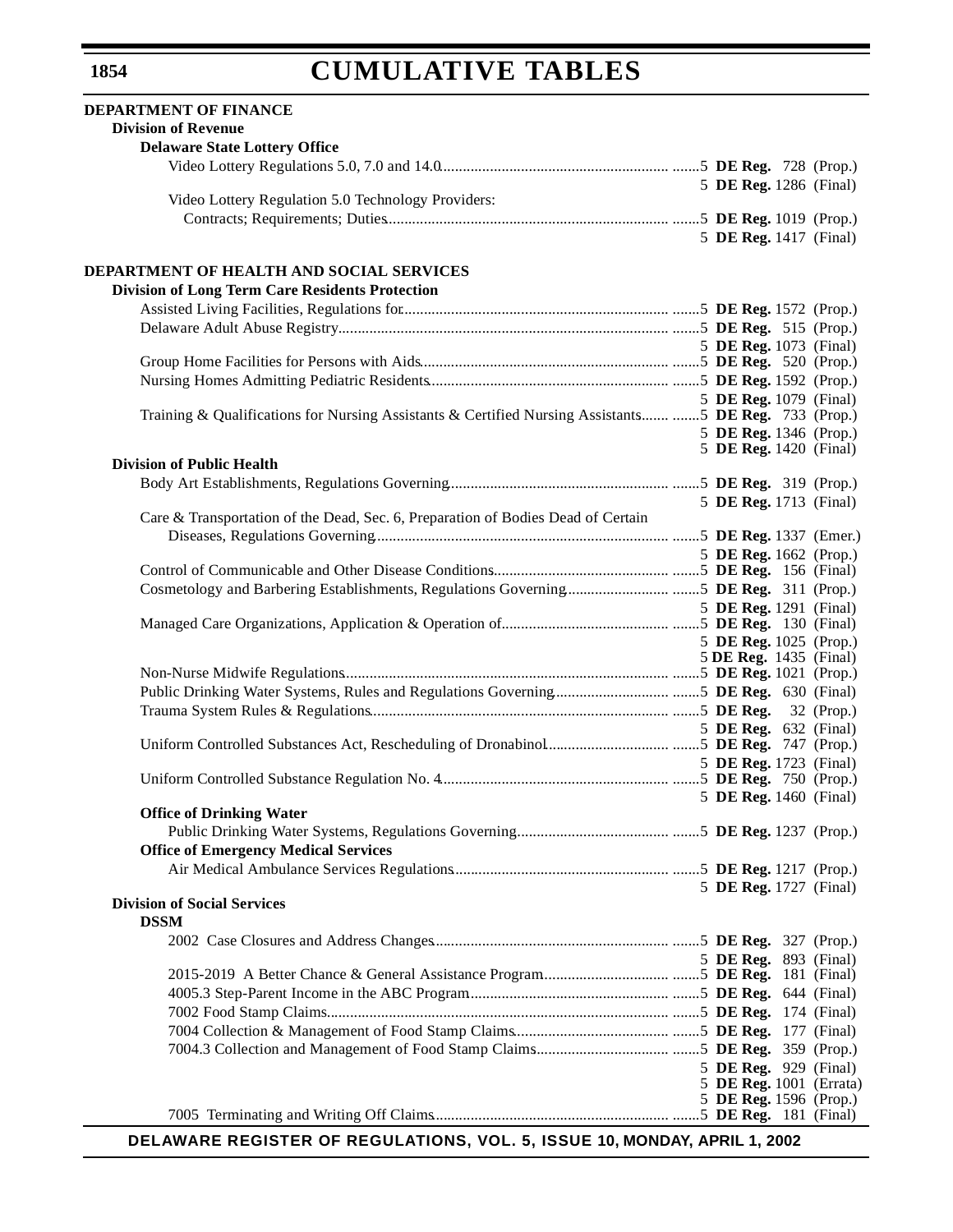# CUMULATIVE TABLES

**DEPARTMENT OF FINANCE**

**Division of Revenue**

**Delaware State Lottery Office**

| | |
|---|---|
| Video Lottery Regulations 5.0, 7.0 and 14.0 | 5 **DE Reg.** 728 (Prop.) |
| | 5 **DE Reg.** 1286 (Final) |
| Video Lottery Regulation 5.0 Technology Providers: Contracts; Requirements; Duties | 5 **DE Reg.** 1019 (Prop.) |
| | 5 **DE Reg.** 1417 (Final) |

**DEPARTMENT OF HEALTH AND SOCIAL SERVICES**

**Division of Long Term Care Residents Protection**

| | |
|---|---|
| Assisted Living Facilities, Regulations for | 5 **DE Reg.** 1572 (Prop.) |
| Delaware Adult Abuse Registry | 5 **DE Reg.** 515 (Prop.) |
| | 5 **DE Reg.** 1073 (Final) |
| Group Home Facilities for Persons with Aids | 5 **DE Reg.** 520 (Prop.) |
| Nursing Homes Admitting Pediatric Residents | 5 **DE Reg.** 1592 (Prop.) |
| | 5 **DE Reg.** 1079 (Final) |
| Training & Qualifications for Nursing Assistants & Certified Nursing Assistants | 5 **DE Reg.** 733 (Prop.) |
| | 5 **DE Reg.** 1346 (Prop.) |
| | 5 **DE Reg.** 1420 (Final) |

**Division of Public Health**

| | |
|---|---|
| Body Art Establishments, Regulations Governing | 5 **DE Reg.** 319 (Prop.) |
| | 5 **DE Reg.** 1713 (Final) |
| Care & Transportation of the Dead, Sec. 6, Preparation of Bodies Dead of Certain Diseases, Regulations Governing | 5 **DE Reg.** 1337 (Emer.) |
| | 5 **DE Reg.** 1662 (Prop.) |
| Control of Communicable and Other Disease Conditions | 5 **DE Reg.** 156 (Final) |
| Cosmetology and Barbering Establishments, Regulations Governing | 5 **DE Reg.** 311 (Prop.) |
| | 5 **DE Reg.** 1291 (Final) |
| Managed Care Organizations, Application & Operation of | 5 **DE Reg.** 130 (Final) |
| | 5 **DE Reg.** 1025 (Prop.) |
| | 5 **DE Reg.** 1435 (Final) |
| Non-Nurse Midwife Regulations | 5 **DE Reg.** 1021 (Prop.) |
| Public Drinking Water Systems, Rules and Regulations Governing | 5 **DE Reg.** 630 (Final) |
| Trauma System Rules & Regulations | 5 **DE Reg.** 32 (Prop.) |
| | 5 **DE Reg.** 632 (Final) |
| Uniform Controlled Substances Act, Rescheduling of Dronabinol | 5 **DE Reg.** 747 (Prop.) |
| | 5 **DE Reg.** 1723 (Final) |
| Uniform Controlled Substance Regulation No. 4 | 5 **DE Reg.** 750 (Prop.) |
| | 5 **DE Reg.** 1460 (Final) |

**Office of Drinking Water**

| | |
|---|---|
| Public Drinking Water Systems, Regulations Governing | 5 **DE Reg.** 1237 (Prop.) |

**Office of Emergency Medical Services**

| | |
|---|---|
| Air Medical Ambulance Services Regulations | 5 **DE Reg.** 1217 (Prop.) |
| | 5 **DE Reg.** 1727 (Final) |

**Division of Social Services**

**DSSM**

| | |
|---|---|
| 2002 Case Closures and Address Changes | 5 **DE Reg.** 327 (Prop.) |
| | 5 **DE Reg.** 893 (Final) |
| 2015-2019 A Better Chance & General Assistance Program | 5 **DE Reg.** 181 (Final) |
| 4005.3 Step-Parent Income in the ABC Program | 5 **DE Reg.** 644 (Final) |
| 7002 Food Stamp Claims | 5 **DE Reg.** 174 (Final) |
| 7004 Collection & Management of Food Stamp Claims | 5 **DE Reg.** 177 (Final) |
| 7004.3 Collection and Management of Food Stamp Claims | 5 **DE Reg.** 359 (Prop.) |
| | 5 **DE Reg.** 929 (Final) |
| | 5 **DE Reg.** 1001 (Errata) |
| | 5 **DE Reg.** 1596 (Prop.) |
| 7005 Terminating and Writing Off Claims | 5 **DE Reg.** 181 (Final) |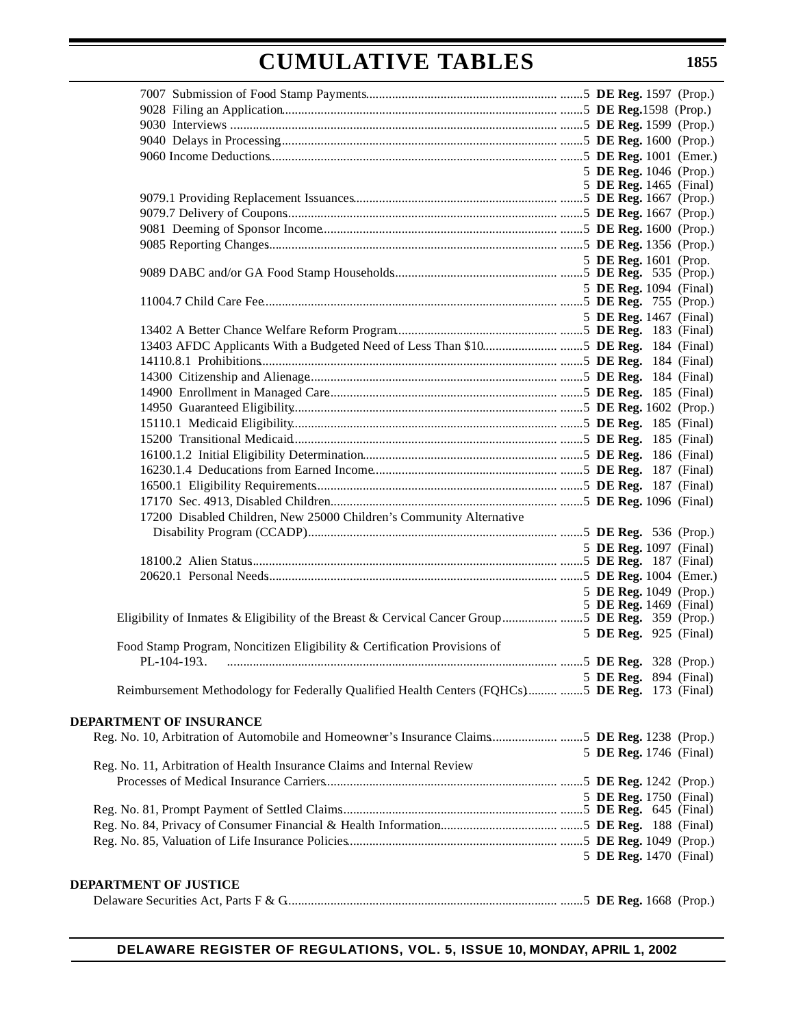7007 Submission of Food Stamp Payments ....... 5 **DE Reg.** 1597 (Prop.)
9028 Filing an Application ....... 5 **DE Reg.** 1598 (Prop.)
9030 Interviews ....... 5 **DE Reg.** 1599 (Prop.)
9040 Delays in Processing ....... 5 **DE Reg.** 1600 (Prop.)
9060 Income Deductions ....... 5 **DE Reg.** 1001 (Emer.)
5 **DE Reg.** 1046 (Prop.)
5 **DE Reg.** 1465 (Final)
9079.1 Providing Replacement Issuances ....... 5 **DE Reg.** 1667 (Prop.)
9079.7 Delivery of Coupons ....... 5 **DE Reg.** 1667 (Prop.)
9081 Deeming of Sponsor Income ....... 5 **DE Reg.** 1600 (Prop.)
9085 Reporting Changes ....... 5 **DE Reg.** 1356 (Prop.)
5 **DE Reg.** 1601 (Prop.
9089 DABC and/or GA Food Stamp Households ....... 5 **DE Reg.** 535 (Prop.)
5 **DE Reg.** 1094 (Final)
11004.7 Child Care Fee ....... 5 **DE Reg.** 755 (Prop.)
5 **DE Reg.** 1467 (Final)
13402 A Better Chance Welfare Reform Program ....... 5 **DE Reg.** 183 (Final)
13403 AFDC Applicants With a Budgeted Need of Less Than $10 ....... 5 **DE Reg.** 184 (Final)
14110.8.1 Prohibitions ....... 5 **DE Reg.** 184 (Final)
14300 Citizenship and Alienage ....... 5 **DE Reg.** 184 (Final)
14900 Enrollment in Managed Care ....... 5 **DE Reg.** 185 (Final)
14950 Guaranteed Eligibility ....... 5 **DE Reg.** 1602 (Prop.)
15110.1 Medicaid Eligibility ....... 5 **DE Reg.** 185 (Final)
15200 Transitional Medicaid ....... 5 **DE Reg.** 185 (Final)
16100.1.2 Initial Eligibility Determination ....... 5 **DE Reg.** 186 (Final)
16230.1.4 Deducations from Earned Income ....... 5 **DE Reg.** 187 (Final)
16500.1 Eligibility Requirements ....... 5 **DE Reg.** 187 (Final)
17170 Sec. 4913, Disabled Children ....... 5 **DE Reg.** 1096 (Final)
17200 Disabled Children, New 25000 Children's Community Alternative Disability Program (CCADP) ....... 5 **DE Reg.** 536 (Prop.)
5 **DE Reg.** 1097 (Final)
18100.2 Alien Status ....... 5 **DE Reg.** 187 (Final)
20620.1 Personal Needs ....... 5 **DE Reg.** 1004 (Emer.)
5 **DE Reg.** 1049 (Prop.)
5 **DE Reg.** 1469 (Final)
Eligibility of Inmates & Eligibility of the Breast & Cervical Cancer Group ....... 5 **DE Reg.** 359 (Prop.)
5 **DE Reg.** 925 (Final)
Food Stamp Program, Noncitizen Eligibility & Certification Provisions of PL-104-193. ....... 5 **DE Reg.** 328 (Prop.)
5 **DE Reg.** 894 (Final)
Reimbursement Methodology for Federally Qualified Health Centers (FQHCs) ....... 5 **DE Reg.** 173 (Final)

**DEPARTMENT OF INSURANCE**

Reg. No. 10, Arbitration of Automobile and Homeowner's Insurance Claims ....... 5 **DE Reg.** 1238 (Prop.)
5 **DE Reg.** 1746 (Final)
Reg. No. 11, Arbitration of Health Insurance Claims and Internal Review Processes of Medical Insurance Carriers ....... 5 **DE Reg.** 1242 (Prop.)
5 **DE Reg.** 1750 (Final)
Reg. No. 81, Prompt Payment of Settled Claims ....... 5 **DE Reg.** 645 (Final)
Reg. No. 84, Privacy of Consumer Financial & Health Information ....... 5 **DE Reg.** 188 (Final)
Reg. No. 85, Valuation of Life Insurance Policies ....... 5 **DE Reg.** 1049 (Prop.)
5 **DE Reg.** 1470 (Final)

**DEPARTMENT OF JUSTICE**

Delaware Securities Act, Parts F & G ....... 5 **DE Reg.** 1668 (Prop.)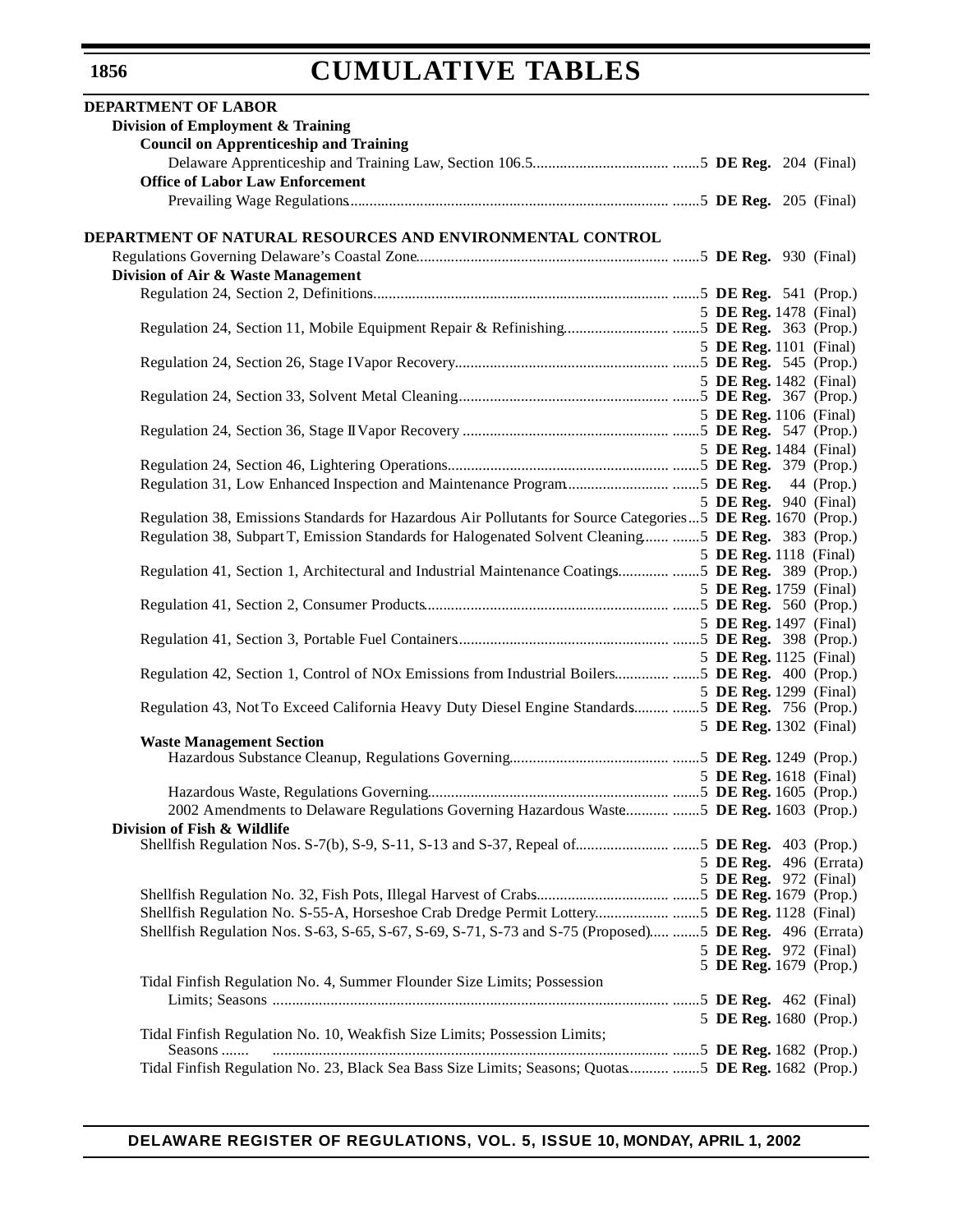# CUMULATIVE TABLES

**DEPARTMENT OF LABOR**

**Division of Employment & Training**

**Council on Apprenticeship and Training**

Delaware Apprenticeship and Training Law, Section 106.5 ....... 5 **DE Reg.** 204 (Final)

**Office of Labor Law Enforcement**

Prevailing Wage Regulations ....... 5 **DE Reg.** 205 (Final)

**DEPARTMENT OF NATURAL RESOURCES AND ENVIRONMENTAL CONTROL**

Regulations Governing Delaware's Coastal Zone ....... 5 **DE Reg.** 930 (Final)

**Division of Air & Waste Management**

Regulation 24, Section 2, Definitions ....... 5 **DE Reg.** 541 (Prop.)
5 **DE Reg.** 1478 (Final)

Regulation 24, Section 11, Mobile Equipment Repair & Refinishing ....... 5 **DE Reg.** 363 (Prop.)
5 **DE Reg.** 1101 (Final)

Regulation 24, Section 26, Stage I Vapor Recovery ....... 5 **DE Reg.** 545 (Prop.)
5 **DE Reg.** 1482 (Final)

Regulation 24, Section 33, Solvent Metal Cleaning ....... 5 **DE Reg.** 367 (Prop.)
5 **DE Reg.** 1106 (Final)

Regulation 24, Section 36, Stage II Vapor Recovery ....... 5 **DE Reg.** 547 (Prop.)
5 **DE Reg.** 1484 (Final)

Regulation 24, Section 46, Lightering Operations ....... 5 **DE Reg.** 379 (Prop.)

Regulation 31, Low Enhanced Inspection and Maintenance Program ....... 5 **DE Reg.** 44 (Prop.)
5 **DE Reg.** 940 (Final)

Regulation 38, Emissions Standards for Hazardous Air Pollutants for Source Categories ... 5 **DE Reg.** 1670 (Prop.)

Regulation 38, Subpart T, Emission Standards for Halogenated Solvent Cleaning ....... 5 **DE Reg.** 383 (Prop.)
5 **DE Reg.** 1118 (Final)

Regulation 41, Section 1, Architectural and Industrial Maintenance Coatings ....... 5 **DE Reg.** 389 (Prop.)
5 **DE Reg.** 1759 (Final)

Regulation 41, Section 2, Consumer Products ....... 5 **DE Reg.** 560 (Prop.)
5 **DE Reg.** 1497 (Final)

Regulation 41, Section 3, Portable Fuel Containers ....... 5 **DE Reg.** 398 (Prop.)
5 **DE Reg.** 1125 (Final)

Regulation 42, Section 1, Control of NOx Emissions from Industrial Boilers ....... 5 **DE Reg.** 400 (Prop.)
5 **DE Reg.** 1299 (Final)

Regulation 43, Not To Exceed California Heavy Duty Diesel Engine Standards ....... 5 **DE Reg.** 756 (Prop.)
5 **DE Reg.** 1302 (Final)

**Waste Management Section**

Hazardous Substance Cleanup, Regulations Governing ....... 5 **DE Reg.** 1249 (Prop.)
5 **DE Reg.** 1618 (Final)

Hazardous Waste, Regulations Governing ....... 5 **DE Reg.** 1605 (Prop.)

2002 Amendments to Delaware Regulations Governing Hazardous Waste ....... 5 **DE Reg.** 1603 (Prop.)

**Division of Fish & Wildlife**

Shellfish Regulation Nos. S-7(b), S-9, S-11, S-13 and S-37, Repeal of ....... 5 **DE Reg.** 403 (Prop.)
5 **DE Reg.** 496 (Errata)
5 **DE Reg.** 972 (Final)

Shellfish Regulation No. 32, Fish Pots, Illegal Harvest of Crabs ....... 5 **DE Reg.** 1679 (Prop.)

Shellfish Regulation No. S-55-A, Horseshoe Crab Dredge Permit Lottery ....... 5 **DE Reg.** 1128 (Final)

Shellfish Regulation Nos. S-63, S-65, S-67, S-69, S-71, S-73 and S-75 (Proposed) ....... 5 **DE Reg.** 496 (Errata)
5 **DE Reg.** 972 (Final)
5 **DE Reg.** 1679 (Prop.)

Tidal Finfish Regulation No. 4, Summer Flounder Size Limits; Possession Limits; Seasons ....... 5 **DE Reg.** 462 (Final)
5 **DE Reg.** 1680 (Prop.)

Tidal Finfish Regulation No. 10, Weakfish Size Limits; Possession Limits; Seasons ....... 5 **DE Reg.** 1682 (Prop.)

Tidal Finfish Regulation No. 23, Black Sea Bass Size Limits; Seasons; Quotas ....... 5 **DE Reg.** 1682 (Prop.)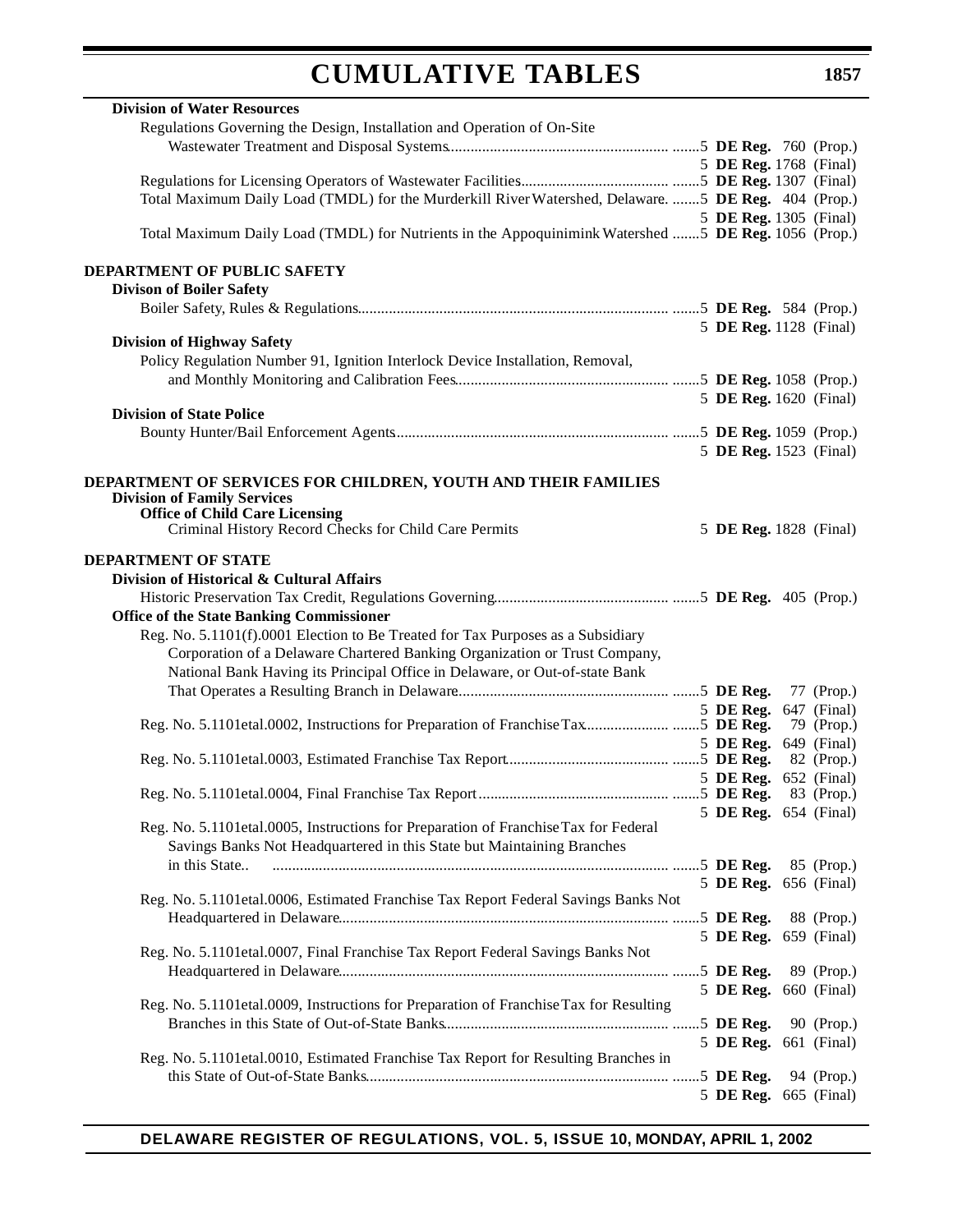**Division of Water Resources**

Regulations Governing the Design, Installation and Operation of On-Site Wastewater Treatment and Disposal Systems....... 5 **DE Reg.** 760 (Prop.)
5 **DE Reg.** 1768 (Final)

Regulations for Licensing Operators of Wastewater Facilities....... 5 **DE Reg.** 1307 (Final)

Total Maximum Daily Load (TMDL) for the Murderkill River Watershed, Delaware. .......5 **DE Reg.** 404 (Prop.)
5 **DE Reg.** 1305 (Final)

Total Maximum Daily Load (TMDL) for Nutrients in the Appoquinimink Watershed .......5 **DE Reg.** 1056 (Prop.)

**DEPARTMENT OF PUBLIC SAFETY**

**Divison of Boiler Safety**

Boiler Safety, Rules & Regulations....... 5 **DE Reg.** 584 (Prop.)
5 **DE Reg.** 1128 (Final)

**Division of Highway Safety**

Policy Regulation Number 91, Ignition Interlock Device Installation, Removal, and Monthly Monitoring and Calibration Fees....... 5 **DE Reg.** 1058 (Prop.)
5 **DE Reg.** 1620 (Final)

**Division of State Police**

Bounty Hunter/Bail Enforcement Agents....... 5 **DE Reg.** 1059 (Prop.)
5 **DE Reg.** 1523 (Final)

**DEPARTMENT OF SERVICES FOR CHILDREN, YOUTH AND THEIR FAMILIES**

**Division of Family Services**

**Office of Child Care Licensing**

Criminal History Record Checks for Child Care Permits 5 **DE Reg.** 1828 (Final)

**DEPARTMENT OF STATE**

**Division of Historical & Cultural Affairs**

Historic Preservation Tax Credit, Regulations Governing....... 5 **DE Reg.** 405 (Prop.)

**Office of the State Banking Commissioner**

Reg. No. 5.1101(f).0001 Election to Be Treated for Tax Purposes as a Subsidiary Corporation of a Delaware Chartered Banking Organization or Trust Company, National Bank Having its Principal Office in Delaware, or Out-of-state Bank That Operates a Resulting Branch in Delaware....... 5 **DE Reg.** 77 (Prop.)
5 **DE Reg.** 647 (Final)

Reg. No. 5.1101etal.0002, Instructions for Preparation of Franchise Tax....... 5 **DE Reg.** 79 (Prop.)
5 **DE Reg.** 649 (Final)

Reg. No. 5.1101etal.0003, Estimated Franchise Tax Report....... 5 **DE Reg.** 82 (Prop.)
5 **DE Reg.** 652 (Final)

Reg. No. 5.1101etal.0004, Final Franchise Tax Report....... 5 **DE Reg.** 83 (Prop.)
5 **DE Reg.** 654 (Final)

Reg. No. 5.1101etal.0005, Instructions for Preparation of Franchise Tax for Federal Savings Banks Not Headquartered in this State but Maintaining Branches in this State.. ....... 5 **DE Reg.** 85 (Prop.)
5 **DE Reg.** 656 (Final)

Reg. No. 5.1101etal.0006, Estimated Franchise Tax Report Federal Savings Banks Not Headquartered in Delaware....... 5 **DE Reg.** 88 (Prop.)
5 **DE Reg.** 659 (Final)

Reg. No. 5.1101etal.0007, Final Franchise Tax Report Federal Savings Banks Not Headquartered in Delaware....... 5 **DE Reg.** 89 (Prop.)
5 **DE Reg.** 660 (Final)

Reg. No. 5.1101etal.0009, Instructions for Preparation of Franchise Tax for Resulting Branches in this State of Out-of-State Banks....... 5 **DE Reg.** 90 (Prop.)
5 **DE Reg.** 661 (Final)

Reg. No. 5.1101etal.0010, Estimated Franchise Tax Report for Resulting Branches in this State of Out-of-State Banks....... 5 **DE Reg.** 94 (Prop.)
5 **DE Reg.** 665 (Final)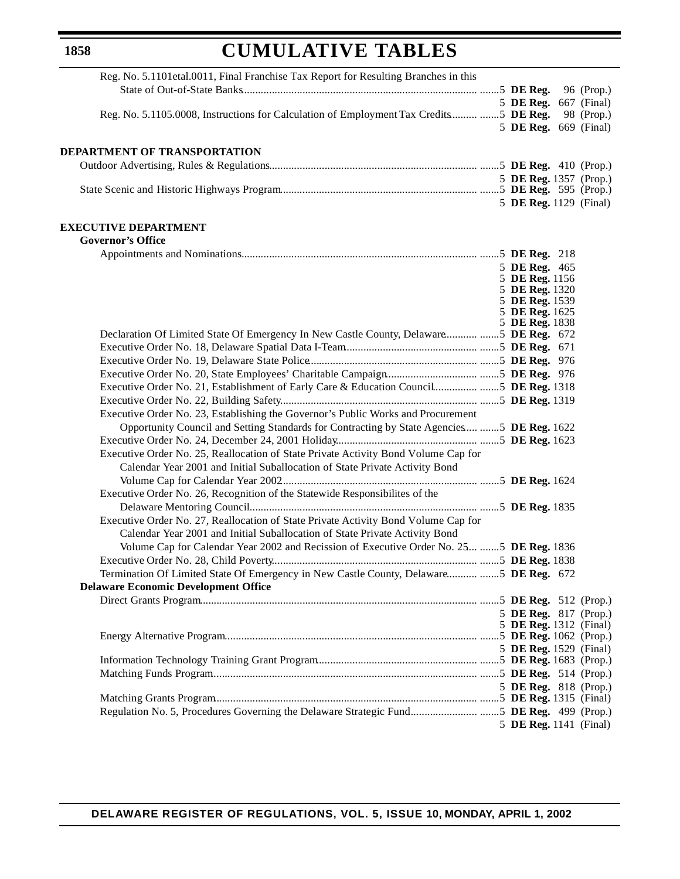Reg. No. 5.1101etal.0011, Final Franchise Tax Report for Resulting Branches in this State of Out-of-State Banks ....... 5 **DE Reg.** 96 (Prop.)
5 **DE Reg.** 667 (Final)

Reg. No. 5.1105.0008, Instructions for Calculation of Employment Tax Credits ....... 5 **DE Reg.** 98 (Prop.)
5 **DE Reg.** 669 (Final)

**DEPARTMENT OF TRANSPORTATION**

Outdoor Advertising, Rules & Regulations ....... 5 **DE Reg.** 410 (Prop.)
5 **DE Reg.** 1357 (Prop.)

State Scenic and Historic Highways Program ....... 5 **DE Reg.** 595 (Prop.)
5 **DE Reg.** 1129 (Final)

**EXECUTIVE DEPARTMENT**

**Governor's Office**

Appointments and Nominations ....... 5 **DE Reg.** 218
5 **DE Reg.** 465
5 **DE Reg.** 1156
5 **DE Reg.** 1320
5 **DE Reg.** 1539
5 **DE Reg.** 1625
5 **DE Reg.** 1838

Declaration Of Limited State Of Emergency In New Castle County, Delaware ....... 5 **DE Reg.** 672

Executive Order No. 18, Delaware Spatial Data I-Team ....... 5 **DE Reg.** 671

Executive Order No. 19, Delaware State Police ....... 5 **DE Reg.** 976

Executive Order No. 20, State Employees' Charitable Campaign ....... 5 **DE Reg.** 976

Executive Order No. 21, Establishment of Early Care & Education Council ....... 5 **DE Reg.** 1318

Executive Order No. 22, Building Safety ....... 5 **DE Reg.** 1319

Executive Order No. 23, Establishing the Governor's Public Works and Procurement Opportunity Council and Setting Standards for Contracting by State Agencies ....... 5 **DE Reg.** 1622

Executive Order No. 24, December 24, 2001 Holiday ....... 5 **DE Reg.** 1623

Executive Order No. 25, Reallocation of State Private Activity Bond Volume Cap for Calendar Year 2001 and Initial Suballocation of State Private Activity Bond Volume Cap for Calendar Year 2002 ....... 5 **DE Reg.** 1624

Executive Order No. 26, Recognition of the Statewide Responsibilites of the Delaware Mentoring Council ....... 5 **DE Reg.** 1835

Executive Order No. 27, Reallocation of State Private Activity Bond Volume Cap for Calendar Year 2001 and Initial Suballocation of State Private Activity Bond Volume Cap for Calendar Year 2002 and Recission of Executive Order No. 25 ....... 5 **DE Reg.** 1836

Executive Order No. 28, Child Poverty ....... 5 **DE Reg.** 1838

Termination Of Limited State Of Emergency in New Castle County, Delaware ....... 5 **DE Reg.** 672

**Delaware Economic Development Office**

Direct Grants Program ....... 5 **DE Reg.** 512 (Prop.)
5 **DE Reg.** 817 (Prop.)
5 **DE Reg.** 1312 (Final)

Energy Alternative Program ....... 5 **DE Reg.** 1062 (Prop.)
5 **DE Reg.** 1529 (Final)

Information Technology Training Grant Program ....... 5 **DE Reg.** 1683 (Prop.)

Matching Funds Program ....... 5 **DE Reg.** 514 (Prop.)
5 **DE Reg.** 818 (Prop.)

Matching Grants Program ....... 5 **DE Reg.** 1315 (Final)

Regulation No. 5, Procedures Governing the Delaware Strategic Fund ....... 5 **DE Reg.** 499 (Prop.)
5 **DE Reg.** 1141 (Final)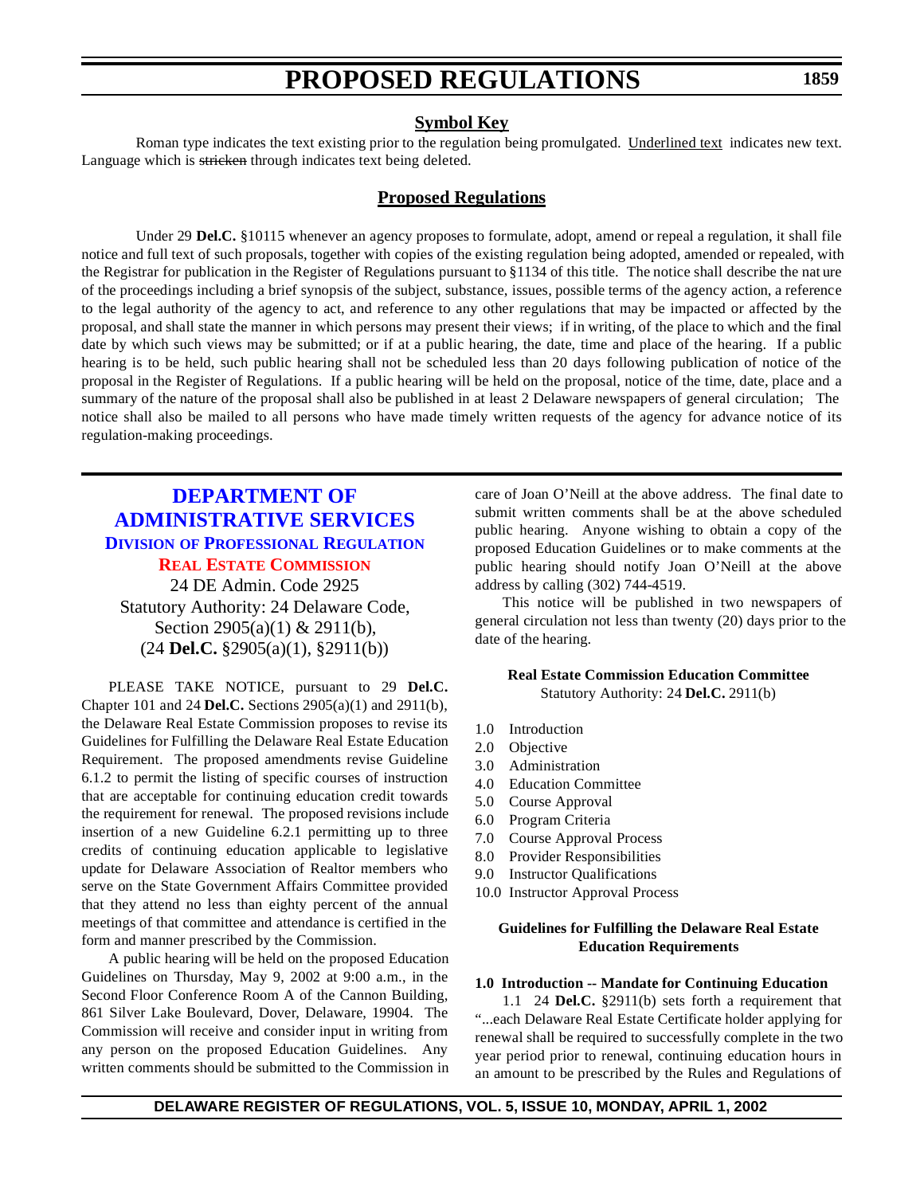# PROPOSED REGULATIONS

## Symbol Key

Roman type indicates the text existing prior to the regulation being promulgated. Underlined text indicates new text. Language which is ~~stricken~~ through indicates text being deleted.

## Proposed Regulations

Under 29 **Del.C.** §10115 whenever an agency proposes to formulate, adopt, amend or repeal a regulation, it shall file notice and full text of such proposals, together with copies of the existing regulation being adopted, amended or repealed, with the Registrar for publication in the Register of Regulations pursuant to §1134 of this title. The notice shall describe the nature of the proceedings including a brief synopsis of the subject, substance, issues, possible terms of the agency action, a reference to the legal authority of the agency to act, and reference to any other regulations that may be impacted or affected by the proposal, and shall state the manner in which persons may present their views; if in writing, of the place to which and the final date by which such views may be submitted; or if at a public hearing, the date, time and place of the hearing. If a public hearing is to be held, such public hearing shall not be scheduled less than 20 days following publication of notice of the proposal in the Register of Regulations. If a public hearing will be held on the proposal, notice of the time, date, place and a summary of the nature of the proposal shall also be published in at least 2 Delaware newspapers of general circulation; The notice shall also be mailed to all persons who have made timely written requests of the agency for advance notice of its regulation-making proceedings.

## DEPARTMENT OF ADMINISTRATIVE SERVICES

### Division of Professional Regulation

### Real Estate Commission

24 DE Admin. Code 2925
Statutory Authority: 24 Delaware Code, Section 2905(a)(1) & 2911(b),
(24 **Del.C.** §2905(a)(1), §2911(b))

PLEASE TAKE NOTICE, pursuant to 29 **Del.C.** Chapter 101 and 24 **Del.C.** Sections 2905(a)(1) and 2911(b), the Delaware Real Estate Commission proposes to revise its Guidelines for Fulfilling the Delaware Real Estate Education Requirement. The proposed amendments revise Guideline 6.1.2 to permit the listing of specific courses of instruction that are acceptable for continuing education credit towards the requirement for renewal. The proposed revisions include insertion of a new Guideline 6.2.1 permitting up to three credits of continuing education applicable to legislative update for Delaware Association of Realtor members who serve on the State Government Affairs Committee provided that they attend no less than eighty percent of the annual meetings of that committee and attendance is certified in the form and manner prescribed by the Commission.

A public hearing will be held on the proposed Education Guidelines on Thursday, May 9, 2002 at 9:00 a.m., in the Second Floor Conference Room A of the Cannon Building, 861 Silver Lake Boulevard, Dover, Delaware, 19904. The Commission will receive and consider input in writing from any person on the proposed Education Guidelines. Any written comments should be submitted to the Commission in care of Joan O'Neill at the above address. The final date to submit written comments shall be at the above scheduled public hearing. Anyone wishing to obtain a copy of the proposed Education Guidelines or to make comments at the public hearing should notify Joan O'Neill at the above address by calling (302) 744-4519.

This notice will be published in two newspapers of general circulation not less than twenty (20) days prior to the date of the hearing.

**Real Estate Commission Education Committee**
Statutory Authority: 24 **Del.C.** 2911(b)

1.0 Introduction
2.0 Objective
3.0 Administration
4.0 Education Committee
5.0 Course Approval
6.0 Program Criteria
7.0 Course Approval Process
8.0 Provider Responsibilities
9.0 Instructor Qualifications
10.0 Instructor Approval Process

**Guidelines for Fulfilling the Delaware Real Estate Education Requirements**

**1.0 Introduction -- Mandate for Continuing Education**

1.1 24 **Del.C.** §2911(b) sets forth a requirement that "...each Delaware Real Estate Certificate holder applying for renewal shall be required to successfully complete in the two year period prior to renewal, continuing education hours in an amount to be prescribed by the Rules and Regulations of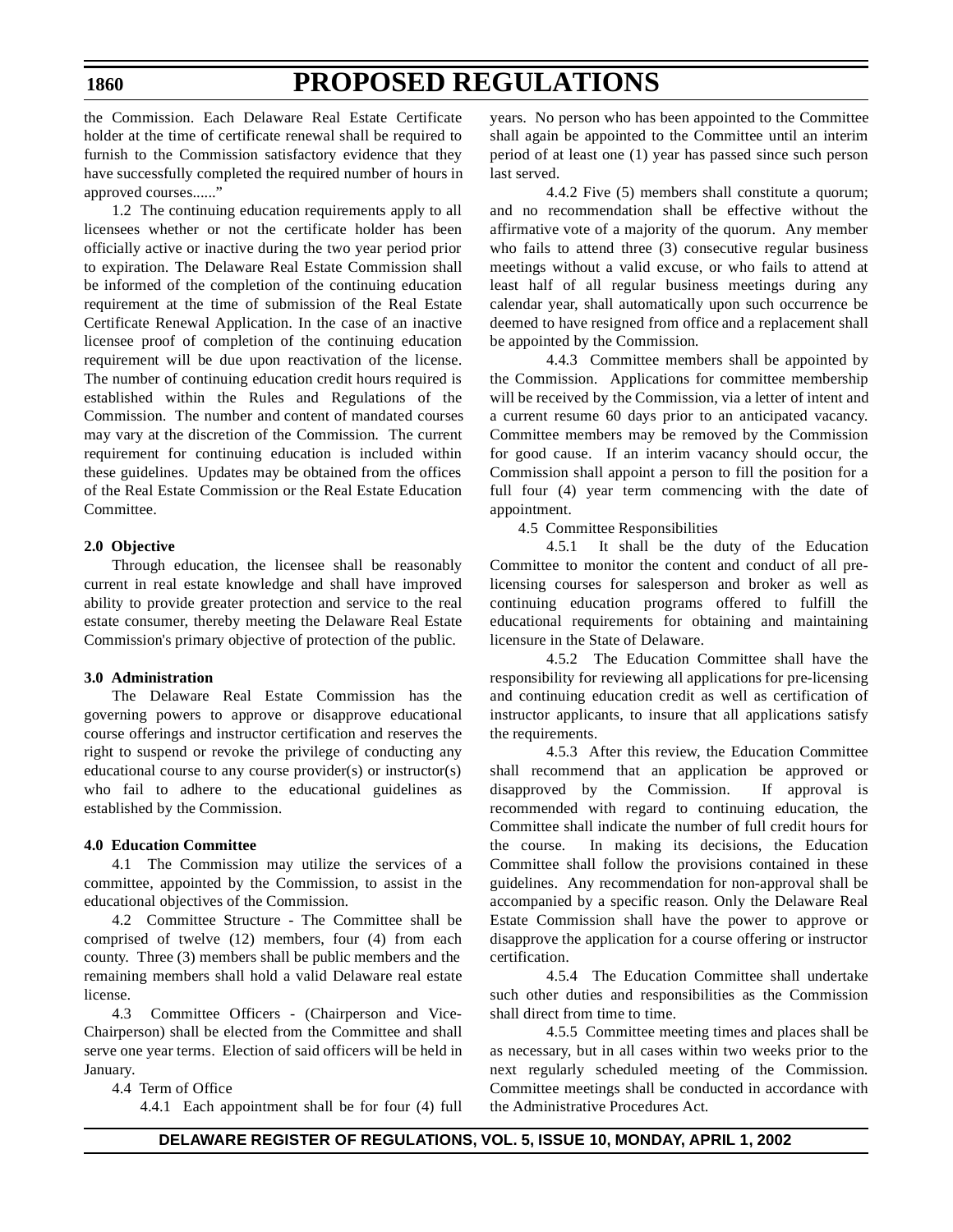the Commission. Each Delaware Real Estate Certificate holder at the time of certificate renewal shall be required to furnish to the Commission satisfactory evidence that they have successfully completed the required number of hours in approved courses......"

1.2 The continuing education requirements apply to all licensees whether or not the certificate holder has been officially active or inactive during the two year period prior to expiration. The Delaware Real Estate Commission shall be informed of the completion of the continuing education requirement at the time of submission of the Real Estate Certificate Renewal Application. In the case of an inactive licensee proof of completion of the continuing education requirement will be due upon reactivation of the license. The number of continuing education credit hours required is established within the Rules and Regulations of the Commission. The number and content of mandated courses may vary at the discretion of the Commission. The current requirement for continuing education is included within these guidelines. Updates may be obtained from the offices of the Real Estate Commission or the Real Estate Education Committee.

**2.0 Objective**

Through education, the licensee shall be reasonably current in real estate knowledge and shall have improved ability to provide greater protection and service to the real estate consumer, thereby meeting the Delaware Real Estate Commission's primary objective of protection of the public.

**3.0 Administration**

The Delaware Real Estate Commission has the governing powers to approve or disapprove educational course offerings and instructor certification and reserves the right to suspend or revoke the privilege of conducting any educational course to any course provider(s) or instructor(s) who fail to adhere to the educational guidelines as established by the Commission.

**4.0 Education Committee**

4.1 The Commission may utilize the services of a committee, appointed by the Commission, to assist in the educational objectives of the Commission.

4.2 Committee Structure - The Committee shall be comprised of twelve (12) members, four (4) from each county. Three (3) members shall be public members and the remaining members shall hold a valid Delaware real estate license.

4.3 Committee Officers - (Chairperson and Vice-Chairperson) shall be elected from the Committee and shall serve one year terms. Election of said officers will be held in January.

4.4 Term of Office

4.4.1 Each appointment shall be for four (4) full years. No person who has been appointed to the Committee shall again be appointed to the Committee until an interim period of at least one (1) year has passed since such person last served.

4.4.2 Five (5) members shall constitute a quorum; and no recommendation shall be effective without the affirmative vote of a majority of the quorum. Any member who fails to attend three (3) consecutive regular business meetings without a valid excuse, or who fails to attend at least half of all regular business meetings during any calendar year, shall automatically upon such occurrence be deemed to have resigned from office and a replacement shall be appointed by the Commission.

4.4.3 Committee members shall be appointed by the Commission. Applications for committee membership will be received by the Commission, via a letter of intent and a current resume 60 days prior to an anticipated vacancy. Committee members may be removed by the Commission for good cause. If an interim vacancy should occur, the Commission shall appoint a person to fill the position for a full four (4) year term commencing with the date of appointment.

4.5 Committee Responsibilities

4.5.1 It shall be the duty of the Education Committee to monitor the content and conduct of all pre-licensing courses for salesperson and broker as well as continuing education programs offered to fulfill the educational requirements for obtaining and maintaining licensure in the State of Delaware.

4.5.2 The Education Committee shall have the responsibility for reviewing all applications for pre-licensing and continuing education credit as well as certification of instructor applicants, to insure that all applications satisfy the requirements.

4.5.3 After this review, the Education Committee shall recommend that an application be approved or disapproved by the Commission. If approval is recommended with regard to continuing education, the Committee shall indicate the number of full credit hours for the course. In making its decisions, the Education Committee shall follow the provisions contained in these guidelines. Any recommendation for non-approval shall be accompanied by a specific reason. Only the Delaware Real Estate Commission shall have the power to approve or disapprove the application for a course offering or instructor certification.

4.5.4 The Education Committee shall undertake such other duties and responsibilities as the Commission shall direct from time to time.

4.5.5 Committee meeting times and places shall be as necessary, but in all cases within two weeks prior to the next regularly scheduled meeting of the Commission. Committee meetings shall be conducted in accordance with the Administrative Procedures Act.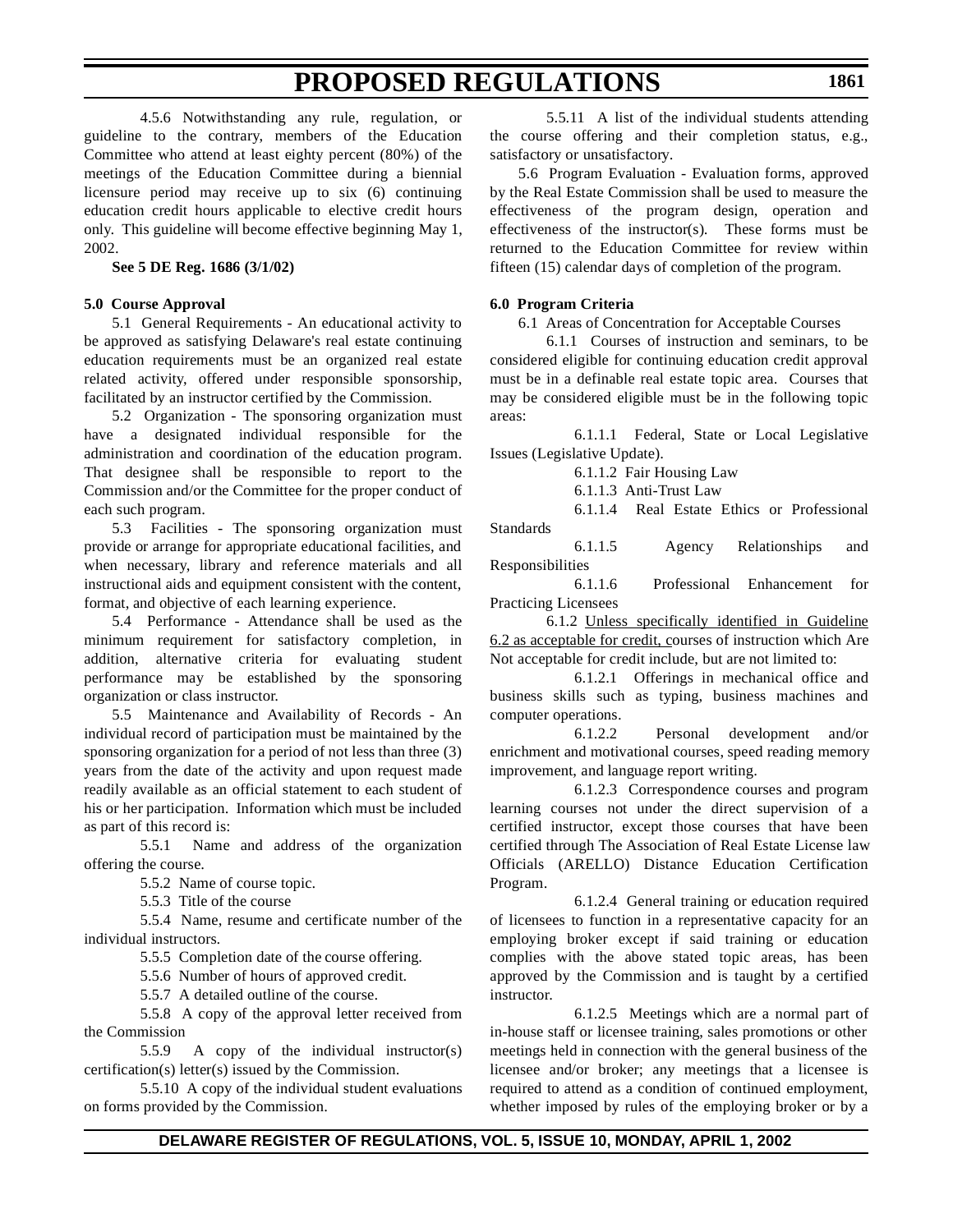4.5.6 Notwithstanding any rule, regulation, or guideline to the contrary, members of the Education Committee who attend at least eighty percent (80%) of the meetings of the Education Committee during a biennial licensure period may receive up to six (6) continuing education credit hours applicable to elective credit hours only. This guideline will become effective beginning May 1, 2002.

**See 5 DE Reg. 1686 (3/1/02)**

**5.0 Course Approval**

5.1 General Requirements - An educational activity to be approved as satisfying Delaware's real estate continuing education requirements must be an organized real estate related activity, offered under responsible sponsorship, facilitated by an instructor certified by the Commission.

5.2 Organization - The sponsoring organization must have a designated individual responsible for the administration and coordination of the education program. That designee shall be responsible to report to the Commission and/or the Committee for the proper conduct of each such program.

5.3 Facilities - The sponsoring organization must provide or arrange for appropriate educational facilities, and when necessary, library and reference materials and all instructional aids and equipment consistent with the content, format, and objective of each learning experience.

5.4 Performance - Attendance shall be used as the minimum requirement for satisfactory completion, in addition, alternative criteria for evaluating student performance may be established by the sponsoring organization or class instructor.

5.5 Maintenance and Availability of Records - An individual record of participation must be maintained by the sponsoring organization for a period of not less than three (3) years from the date of the activity and upon request made readily available as an official statement to each student of his or her participation. Information which must be included as part of this record is:

5.5.1 Name and address of the organization offering the course.

5.5.2 Name of course topic.

5.5.3 Title of the course

5.5.4 Name, resume and certificate number of the individual instructors.

5.5.5 Completion date of the course offering.

5.5.6 Number of hours of approved credit.

5.5.7 A detailed outline of the course.

5.5.8 A copy of the approval letter received from the Commission

5.5.9 A copy of the individual instructor(s) certification(s) letter(s) issued by the Commission.

5.5.10 A copy of the individual student evaluations on forms provided by the Commission.

5.5.11 A list of the individual students attending the course offering and their completion status, e.g., satisfactory or unsatisfactory.

5.6 Program Evaluation - Evaluation forms, approved by the Real Estate Commission shall be used to measure the effectiveness of the program design, operation and effectiveness of the instructor(s). These forms must be returned to the Education Committee for review within fifteen (15) calendar days of completion of the program.

**6.0 Program Criteria**

6.1 Areas of Concentration for Acceptable Courses

6.1.1 Courses of instruction and seminars, to be considered eligible for continuing education credit approval must be in a definable real estate topic area. Courses that may be considered eligible must be in the following topic areas:

6.1.1.1 Federal, State or Local Legislative Issues (Legislative Update).

6.1.1.2 Fair Housing Law

6.1.1.3 Anti-Trust Law

6.1.1.4 Real Estate Ethics or Professional Standards

6.1.1.5 Agency Relationships and Responsibilities

6.1.1.6 Professional Enhancement for Practicing Licensees

6.1.2 Unless specifically identified in Guideline 6.2 as acceptable for credit, courses of instruction which Are Not acceptable for credit include, but are not limited to:

6.1.2.1 Offerings in mechanical office and business skills such as typing, business machines and computer operations.

6.1.2.2 Personal development and/or enrichment and motivational courses, speed reading memory improvement, and language report writing.

6.1.2.3 Correspondence courses and program learning courses not under the direct supervision of a certified instructor, except those courses that have been certified through The Association of Real Estate License law Officials (ARELLO) Distance Education Certification Program.

6.1.2.4 General training or education required of licensees to function in a representative capacity for an employing broker except if said training or education complies with the above stated topic areas, has been approved by the Commission and is taught by a certified instructor.

6.1.2.5 Meetings which are a normal part of in-house staff or licensee training, sales promotions or other meetings held in connection with the general business of the licensee and/or broker; any meetings that a licensee is required to attend as a condition of continued employment, whether imposed by rules of the employing broker or by a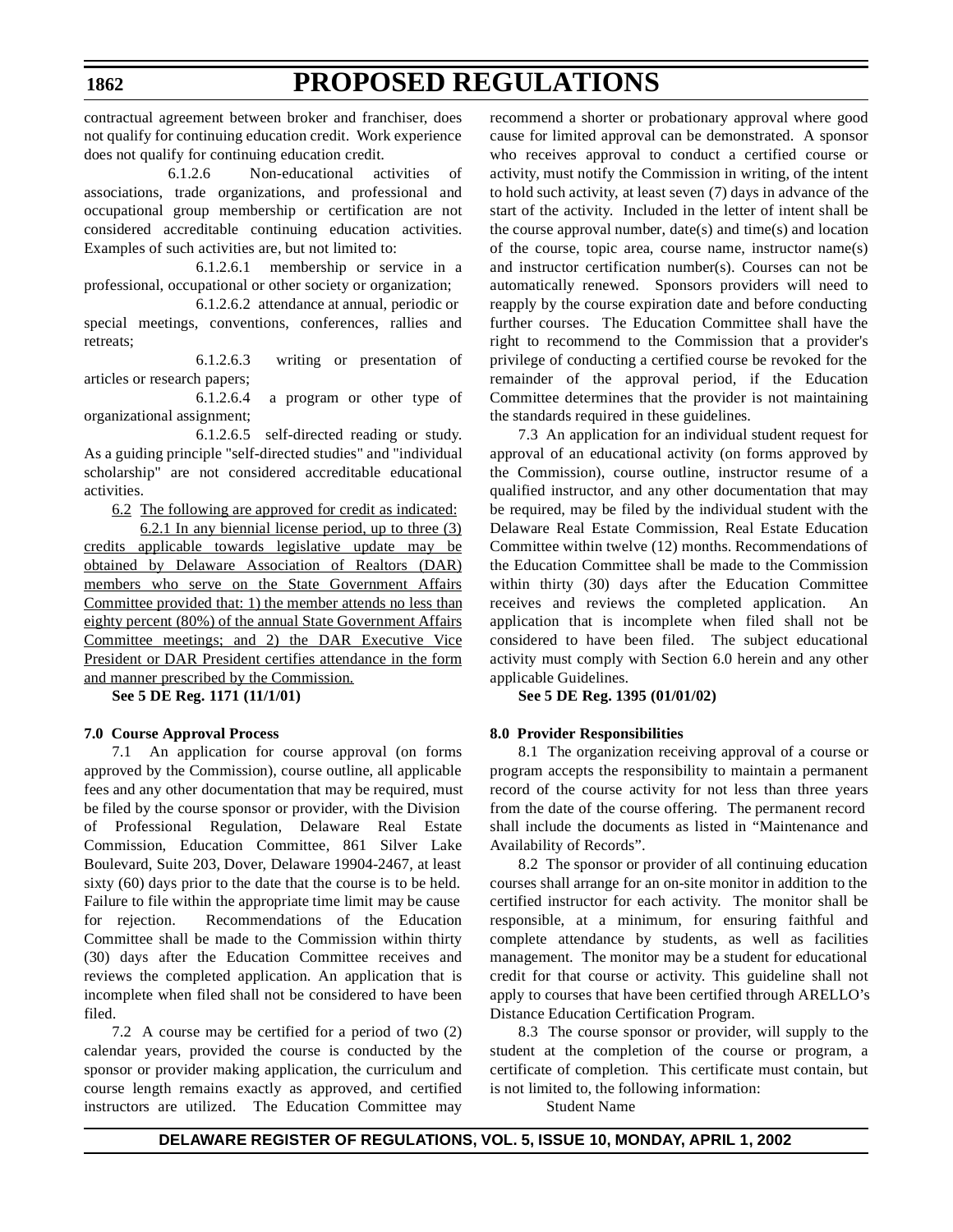contractual agreement between broker and franchiser, does not qualify for continuing education credit. Work experience does not qualify for continuing education credit.

6.1.2.6 Non-educational activities of associations, trade organizations, and professional and occupational group membership or certification are not considered accreditable continuing education activities. Examples of such activities are, but not limited to:

6.1.2.6.1 membership or service in a professional, occupational or other society or organization;

6.1.2.6.2 attendance at annual, periodic or special meetings, conventions, conferences, rallies and retreats;

6.1.2.6.3 writing or presentation of articles or research papers;

6.1.2.6.4 a program or other type of organizational assignment;

6.1.2.6.5 self-directed reading or study. As a guiding principle "self-directed studies" and "individual scholarship" are not considered accreditable educational activities.

<u>6.2 The following are approved for credit as indicated:</u>

<u>6.2.1 In any biennial license period, up to three (3) credits applicable towards legislative update may be obtained by Delaware Association of Realtors (DAR) members who serve on the State Government Affairs Committee provided that: 1) the member attends no less than eighty percent (80%) of the annual State Government Affairs Committee meetings; and 2) the DAR Executive Vice President or DAR President certifies attendance in the form and manner prescribed by the Commission.</u>

**See 5 DE Reg. 1171 (11/1/01)**

**7.0 Course Approval Process**

7.1 An application for course approval (on forms approved by the Commission), course outline, all applicable fees and any other documentation that may be required, must be filed by the course sponsor or provider, with the Division of Professional Regulation, Delaware Real Estate Commission, Education Committee, 861 Silver Lake Boulevard, Suite 203, Dover, Delaware 19904-2467, at least sixty (60) days prior to the date that the course is to be held. Failure to file within the appropriate time limit may be cause for rejection. Recommendations of the Education Committee shall be made to the Commission within thirty (30) days after the Education Committee receives and reviews the completed application. An application that is incomplete when filed shall not be considered to have been filed.

7.2 A course may be certified for a period of two (2) calendar years, provided the course is conducted by the sponsor or provider making application, the curriculum and course length remains exactly as approved, and certified instructors are utilized. The Education Committee may recommend a shorter or probationary approval where good cause for limited approval can be demonstrated. A sponsor who receives approval to conduct a certified course or activity, must notify the Commission in writing, of the intent to hold such activity, at least seven (7) days in advance of the start of the activity. Included in the letter of intent shall be the course approval number, date(s) and time(s) and location of the course, topic area, course name, instructor name(s) and instructor certification number(s). Courses can not be automatically renewed. Sponsors providers will need to reapply by the course expiration date and before conducting further courses. The Education Committee shall have the right to recommend to the Commission that a provider's privilege of conducting a certified course be revoked for the remainder of the approval period, if the Education Committee determines that the provider is not maintaining the standards required in these guidelines.

7.3 An application for an individual student request for approval of an educational activity (on forms approved by the Commission), course outline, instructor resume of a qualified instructor, and any other documentation that may be required, may be filed by the individual student with the Delaware Real Estate Commission, Real Estate Education Committee within twelve (12) months. Recommendations of the Education Committee shall be made to the Commission within thirty (30) days after the Education Committee receives and reviews the completed application. An application that is incomplete when filed shall not be considered to have been filed. The subject educational activity must comply with Section 6.0 herein and any other applicable Guidelines.

**See 5 DE Reg. 1395 (01/01/02)**

**8.0 Provider Responsibilities**

8.1 The organization receiving approval of a course or program accepts the responsibility to maintain a permanent record of the course activity for not less than three years from the date of the course offering. The permanent record shall include the documents as listed in “Maintenance and Availability of Records”.

8.2 The sponsor or provider of all continuing education courses shall arrange for an on-site monitor in addition to the certified instructor for each activity. The monitor shall be responsible, at a minimum, for ensuring faithful and complete attendance by students, as well as facilities management. The monitor may be a student for educational credit for that course or activity. This guideline shall not apply to courses that have been certified through ARELLO’s Distance Education Certification Program.

8.3 The course sponsor or provider, will supply to the student at the completion of the course or program, a certificate of completion. This certificate must contain, but is not limited to, the following information:

Student Name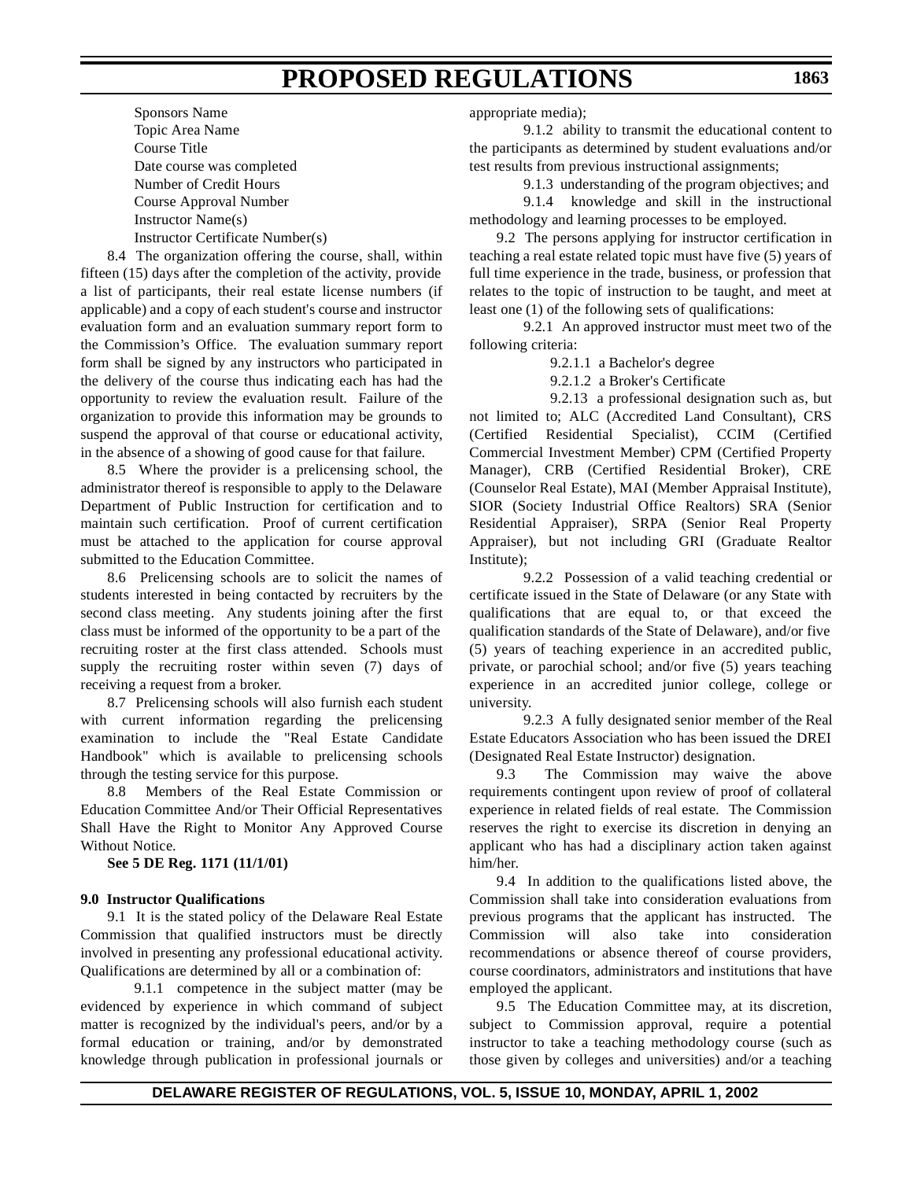Sponsors Name
Topic Area Name
Course Title
Date course was completed
Number of Credit Hours
Course Approval Number
Instructor Name(s)
Instructor Certificate Number(s)

8.4 The organization offering the course, shall, within fifteen (15) days after the completion of the activity, provide a list of participants, their real estate license numbers (if applicable) and a copy of each student's course and instructor evaluation form and an evaluation summary report form to the Commission's Office. The evaluation summary report form shall be signed by any instructors who participated in the delivery of the course thus indicating each has had the opportunity to review the evaluation result. Failure of the organization to provide this information may be grounds to suspend the approval of that course or educational activity, in the absence of a showing of good cause for that failure.

8.5 Where the provider is a prelicensing school, the administrator thereof is responsible to apply to the Delaware Department of Public Instruction for certification and to maintain such certification. Proof of current certification must be attached to the application for course approval submitted to the Education Committee.

8.6 Prelicensing schools are to solicit the names of students interested in being contacted by recruiters by the second class meeting. Any students joining after the first class must be informed of the opportunity to be a part of the recruiting roster at the first class attended. Schools must supply the recruiting roster within seven (7) days of receiving a request from a broker.

8.7 Prelicensing schools will also furnish each student with current information regarding the prelicensing examination to include the "Real Estate Candidate Handbook" which is available to prelicensing schools through the testing service for this purpose.

8.8 Members of the Real Estate Commission or Education Committee And/or Their Official Representatives Shall Have the Right to Monitor Any Approved Course Without Notice.

**See 5 DE Reg. 1171 (11/1/01)**

**9.0 Instructor Qualifications**

9.1 It is the stated policy of the Delaware Real Estate Commission that qualified instructors must be directly involved in presenting any professional educational activity. Qualifications are determined by all or a combination of:

9.1.1 competence in the subject matter (may be evidenced by experience in which command of subject matter is recognized by the individual's peers, and/or by a formal education or training, and/or by demonstrated knowledge through publication in professional journals or appropriate media);

9.1.2 ability to transmit the educational content to the participants as determined by student evaluations and/or test results from previous instructional assignments;

9.1.3 understanding of the program objectives; and

9.1.4 knowledge and skill in the instructional methodology and learning processes to be employed.

9.2 The persons applying for instructor certification in teaching a real estate related topic must have five (5) years of full time experience in the trade, business, or profession that relates to the topic of instruction to be taught, and meet at least one (1) of the following sets of qualifications:

9.2.1 An approved instructor must meet two of the following criteria:

9.2.1.1 a Bachelor's degree

9.2.1.2 a Broker's Certificate

9.2.13 a professional designation such as, but not limited to; ALC (Accredited Land Consultant), CRS (Certified Residential Specialist), CCIM (Certified Commercial Investment Member) CPM (Certified Property Manager), CRB (Certified Residential Broker), CRE (Counselor Real Estate), MAI (Member Appraisal Institute), SIOR (Society Industrial Office Realtors) SRA (Senior Residential Appraiser), SRPA (Senior Real Property Appraiser), but not including GRI (Graduate Realtor Institute);

9.2.2 Possession of a valid teaching credential or certificate issued in the State of Delaware (or any State with qualifications that are equal to, or that exceed the qualification standards of the State of Delaware), and/or five (5) years of teaching experience in an accredited public, private, or parochial school; and/or five (5) years teaching experience in an accredited junior college, college or university.

9.2.3 A fully designated senior member of the Real Estate Educators Association who has been issued the DREI (Designated Real Estate Instructor) designation.

9.3 The Commission may waive the above requirements contingent upon review of proof of collateral experience in related fields of real estate. The Commission reserves the right to exercise its discretion in denying an applicant who has had a disciplinary action taken against him/her.

9.4 In addition to the qualifications listed above, the Commission shall take into consideration evaluations from previous programs that the applicant has instructed. The Commission will also take into consideration recommendations or absence thereof of course providers, course coordinators, administrators and institutions that have employed the applicant.

9.5 The Education Committee may, at its discretion, subject to Commission approval, require a potential instructor to take a teaching methodology course (such as those given by colleges and universities) and/or a teaching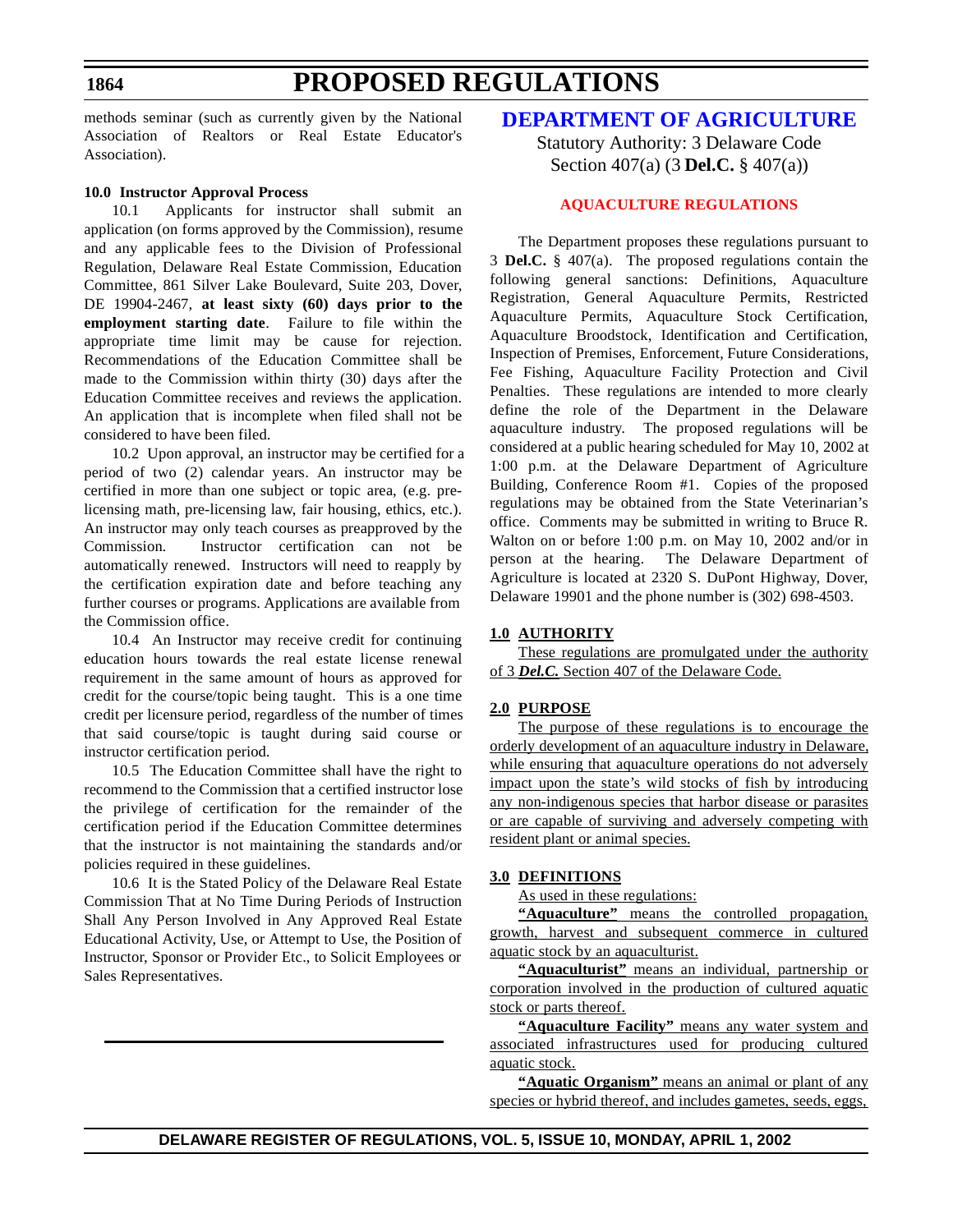methods seminar (such as currently given by the National Association of Realtors or Real Estate Educator's Association).

**10.0 Instructor Approval Process**

10.1 Applicants for instructor shall submit an application (on forms approved by the Commission), resume and any applicable fees to the Division of Professional Regulation, Delaware Real Estate Commission, Education Committee, 861 Silver Lake Boulevard, Suite 203, Dover, DE 19904-2467, **at least sixty (60) days prior to the employment starting date**. Failure to file within the appropriate time limit may be cause for rejection. Recommendations of the Education Committee shall be made to the Commission within thirty (30) days after the Education Committee receives and reviews the application. An application that is incomplete when filed shall not be considered to have been filed.

10.2 Upon approval, an instructor may be certified for a period of two (2) calendar years. An instructor may be certified in more than one subject or topic area, (e.g. pre-licensing math, pre-licensing law, fair housing, ethics, etc.). An instructor may only teach courses as preapproved by the Commission. Instructor certification can not be automatically renewed. Instructors will need to reapply by the certification expiration date and before teaching any further courses or programs. Applications are available from the Commission office.

10.4 An Instructor may receive credit for continuing education hours towards the real estate license renewal requirement in the same amount of hours as approved for credit for the course/topic being taught. This is a one time credit per licensure period, regardless of the number of times that said course/topic is taught during said course or instructor certification period.

10.5 The Education Committee shall have the right to recommend to the Commission that a certified instructor lose the privilege of certification for the remainder of the certification period if the Education Committee determines that the instructor is not maintaining the standards and/or policies required in these guidelines.

10.6 It is the Stated Policy of the Delaware Real Estate Commission That at No Time During Periods of Instruction Shall Any Person Involved in Any Approved Real Estate Educational Activity, Use, or Attempt to Use, the Position of Instructor, Sponsor or Provider Etc., to Solicit Employees or Sales Representatives.

# DEPARTMENT OF AGRICULTURE

Statutory Authority: 3 Delaware Code Section 407(a) (3 **Del.C.** § 407(a))

## AQUACULTURE REGULATIONS

The Department proposes these regulations pursuant to 3 **Del.C.** § 407(a). The proposed regulations contain the following general sanctions: Definitions, Aquaculture Registration, General Aquaculture Permits, Restricted Aquaculture Permits, Aquaculture Stock Certification, Aquaculture Broodstock, Identification and Certification, Inspection of Premises, Enforcement, Future Considerations, Fee Fishing, Aquaculture Facility Protection and Civil Penalties. These regulations are intended to more clearly define the role of the Department in the Delaware aquaculture industry. The proposed regulations will be considered at a public hearing scheduled for May 10, 2002 at 1:00 p.m. at the Delaware Department of Agriculture Building, Conference Room #1. Copies of the proposed regulations may be obtained from the State Veterinarian's office. Comments may be submitted in writing to Bruce R. Walton on or before 1:00 p.m. on May 10, 2002 and/or in person at the hearing. The Delaware Department of Agriculture is located at 2320 S. DuPont Highway, Dover, Delaware 19901 and the phone number is (302) 698-4503.

**1.0 AUTHORITY**

These regulations are promulgated under the authority of 3 ***Del.C.*** Section 407 of the Delaware Code.

**2.0 PURPOSE**

The purpose of these regulations is to encourage the orderly development of an aquaculture industry in Delaware, while ensuring that aquaculture operations do not adversely impact upon the state's wild stocks of fish by introducing any non-indigenous species that harbor disease or parasites or are capable of surviving and adversely competing with resident plant or animal species.

**3.0 DEFINITIONS**

As used in these regulations:

**"Aquaculture"** means the controlled propagation, growth, harvest and subsequent commerce in cultured aquatic stock by an aquaculturist.

**"Aquaculturist"** means an individual, partnership or corporation involved in the production of cultured aquatic stock or parts thereof.

**"Aquaculture Facility"** means any water system and associated infrastructures used for producing cultured aquatic stock.

**"Aquatic Organism"** means an animal or plant of any species or hybrid thereof, and includes gametes, seeds, eggs,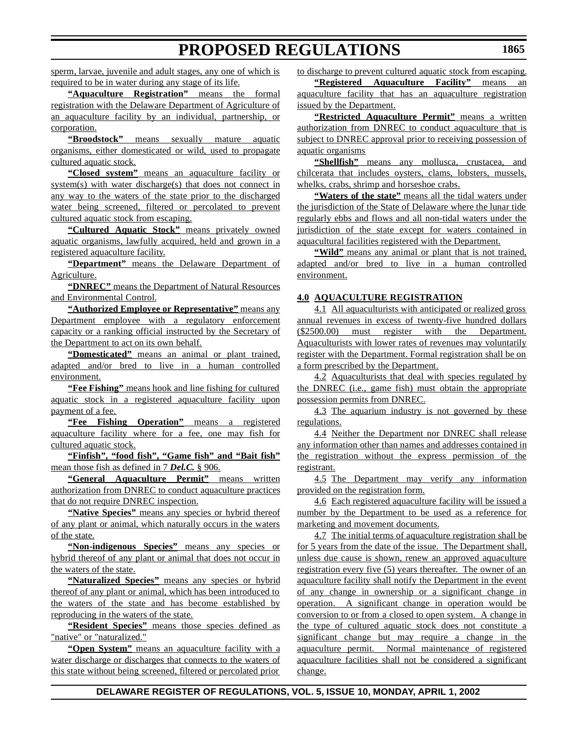sperm, larvae, juvenile and adult stages, any one of which is required to be in water during any stage of its life.

**"Aquaculture Registration"** means the formal registration with the Delaware Department of Agriculture of an aquaculture facility by an individual, partnership, or corporation.

**"Broodstock"** means sexually mature aquatic organisms, either domesticated or wild, used to propagate cultured aquatic stock.

**"Closed system"** means an aquaculture facility or system(s) with water discharge(s) that does not connect in any way to the waters of the state prior to the discharged water being screened, filtered or percolated to prevent cultured aquatic stock from escaping.

**"Cultured Aquatic Stock"** means privately owned aquatic organisms, lawfully acquired, held and grown in a registered aquaculture facility.

**"Department"** means the Delaware Department of Agriculture.

**"DNREC"** means the Department of Natural Resources and Environmental Control.

**"Authorized Employee or Representative"** means any Department employee with a regulatory enforcement capacity or a ranking official instructed by the Secretary of the Department to act on its own behalf.

**"Domesticated"** means an animal or plant trained, adapted and/or bred to live in a human controlled environment.

**"Fee Fishing"** means hook and line fishing for cultured aquatic stock in a registered aquaculture facility upon payment of a fee.

**"Fee Fishing Operation"** means a registered aquaculture facility where for a fee, one may fish for cultured aquatic stock.

**"Finfish", "food fish", "Game fish" and "Bait fish"** mean those fish as defined in 7 ***Del.C.*** § 906.

**"General Aquaculture Permit"** means written authorization from DNREC to conduct aquaculture practices that do not require DNREC inspection.

**"Native Species"** means any species or hybrid thereof of any plant or animal, which naturally occurs in the waters of the state.

**"Non-indigenous Species"** means any species or hybrid thereof of any plant or animal that does not occur in the waters of the state.

**"Naturalized Species"** means any species or hybrid thereof of any plant or animal, which has been introduced to the waters of the state and has become established by reproducing in the waters of the state.

**"Resident Species"** means those species defined as "native" or "naturalized."

**"Open System"** means an aquaculture facility with a water discharge or discharges that connects to the waters of this state without being screened, filtered or percolated prior to discharge to prevent cultured aquatic stock from escaping.

**"Registered Aquaculture Facility"** means an aquaculture facility that has an aquaculture registration issued by the Department.

**"Restricted Aquaculture Permit"** means a written authorization from DNREC to conduct aquaculture that is subject to DNREC approval prior to receiving possession of aquatic organisms

**"Shellfish"** means any mollusca, crustacea, and chilcerata that includes oysters, clams, lobsters, mussels, whelks, crabs, shrimp and horseshoe crabs.

**"Waters of the state"** means all the tidal waters under the jurisdiction of the State of Delaware where the lunar tide regularly ebbs and flows and all non-tidal waters under the jurisdiction of the state except for waters contained in aquacultural facilities registered with the Department.

**"Wild"** means any animal or plant that is not trained, adapted and/or bred to live in a human controlled environment.

**4.0 AQUACULTURE REGISTRATION**

4.1 All aquaculturists with anticipated or realized gross annual revenues in excess of twenty-five hundred dollars ($2500.00) must register with the Department. Aquaculturists with lower rates of revenues may voluntarily register with the Department. Formal registration shall be on a form prescribed by the Department.

4.2 Aquaculturists that deal with species regulated by the DNREC (i.e., game fish) must obtain the appropriate possession permits from DNREC.

4.3 The aquarium industry is not governed by these regulations.

4.4 Neither the Department nor DNREC shall release any information other than names and addresses contained in the registration without the express permission of the registrant.

4.5 The Department may verify any information provided on the registration form.

4.6 Each registered aquaculture facility will be issued a number by the Department to be used as a reference for marketing and movement documents.

4.7 The initial terms of aquaculture registration shall be for 5 years from the date of the issue. The Department shall, unless due cause is shown, renew an approved aquaculture registration every five (5) years thereafter. The owner of an aquaculture facility shall notify the Department in the event of any change in ownership or a significant change in operation. A significant change in operation would be conversion to or from a closed to open system. A change in the type of cultured aquatic stock does not constitute a significant change but may require a change in the aquaculture permit. Normal maintenance of registered aquaculture facilities shall not be considered a significant change.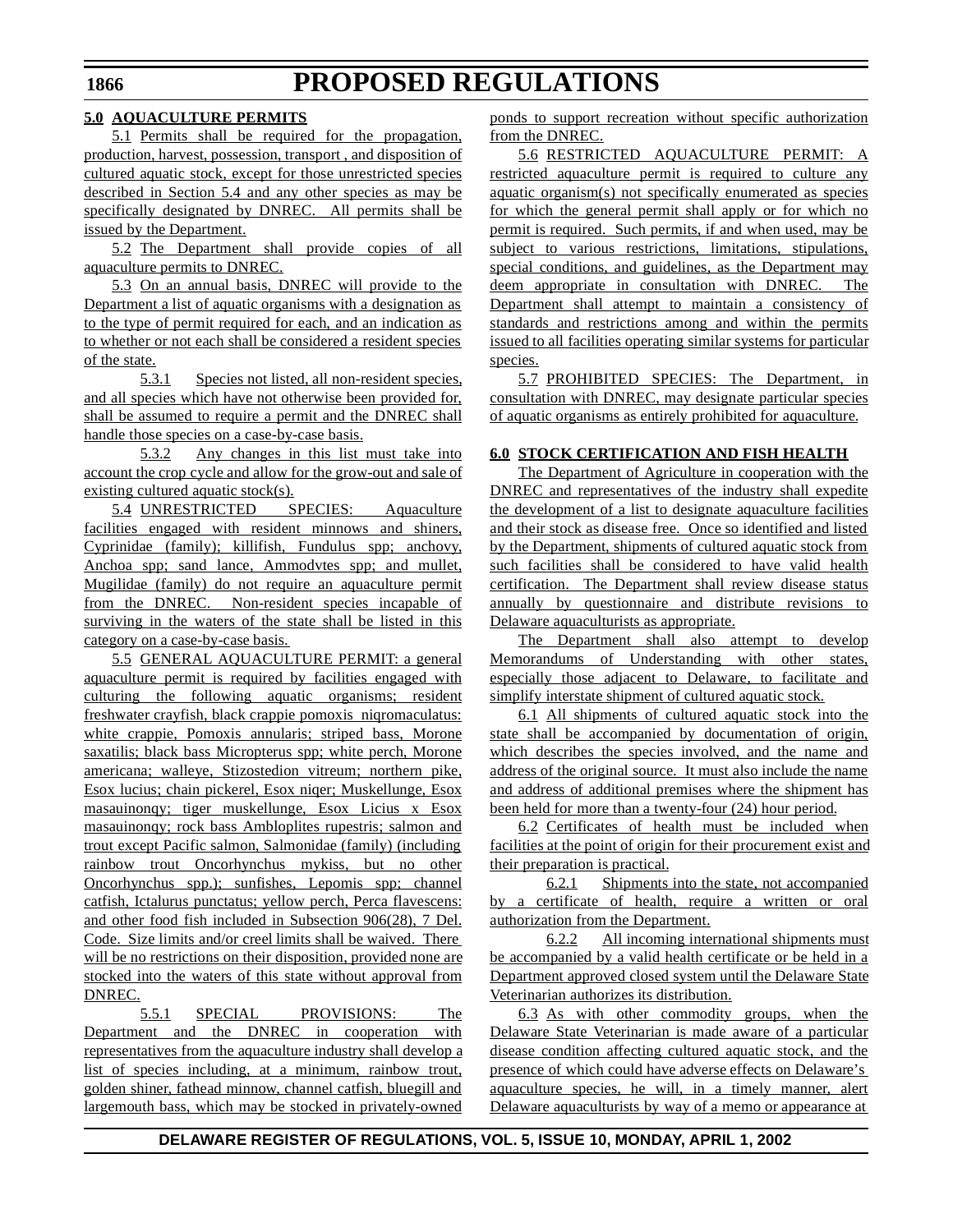**5.0 AQUACULTURE PERMITS**

5.1 Permits shall be required for the propagation, production, harvest, possession, transport , and disposition of cultured aquatic stock, except for those unrestricted species described in Section 5.4 and any other species as may be specifically designated by DNREC. All permits shall be issued by the Department.

5.2 The Department shall provide copies of all aquaculture permits to DNREC.

5.3 On an annual basis, DNREC will provide to the Department a list of aquatic organisms with a designation as to the type of permit required for each, and an indication as to whether or not each shall be considered a resident species of the state.

5.3.1 Species not listed, all non-resident species, and all species which have not otherwise been provided for, shall be assumed to require a permit and the DNREC shall handle those species on a case-by-case basis.

5.3.2 Any changes in this list must take into account the crop cycle and allow for the grow-out and sale of existing cultured aquatic stock(s).

5.4 UNRESTRICTED SPECIES: Aquaculture facilities engaged with resident minnows and shiners, Cyprinidae (family); killifish, Fundulus spp; anchovy, Anchoa spp; sand lance, Ammodvtes spp; and mullet, Mugilidae (family) do not require an aquaculture permit from the DNREC. Non-resident species incapable of surviving in the waters of the state shall be listed in this category on a case-by-case basis.

5.5 GENERAL AQUACULTURE PERMIT: a general aquaculture permit is required by facilities engaged with culturing the following aquatic organisms; resident freshwater crayfish, black crappie pomoxis niqromaculatus: white crappie, Pomoxis annularis; striped bass, Morone saxatilis; black bass Micropterus spp; white perch, Morone americana; walleye, Stizostedion vitreum; northern pike, Esox lucius; chain pickerel, Esox niqer; Muskellunge, Esox masauinonqy; tiger muskellunge, Esox Licius x Esox masauinonqy; rock bass Ambloplites rupestris; salmon and trout except Pacific salmon, Salmonidae (family) (including rainbow trout Oncorhynchus mykiss, but no other Oncorhynchus spp.); sunfishes, Lepomis spp; channel catfish, Ictalurus punctatus; yellow perch, Perca flavescens: and other food fish included in Subsection 906(28), 7 Del. Code. Size limits and/or creel limits shall be waived. There will be no restrictions on their disposition, provided none are stocked into the waters of this state without approval from DNREC.

5.5.1 SPECIAL PROVISIONS: The Department and the DNREC in cooperation with representatives from the aquaculture industry shall develop a list of species including, at a minimum, rainbow trout, golden shiner, fathead minnow, channel catfish, bluegill and largemouth bass, which may be stocked in privately-owned ponds to support recreation without specific authorization from the DNREC.

5.6 RESTRICTED AQUACULTURE PERMIT: A restricted aquaculture permit is required to culture any aquatic organism(s) not specifically enumerated as species for which the general permit shall apply or for which no permit is required. Such permits, if and when used, may be subject to various restrictions, limitations, stipulations, special conditions, and guidelines, as the Department may deem appropriate in consultation with DNREC. The Department shall attempt to maintain a consistency of standards and restrictions among and within the permits issued to all facilities operating similar systems for particular species.

5.7 PROHIBITED SPECIES: The Department, in consultation with DNREC, may designate particular species of aquatic organisms as entirely prohibited for aquaculture.

**6.0 STOCK CERTIFICATION AND FISH HEALTH**

The Department of Agriculture in cooperation with the DNREC and representatives of the industry shall expedite the development of a list to designate aquaculture facilities and their stock as disease free. Once so identified and listed by the Department, shipments of cultured aquatic stock from such facilities shall be considered to have valid health certification. The Department shall review disease status annually by questionnaire and distribute revisions to Delaware aquaculturists as appropriate.

The Department shall also attempt to develop Memorandums of Understanding with other states, especially those adjacent to Delaware, to facilitate and simplify interstate shipment of cultured aquatic stock.

6.1 All shipments of cultured aquatic stock into the state shall be accompanied by documentation of origin, which describes the species involved, and the name and address of the original source. It must also include the name and address of additional premises where the shipment has been held for more than a twenty-four (24) hour period.

6.2 Certificates of health must be included when facilities at the point of origin for their procurement exist and their preparation is practical.

6.2.1 Shipments into the state, not accompanied by a certificate of health, require a written or oral authorization from the Department.

6.2.2 All incoming international shipments must be accompanied by a valid health certificate or be held in a Department approved closed system until the Delaware State Veterinarian authorizes its distribution.

6.3 As with other commodity groups, when the Delaware State Veterinarian is made aware of a particular disease condition affecting cultured aquatic stock, and the presence of which could have adverse effects on Delaware's aquaculture species, he will, in a timely manner, alert Delaware aquaculturists by way of a memo or appearance at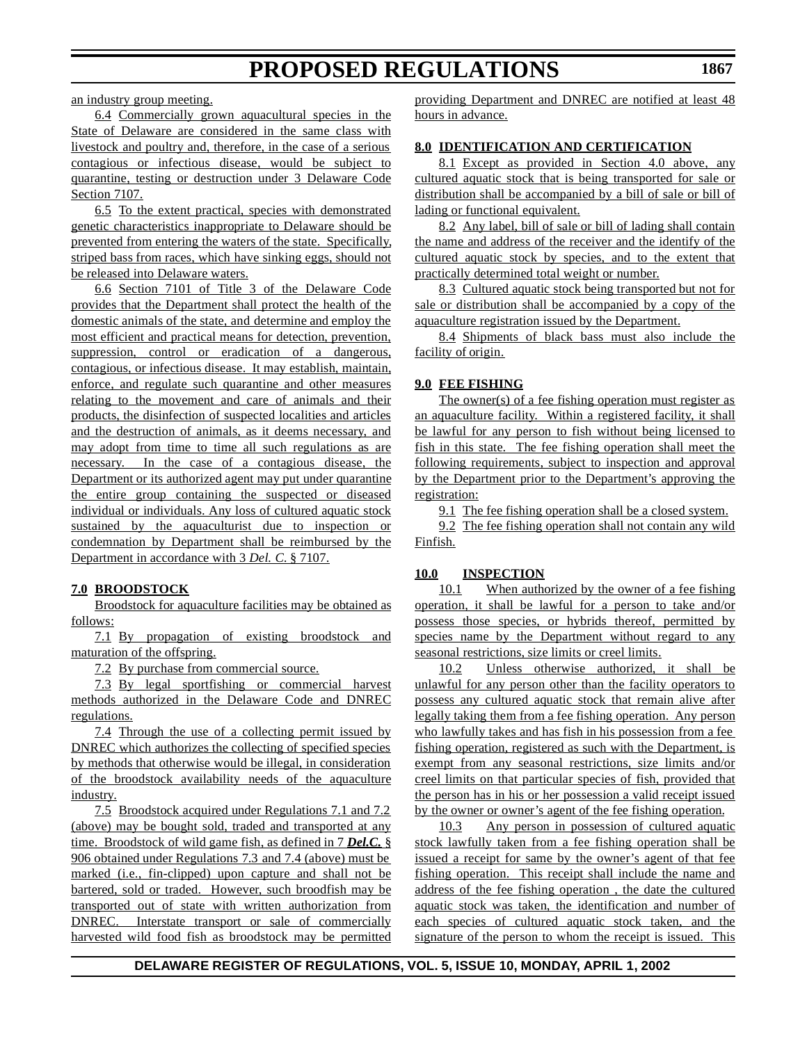an industry group meeting.

6.4 Commercially grown aquacultural species in the State of Delaware are considered in the same class with livestock and poultry and, therefore, in the case of a serious contagious or infectious disease, would be subject to quarantine, testing or destruction under 3 Delaware Code Section 7107.

6.5 To the extent practical, species with demonstrated genetic characteristics inappropriate to Delaware should be prevented from entering the waters of the state. Specifically, striped bass from races, which have sinking eggs, should not be released into Delaware waters.

6.6 Section 7101 of Title 3 of the Delaware Code provides that the Department shall protect the health of the domestic animals of the state, and determine and employ the most efficient and practical means for detection, prevention, suppression, control or eradication of a dangerous, contagious, or infectious disease. It may establish, maintain, enforce, and regulate such quarantine and other measures relating to the movement and care of animals and their products, the disinfection of suspected localities and articles and the destruction of animals, as it deems necessary, and may adopt from time to time all such regulations as are necessary. In the case of a contagious disease, the Department or its authorized agent may put under quarantine the entire group containing the suspected or diseased individual or individuals. Any loss of cultured aquatic stock sustained by the aquaculturist due to inspection or condemnation by Department shall be reimbursed by the Department in accordance with 3 *Del. C.* § 7107.

**7.0 BROODSTOCK**

Broodstock for aquaculture facilities may be obtained as follows:

7.1 By propagation of existing broodstock and maturation of the offspring.

7.2 By purchase from commercial source.

7.3 By legal sportfishing or commercial harvest methods authorized in the Delaware Code and DNREC regulations.

7.4 Through the use of a collecting permit issued by DNREC which authorizes the collecting of specified species by methods that otherwise would be illegal, in consideration of the broodstock availability needs of the aquaculture industry.

7.5 Broodstock acquired under Regulations 7.1 and 7.2 (above) may be bought sold, traded and transported at any time. Broodstock of wild game fish, as defined in 7 ***Del.C.*** § 906 obtained under Regulations 7.3 and 7.4 (above) must be marked (i.e., fin-clipped) upon capture and shall not be bartered, sold or traded. However, such broodfish may be transported out of state with written authorization from DNREC. Interstate transport or sale of commercially harvested wild food fish as broodstock may be permitted providing Department and DNREC are notified at least 48 hours in advance.

**8.0 IDENTIFICATION AND CERTIFICATION**

8.1 Except as provided in Section 4.0 above, any cultured aquatic stock that is being transported for sale or distribution shall be accompanied by a bill of sale or bill of lading or functional equivalent.

8.2 Any label, bill of sale or bill of lading shall contain the name and address of the receiver and the identify of the cultured aquatic stock by species, and to the extent that practically determined total weight or number.

8.3 Cultured aquatic stock being transported but not for sale or distribution shall be accompanied by a copy of the aquaculture registration issued by the Department.

8.4 Shipments of black bass must also include the facility of origin.

**9.0 FEE FISHING**

The owner(s) of a fee fishing operation must register as an aquaculture facility. Within a registered facility, it shall be lawful for any person to fish without being licensed to fish in this state. The fee fishing operation shall meet the following requirements, subject to inspection and approval by the Department prior to the Department's approving the registration:

9.1 The fee fishing operation shall be a closed system.

9.2 The fee fishing operation shall not contain any wild Finfish.

**10.0 INSPECTION**

10.1 When authorized by the owner of a fee fishing operation, it shall be lawful for a person to take and/or possess those species, or hybrids thereof, permitted by species name by the Department without regard to any seasonal restrictions, size limits or creel limits.

10.2 Unless otherwise authorized, it shall be unlawful for any person other than the facility operators to possess any cultured aquatic stock that remain alive after legally taking them from a fee fishing operation. Any person who lawfully takes and has fish in his possession from a fee fishing operation, registered as such with the Department, is exempt from any seasonal restrictions, size limits and/or creel limits on that particular species of fish, provided that the person has in his or her possession a valid receipt issued by the owner or owner's agent of the fee fishing operation.

10.3 Any person in possession of cultured aquatic stock lawfully taken from a fee fishing operation shall be issued a receipt for same by the owner's agent of that fee fishing operation. This receipt shall include the name and address of the fee fishing operation , the date the cultured aquatic stock was taken, the identification and number of each species of cultured aquatic stock taken, and the signature of the person to whom the receipt is issued. This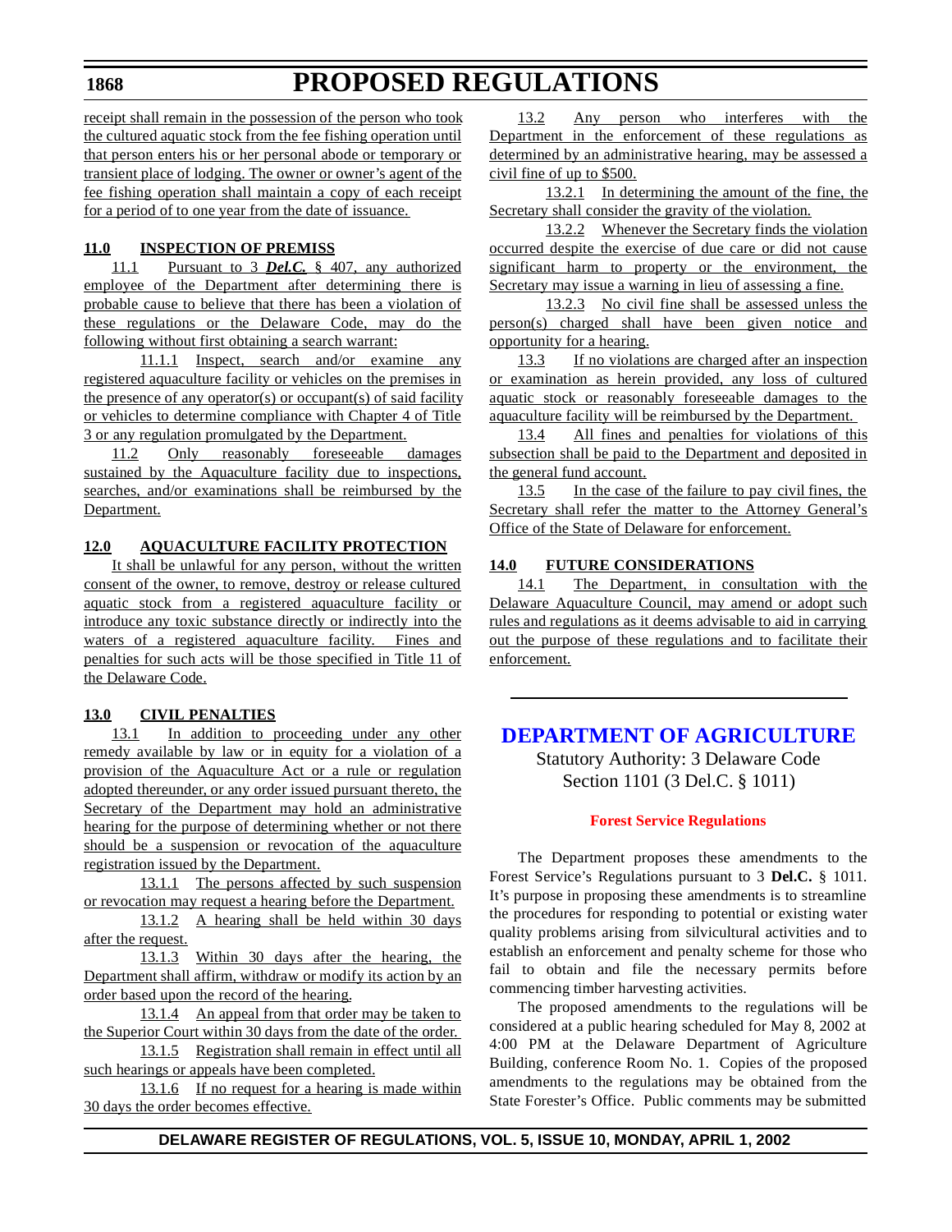receipt shall remain in the possession of the person who took the cultured aquatic stock from the fee fishing operation until that person enters his or her personal abode or temporary or transient place of lodging. The owner or owner's agent of the fee fishing operation shall maintain a copy of each receipt for a period of to one year from the date of issuance.

**11.0 INSPECTION OF PREMISS**

11.1 Pursuant to 3 ***Del.C.*** § 407, any authorized employee of the Department after determining there is probable cause to believe that there has been a violation of these regulations or the Delaware Code, may do the following without first obtaining a search warrant:

11.1.1 Inspect, search and/or examine any registered aquaculture facility or vehicles on the premises in the presence of any operator(s) or occupant(s) of said facility or vehicles to determine compliance with Chapter 4 of Title 3 or any regulation promulgated by the Department.

11.2 Only reasonably foreseeable damages sustained by the Aquaculture facility due to inspections, searches, and/or examinations shall be reimbursed by the Department.

**12.0 AQUACULTURE FACILITY PROTECTION**

It shall be unlawful for any person, without the written consent of the owner, to remove, destroy or release cultured aquatic stock from a registered aquaculture facility or introduce any toxic substance directly or indirectly into the waters of a registered aquaculture facility. Fines and penalties for such acts will be those specified in Title 11 of the Delaware Code.

**13.0 CIVIL PENALTIES**

13.1 In addition to proceeding under any other remedy available by law or in equity for a violation of a provision of the Aquaculture Act or a rule or regulation adopted thereunder, or any order issued pursuant thereto, the Secretary of the Department may hold an administrative hearing for the purpose of determining whether or not there should be a suspension or revocation of the aquaculture registration issued by the Department.

13.1.1 The persons affected by such suspension or revocation may request a hearing before the Department.

13.1.2 A hearing shall be held within 30 days after the request.

13.1.3 Within 30 days after the hearing, the Department shall affirm, withdraw or modify its action by an order based upon the record of the hearing.

13.1.4 An appeal from that order may be taken to the Superior Court within 30 days from the date of the order.

13.1.5 Registration shall remain in effect until all such hearings or appeals have been completed.

13.1.6 If no request for a hearing is made within 30 days the order becomes effective.

13.2 Any person who interferes with the Department in the enforcement of these regulations as determined by an administrative hearing, may be assessed a civil fine of up to $500.

13.2.1 In determining the amount of the fine, the Secretary shall consider the gravity of the violation.

13.2.2 Whenever the Secretary finds the violation occurred despite the exercise of due care or did not cause significant harm to property or the environment, the Secretary may issue a warning in lieu of assessing a fine.

13.2.3 No civil fine shall be assessed unless the person(s) charged shall have been given notice and opportunity for a hearing.

13.3 If no violations are charged after an inspection or an examination as herein provided, any loss of cultured aquatic stock or reasonably foreseeable damages to the aquaculture facility will be reimbursed by the Department.

13.4 All fines and penalties for violations of this subsection shall be paid to the Department and deposited in the general fund account.

13.5 In the case of the failure to pay civil fines, the Secretary shall refer the matter to the Attorney General's Office of the State of Delaware for enforcement.

**14.0 FUTURE CONSIDERATIONS**

14.1 The Department, in consultation with the Delaware Aquaculture Council, may amend or adopt such rules and regulations as it deems advisable to aid in carrying out the purpose of these regulations and to facilitate their enforcement.

# DEPARTMENT OF AGRICULTURE

Statutory Authority: 3 Delaware Code Section 1101 (3 Del.C. § 1011)

## Forest Service Regulations

The Department proposes these amendments to the Forest Service's Regulations pursuant to 3 **Del.C.** § 1011. It's purpose in proposing these amendments is to streamline the procedures for responding to potential or existing water quality problems arising from silvicultural activities and to establish an enforcement and penalty scheme for those who fail to obtain and file the necessary permits before commencing timber harvesting activities.

The proposed amendments to the regulations will be considered at a public hearing scheduled for May 8, 2002 at 4:00 PM at the Delaware Department of Agriculture Building, conference Room No. 1. Copies of the proposed amendments to the regulations may be obtained from the State Forester's Office. Public comments may be submitted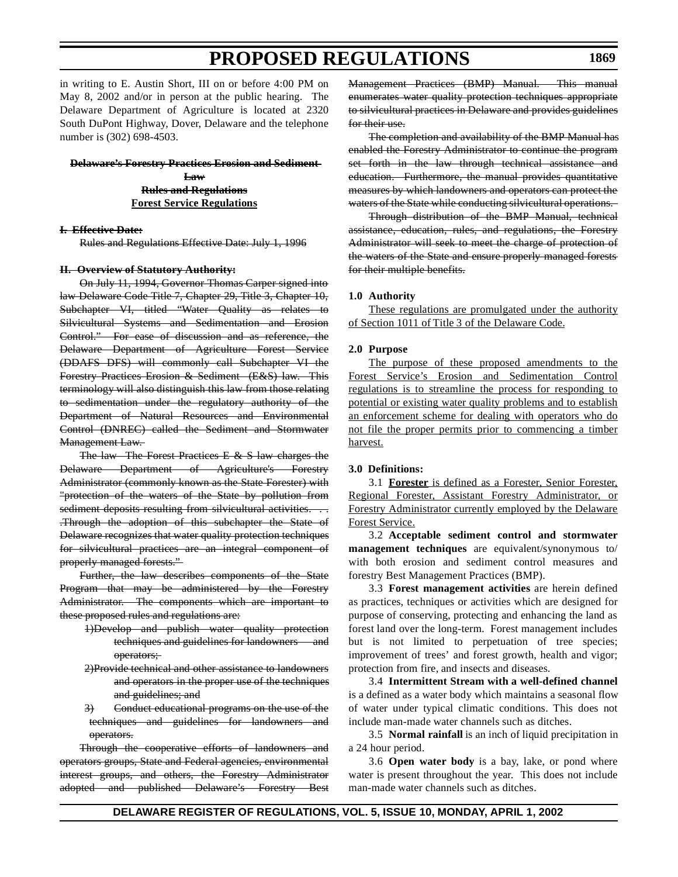in writing to E. Austin Short, III on or before 4:00 PM on May 8, 2002 and/or in person at the public hearing. The Delaware Department of Agriculture is located at 2320 South DuPont Highway, Dover, Delaware and the telephone number is (302) 698-4503.

~~**Delaware's Forestry Practices Erosion and Sediment Law**~~

~~**Rules and Regulations**~~

<u>**Forest Service Regulations**</u>

~~**I. Effective Date:**~~

~~Rules and Regulations Effective Date: July 1, 1996~~

~~**II. Overview of Statutory Authority:**~~

~~On July 11, 1994, Governor Thomas Carper signed into law Delaware Code Title 7, Chapter 29, Title 3, Chapter 10, Subchapter VI, titled "Water Quality as relates to Silvicultural Systems and Sedimentation and Erosion Control." For ease of discussion and as reference, the Delaware Department of Agriculture Forest Service (DDAFS DFS) will commonly call Subchapter VI the Forestry Practices Erosion & Sediment (E&S) law. This terminology will also distinguish this law from those relating to sedimentation under the regulatory authority of the Department of Natural Resources and Environmental Control (DNREC) called the Sediment and Stormwater Management Law.~~

~~The law The Forest Practices E & S law charges the Delaware Department of Agriculture's Forestry Administrator (commonly known as the State Forester) with "protection of the waters of the State by pollution from sediment deposits resulting from silvicultural activities. . . .Through the adoption of this subchapter the State of Delaware recognizes that water quality protection techniques for silvicultural practices are an integral component of properly managed forests."~~

~~Further, the law describes components of the State Program that may be administered by the Forestry Administrator. The components which are important to these proposed rules and regulations are:~~

~~1)Develop and publish water quality protection techniques and guidelines for landowners and operators;~~

~~2)Provide technical and other assistance to landowners and operators in the proper use of the techniques and guidelines; and~~

~~3) Conduct educational programs on the use of the techniques and guidelines for landowners and operators.~~

~~Through the cooperative efforts of landowners and operators groups, State and Federal agencies, environmental interest groups, and others, the Forestry Administrator adopted and published Delaware's Forestry Best Management Practices (BMP) Manual. This manual enumerates water quality protection techniques appropriate to silvicultural practices in Delaware and provides guidelines for their use.~~

~~The completion and availability of the BMP Manual has enabled the Forestry Administrator to continue the program set forth in the law through technical assistance and education. Furthermore, the manual provides quantitative measures by which landowners and operators can protect the waters of the State while conducting silvicultural operations.~~

~~Through distribution of the BMP Manual, technical assistance, education, rules, and regulations, the Forestry Administrator will seek to meet the charge of protection of the waters of the State and ensure properly managed forests for their multiple benefits.~~

**1.0 Authority**

<u>These regulations are promulgated under the authority of Section 1011 of Title 3 of the Delaware Code.</u>

**2.0 Purpose**

<u>The purpose of these proposed amendments to the Forest Service's Erosion and Sedimentation Control regulations is to streamline the process for responding to potential or existing water quality problems and to establish an enforcement scheme for dealing with operators who do not file the proper permits prior to commencing a timber harvest.</u>

**3.0 Definitions:**

3.1 <u>**Forester** is defined as a Forester, Senior Forester, Regional Forester, Assistant Forestry Administrator, or Forestry Administrator currently employed by the Delaware Forest Service.</u>

3.2 **Acceptable sediment control and stormwater management techniques** are equivalent/synonymous to/ with both erosion and sediment control measures and forestry Best Management Practices (BMP).

3.3 **Forest management activities** are herein defined as practices, techniques or activities which are designed for purpose of conserving, protecting and enhancing the land as forest land over the long-term. Forest management includes but is not limited to perpetuation of tree species; improvement of trees' and forest growth, health and vigor; protection from fire, and insects and diseases.

3.4 **Intermittent Stream with a well-defined channel** is a defined as a water body which maintains a seasonal flow of water under typical climatic conditions. This does not include man-made water channels such as ditches.

3.5 **Normal rainfall** is an inch of liquid precipitation in a 24 hour period.

3.6 **Open water body** is a bay, lake, or pond where water is present throughout the year. This does not include man-made water channels such as ditches.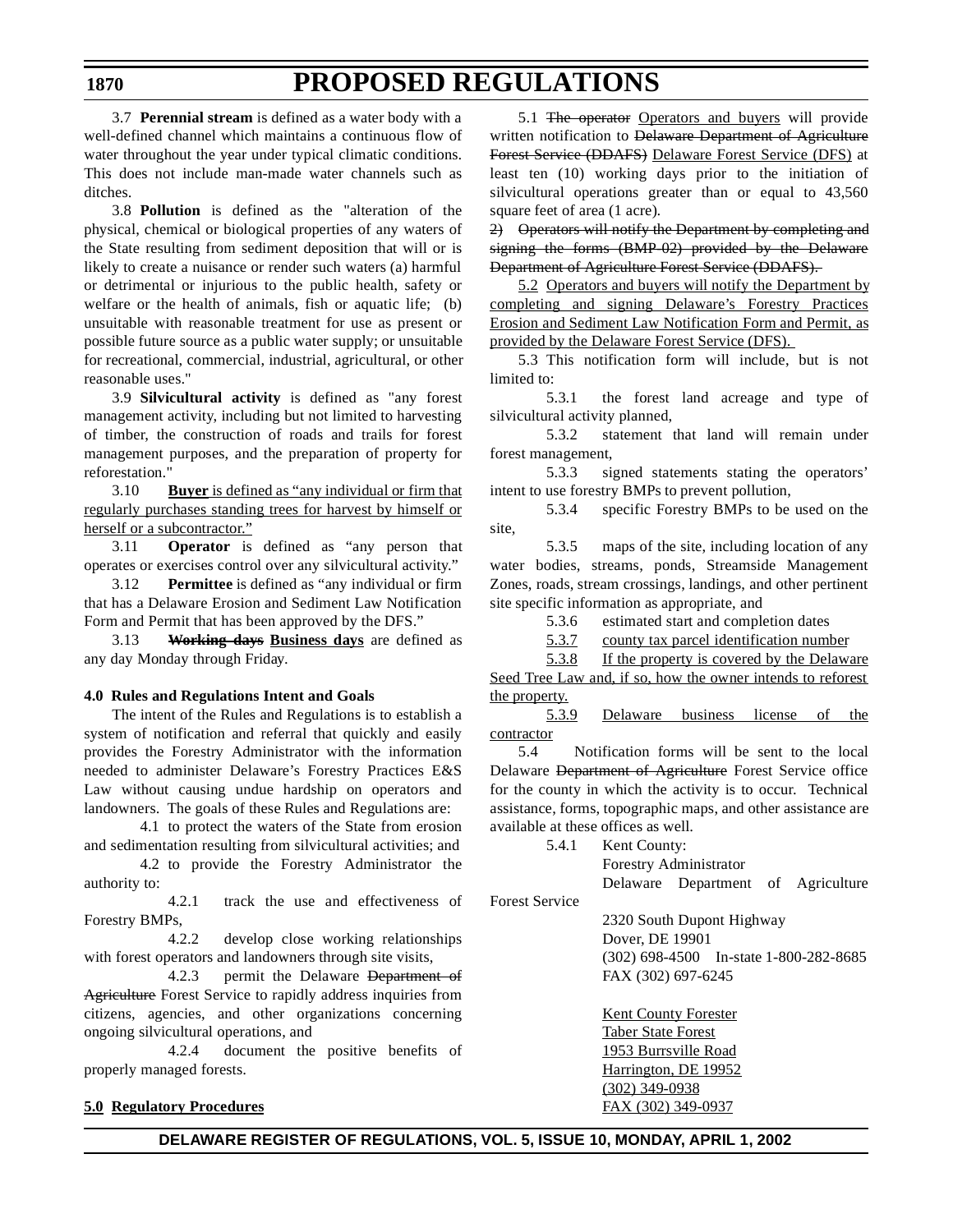3.7 **Perennial stream** is defined as a water body with a well-defined channel which maintains a continuous flow of water throughout the year under typical climatic conditions. This does not include man-made water channels such as ditches.

3.8 **Pollution** is defined as the "alteration of the physical, chemical or biological properties of any waters of the State resulting from sediment deposition that will or is likely to create a nuisance or render such waters (a) harmful or detrimental or injurious to the public health, safety or welfare or the health of animals, fish or aquatic life; (b) unsuitable with reasonable treatment for use as present or possible future source as a public water supply; or unsuitable for recreational, commercial, industrial, agricultural, or other reasonable uses."

3.9 **Silvicultural activity** is defined as "any forest management activity, including but not limited to harvesting of timber, the construction of roads and trails for forest management purposes, and the preparation of property for reforestation."

3.10 **Buyer** is defined as "any individual or firm that regularly purchases standing trees for harvest by himself or herself or a subcontractor."

3.11 **Operator** is defined as "any person that operates or exercises control over any silvicultural activity."

3.12 **Permittee** is defined as "any individual or firm that has a Delaware Erosion and Sediment Law Notification Form and Permit that has been approved by the DFS."

3.13 ~~**Working days**~~ **Business days** are defined as any day Monday through Friday.

**4.0 Rules and Regulations Intent and Goals**

The intent of the Rules and Regulations is to establish a system of notification and referral that quickly and easily provides the Forestry Administrator with the information needed to administer Delaware's Forestry Practices E&S Law without causing undue hardship on operators and landowners. The goals of these Rules and Regulations are:

4.1 to protect the waters of the State from erosion and sedimentation resulting from silvicultural activities; and

4.2 to provide the Forestry Administrator the authority to:

4.2.1 track the use and effectiveness of Forestry BMPs,

4.2.2 develop close working relationships with forest operators and landowners through site visits,

4.2.3 permit the Delaware ~~Department of Agriculture~~ Forest Service to rapidly address inquiries from citizens, agencies, and other organizations concerning ongoing silvicultural operations, and

4.2.4 document the positive benefits of properly managed forests.

**5.0 Regulatory Procedures**

5.1 ~~The operator~~ Operators and buyers will provide written notification to ~~Delaware Department of Agriculture Forest Service (DDAFS)~~ Delaware Forest Service (DFS) at least ten (10) working days prior to the initiation of silvicultural operations greater than or equal to 43,560 square feet of area (1 acre).

~~2) Operators will notify the Department by completing and signing the forms (BMP-02) provided by the Delaware Department of Agriculture Forest Service (DDAFS).~~

5.2 Operators and buyers will notify the Department by completing and signing Delaware's Forestry Practices Erosion and Sediment Law Notification Form and Permit, as provided by the Delaware Forest Service (DFS).

5.3 This notification form will include, but is not limited to:

5.3.1 the forest land acreage and type of silvicultural activity planned,

5.3.2 statement that land will remain under forest management,

5.3.3 signed statements stating the operators' intent to use forestry BMPs to prevent pollution,

5.3.4 specific Forestry BMPs to be used on the site,

5.3.5 maps of the site, including location of any water bodies, streams, ponds, Streamside Management Zones, roads, stream crossings, landings, and other pertinent site specific information as appropriate, and

5.3.6 estimated start and completion dates

5.3.7 county tax parcel identification number

5.3.8 If the property is covered by the Delaware Seed Tree Law and, if so, how the owner intends to reforest the property.

5.3.9 Delaware business license of the contractor

5.4 Notification forms will be sent to the local Delaware ~~Department of Agriculture~~ Forest Service office for the county in which the activity is to occur. Technical assistance, forms, topographic maps, and other assistance are available at these offices as well.

5.4.1 Kent County:

Forestry Administrator
Delaware Department of Agriculture Forest Service
2320 South Dupont Highway
Dover, DE 19901
(302) 698-4500 In-state 1-800-282-8685
FAX (302) 697-6245

Kent County Forester
Taber State Forest
1953 Burrsville Road
Harrington, DE 19952
(302) 349-0938
FAX (302) 349-0937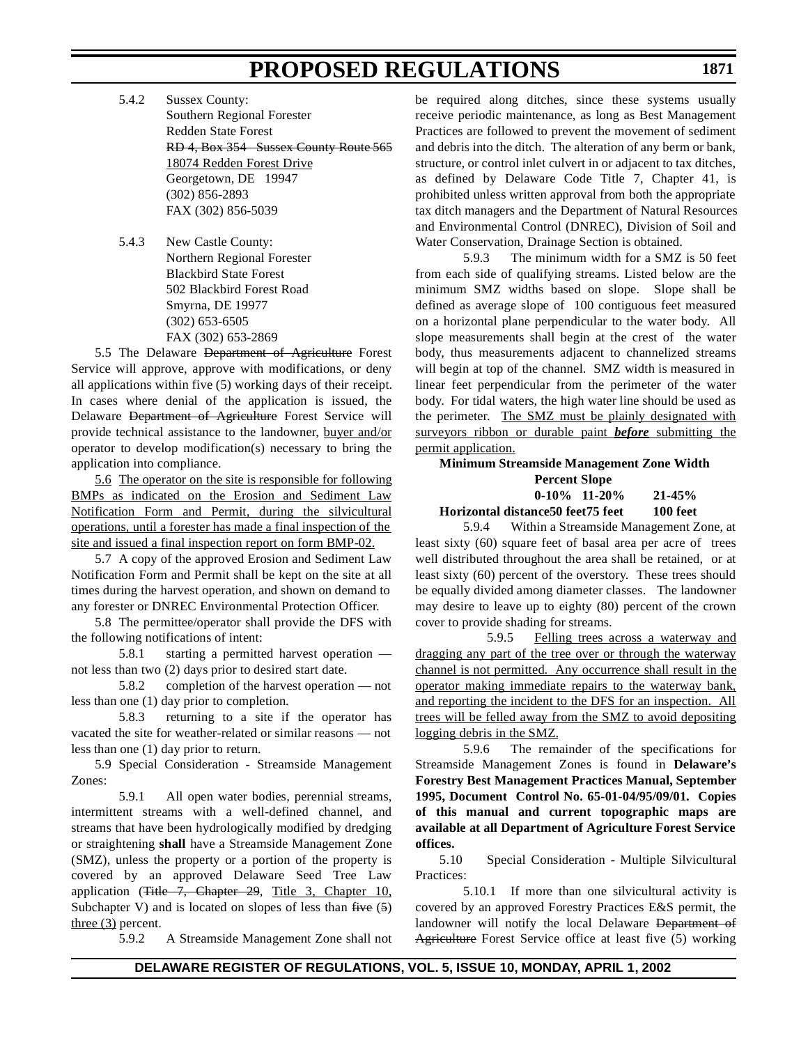5.4.2 Sussex County:
Southern Regional Forester
Redden State Forest
~~RD 4, Box 354 Sussex County Route 565~~
18074 Redden Forest Drive
Georgetown, DE 19947
(302) 856-2893
FAX (302) 856-5039

5.4.3 New Castle County:
Northern Regional Forester
Blackbird State Forest
502 Blackbird Forest Road
Smyrna, DE 19977
(302) 653-6505
FAX (302) 653-2869

5.5 The Delaware ~~Department of Agriculture~~ Forest Service will approve, approve with modifications, or deny all applications within five (5) working days of their receipt. In cases where denial of the application is issued, the Delaware ~~Department of Agriculture~~ Forest Service will provide technical assistance to the landowner, buyer and/or operator to develop modification(s) necessary to bring the application into compliance.

5.6 The operator on the site is responsible for following BMPs as indicated on the Erosion and Sediment Law Notification Form and Permit, during the silvicultural operations, until a forester has made a final inspection of the site and issued a final inspection report on form BMP-02.

5.7 A copy of the approved Erosion and Sediment Law Notification Form and Permit shall be kept on the site at all times during the harvest operation, and shown on demand to any forester or DNREC Environmental Protection Officer.

5.8 The permittee/operator shall provide the DFS with the following notifications of intent:

5.8.1 starting a permitted harvest operation — not less than two (2) days prior to desired start date.

5.8.2 completion of the harvest operation — not less than one (1) day prior to completion.

5.8.3 returning to a site if the operator has vacated the site for weather-related or similar reasons — not less than one (1) day prior to return.

5.9 Special Consideration - Streamside Management Zones:

5.9.1 All open water bodies, perennial streams, intermittent streams with a well-defined channel, and streams that have been hydrologically modified by dredging or straightening **shall** have a Streamside Management Zone (SMZ), unless the property or a portion of the property is covered by an approved Delaware Seed Tree Law application (~~Title 7, Chapter 29~~, Title 3, Chapter 10, Subchapter V) and is located on slopes of less than ~~five (5)~~ three (3) percent.

5.9.2 A Streamside Management Zone shall not be required along ditches, since these systems usually receive periodic maintenance, as long as Best Management Practices are followed to prevent the movement of sediment and debris into the ditch. The alteration of any berm or bank, structure, or control inlet culvert in or adjacent to tax ditches, as defined by Delaware Code Title 7, Chapter 41, is prohibited unless written approval from both the appropriate tax ditch managers and the Department of Natural Resources and Environmental Control (DNREC), Division of Soil and Water Conservation, Drainage Section is obtained.

5.9.3 The minimum width for a SMZ is 50 feet from each side of qualifying streams. Listed below are the minimum SMZ widths based on slope. Slope shall be defined as average slope of 100 contiguous feet measured on a horizontal plane perpendicular to the water body. All slope measurements shall begin at the crest of the water body, thus measurements adjacent to channelized streams will begin at top of the channel. SMZ width is measured in linear feet perpendicular from the perimeter of the water body. For tidal waters, the high water line should be used as the perimeter. The SMZ must be plainly designated with surveyors ribbon or durable paint ***before*** submitting the permit application.

**Minimum Streamside Management Zone Width**

| | **Percent Slope** | | |
|---|---|---|---|
| | **0-10%** | **11-20%** | **21-45%** |
| **Horizontal distance** | **50 feet** | **75 feet** | **100 feet** |

5.9.4 Within a Streamside Management Zone, at least sixty (60) square feet of basal area per acre of trees well distributed throughout the area shall be retained, or at least sixty (60) percent of the overstory. These trees should be equally divided among diameter classes. The landowner may desire to leave up to eighty (80) percent of the crown cover to provide shading for streams.

5.9.5 Felling trees across a waterway and dragging any part of the tree over or through the waterway channel is not permitted. Any occurrence shall result in the operator making immediate repairs to the waterway bank, and reporting the incident to the DFS for an inspection. All trees will be felled away from the SMZ to avoid depositing logging debris in the SMZ.

5.9.6 The remainder of the specifications for Streamside Management Zones is found in **Delaware's Forestry Best Management Practices Manual, September 1995, Document Control No. 65-01-04/95/09/01. Copies of this manual and current topographic maps are available at all Department of Agriculture Forest Service offices.**

5.10 Special Consideration - Multiple Silvicultural Practices:

5.10.1 If more than one silvicultural activity is covered by an approved Forestry Practices E&S permit, the landowner will notify the local Delaware ~~Department of Agriculture~~ Forest Service office at least five (5) working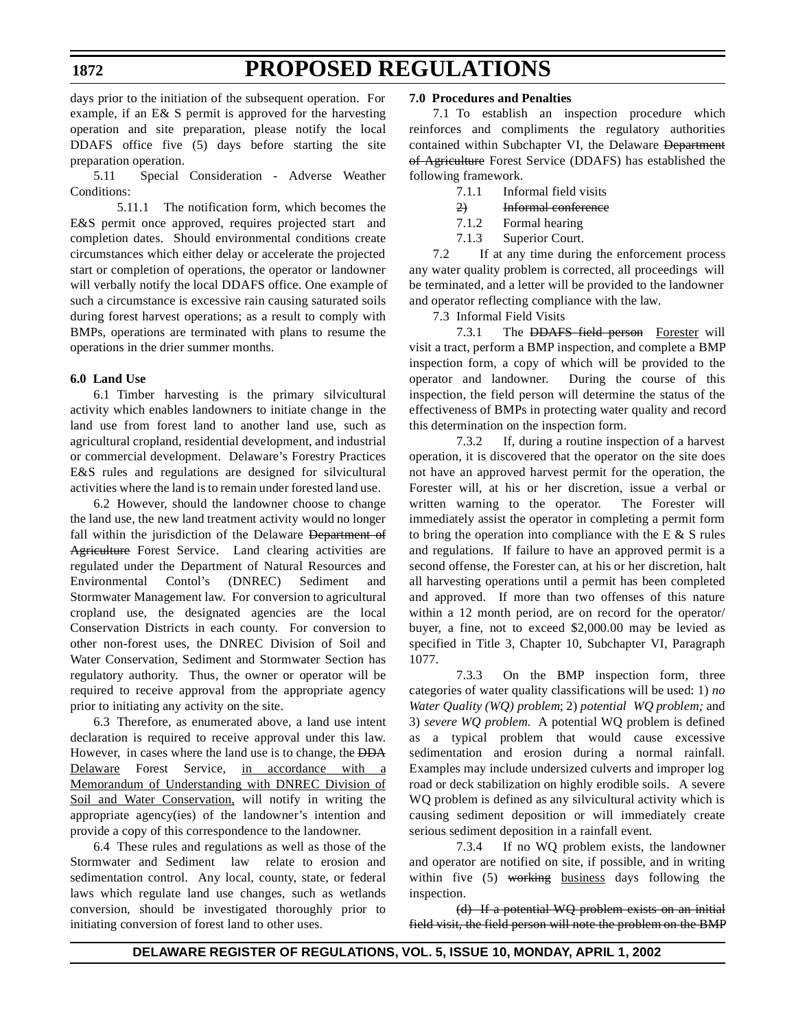days prior to the initiation of the subsequent operation. For example, if an E& S permit is approved for the harvesting operation and site preparation, please notify the local DDAFS office five (5) days before starting the site preparation operation.

5.11 Special Consideration - Adverse Weather Conditions:

5.11.1 The notification form, which becomes the E&S permit once approved, requires projected start and completion dates. Should environmental conditions create circumstances which either delay or accelerate the projected start or completion of operations, the operator or landowner will verbally notify the local DDAFS office. One example of such a circumstance is excessive rain causing saturated soils during forest harvest operations; as a result to comply with BMPs, operations are terminated with plans to resume the operations in the drier summer months.

**6.0 Land Use**

6.1 Timber harvesting is the primary silvicultural activity which enables landowners to initiate change in the land use from forest land to another land use, such as agricultural cropland, residential development, and industrial or commercial development. Delaware's Forestry Practices E&S rules and regulations are designed for silvicultural activities where the land is to remain under forested land use.

6.2 However, should the landowner choose to change the land use, the new land treatment activity would no longer fall within the jurisdiction of the Delaware ~~Department of Agriculture~~ Forest Service. Land clearing activities are regulated under the Department of Natural Resources and Environmental Contol's (DNREC) Sediment and Stormwater Management law. For conversion to agricultural cropland use, the designated agencies are the local Conservation Districts in each county. For conversion to other non-forest uses, the DNREC Division of Soil and Water Conservation, Sediment and Stormwater Section has regulatory authority. Thus, the owner or operator will be required to receive approval from the appropriate agency prior to initiating any activity on the site.

6.3 Therefore, as enumerated above, a land use intent declaration is required to receive approval under this law. However, in cases where the land use is to change, the ~~DDA~~ <u>Delaware</u> Forest Service, <u>in accordance with a Memorandum of Understanding with DNREC Division of Soil and Water Conservation,</u> will notify in writing the appropriate agency(ies) of the landowner's intention and provide a copy of this correspondence to the landowner.

6.4 These rules and regulations as well as those of the Stormwater and Sediment law relate to erosion and sedimentation control. Any local, county, state, or federal laws which regulate land use changes, such as wetlands conversion, should be investigated thoroughly prior to initiating conversion of forest land to other uses.

**7.0 Procedures and Penalties**

7.1 To establish an inspection procedure which reinforces and compliments the regulatory authorities contained within Subchapter VI, the Delaware ~~Department of Agriculture~~ Forest Service (DDAFS) has established the following framework.

7.1.1 Informal field visits

~~2) Informal conference~~

7.1.2 Formal hearing

7.1.3 Superior Court.

7.2 If at any time during the enforcement process any water quality problem is corrected, all proceedings will be terminated, and a letter will be provided to the landowner and operator reflecting compliance with the law.

7.3 Informal Field Visits

7.3.1 The ~~DDAFS field person~~ <u>Forester</u> will visit a tract, perform a BMP inspection, and complete a BMP inspection form, a copy of which will be provided to the operator and landowner. During the course of this inspection, the field person will determine the status of the effectiveness of BMPs in protecting water quality and record this determination on the inspection form.

7.3.2 If, during a routine inspection of a harvest operation, it is discovered that the operator on the site does not have an approved harvest permit for the operation, the Forester will, at his or her discretion, issue a verbal or written warning to the operator. The Forester will immediately assist the operator in completing a permit form to bring the operation into compliance with the E & S rules and regulations. If failure to have an approved permit is a second offense, the Forester can, at his or her discretion, halt all harvesting operations until a permit has been completed and approved. If more than two offenses of this nature within a 12 month period, are on record for the operator/buyer, a fine, not to exceed $2,000.00 may be levied as specified in Title 3, Chapter 10, Subchapter VI, Paragraph 1077.

7.3.3 On the BMP inspection form, three categories of water quality classifications will be used: 1) *no Water Quality (WQ) problem*; 2) *potential WQ problem;* and 3) *severe WQ problem.* A potential WQ problem is defined as a typical problem that would cause excessive sedimentation and erosion during a normal rainfall. Examples may include undersized culverts and improper log road or deck stabilization on highly erodible soils. A severe WQ problem is defined as any silvicultural activity which is causing sediment deposition or will immediately create serious sediment deposition in a rainfall event.

7.3.4 If no WQ problem exists, the landowner and operator are notified on site, if possible, and in writing within five (5) ~~working~~ <u>business</u> days following the inspection.

~~(d) If a potential WQ problem exists on an initial field visit, the field person will note the problem on the BMP~~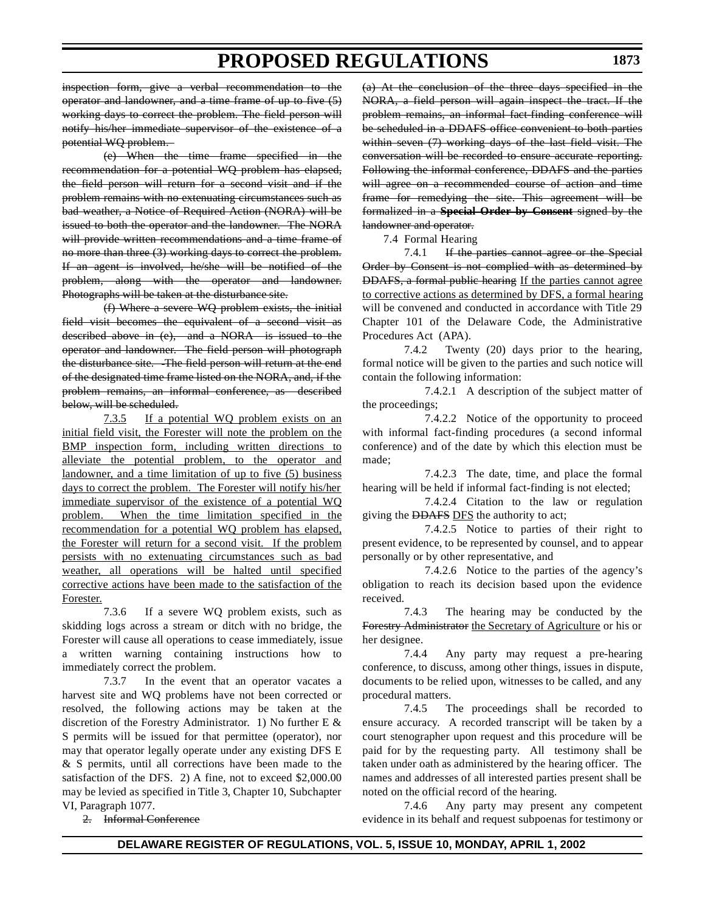~~inspection form, give a verbal recommendation to the operator and landowner, and a time frame of up to five (5) working days to correct the problem. The field person will notify his/her immediate supervisor of the existence of a potential WQ problem.~~

~~(e) When the time frame specified in the recommendation for a potential WQ problem has elapsed, the field person will return for a second visit and if the problem remains with no extenuating circumstances such as bad weather, a Notice of Required Action (NORA) will be issued to both the operator and the landowner. The NORA will provide written recommendations and a time frame of no more than three (3) working days to correct the problem. If an agent is involved, he/she will be notified of the problem, along with the operator and landowner. Photographs will be taken at the disturbance site.~~

~~(f) Where a severe WQ problem exists, the initial field visit becomes the equivalent of a second visit as described above in (e), and a NORA is issued to the operator and landowner. The field person will photograph the disturbance site. The field person will return at the end of the designated time frame listed on the NORA, and, if the problem remains, an informal conference, as described below, will be scheduled.~~

<u>7.3.5 If a potential WQ problem exists on an initial field visit, the Forester will note the problem on the BMP inspection form, including written directions to alleviate the potential problem, to the operator and landowner, and a time limitation of up to five (5) business days to correct the problem. The Forester will notify his/her immediate supervisor of the existence of a potential WQ problem. When the time limitation specified in the recommendation for a potential WQ problem has elapsed, the Forester will return for a second visit. If the problem persists with no extenuating circumstances such as bad weather, all operations will be halted until specified corrective actions have been made to the satisfaction of the Forester.</u>

7.3.6 If a severe WQ problem exists, such as skidding logs across a stream or ditch with no bridge, the Forester will cause all operations to cease immediately, issue a written warning containing instructions how to immediately correct the problem.

7.3.7 In the event that an operator vacates a harvest site and WQ problems have not been corrected or resolved, the following actions may be taken at the discretion of the Forestry Administrator. 1) No further E & S permits will be issued for that permittee (operator), nor may that operator legally operate under any existing DFS E & S permits, until all corrections have been made to the satisfaction of the DFS. 2) A fine, not to exceed $2,000.00 may be levied as specified in Title 3, Chapter 10, Subchapter VI, Paragraph 1077.

~~2. Informal Conference~~

~~(a) At the conclusion of the three days specified in the NORA, a field person will again inspect the tract. If the problem remains, an informal fact-finding conference will be scheduled in a DDAFS office convenient to both parties within seven (7) working days of the last field visit. The conversation will be recorded to ensure accurate reporting. Following the informal conference, DDAFS and the parties will agree on a recommended course of action and time frame for remedying the site. This agreement will be formalized in a **Special Order by Consent** signed by the landowner and operator.~~

7.4 Formal Hearing

7.4.1 ~~If the parties cannot agree or the Special Order by Consent is not complied with as determined by DDAFS, a formal public hearing~~ <u>If the parties cannot agree to corrective actions as determined by DFS, a formal hearing</u> will be convened and conducted in accordance with Title 29 Chapter 101 of the Delaware Code, the Administrative Procedures Act (APA).

7.4.2 Twenty (20) days prior to the hearing, formal notice will be given to the parties and such notice will contain the following information:

7.4.2.1 A description of the subject matter of the proceedings;

7.4.2.2 Notice of the opportunity to proceed with informal fact-finding procedures (a second informal conference) and of the date by which this election must be made;

7.4.2.3 The date, time, and place the formal hearing will be held if informal fact-finding is not elected;

7.4.2.4 Citation to the law or regulation giving the ~~DDAFS~~ <u>DFS</u> the authority to act;

7.4.2.5 Notice to parties of their right to present evidence, to be represented by counsel, and to appear personally or by other representative, and

7.4.2.6 Notice to the parties of the agency's obligation to reach its decision based upon the evidence received.

7.4.3 The hearing may be conducted by the ~~Forestry Administrator~~ <u>the Secretary of Agriculture</u> or his or her designee.

7.4.4 Any party may request a pre-hearing conference, to discuss, among other things, issues in dispute, documents to be relied upon, witnesses to be called, and any procedural matters.

7.4.5 The proceedings shall be recorded to ensure accuracy. A recorded transcript will be taken by a court stenographer upon request and this procedure will be paid for by the requesting party. All testimony shall be taken under oath as administered by the hearing officer. The names and addresses of all interested parties present shall be noted on the official record of the hearing.

7.4.6 Any party may present any competent evidence in its behalf and request subpoenas for testimony or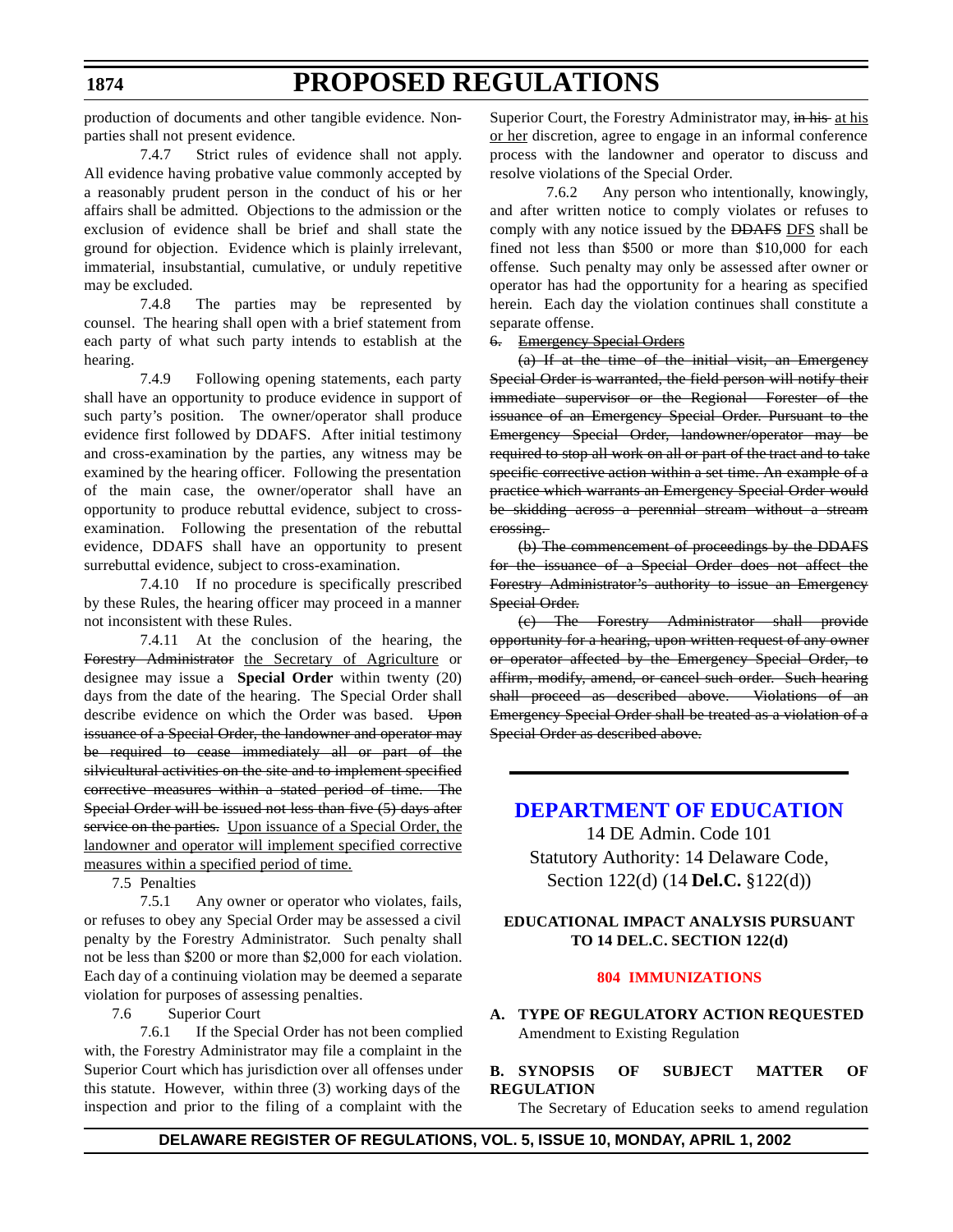production of documents and other tangible evidence. Non-parties shall not present evidence.

7.4.7 Strict rules of evidence shall not apply. All evidence having probative value commonly accepted by a reasonably prudent person in the conduct of his or her affairs shall be admitted. Objections to the admission or the exclusion of evidence shall be brief and shall state the ground for objection. Evidence which is plainly irrelevant, immaterial, insubstantial, cumulative, or unduly repetitive may be excluded.

7.4.8 The parties may be represented by counsel. The hearing shall open with a brief statement from each party of what such party intends to establish at the hearing.

7.4.9 Following opening statements, each party shall have an opportunity to produce evidence in support of such party's position. The owner/operator shall produce evidence first followed by DDAFS. After initial testimony and cross-examination by the parties, any witness may be examined by the hearing officer. Following the presentation of the main case, the owner/operator shall have an opportunity to produce rebuttal evidence, subject to cross-examination. Following the presentation of the rebuttal evidence, DDAFS shall have an opportunity to present surrebuttal evidence, subject to cross-examination.

7.4.10 If no procedure is specifically prescribed by these Rules, the hearing officer may proceed in a manner not inconsistent with these Rules.

7.4.11 At the conclusion of the hearing, the ~~Forestry Administrator~~ the Secretary of Agriculture or designee may issue a **Special Order** within twenty (20) days from the date of the hearing. The Special Order shall describe evidence on which the Order was based. ~~Upon issuance of a Special Order, the landowner and operator may be required to cease immediately all or part of the silvicultural activities on the site and to implement specified corrective measures within a stated period of time. The Special Order will be issued not less than five (5) days after service on the parties.~~ Upon issuance of a Special Order, the landowner and operator will implement specified corrective measures within a specified period of time.

7.5 Penalties

7.5.1 Any owner or operator who violates, fails, or refuses to obey any Special Order may be assessed a civil penalty by the Forestry Administrator. Such penalty shall not be less than $200 or more than $2,000 for each violation. Each day of a continuing violation may be deemed a separate violation for purposes of assessing penalties.

7.6 Superior Court

7.6.1 If the Special Order has not been complied with, the Forestry Administrator may file a complaint in the Superior Court which has jurisdiction over all offenses under this statute. However, within three (3) working days of the inspection and prior to the filing of a complaint with the Superior Court, the Forestry Administrator may, ~~in his~~ at his or her discretion, agree to engage in an informal conference process with the landowner and operator to discuss and resolve violations of the Special Order.

7.6.2 Any person who intentionally, knowingly, and after written notice to comply violates or refuses to comply with any notice issued by the ~~DDAFS~~ DFS shall be fined not less than $500 or more than $10,000 for each offense. Such penalty may only be assessed after owner or operator has had the opportunity for a hearing as specified herein. Each day the violation continues shall constitute a separate offense.

~~6. Emergency Special Orders~~

~~(a) If at the time of the initial visit, an Emergency Special Order is warranted, the field person will notify their immediate supervisor or the Regional Forester of the issuance of an Emergency Special Order. Pursuant to the Emergency Special Order, landowner/operator may be required to stop all work on all or part of the tract and to take specific corrective action within a set time. An example of a practice which warrants an Emergency Special Order would be skidding across a perennial stream without a stream crossing.~~

~~(b) The commencement of proceedings by the DDAFS for the issuance of a Special Order does not affect the Forestry Administrator's authority to issue an Emergency Special Order.~~

~~(c) The Forestry Administrator shall provide opportunity for a hearing, upon written request of any owner or operator affected by the Emergency Special Order, to affirm, modify, amend, or cancel such order. Such hearing shall proceed as described above. Violations of an Emergency Special Order shall be treated as a violation of a Special Order as described above.~~

---

## DEPARTMENT OF EDUCATION

14 DE Admin. Code 101

Statutory Authority: 14 Delaware Code, Section 122(d) (14 **Del.C.** §122(d))

### EDUCATIONAL IMPACT ANALYSIS PURSUANT TO 14 DEL.C. SECTION 122(d)

#### 804 IMMUNIZATIONS

**A. TYPE OF REGULATORY ACTION REQUESTED**

Amendment to Existing Regulation

**B. SYNOPSIS OF SUBJECT MATTER OF REGULATION**

The Secretary of Education seeks to amend regulation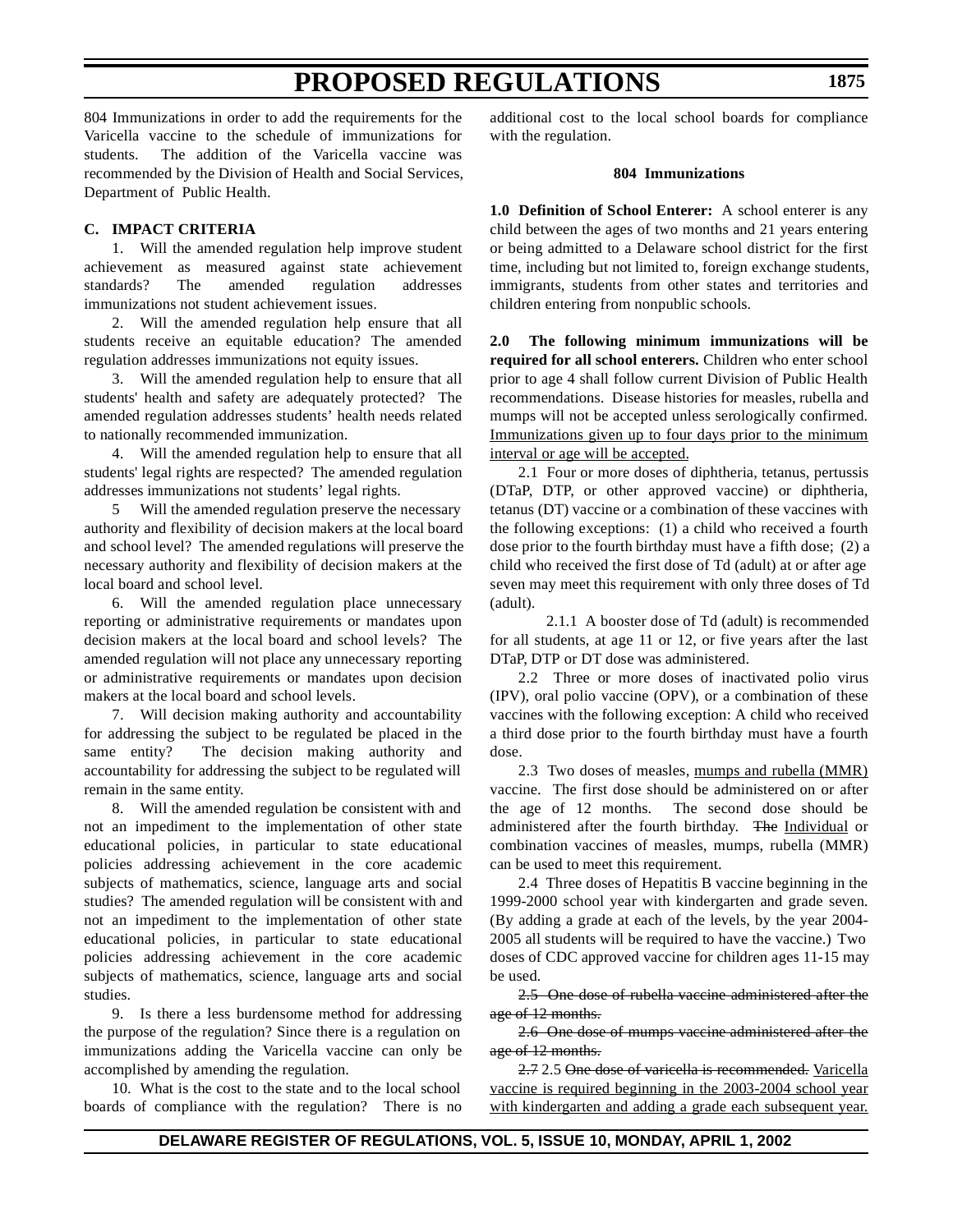804 Immunizations in order to add the requirements for the Varicella vaccine to the schedule of immunizations for students. The addition of the Varicella vaccine was recommended by the Division of Health and Social Services, Department of Public Health.

**C. IMPACT CRITERIA**

1. Will the amended regulation help improve student achievement as measured against state achievement standards? The amended regulation addresses immunizations not student achievement issues.

2. Will the amended regulation help ensure that all students receive an equitable education? The amended regulation addresses immunizations not equity issues.

3. Will the amended regulation help to ensure that all students' health and safety are adequately protected? The amended regulation addresses students' health needs related to nationally recommended immunization.

4. Will the amended regulation help to ensure that all students' legal rights are respected? The amended regulation addresses immunizations not students' legal rights.

5 Will the amended regulation preserve the necessary authority and flexibility of decision makers at the local board and school level? The amended regulations will preserve the necessary authority and flexibility of decision makers at the local board and school level.

6. Will the amended regulation place unnecessary reporting or administrative requirements or mandates upon decision makers at the local board and school levels? The amended regulation will not place any unnecessary reporting or administrative requirements or mandates upon decision makers at the local board and school levels.

7. Will decision making authority and accountability for addressing the subject to be regulated be placed in the same entity? The decision making authority and accountability for addressing the subject to be regulated will remain in the same entity.

8. Will the amended regulation be consistent with and not an impediment to the implementation of other state educational policies, in particular to state educational policies addressing achievement in the core academic subjects of mathematics, science, language arts and social studies? The amended regulation will be consistent with and not an impediment to the implementation of other state educational policies, in particular to state educational policies addressing achievement in the core academic subjects of mathematics, science, language arts and social studies.

9. Is there a less burdensome method for addressing the purpose of the regulation? Since there is a regulation on immunizations adding the Varicella vaccine can only be accomplished by amending the regulation.

10. What is the cost to the state and to the local school boards of compliance with the regulation? There is no additional cost to the local school boards for compliance with the regulation.

**804 Immunizations**

**1.0 Definition of School Enterer:** A school enterer is any child between the ages of two months and 21 years entering or being admitted to a Delaware school district for the first time, including but not limited to, foreign exchange students, immigrants, students from other states and territories and children entering from nonpublic schools.

**2.0 The following minimum immunizations will be required for all school enterers.** Children who enter school prior to age 4 shall follow current Division of Public Health recommendations. Disease histories for measles, rubella and mumps will not be accepted unless serologically confirmed. <u>Immunizations given up to four days prior to the minimum interval or age will be accepted.</u>

2.1 Four or more doses of diphtheria, tetanus, pertussis (DTaP, DTP, or other approved vaccine) or diphtheria, tetanus (DT) vaccine or a combination of these vaccines with the following exceptions: (1) a child who received a fourth dose prior to the fourth birthday must have a fifth dose; (2) a child who received the first dose of Td (adult) at or after age seven may meet this requirement with only three doses of Td (adult).

2.1.1 A booster dose of Td (adult) is recommended for all students, at age 11 or 12, or five years after the last DTaP, DTP or DT dose was administered.

2.2 Three or more doses of inactivated polio virus (IPV), oral polio vaccine (OPV), or a combination of these vaccines with the following exception: A child who received a third dose prior to the fourth birthday must have a fourth dose.

2.3 Two doses of measles, <u>mumps and rubella (MMR)</u> vaccine. The first dose should be administered on or after the age of 12 months. The second dose should be administered after the fourth birthday. ~~The~~ <u>Individual</u> or combination vaccines of measles, mumps, rubella (MMR) can be used to meet this requirement.

2.4 Three doses of Hepatitis B vaccine beginning in the 1999-2000 school year with kindergarten and grade seven. (By adding a grade at each of the levels, by the year 2004-2005 all students will be required to have the vaccine.) Two doses of CDC approved vaccine for children ages 11-15 may be used.

~~2.5 One dose of rubella vaccine administered after the age of 12 months.~~

~~2.6 One dose of mumps vaccine administered after the age of 12 months.~~

~~2.7~~ 2.5 ~~One dose of varicella is recommended.~~ <u>Varicella vaccine is required beginning in the 2003-2004 school year with kindergarten and adding a grade each subsequent year.</u>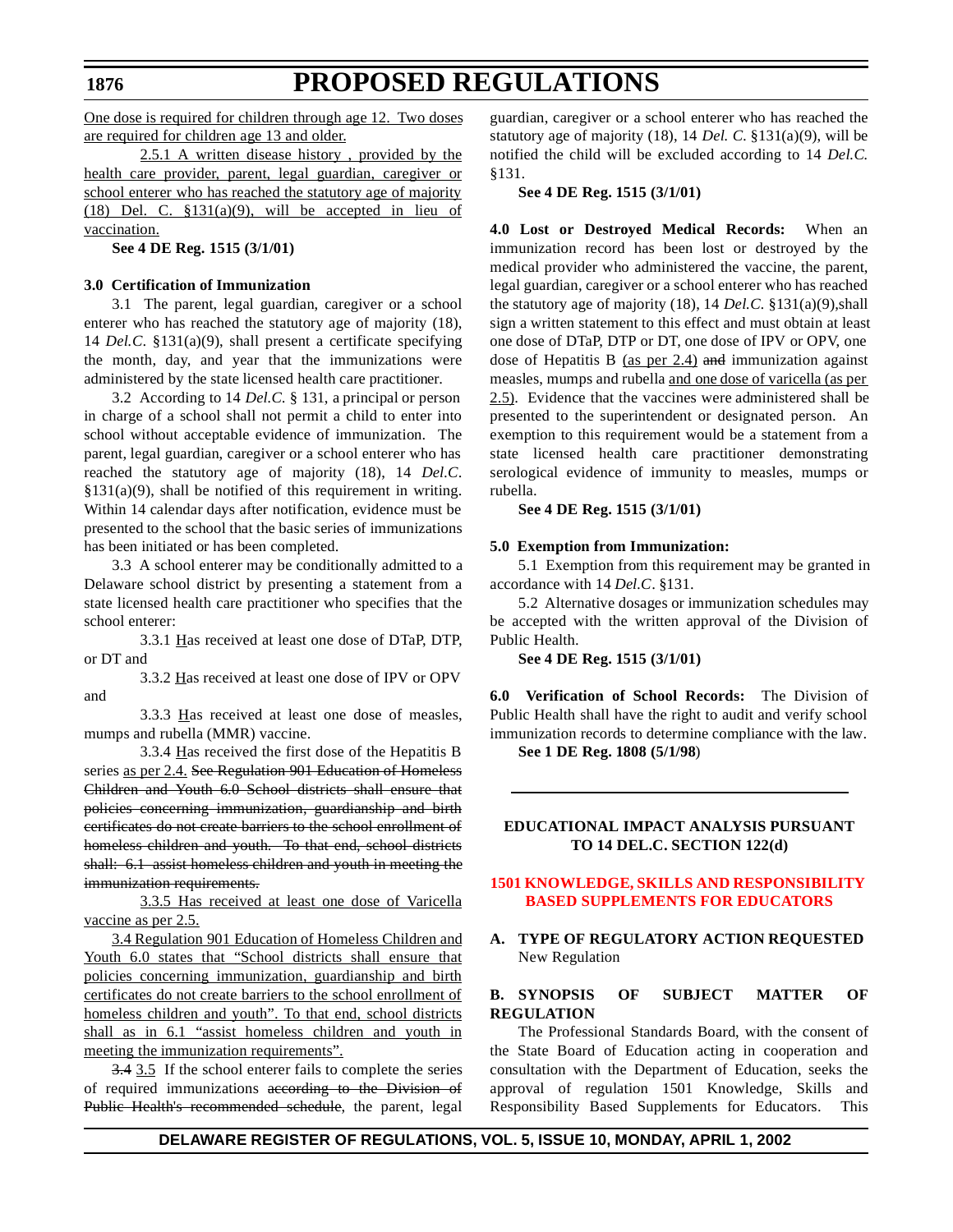One dose is required for children through age 12. Two doses are required for children age 13 and older.

2.5.1 A written disease history , provided by the health care provider, parent, legal guardian, caregiver or school enterer who has reached the statutory age of majority (18) Del. C. §131(a)(9), will be accepted in lieu of vaccination.

**See 4 DE Reg. 1515 (3/1/01)**

**3.0 Certification of Immunization**

3.1 The parent, legal guardian, caregiver or a school enterer who has reached the statutory age of majority (18), 14 *Del.C*. §131(a)(9), shall present a certificate specifying the month, day, and year that the immunizations were administered by the state licensed health care practitioner.

3.2 According to 14 *Del.C.* § 131, a principal or person in charge of a school shall not permit a child to enter into school without acceptable evidence of immunization. The parent, legal guardian, caregiver or a school enterer who has reached the statutory age of majority (18), 14 *Del.C*. §131(a)(9), shall be notified of this requirement in writing. Within 14 calendar days after notification, evidence must be presented to the school that the basic series of immunizations has been initiated or has been completed.

3.3 A school enterer may be conditionally admitted to a Delaware school district by presenting a statement from a state licensed health care practitioner who specifies that the school enterer:

3.3.1 Has received at least one dose of DTaP, DTP, or DT and

3.3.2 Has received at least one dose of IPV or OPV and

3.3.3 Has received at least one dose of measles, mumps and rubella (MMR) vaccine.

3.3.4 Has received the first dose of the Hepatitis B series as per 2.4. ~~See Regulation 901 Education of Homeless Children and Youth 6.0 School districts shall ensure that policies concerning immunization, guardianship and birth certificates do not create barriers to the school enrollment of homeless children and youth. To that end, school districts shall: 6.1 assist homeless children and youth in meeting the immunization requirements.~~

3.3.5 Has received at least one dose of Varicella vaccine as per 2.5.

3.4 Regulation 901 Education of Homeless Children and Youth 6.0 states that "School districts shall ensure that policies concerning immunization, guardianship and birth certificates do not create barriers to the school enrollment of homeless children and youth". To that end, school districts shall as in 6.1 "assist homeless children and youth in meeting the immunization requirements".

~~3.4~~ 3.5 If the school enterer fails to complete the series of required immunizations ~~according to the Division of Public Health's recommended schedule~~, the parent, legal guardian, caregiver or a school enterer who has reached the statutory age of majority (18), 14 *Del. C*. §131(a)(9), will be notified the child will be excluded according to 14 *Del.C.* §131.

**See 4 DE Reg. 1515 (3/1/01)**

**4.0 Lost or Destroyed Medical Records:** When an immunization record has been lost or destroyed by the medical provider who administered the vaccine, the parent, legal guardian, caregiver or a school enterer who has reached the statutory age of majority (18), 14 *Del.C.* §131(a)(9),shall sign a written statement to this effect and must obtain at least one dose of DTaP, DTP or DT, one dose of IPV or OPV, one dose of Hepatitis B (as per 2.4) ~~and~~ immunization against measles, mumps and rubella and one dose of varicella (as per 2.5). Evidence that the vaccines were administered shall be presented to the superintendent or designated person. An exemption to this requirement would be a statement from a state licensed health care practitioner demonstrating serological evidence of immunity to measles, mumps or rubella.

**See 4 DE Reg. 1515 (3/1/01)**

**5.0 Exemption from Immunization:**

5.1 Exemption from this requirement may be granted in accordance with 14 *Del.C*. §131.

5.2 Alternative dosages or immunization schedules may be accepted with the written approval of the Division of Public Health.

**See 4 DE Reg. 1515 (3/1/01)**

**6.0 Verification of School Records:** The Division of Public Health shall have the right to audit and verify school immunization records to determine compliance with the law.

**See 1 DE Reg. 1808 (5/1/98**)

---

**EDUCATIONAL IMPACT ANALYSIS PURSUANT TO 14 DEL.C. SECTION 122(d)**

**1501 KNOWLEDGE, SKILLS AND RESPONSIBILITY BASED SUPPLEMENTS FOR EDUCATORS**

**A. TYPE OF REGULATORY ACTION REQUESTED**

New Regulation

**B. SYNOPSIS OF SUBJECT MATTER OF REGULATION**

The Professional Standards Board, with the consent of the State Board of Education acting in cooperation and consultation with the Department of Education, seeks the approval of regulation 1501 Knowledge, Skills and Responsibility Based Supplements for Educators. This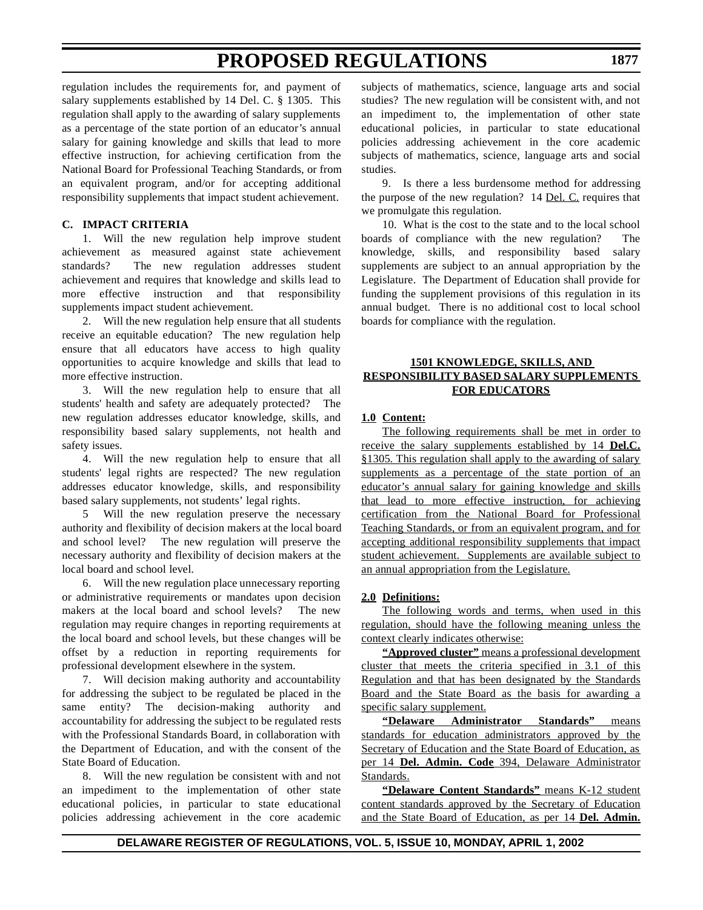regulation includes the requirements for, and payment of salary supplements established by 14 Del. C. § 1305. This regulation shall apply to the awarding of salary supplements as a percentage of the state portion of an educator's annual salary for gaining knowledge and skills that lead to more effective instruction, for achieving certification from the National Board for Professional Teaching Standards, or from an equivalent program, and/or for accepting additional responsibility supplements that impact student achievement.

**C. IMPACT CRITERIA**

1. Will the new regulation help improve student achievement as measured against state achievement standards? The new regulation addresses student achievement and requires that knowledge and skills lead to more effective instruction and that responsibility supplements impact student achievement.

2. Will the new regulation help ensure that all students receive an equitable education? The new regulation help ensure that all educators have access to high quality opportunities to acquire knowledge and skills that lead to more effective instruction.

3. Will the new regulation help to ensure that all students' health and safety are adequately protected? The new regulation addresses educator knowledge, skills, and responsibility based salary supplements, not health and safety issues.

4. Will the new regulation help to ensure that all students' legal rights are respected? The new regulation addresses educator knowledge, skills, and responsibility based salary supplements, not students' legal rights.

5 Will the new regulation preserve the necessary authority and flexibility of decision makers at the local board and school level? The new regulation will preserve the necessary authority and flexibility of decision makers at the local board and school level.

6. Will the new regulation place unnecessary reporting or administrative requirements or mandates upon decision makers at the local board and school levels? The new regulation may require changes in reporting requirements at the local board and school levels, but these changes will be offset by a reduction in reporting requirements for professional development elsewhere in the system.

7. Will decision making authority and accountability for addressing the subject to be regulated be placed in the same entity? The decision-making authority and accountability for addressing the subject to be regulated rests with the Professional Standards Board, in collaboration with the Department of Education, and with the consent of the State Board of Education.

8. Will the new regulation be consistent with and not an impediment to the implementation of other state educational policies, in particular to state educational policies addressing achievement in the core academic subjects of mathematics, science, language arts and social studies? The new regulation will be consistent with, and not an impediment to, the implementation of other state educational policies, in particular to state educational policies addressing achievement in the core academic subjects of mathematics, science, language arts and social studies.

9. Is there a less burdensome method for addressing the purpose of the new regulation? 14 Del. C. requires that we promulgate this regulation.

10. What is the cost to the state and to the local school boards of compliance with the new regulation? The knowledge, skills, and responsibility based salary supplements are subject to an annual appropriation by the Legislature. The Department of Education shall provide for funding the supplement provisions of this regulation in its annual budget. There is no additional cost to local school boards for compliance with the regulation.

## 1501 KNOWLEDGE, SKILLS, AND RESPONSIBILITY BASED SALARY SUPPLEMENTS FOR EDUCATORS

**1.0 Content:**

The following requirements shall be met in order to receive the salary supplements established by 14 **Del.C.** §1305. This regulation shall apply to the awarding of salary supplements as a percentage of the state portion of an educator's annual salary for gaining knowledge and skills that lead to more effective instruction, for achieving certification from the National Board for Professional Teaching Standards, or from an equivalent program, and for accepting additional responsibility supplements that impact student achievement. Supplements are available subject to an annual appropriation from the Legislature.

**2.0 Definitions:**

The following words and terms, when used in this regulation, should have the following meaning unless the context clearly indicates otherwise:

**"Approved cluster"** means a professional development cluster that meets the criteria specified in 3.1 of this Regulation and that has been designated by the Standards Board and the State Board as the basis for awarding a specific salary supplement.

**"Delaware Administrator Standards"** means standards for education administrators approved by the Secretary of Education and the State Board of Education, as per 14 **Del. Admin. Code** 394, Delaware Administrator Standards.

**"Delaware Content Standards"** means K-12 student content standards approved by the Secretary of Education and the State Board of Education, as per 14 **Del. Admin.**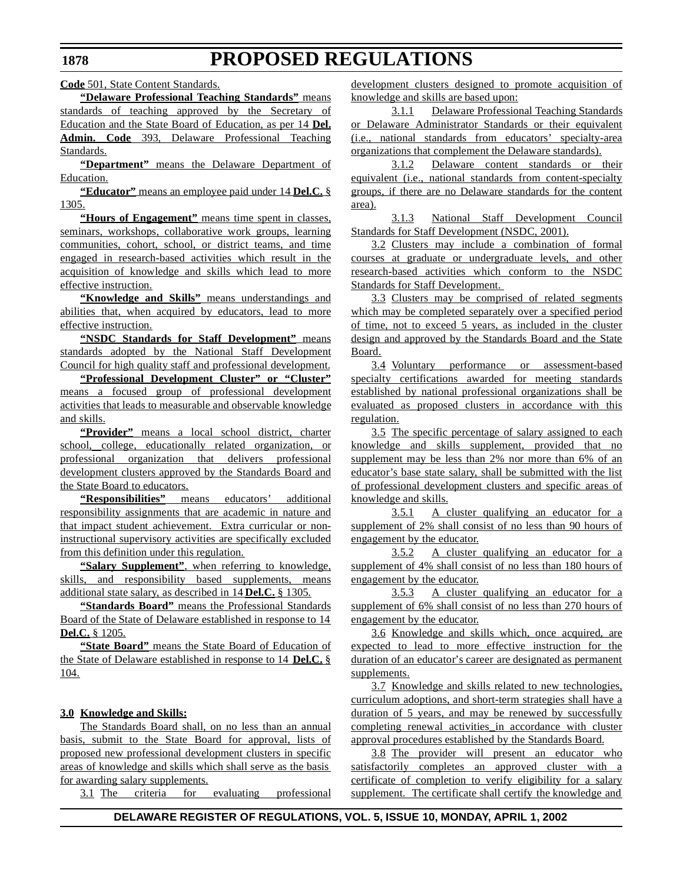**Code** 501, State Content Standards.

**"Delaware Professional Teaching Standards"** means standards of teaching approved by the Secretary of Education and the State Board of Education, as per 14 **Del. Admin. Code** 393, Delaware Professional Teaching Standards.

**"Department"** means the Delaware Department of Education.

**"Educator"** means an employee paid under 14 **Del.C.** § 1305.

**"Hours of Engagement"** means time spent in classes, seminars, workshops, collaborative work groups, learning communities, cohort, school, or district teams, and time engaged in research-based activities which result in the acquisition of knowledge and skills which lead to more effective instruction.

**"Knowledge and Skills"** means understandings and abilities that, when acquired by educators, lead to more effective instruction.

**"NSDC Standards for Staff Development"** means standards adopted by the National Staff Development Council for high quality staff and professional development.

**"Professional Development Cluster" or "Cluster"** means a focused group of professional development activities that leads to measurable and observable knowledge and skills.

**"Provider"** means a local school district, charter school, college, educationally related organization, or professional organization that delivers professional development clusters approved by the Standards Board and the State Board to educators.

**"Responsibilities"** means educators' additional responsibility assignments that are academic in nature and that impact student achievement. Extra curricular or non-instructional supervisory activities are specifically excluded from this definition under this regulation.

**"Salary Supplement"**, when referring to knowledge, skills, and responsibility based supplements, means additional state salary, as described in 14 **Del.C.** § 1305.

**"Standards Board"** means the Professional Standards Board of the State of Delaware established in response to 14 **Del.C.** § 1205.

**"State Board"** means the State Board of Education of the State of Delaware established in response to 14 **Del.C.** § 104.

**3.0 Knowledge and Skills:**

The Standards Board shall, on no less than an annual basis, submit to the State Board for approval, lists of proposed new professional development clusters in specific areas of knowledge and skills which shall serve as the basis for awarding salary supplements.

3.1 The criteria for evaluating professional development clusters designed to promote acquisition of knowledge and skills are based upon:

3.1.1 Delaware Professional Teaching Standards or Delaware Administrator Standards or their equivalent (i.e., national standards from educators' specialty-area organizations that complement the Delaware standards).

3.1.2 Delaware content standards or their equivalent (i.e., national standards from content-specialty groups, if there are no Delaware standards for the content area).

3.1.3 National Staff Development Council Standards for Staff Development (NSDC, 2001).

3.2 Clusters may include a combination of formal courses at graduate or undergraduate levels, and other research-based activities which conform to the NSDC Standards for Staff Development.

3.3 Clusters may be comprised of related segments which may be completed separately over a specified period of time, not to exceed 5 years, as included in the cluster design and approved by the Standards Board and the State Board.

3.4 Voluntary performance or assessment-based specialty certifications awarded for meeting standards established by national professional organizations shall be evaluated as proposed clusters in accordance with this regulation.

3.5 The specific percentage of salary assigned to each knowledge and skills supplement, provided that no supplement may be less than 2% nor more than 6% of an educator's base state salary, shall be submitted with the list of professional development clusters and specific areas of knowledge and skills.

3.5.1 A cluster qualifying an educator for a supplement of 2% shall consist of no less than 90 hours of engagement by the educator.

3.5.2 A cluster qualifying an educator for a supplement of 4% shall consist of no less than 180 hours of engagement by the educator.

3.5.3 A cluster qualifying an educator for a supplement of 6% shall consist of no less than 270 hours of engagement by the educator.

3.6 Knowledge and skills which, once acquired, are expected to lead to more effective instruction for the duration of an educator's career are designated as permanent supplements.

3.7 Knowledge and skills related to new technologies, curriculum adoptions, and short-term strategies shall have a duration of 5 years, and may be renewed by successfully completing renewal activities in accordance with cluster approval procedures established by the Standards Board.

3.8 The provider will present an educator who satisfactorily completes an approved cluster with a certificate of completion to verify eligibility for a salary supplement. The certificate shall certify the knowledge and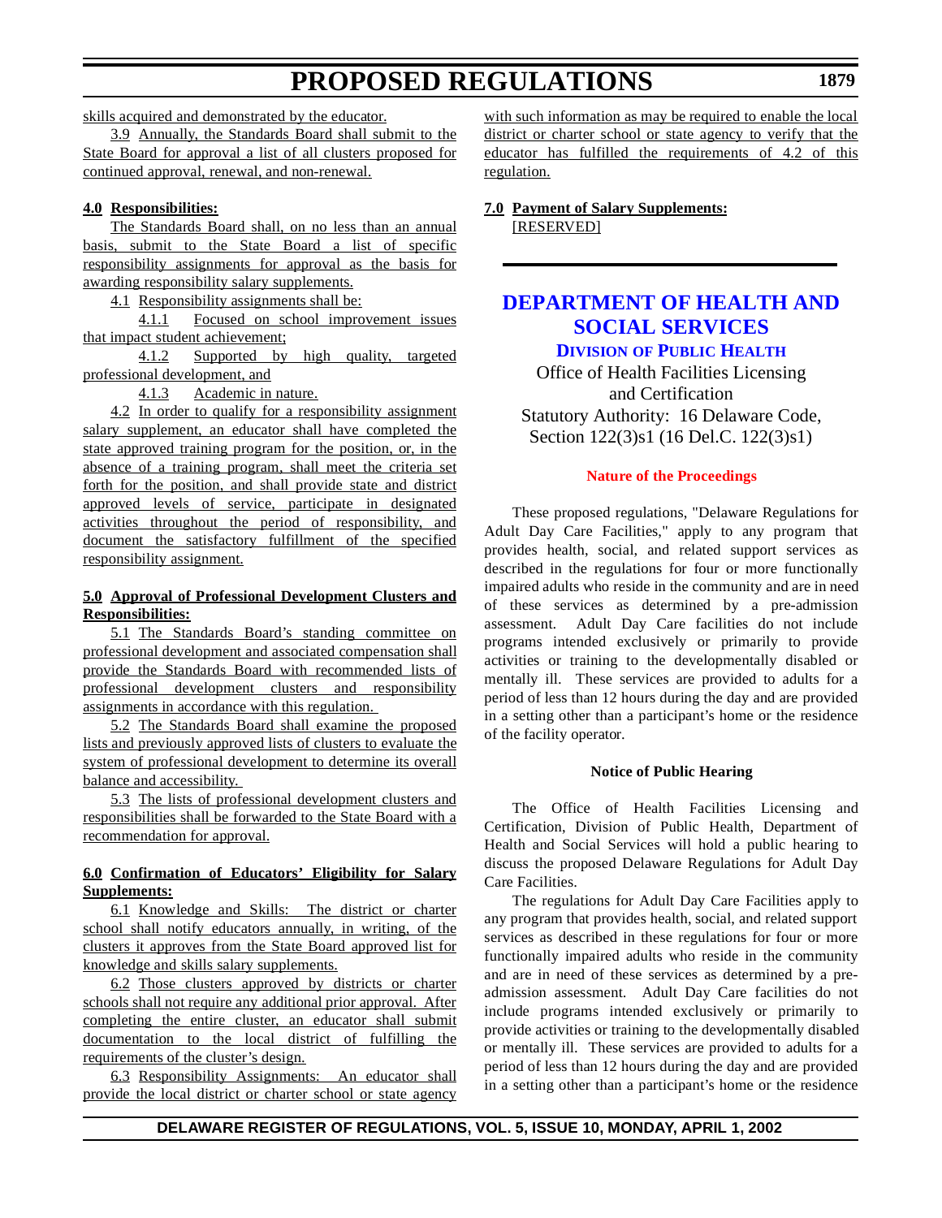skills acquired and demonstrated by the educator.

3.9 Annually, the Standards Board shall submit to the State Board for approval a list of all clusters proposed for continued approval, renewal, and non-renewal.

**4.0 Responsibilities:**

The Standards Board shall, on no less than an annual basis, submit to the State Board a list of specific responsibility assignments for approval as the basis for awarding responsibility salary supplements.

4.1 Responsibility assignments shall be:

4.1.1 Focused on school improvement issues that impact student achievement;

4.1.2 Supported by high quality, targeted professional development, and

4.1.3 Academic in nature.

4.2 In order to qualify for a responsibility assignment salary supplement, an educator shall have completed the state approved training program for the position, or, in the absence of a training program, shall meet the criteria set forth for the position, and shall provide state and district approved levels of service, participate in designated activities throughout the period of responsibility, and document the satisfactory fulfillment of the specified responsibility assignment.

**5.0 Approval of Professional Development Clusters and Responsibilities:**

5.1 The Standards Board's standing committee on professional development and associated compensation shall provide the Standards Board with recommended lists of professional development clusters and responsibility assignments in accordance with this regulation.

5.2 The Standards Board shall examine the proposed lists and previously approved lists of clusters to evaluate the system of professional development to determine its overall balance and accessibility.

5.3 The lists of professional development clusters and responsibilities shall be forwarded to the State Board with a recommendation for approval.

**6.0 Confirmation of Educators' Eligibility for Salary Supplements:**

6.1 Knowledge and Skills: The district or charter school shall notify educators annually, in writing, of the clusters it approves from the State Board approved list for knowledge and skills salary supplements.

6.2 Those clusters approved by districts or charter schools shall not require any additional prior approval. After completing the entire cluster, an educator shall submit documentation to the local district of fulfilling the requirements of the cluster's design.

6.3 Responsibility Assignments: An educator shall provide the local district or charter school or state agency with such information as may be required to enable the local district or charter school or state agency to verify that the educator has fulfilled the requirements of 4.2 of this regulation.

**7.0 Payment of Salary Supplements:**

[RESERVED]

---

# DEPARTMENT OF HEALTH AND SOCIAL SERVICES

## DIVISION OF PUBLIC HEALTH

Office of Health Facilities Licensing and Certification

Statutory Authority: 16 Delaware Code, Section 122(3)s1 (16 Del.C. 122(3)s1)

### Nature of the Proceedings

These proposed regulations, "Delaware Regulations for Adult Day Care Facilities," apply to any program that provides health, social, and related support services as described in the regulations for four or more functionally impaired adults who reside in the community and are in need of these services as determined by a pre-admission assessment. Adult Day Care facilities do not include programs intended exclusively or primarily to provide activities or training to the developmentally disabled or mentally ill. These services are provided to adults for a period of less than 12 hours during the day and are provided in a setting other than a participant's home or the residence of the facility operator.

### Notice of Public Hearing

The Office of Health Facilities Licensing and Certification, Division of Public Health, Department of Health and Social Services will hold a public hearing to discuss the proposed Delaware Regulations for Adult Day Care Facilities.

The regulations for Adult Day Care Facilities apply to any program that provides health, social, and related support services as described in these regulations for four or more functionally impaired adults who reside in the community and are in need of these services as determined by a pre-admission assessment. Adult Day Care facilities do not include programs intended exclusively or primarily to provide activities or training to the developmentally disabled or mentally ill. These services are provided to adults for a period of less than 12 hours during the day and are provided in a setting other than a participant's home or the residence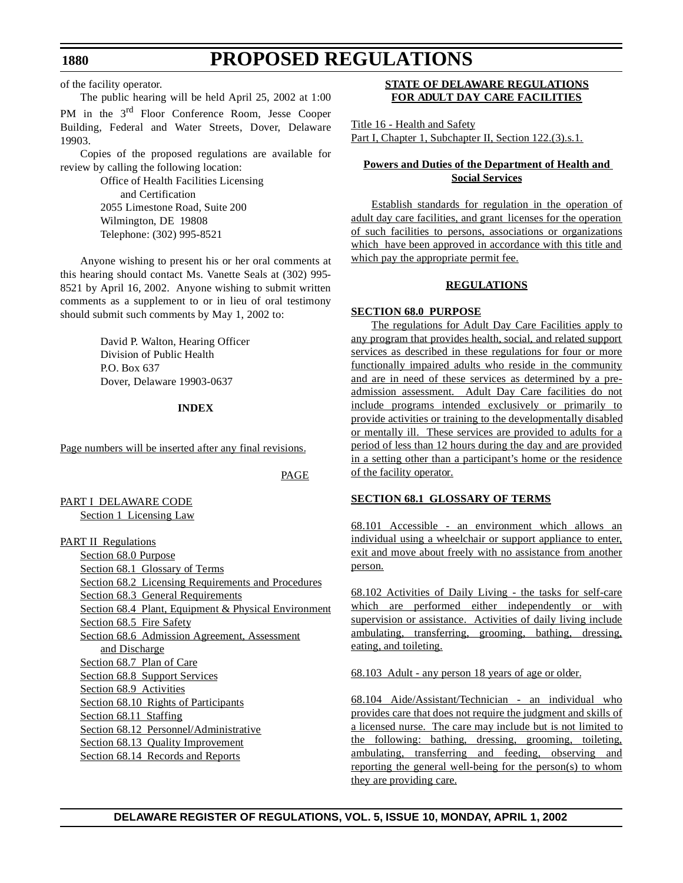of the facility operator.

The public hearing will be held April 25, 2002 at 1:00 PM in the 3rd Floor Conference Room, Jesse Cooper Building, Federal and Water Streets, Dover, Delaware 19903.

Copies of the proposed regulations are available for review by calling the following location:

Office of Health Facilities Licensing
and Certification
2055 Limestone Road, Suite 200
Wilmington, DE 19808
Telephone: (302) 995-8521

Anyone wishing to present his or her oral comments at this hearing should contact Ms. Vanette Seals at (302) 995-8521 by April 16, 2002. Anyone wishing to submit written comments as a supplement to or in lieu of oral testimony should submit such comments by May 1, 2002 to:

David P. Walton, Hearing Officer
Division of Public Health
P.O. Box 637
Dover, Delaware 19903-0637

**INDEX**

Page numbers will be inserted after any final revisions.

PAGE

PART I DELAWARE CODE
- Section 1 Licensing Law

PART II Regulations
- Section 68.0 Purpose
- Section 68.1 Glossary of Terms
- Section 68.2 Licensing Requirements and Procedures
- Section 68.3 General Requirements
- Section 68.4 Plant, Equipment & Physical Environment
- Section 68.5 Fire Safety
- Section 68.6 Admission Agreement, Assessment and Discharge
- Section 68.7 Plan of Care
- Section 68.8 Support Services
- Section 68.9 Activities
- Section 68.10 Rights of Participants
- Section 68.11 Staffing
- Section 68.12 Personnel/Administrative
- Section 68.13 Quality Improvement
- Section 68.14 Records and Reports

**STATE OF DELAWARE REGULATIONS**
**FOR ADULT DAY CARE FACILITIES**

Title 16 - Health and Safety
Part I, Chapter 1, Subchapter II, Section 122.(3).s.1.

**Powers and Duties of the Department of Health and Social Services**

Establish standards for regulation in the operation of adult day care facilities, and grant licenses for the operation of such facilities to persons, associations or organizations which have been approved in accordance with this title and which pay the appropriate permit fee.

**REGULATIONS**

**SECTION 68.0 PURPOSE**

The regulations for Adult Day Care Facilities apply to any program that provides health, social, and related support services as described in these regulations for four or more functionally impaired adults who reside in the community and are in need of these services as determined by a pre-admission assessment. Adult Day Care facilities do not include programs intended exclusively or primarily to provide activities or training to the developmentally disabled or mentally ill. These services are provided to adults for a period of less than 12 hours during the day and are provided in a setting other than a participant's home or the residence of the facility operator.

**SECTION 68.1 GLOSSARY OF TERMS**

68.101 Accessible - an environment which allows an individual using a wheelchair or support appliance to enter, exit and move about freely with no assistance from another person.

68.102 Activities of Daily Living - the tasks for self-care which are performed either independently or with supervision or assistance. Activities of daily living include ambulating, transferring, grooming, bathing, dressing, eating, and toileting.

68.103 Adult - any person 18 years of age or older.

68.104 Aide/Assistant/Technician - an individual who provides care that does not require the judgment and skills of a licensed nurse. The care may include but is not limited to the following: bathing, dressing, grooming, toileting, ambulating, transferring and feeding, observing and reporting the general well-being for the person(s) to whom they are providing care.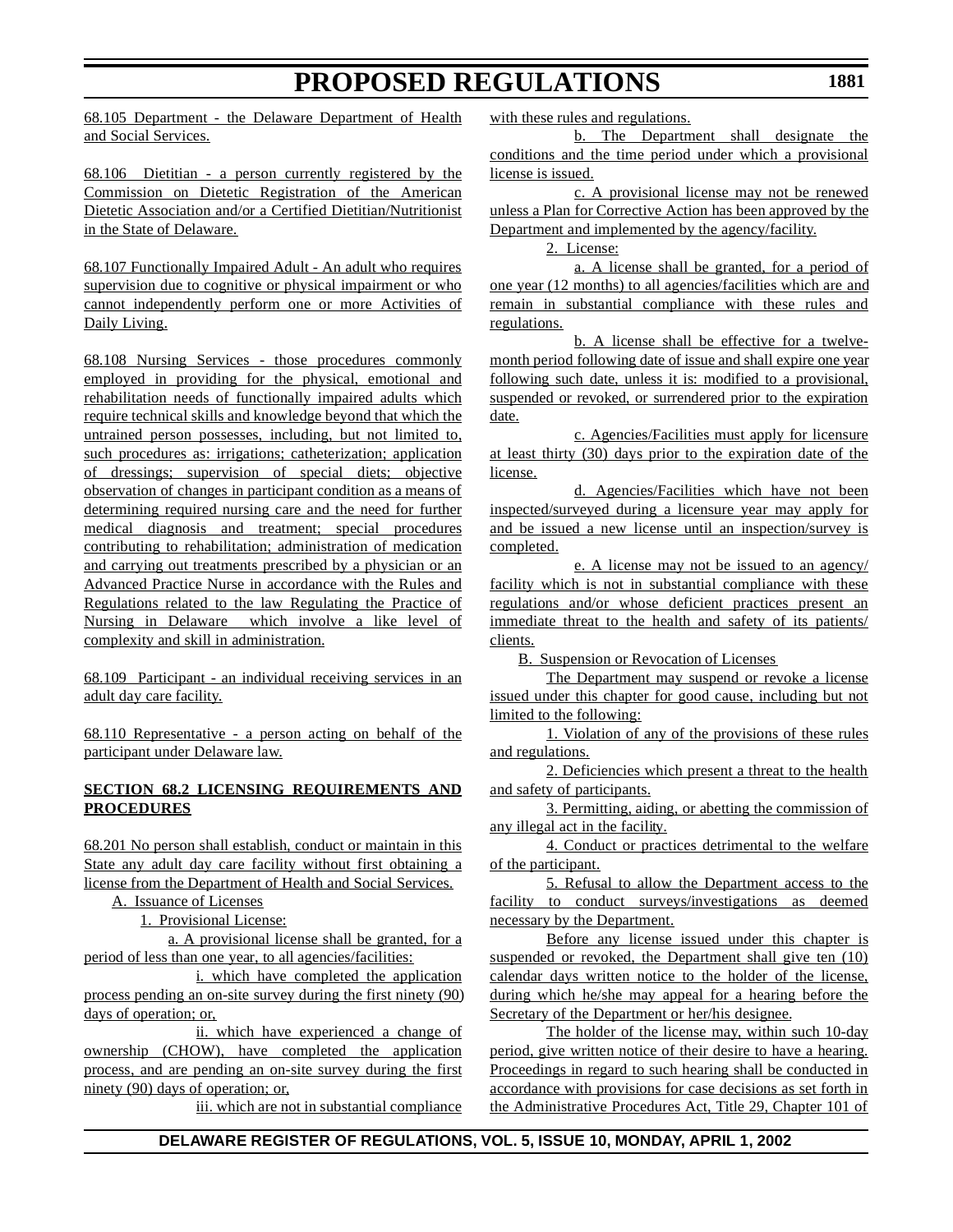68.105 Department - the Delaware Department of Health and Social Services.

68.106 Dietitian - a person currently registered by the Commission on Dietetic Registration of the American Dietetic Association and/or a Certified Dietitian/Nutritionist in the State of Delaware.

68.107 Functionally Impaired Adult - An adult who requires supervision due to cognitive or physical impairment or who cannot independently perform one or more Activities of Daily Living.

68.108 Nursing Services - those procedures commonly employed in providing for the physical, emotional and rehabilitation needs of functionally impaired adults which require technical skills and knowledge beyond that which the untrained person possesses, including, but not limited to, such procedures as: irrigations; catheterization; application of dressings; supervision of special diets; objective observation of changes in participant condition as a means of determining required nursing care and the need for further medical diagnosis and treatment; special procedures contributing to rehabilitation; administration of medication and carrying out treatments prescribed by a physician or an Advanced Practice Nurse in accordance with the Rules and Regulations related to the law Regulating the Practice of Nursing in Delaware which involve a like level of complexity and skill in administration.

68.109 Participant - an individual receiving services in an adult day care facility.

68.110 Representative - a person acting on behalf of the participant under Delaware law.

**SECTION 68.2 LICENSING REQUIREMENTS AND PROCEDURES**

68.201 No person shall establish, conduct or maintain in this State any adult day care facility without first obtaining a license from the Department of Health and Social Services.

A. Issuance of Licenses

1. Provisional License:

a. A provisional license shall be granted, for a period of less than one year, to all agencies/facilities:

i. which have completed the application process pending an on-site survey during the first ninety (90) days of operation; or,

ii. which have experienced a change of ownership (CHOW), have completed the application process, and are pending an on-site survey during the first ninety (90) days of operation; or,

iii. which are not in substantial compliance with these rules and regulations.

b. The Department shall designate the conditions and the time period under which a provisional license is issued.

c. A provisional license may not be renewed unless a Plan for Corrective Action has been approved by the Department and implemented by the agency/facility.

2. License:

a. A license shall be granted, for a period of one year (12 months) to all agencies/facilities which are and remain in substantial compliance with these rules and regulations.

b. A license shall be effective for a twelve-month period following date of issue and shall expire one year following such date, unless it is: modified to a provisional, suspended or revoked, or surrendered prior to the expiration date.

c. Agencies/Facilities must apply for licensure at least thirty (30) days prior to the expiration date of the license.

d. Agencies/Facilities which have not been inspected/surveyed during a licensure year may apply for and be issued a new license until an inspection/survey is completed.

e. A license may not be issued to an agency/facility which is not in substantial compliance with these regulations and/or whose deficient practices present an immediate threat to the health and safety of its patients/clients.

B. Suspension or Revocation of Licenses

The Department may suspend or revoke a license issued under this chapter for good cause, including but not limited to the following:

1. Violation of any of the provisions of these rules and regulations.

2. Deficiencies which present a threat to the health and safety of participants.

3. Permitting, aiding, or abetting the commission of any illegal act in the facility.

4. Conduct or practices detrimental to the welfare of the participant.

5. Refusal to allow the Department access to the facility to conduct surveys/investigations as deemed necessary by the Department.

Before any license issued under this chapter is suspended or revoked, the Department shall give ten (10) calendar days written notice to the holder of the license, during which he/she may appeal for a hearing before the Secretary of the Department or her/his designee.

The holder of the license may, within such 10-day period, give written notice of their desire to have a hearing. Proceedings in regard to such hearing shall be conducted in accordance with provisions for case decisions as set forth in the Administrative Procedures Act, Title 29, Chapter 101 of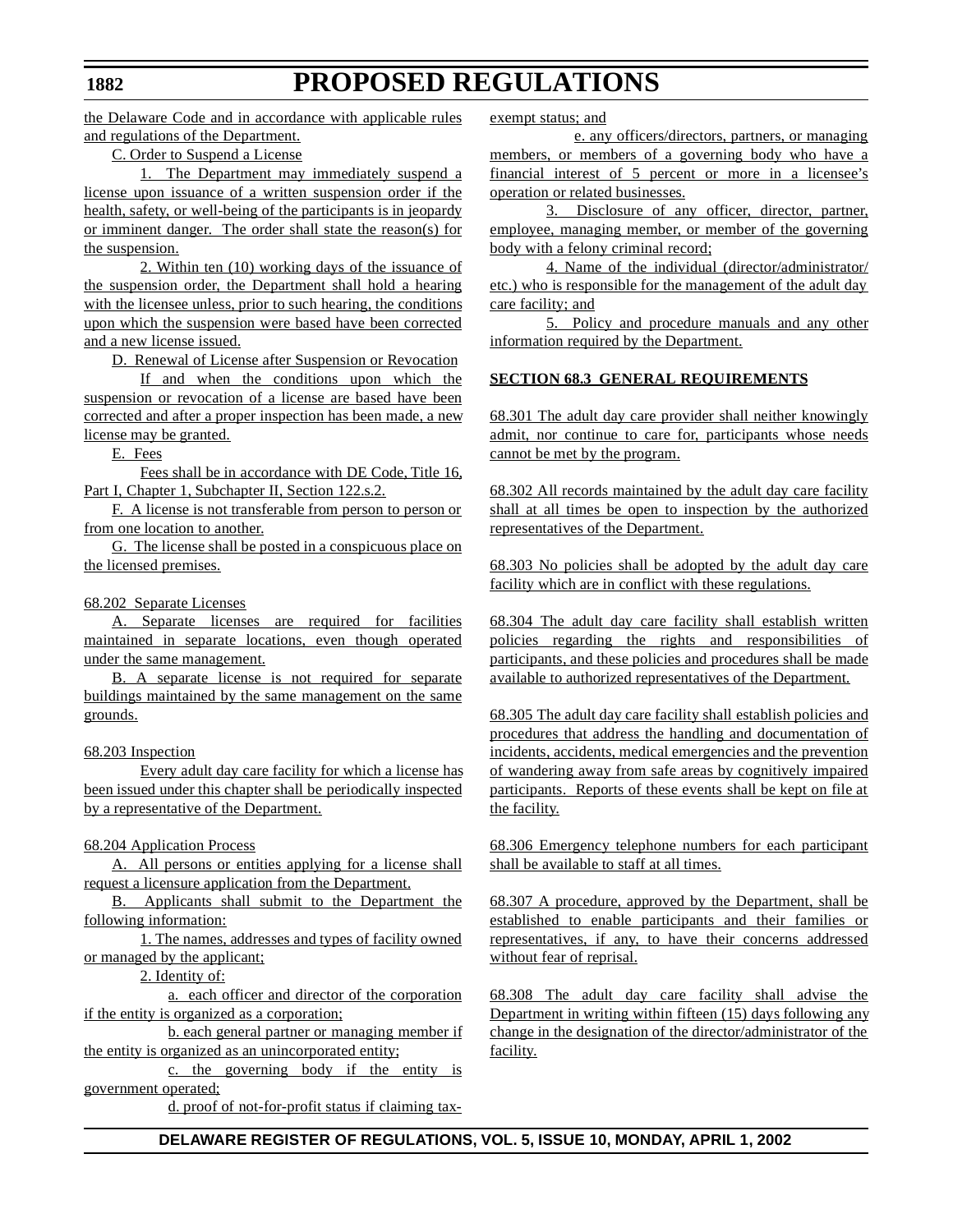the Delaware Code and in accordance with applicable rules and regulations of the Department.

C. Order to Suspend a License

1. The Department may immediately suspend a license upon issuance of a written suspension order if the health, safety, or well-being of the participants is in jeopardy or imminent danger. The order shall state the reason(s) for the suspension.

2. Within ten (10) working days of the issuance of the suspension order, the Department shall hold a hearing with the licensee unless, prior to such hearing, the conditions upon which the suspension were based have been corrected and a new license issued.

D. Renewal of License after Suspension or Revocation

If and when the conditions upon which the suspension or revocation of a license are based have been corrected and after a proper inspection has been made, a new license may be granted.

E. Fees

Fees shall be in accordance with DE Code, Title 16, Part I, Chapter 1, Subchapter II, Section 122.s.2.

F. A license is not transferable from person to person or from one location to another.

G. The license shall be posted in a conspicuous place on the licensed premises.

68.202 Separate Licenses

A. Separate licenses are required for facilities maintained in separate locations, even though operated under the same management.

B. A separate license is not required for separate buildings maintained by the same management on the same grounds.

68.203 Inspection

Every adult day care facility for which a license has been issued under this chapter shall be periodically inspected by a representative of the Department.

68.204 Application Process

A. All persons or entities applying for a license shall request a licensure application from the Department.

B. Applicants shall submit to the Department the following information:

1. The names, addresses and types of facility owned or managed by the applicant;

2. Identity of:

a. each officer and director of the corporation if the entity is organized as a corporation;

b. each general partner or managing member if the entity is organized as an unincorporated entity;

c. the governing body if the entity is government operated;

d. proof of not-for-profit status if claiming tax-exempt status; and

e. any officers/directors, partners, or managing members, or members of a governing body who have a financial interest of 5 percent or more in a licensee's operation or related businesses.

3. Disclosure of any officer, director, partner, employee, managing member, or member of the governing body with a felony criminal record;

4. Name of the individual (director/administrator/ etc.) who is responsible for the management of the adult day care facility; and

5. Policy and procedure manuals and any other information required by the Department.

**SECTION 68.3 GENERAL REQUIREMENTS**

68.301 The adult day care provider shall neither knowingly admit, nor continue to care for, participants whose needs cannot be met by the program.

68.302 All records maintained by the adult day care facility shall at all times be open to inspection by the authorized representatives of the Department.

68.303 No policies shall be adopted by the adult day care facility which are in conflict with these regulations.

68.304 The adult day care facility shall establish written policies regarding the rights and responsibilities of participants, and these policies and procedures shall be made available to authorized representatives of the Department.

68.305 The adult day care facility shall establish policies and procedures that address the handling and documentation of incidents, accidents, medical emergencies and the prevention of wandering away from safe areas by cognitively impaired participants. Reports of these events shall be kept on file at the facility.

68.306 Emergency telephone numbers for each participant shall be available to staff at all times.

68.307 A procedure, approved by the Department, shall be established to enable participants and their families or representatives, if any, to have their concerns addressed without fear of reprisal.

68.308 The adult day care facility shall advise the Department in writing within fifteen (15) days following any change in the designation of the director/administrator of the facility.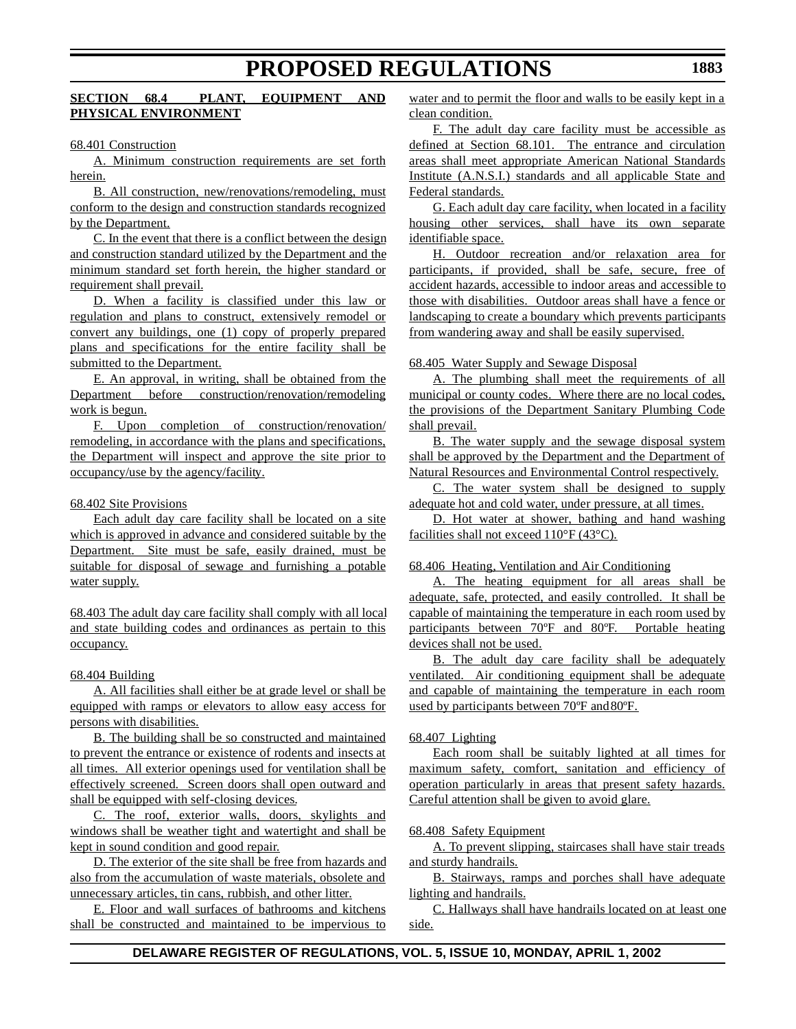**SECTION 68.4 PLANT, EQUIPMENT AND PHYSICAL ENVIRONMENT**

68.401 Construction

A. Minimum construction requirements are set forth herein.

B. All construction, new/renovations/remodeling, must conform to the design and construction standards recognized by the Department.

C. In the event that there is a conflict between the design and construction standard utilized by the Department and the minimum standard set forth herein, the higher standard or requirement shall prevail.

D. When a facility is classified under this law or regulation and plans to construct, extensively remodel or convert any buildings, one (1) copy of properly prepared plans and specifications for the entire facility shall be submitted to the Department.

E. An approval, in writing, shall be obtained from the Department before construction/renovation/remodeling work is begun.

F. Upon completion of construction/renovation/remodeling, in accordance with the plans and specifications, the Department will inspect and approve the site prior to occupancy/use by the agency/facility.

68.402 Site Provisions

Each adult day care facility shall be located on a site which is approved in advance and considered suitable by the Department. Site must be safe, easily drained, must be suitable for disposal of sewage and furnishing a potable water supply.

68.403 The adult day care facility shall comply with all local and state building codes and ordinances as pertain to this occupancy.

68.404 Building

A. All facilities shall either be at grade level or shall be equipped with ramps or elevators to allow easy access for persons with disabilities.

B. The building shall be so constructed and maintained to prevent the entrance or existence of rodents and insects at all times. All exterior openings used for ventilation shall be effectively screened. Screen doors shall open outward and shall be equipped with self-closing devices.

C. The roof, exterior walls, doors, skylights and windows shall be weather tight and watertight and shall be kept in sound condition and good repair.

D. The exterior of the site shall be free from hazards and also from the accumulation of waste materials, obsolete and unnecessary articles, tin cans, rubbish, and other litter.

E. Floor and wall surfaces of bathrooms and kitchens shall be constructed and maintained to be impervious to water and to permit the floor and walls to be easily kept in a clean condition.

F. The adult day care facility must be accessible as defined at Section 68.101. The entrance and circulation areas shall meet appropriate American National Standards Institute (A.N.S.I.) standards and all applicable State and Federal standards.

G. Each adult day care facility, when located in a facility housing other services, shall have its own separate identifiable space.

H. Outdoor recreation and/or relaxation area for participants, if provided, shall be safe, secure, free of accident hazards, accessible to indoor areas and accessible to those with disabilities. Outdoor areas shall have a fence or landscaping to create a boundary which prevents participants from wandering away and shall be easily supervised.

68.405 Water Supply and Sewage Disposal

A. The plumbing shall meet the requirements of all municipal or county codes. Where there are no local codes, the provisions of the Department Sanitary Plumbing Code shall prevail.

B. The water supply and the sewage disposal system shall be approved by the Department and the Department of Natural Resources and Environmental Control respectively.

C. The water system shall be designed to supply adequate hot and cold water, under pressure, at all times.

D. Hot water at shower, bathing and hand washing facilities shall not exceed 110°F (43°C).

68.406 Heating, Ventilation and Air Conditioning

A. The heating equipment for all areas shall be adequate, safe, protected, and easily controlled. It shall be capable of maintaining the temperature in each room used by participants between 70ºF and 80ºF. Portable heating devices shall not be used.

B. The adult day care facility shall be adequately ventilated. Air conditioning equipment shall be adequate and capable of maintaining the temperature in each room used by participants between 70ºF and 80ºF.

68.407 Lighting

Each room shall be suitably lighted at all times for maximum safety, comfort, sanitation and efficiency of operation particularly in areas that present safety hazards. Careful attention shall be given to avoid glare.

68.408 Safety Equipment

A. To prevent slipping, staircases shall have stair treads and sturdy handrails.

B. Stairways, ramps and porches shall have adequate lighting and handrails.

C. Hallways shall have handrails located on at least one side.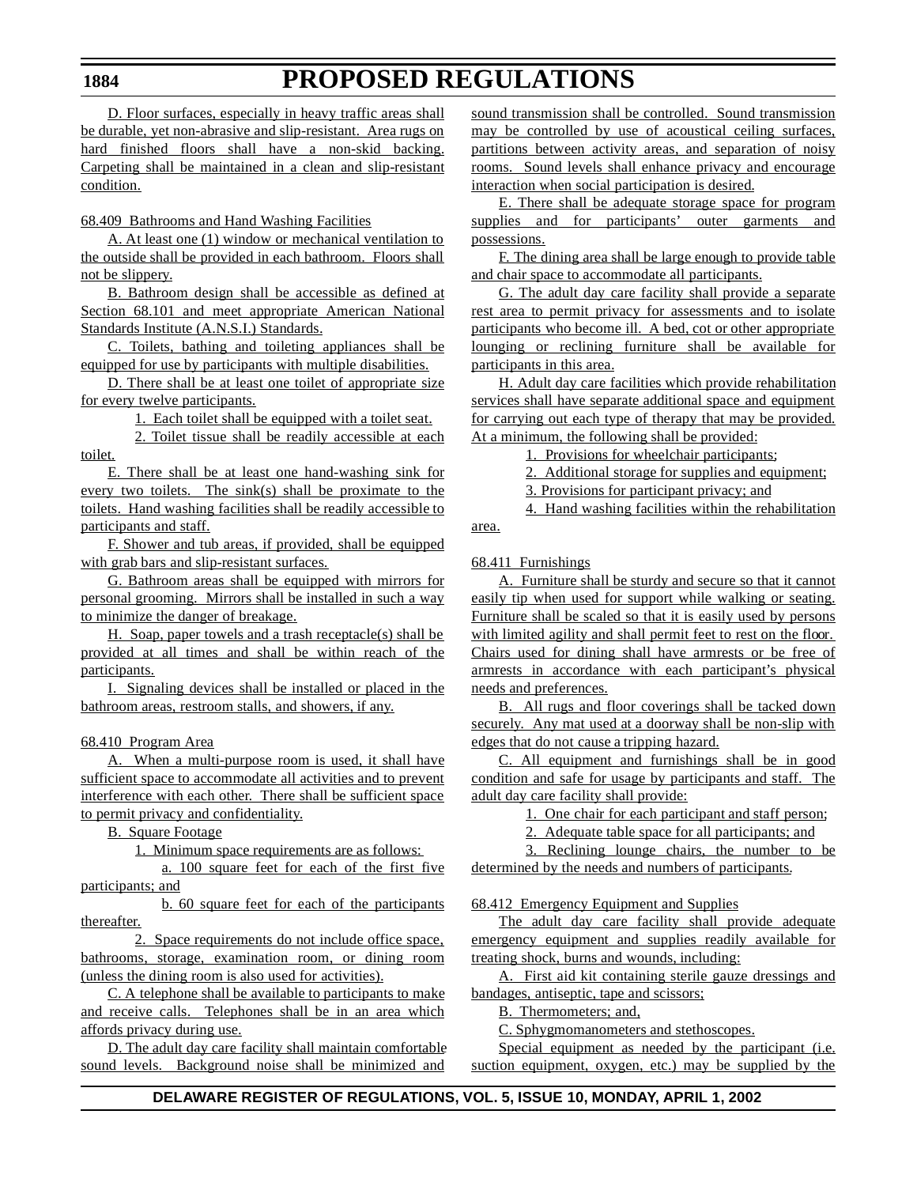D. Floor surfaces, especially in heavy traffic areas shall be durable, yet non-abrasive and slip-resistant. Area rugs on hard finished floors shall have a non-skid backing. Carpeting shall be maintained in a clean and slip-resistant condition.

68.409 Bathrooms and Hand Washing Facilities

A. At least one (1) window or mechanical ventilation to the outside shall be provided in each bathroom. Floors shall not be slippery.

B. Bathroom design shall be accessible as defined at Section 68.101 and meet appropriate American National Standards Institute (A.N.S.I.) Standards.

C. Toilets, bathing and toileting appliances shall be equipped for use by participants with multiple disabilities.

D. There shall be at least one toilet of appropriate size for every twelve participants.

1. Each toilet shall be equipped with a toilet seat.

2. Toilet tissue shall be readily accessible at each toilet.

E. There shall be at least one hand-washing sink for every two toilets. The sink(s) shall be proximate to the toilets. Hand washing facilities shall be readily accessible to participants and staff.

F. Shower and tub areas, if provided, shall be equipped with grab bars and slip-resistant surfaces.

G. Bathroom areas shall be equipped with mirrors for personal grooming. Mirrors shall be installed in such a way to minimize the danger of breakage.

H. Soap, paper towels and a trash receptacle(s) shall be provided at all times and shall be within reach of the participants.

I. Signaling devices shall be installed or placed in the bathroom areas, restroom stalls, and showers, if any.

68.410 Program Area

A. When a multi-purpose room is used, it shall have sufficient space to accommodate all activities and to prevent interference with each other. There shall be sufficient space to permit privacy and confidentiality.

B. Square Footage

1. Minimum space requirements are as follows:

a. 100 square feet for each of the first five participants; and

b. 60 square feet for each of the participants thereafter.

2. Space requirements do not include office space, bathrooms, storage, examination room, or dining room (unless the dining room is also used for activities).

C. A telephone shall be available to participants to make and receive calls. Telephones shall be in an area which affords privacy during use.

D. The adult day care facility shall maintain comfortable sound levels. Background noise shall be minimized and sound transmission shall be controlled. Sound transmission may be controlled by use of acoustical ceiling surfaces, partitions between activity areas, and separation of noisy rooms. Sound levels shall enhance privacy and encourage interaction when social participation is desired.

E. There shall be adequate storage space for program supplies and for participants' outer garments and possessions.

F. The dining area shall be large enough to provide table and chair space to accommodate all participants.

G. The adult day care facility shall provide a separate rest area to permit privacy for assessments and to isolate participants who become ill. A bed, cot or other appropriate lounging or reclining furniture shall be available for participants in this area.

H. Adult day care facilities which provide rehabilitation services shall have separate additional space and equipment for carrying out each type of therapy that may be provided. At a minimum, the following shall be provided:

1. Provisions for wheelchair participants;

2. Additional storage for supplies and equipment;

3. Provisions for participant privacy; and

4. Hand washing facilities within the rehabilitation area.

68.411 Furnishings

A. Furniture shall be sturdy and secure so that it cannot easily tip when used for support while walking or seating. Furniture shall be scaled so that it is easily used by persons with limited agility and shall permit feet to rest on the floor. Chairs used for dining shall have armrests or be free of armrests in accordance with each participant's physical needs and preferences.

B. All rugs and floor coverings shall be tacked down securely. Any mat used at a doorway shall be non-slip with edges that do not cause a tripping hazard.

C. All equipment and furnishings shall be in good condition and safe for usage by participants and staff. The adult day care facility shall provide:

1. One chair for each participant and staff person;

2. Adequate table space for all participants; and

3. Reclining lounge chairs, the number to be determined by the needs and numbers of participants.

68.412 Emergency Equipment and Supplies

The adult day care facility shall provide adequate emergency equipment and supplies readily available for treating shock, burns and wounds, including:

A. First aid kit containing sterile gauze dressings and bandages, antiseptic, tape and scissors;

B. Thermometers; and,

C. Sphygmomanometers and stethoscopes.

Special equipment as needed by the participant (i.e. suction equipment, oxygen, etc.) may be supplied by the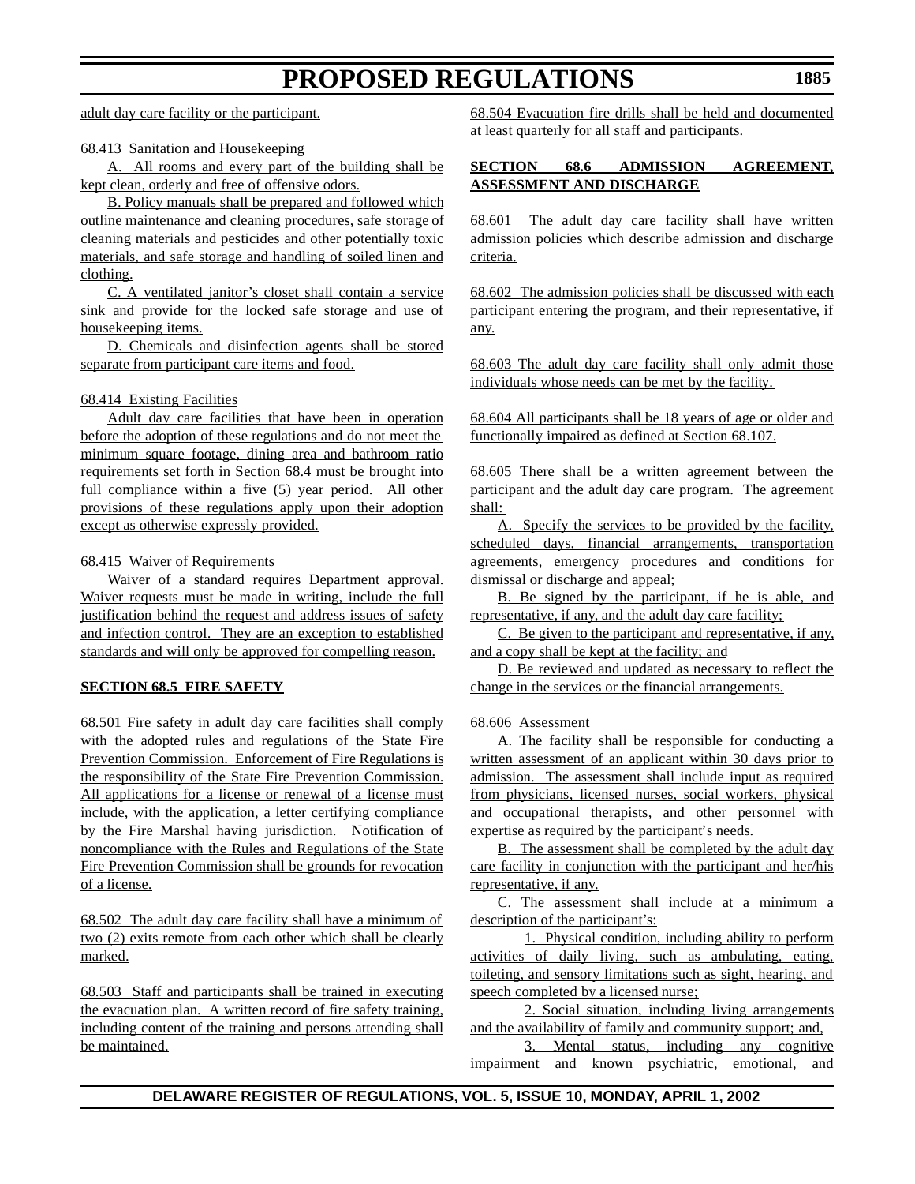adult day care facility or the participant.

68.413 Sanitation and Housekeeping

A. All rooms and every part of the building shall be kept clean, orderly and free of offensive odors.

B. Policy manuals shall be prepared and followed which outline maintenance and cleaning procedures, safe storage of cleaning materials and pesticides and other potentially toxic materials, and safe storage and handling of soiled linen and clothing.

C. A ventilated janitor's closet shall contain a service sink and provide for the locked safe storage and use of housekeeping items.

D. Chemicals and disinfection agents shall be stored separate from participant care items and food.

68.414 Existing Facilities

Adult day care facilities that have been in operation before the adoption of these regulations and do not meet the minimum square footage, dining area and bathroom ratio requirements set forth in Section 68.4 must be brought into full compliance within a five (5) year period. All other provisions of these regulations apply upon their adoption except as otherwise expressly provided.

68.415 Waiver of Requirements

Waiver of a standard requires Department approval. Waiver requests must be made in writing, include the full justification behind the request and address issues of safety and infection control. They are an exception to established standards and will only be approved for compelling reason.

**SECTION 68.5 FIRE SAFETY**

68.501 Fire safety in adult day care facilities shall comply with the adopted rules and regulations of the State Fire Prevention Commission. Enforcement of Fire Regulations is the responsibility of the State Fire Prevention Commission. All applications for a license or renewal of a license must include, with the application, a letter certifying compliance by the Fire Marshal having jurisdiction. Notification of noncompliance with the Rules and Regulations of the State Fire Prevention Commission shall be grounds for revocation of a license.

68.502 The adult day care facility shall have a minimum of two (2) exits remote from each other which shall be clearly marked.

68.503 Staff and participants shall be trained in executing the evacuation plan. A written record of fire safety training, including content of the training and persons attending shall be maintained.

68.504 Evacuation fire drills shall be held and documented at least quarterly for all staff and participants.

**SECTION 68.6 ADMISSION AGREEMENT, ASSESSMENT AND DISCHARGE**

68.601 The adult day care facility shall have written admission policies which describe admission and discharge criteria.

68.602 The admission policies shall be discussed with each participant entering the program, and their representative, if any.

68.603 The adult day care facility shall only admit those individuals whose needs can be met by the facility.

68.604 All participants shall be 18 years of age or older and functionally impaired as defined at Section 68.107.

68.605 There shall be a written agreement between the participant and the adult day care program. The agreement shall:

A. Specify the services to be provided by the facility, scheduled days, financial arrangements, transportation agreements, emergency procedures and conditions for dismissal or discharge and appeal;

B. Be signed by the participant, if he is able, and representative, if any, and the adult day care facility;

C. Be given to the participant and representative, if any, and a copy shall be kept at the facility; and

D. Be reviewed and updated as necessary to reflect the change in the services or the financial arrangements.

68.606 Assessment

A. The facility shall be responsible for conducting a written assessment of an applicant within 30 days prior to admission. The assessment shall include input as required from physicians, licensed nurses, social workers, physical and occupational therapists, and other personnel with expertise as required by the participant's needs.

B. The assessment shall be completed by the adult day care facility in conjunction with the participant and her/his representative, if any.

C. The assessment shall include at a minimum a description of the participant's:

1. Physical condition, including ability to perform activities of daily living, such as ambulating, eating, toileting, and sensory limitations such as sight, hearing, and speech completed by a licensed nurse;

2. Social situation, including living arrangements and the availability of family and community support; and,

3. Mental status, including any cognitive impairment and known psychiatric, emotional, and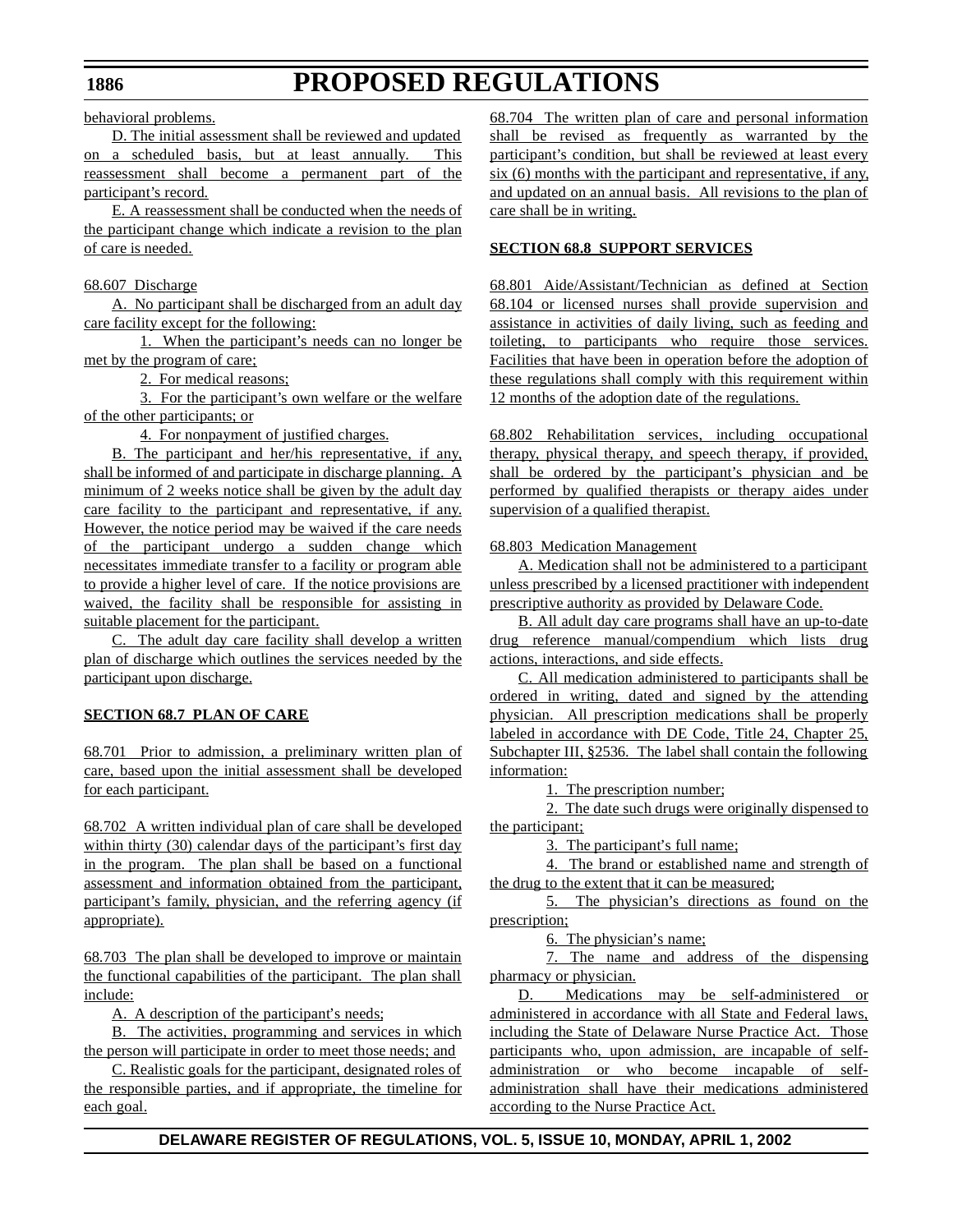behavioral problems.

D. The initial assessment shall be reviewed and updated on a scheduled basis, but at least annually. This reassessment shall become a permanent part of the participant's record.

E. A reassessment shall be conducted when the needs of the participant change which indicate a revision to the plan of care is needed.

68.607 Discharge

A. No participant shall be discharged from an adult day care facility except for the following:

1. When the participant's needs can no longer be met by the program of care;

2. For medical reasons;

3. For the participant's own welfare or the welfare of the other participants; or

4. For nonpayment of justified charges.

B. The participant and her/his representative, if any, shall be informed of and participate in discharge planning. A minimum of 2 weeks notice shall be given by the adult day care facility to the participant and representative, if any. However, the notice period may be waived if the care needs of the participant undergo a sudden change which necessitates immediate transfer to a facility or program able to provide a higher level of care. If the notice provisions are waived, the facility shall be responsible for assisting in suitable placement for the participant.

C. The adult day care facility shall develop a written plan of discharge which outlines the services needed by the participant upon discharge.

**SECTION 68.7 PLAN OF CARE**

68.701 Prior to admission, a preliminary written plan of care, based upon the initial assessment shall be developed for each participant.

68.702 A written individual plan of care shall be developed within thirty (30) calendar days of the participant's first day in the program. The plan shall be based on a functional assessment and information obtained from the participant, participant's family, physician, and the referring agency (if appropriate).

68.703 The plan shall be developed to improve or maintain the functional capabilities of the participant. The plan shall include:

A. A description of the participant's needs;

B. The activities, programming and services in which the person will participate in order to meet those needs; and

C. Realistic goals for the participant, designated roles of the responsible parties, and if appropriate, the timeline for each goal.

68.704 The written plan of care and personal information shall be revised as frequently as warranted by the participant's condition, but shall be reviewed at least every six (6) months with the participant and representative, if any, and updated on an annual basis. All revisions to the plan of care shall be in writing.

**SECTION 68.8 SUPPORT SERVICES**

68.801 Aide/Assistant/Technician as defined at Section 68.104 or licensed nurses shall provide supervision and assistance in activities of daily living, such as feeding and toileting, to participants who require those services. Facilities that have been in operation before the adoption of these regulations shall comply with this requirement within 12 months of the adoption date of the regulations.

68.802 Rehabilitation services, including occupational therapy, physical therapy, and speech therapy, if provided, shall be ordered by the participant's physician and be performed by qualified therapists or therapy aides under supervision of a qualified therapist.

68.803 Medication Management

A. Medication shall not be administered to a participant unless prescribed by a licensed practitioner with independent prescriptive authority as provided by Delaware Code.

B. All adult day care programs shall have an up-to-date drug reference manual/compendium which lists drug actions, interactions, and side effects.

C. All medication administered to participants shall be ordered in writing, dated and signed by the attending physician. All prescription medications shall be properly labeled in accordance with DE Code, Title 24, Chapter 25, Subchapter III, §2536. The label shall contain the following information:

1. The prescription number;

2. The date such drugs were originally dispensed to the participant;

3. The participant's full name;

4. The brand or established name and strength of the drug to the extent that it can be measured;

5. The physician's directions as found on the prescription;

6. The physician's name;

7. The name and address of the dispensing pharmacy or physician.

D. Medications may be self-administered or administered in accordance with all State and Federal laws, including the State of Delaware Nurse Practice Act. Those participants who, upon admission, are incapable of self-administration or who become incapable of self-administration shall have their medications administered according to the Nurse Practice Act.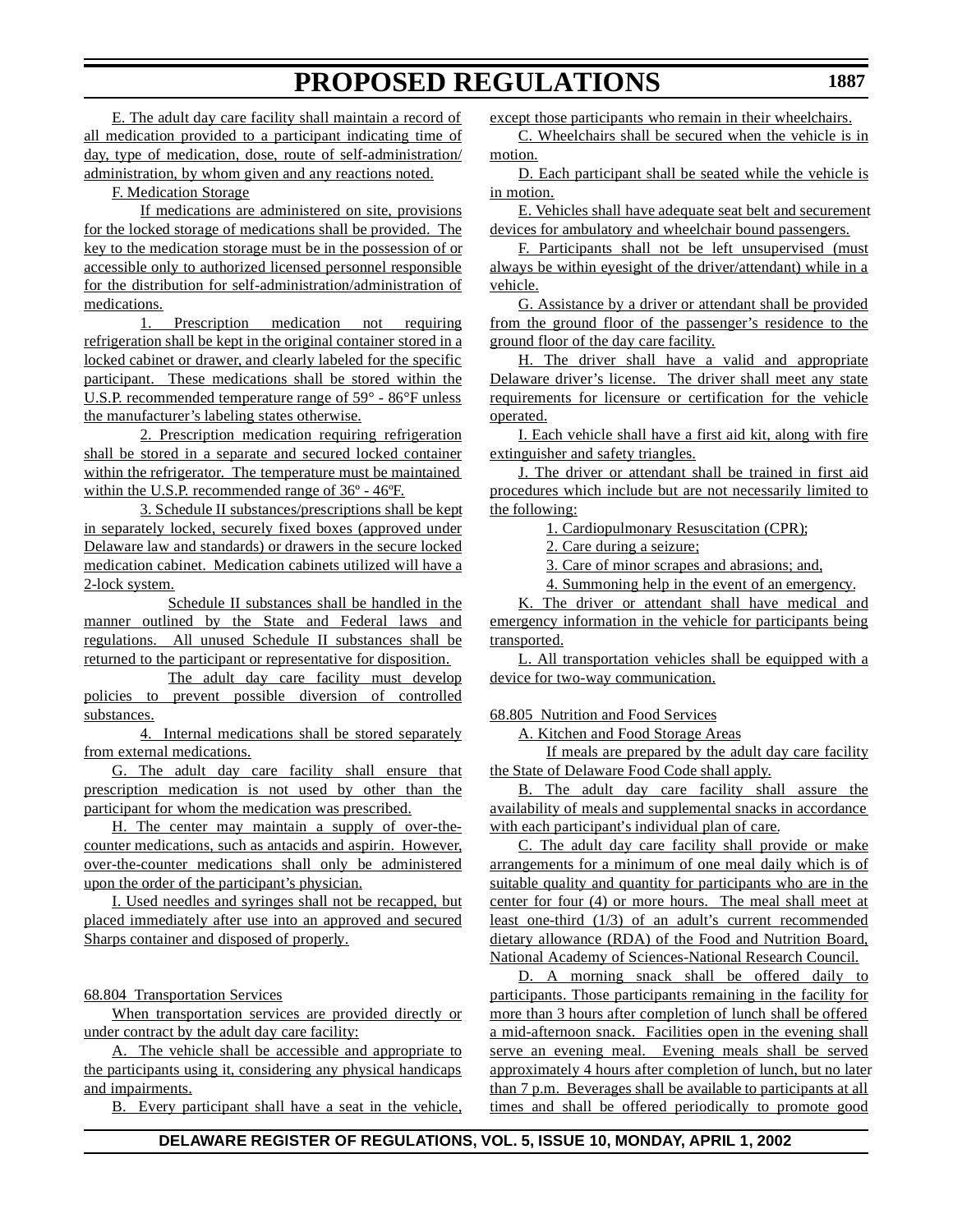E. The adult day care facility shall maintain a record of all medication provided to a participant indicating time of day, type of medication, dose, route of self-administration/administration, by whom given and any reactions noted.

F. Medication Storage

If medications are administered on site, provisions for the locked storage of medications shall be provided. The key to the medication storage must be in the possession of or accessible only to authorized licensed personnel responsible for the distribution for self-administration/administration of medications.

1. Prescription medication not requiring refrigeration shall be kept in the original container stored in a locked cabinet or drawer, and clearly labeled for the specific participant. These medications shall be stored within the U.S.P. recommended temperature range of 59° - 86°F unless the manufacturer's labeling states otherwise.

2. Prescription medication requiring refrigeration shall be stored in a separate and secured locked container within the refrigerator. The temperature must be maintained within the U.S.P. recommended range of 36º - 46ºF.

3. Schedule II substances/prescriptions shall be kept in separately locked, securely fixed boxes (approved under Delaware law and standards) or drawers in the secure locked medication cabinet. Medication cabinets utilized will have a 2-lock system.

Schedule II substances shall be handled in the manner outlined by the State and Federal laws and regulations. All unused Schedule II substances shall be returned to the participant or representative for disposition.

The adult day care facility must develop policies to prevent possible diversion of controlled substances.

4. Internal medications shall be stored separately from external medications.

G. The adult day care facility shall ensure that prescription medication is not used by other than the participant for whom the medication was prescribed.

H. The center may maintain a supply of over-the-counter medications, such as antacids and aspirin. However, over-the-counter medications shall only be administered upon the order of the participant's physician.

I. Used needles and syringes shall not be recapped, but placed immediately after use into an approved and secured Sharps container and disposed of properly.

68.804 Transportation Services

When transportation services are provided directly or under contract by the adult day care facility:

A. The vehicle shall be accessible and appropriate to the participants using it, considering any physical handicaps and impairments.

B. Every participant shall have a seat in the vehicle, except those participants who remain in their wheelchairs.

C. Wheelchairs shall be secured when the vehicle is in motion.

D. Each participant shall be seated while the vehicle is in motion.

E. Vehicles shall have adequate seat belt and securement devices for ambulatory and wheelchair bound passengers.

F. Participants shall not be left unsupervised (must always be within eyesight of the driver/attendant) while in a vehicle.

G. Assistance by a driver or attendant shall be provided from the ground floor of the passenger's residence to the ground floor of the day care facility.

H. The driver shall have a valid and appropriate Delaware driver's license. The driver shall meet any state requirements for licensure or certification for the vehicle operated.

I. Each vehicle shall have a first aid kit, along with fire extinguisher and safety triangles.

J. The driver or attendant shall be trained in first aid procedures which include but are not necessarily limited to the following:

1. Cardiopulmonary Resuscitation (CPR);

2. Care during a seizure;

3. Care of minor scrapes and abrasions; and,

4. Summoning help in the event of an emergency.

K. The driver or attendant shall have medical and emergency information in the vehicle for participants being transported.

L. All transportation vehicles shall be equipped with a device for two-way communication.

68.805 Nutrition and Food Services

A. Kitchen and Food Storage Areas

If meals are prepared by the adult day care facility the State of Delaware Food Code shall apply.

B. The adult day care facility shall assure the availability of meals and supplemental snacks in accordance with each participant's individual plan of care.

C. The adult day care facility shall provide or make arrangements for a minimum of one meal daily which is of suitable quality and quantity for participants who are in the center for four (4) or more hours. The meal shall meet at least one-third (1/3) of an adult's current recommended dietary allowance (RDA) of the Food and Nutrition Board, National Academy of Sciences-National Research Council.

D. A morning snack shall be offered daily to participants. Those participants remaining in the facility for more than 3 hours after completion of lunch shall be offered a mid-afternoon snack. Facilities open in the evening shall serve an evening meal. Evening meals shall be served approximately 4 hours after completion of lunch, but no later than 7 p.m. Beverages shall be available to participants at all times and shall be offered periodically to promote good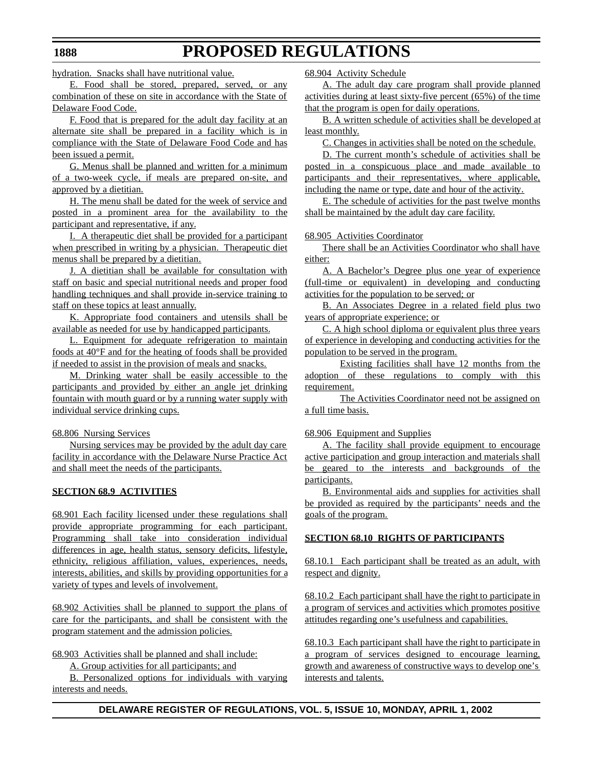hydration. Snacks shall have nutritional value.

E. Food shall be stored, prepared, served, or any combination of these on site in accordance with the State of Delaware Food Code.

F. Food that is prepared for the adult day facility at an alternate site shall be prepared in a facility which is in compliance with the State of Delaware Food Code and has been issued a permit.

G. Menus shall be planned and written for a minimum of a two-week cycle, if meals are prepared on-site, and approved by a dietitian.

H. The menu shall be dated for the week of service and posted in a prominent area for the availability to the participant and representative, if any.

I. A therapeutic diet shall be provided for a participant when prescribed in writing by a physician. Therapeutic diet menus shall be prepared by a dietitian.

J. A dietitian shall be available for consultation with staff on basic and special nutritional needs and proper food handling techniques and shall provide in-service training to staff on these topics at least annually.

K. Appropriate food containers and utensils shall be available as needed for use by handicapped participants.

L. Equipment for adequate refrigeration to maintain foods at 40°F and for the heating of foods shall be provided if needed to assist in the provision of meals and snacks.

M. Drinking water shall be easily accessible to the participants and provided by either an angle jet drinking fountain with mouth guard or by a running water supply with individual service drinking cups.

68.806 Nursing Services

Nursing services may be provided by the adult day care facility in accordance with the Delaware Nurse Practice Act and shall meet the needs of the participants.

**SECTION 68.9 ACTIVITIES**

68.901 Each facility licensed under these regulations shall provide appropriate programming for each participant. Programming shall take into consideration individual differences in age, health status, sensory deficits, lifestyle, ethnicity, religious affiliation, values, experiences, needs, interests, abilities, and skills by providing opportunities for a variety of types and levels of involvement.

68.902 Activities shall be planned to support the plans of care for the participants, and shall be consistent with the program statement and the admission policies.

68.903 Activities shall be planned and shall include:

A. Group activities for all participants; and

B. Personalized options for individuals with varying interests and needs.

68.904 Activity Schedule

A. The adult day care program shall provide planned activities during at least sixty-five percent (65%) of the time that the program is open for daily operations.

B. A written schedule of activities shall be developed at least monthly.

C. Changes in activities shall be noted on the schedule.

D. The current month's schedule of activities shall be posted in a conspicuous place and made available to participants and their representatives, where applicable, including the name or type, date and hour of the activity.

E. The schedule of activities for the past twelve months shall be maintained by the adult day care facility.

68.905 Activities Coordinator

There shall be an Activities Coordinator who shall have either:

A. A Bachelor's Degree plus one year of experience (full-time or equivalent) in developing and conducting activities for the population to be served; or

B. An Associates Degree in a related field plus two years of appropriate experience; or

C. A high school diploma or equivalent plus three years of experience in developing and conducting activities for the population to be served in the program.

Existing facilities shall have 12 months from the adoption of these regulations to comply with this requirement.

The Activities Coordinator need not be assigned on a full time basis.

68.906 Equipment and Supplies

A. The facility shall provide equipment to encourage active participation and group interaction and materials shall be geared to the interests and backgrounds of the participants.

B. Environmental aids and supplies for activities shall be provided as required by the participants' needs and the goals of the program.

**SECTION 68.10 RIGHTS OF PARTICIPANTS**

68.10.1 Each participant shall be treated as an adult, with respect and dignity.

68.10.2 Each participant shall have the right to participate in a program of services and activities which promotes positive attitudes regarding one's usefulness and capabilities.

68.10.3 Each participant shall have the right to participate in a program of services designed to encourage learning, growth and awareness of constructive ways to develop one's interests and talents.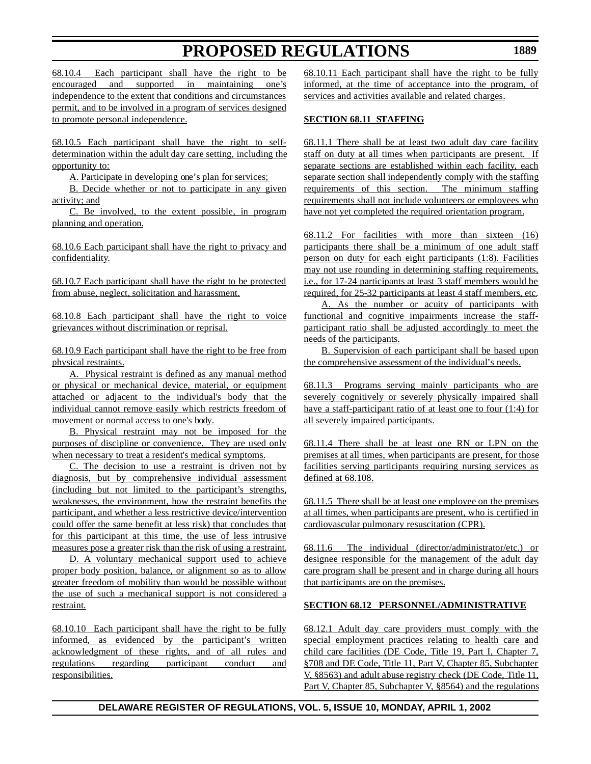68.10.4 Each participant shall have the right to be encouraged and supported in maintaining one's independence to the extent that conditions and circumstances permit, and to be involved in a program of services designed to promote personal independence.

68.10.5 Each participant shall have the right to self-determination within the adult day care setting, including the opportunity to:

A. Participate in developing one's plan for services;

B. Decide whether or not to participate in any given activity; and

C. Be involved, to the extent possible, in program planning and operation.

68.10.6 Each participant shall have the right to privacy and confidentiality.

68.10.7 Each participant shall have the right to be protected from abuse, neglect, solicitation and harassment.

68.10.8 Each participant shall have the right to voice grievances without discrimination or reprisal.

68.10.9 Each participant shall have the right to be free from physical restraints.

A. Physical restraint is defined as any manual method or physical or mechanical device, material, or equipment attached or adjacent to the individual's body that the individual cannot remove easily which restricts freedom of movement or normal access to one's body.

B. Physical restraint may not be imposed for the purposes of discipline or convenience. They are used only when necessary to treat a resident's medical symptoms.

C. The decision to use a restraint is driven not by diagnosis, but by comprehensive individual assessment (including but not limited to the participant's strengths, weaknesses, the environment, how the restraint benefits the participant, and whether a less restrictive device/intervention could offer the same benefit at less risk) that concludes that for this participant at this time, the use of less intrusive measures pose a greater risk than the risk of using a restraint.

D. A voluntary mechanical support used to achieve proper body position, balance, or alignment so as to allow greater freedom of mobility than would be possible without the use of such a mechanical support is not considered a restraint.

68.10.10 Each participant shall have the right to be fully informed, as evidenced by the participant's written acknowledgment of these rights, and of all rules and regulations regarding participant conduct and responsibilities.

68.10.11 Each participant shall have the right to be fully informed, at the time of acceptance into the program, of services and activities available and related charges.

**SECTION 68.11 STAFFING**

68.11.1 There shall be at least two adult day care facility staff on duty at all times when participants are present. If separate sections are established within each facility, each separate section shall independently comply with the staffing requirements of this section. The minimum staffing requirements shall not include volunteers or employees who have not yet completed the required orientation program.

68.11.2 For facilities with more than sixteen (16) participants there shall be a minimum of one adult staff person on duty for each eight participants (1:8). Facilities may not use rounding in determining staffing requirements, i.e., for 17-24 participants at least 3 staff members would be required, for 25-32 participants at least 4 staff members, etc.

A. As the number or acuity of participants with functional and cognitive impairments increase the staff-participant ratio shall be adjusted accordingly to meet the needs of the participants.

B. Supervision of each participant shall be based upon the comprehensive assessment of the individual's needs.

68.11.3 Programs serving mainly participants who are severely cognitively or severely physically impaired shall have a staff-participant ratio of at least one to four (1:4) for all severely impaired participants.

68.11.4 There shall be at least one RN or LPN on the premises at all times, when participants are present, for those facilities serving participants requiring nursing services as defined at 68.108.

68.11.5 There shall be at least one employee on the premises at all times, when participants are present, who is certified in cardiovascular pulmonary resuscitation (CPR).

68.11.6 The individual (director/administrator/etc.) or designee responsible for the management of the adult day care program shall be present and in charge during all hours that participants are on the premises.

**SECTION 68.12 PERSONNEL/ADMINISTRATIVE**

68.12.1 Adult day care providers must comply with the special employment practices relating to health care and child care facilities (DE Code, Title 19, Part I, Chapter 7, §708 and DE Code, Title 11, Part V, Chapter 85, Subchapter V, §8563) and adult abuse registry check (DE Code, Title 11, Part V, Chapter 85, Subchapter V, §8564) and the regulations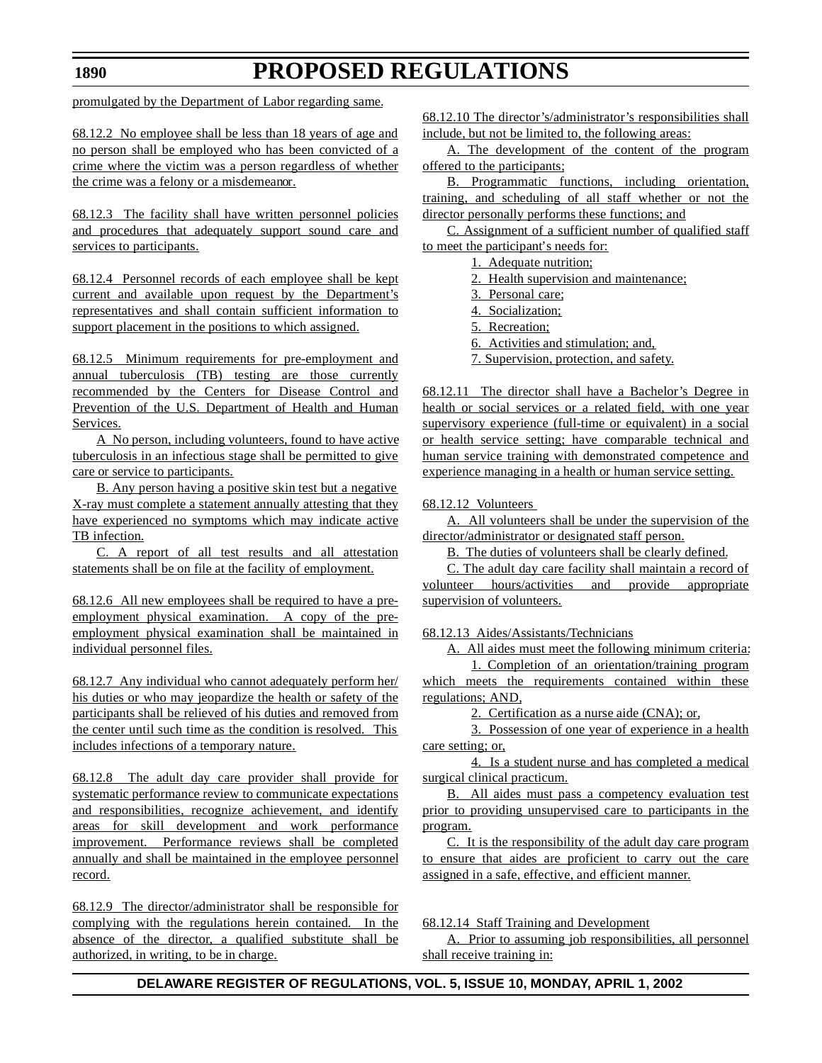promulgated by the Department of Labor regarding same.

68.12.2 No employee shall be less than 18 years of age and no person shall be employed who has been convicted of a crime where the victim was a person regardless of whether the crime was a felony or a misdemeanor.

68.12.3 The facility shall have written personnel policies and procedures that adequately support sound care and services to participants.

68.12.4 Personnel records of each employee shall be kept current and available upon request by the Department's representatives and shall contain sufficient information to support placement in the positions to which assigned.

68.12.5 Minimum requirements for pre-employment and annual tuberculosis (TB) testing are those currently recommended by the Centers for Disease Control and Prevention of the U.S. Department of Health and Human Services.

A No person, including volunteers, found to have active tuberculosis in an infectious stage shall be permitted to give care or service to participants.

B. Any person having a positive skin test but a negative X-ray must complete a statement annually attesting that they have experienced no symptoms which may indicate active TB infection.

C. A report of all test results and all attestation statements shall be on file at the facility of employment.

68.12.6 All new employees shall be required to have a pre-employment physical examination. A copy of the pre-employment physical examination shall be maintained in individual personnel files.

68.12.7 Any individual who cannot adequately perform her/his duties or who may jeopardize the health or safety of the participants shall be relieved of his duties and removed from the center until such time as the condition is resolved. This includes infections of a temporary nature.

68.12.8 The adult day care provider shall provide for systematic performance review to communicate expectations and responsibilities, recognize achievement, and identify areas for skill development and work performance improvement. Performance reviews shall be completed annually and shall be maintained in the employee personnel record.

68.12.9 The director/administrator shall be responsible for complying with the regulations herein contained. In the absence of the director, a qualified substitute shall be authorized, in writing, to be in charge.

68.12.10 The director's/administrator's responsibilities shall include, but not be limited to, the following areas:

A. The development of the content of the program offered to the participants;

B. Programmatic functions, including orientation, training, and scheduling of all staff whether or not the director personally performs these functions; and

C. Assignment of a sufficient number of qualified staff to meet the participant's needs for:

1. Adequate nutrition;
2. Health supervision and maintenance;
3. Personal care;
4. Socialization;
5. Recreation;
6. Activities and stimulation; and,
7. Supervision, protection, and safety.

68.12.11 The director shall have a Bachelor's Degree in health or social services or a related field, with one year supervisory experience (full-time or equivalent) in a social or health service setting; have comparable technical and human service training with demonstrated competence and experience managing in a health or human service setting.

68.12.12 Volunteers

A. All volunteers shall be under the supervision of the director/administrator or designated staff person.

B. The duties of volunteers shall be clearly defined.

C. The adult day care facility shall maintain a record of volunteer hours/activities and provide appropriate supervision of volunteers.

68.12.13 Aides/Assistants/Technicians

A. All aides must meet the following minimum criteria:

1. Completion of an orientation/training program which meets the requirements contained within these regulations; AND,

2. Certification as a nurse aide (CNA); or,

3. Possession of one year of experience in a health care setting; or,

4. Is a student nurse and has completed a medical surgical clinical practicum.

B. All aides must pass a competency evaluation test prior to providing unsupervised care to participants in the program.

C. It is the responsibility of the adult day care program to ensure that aides are proficient to carry out the care assigned in a safe, effective, and efficient manner.

68.12.14 Staff Training and Development

A. Prior to assuming job responsibilities, all personnel shall receive training in: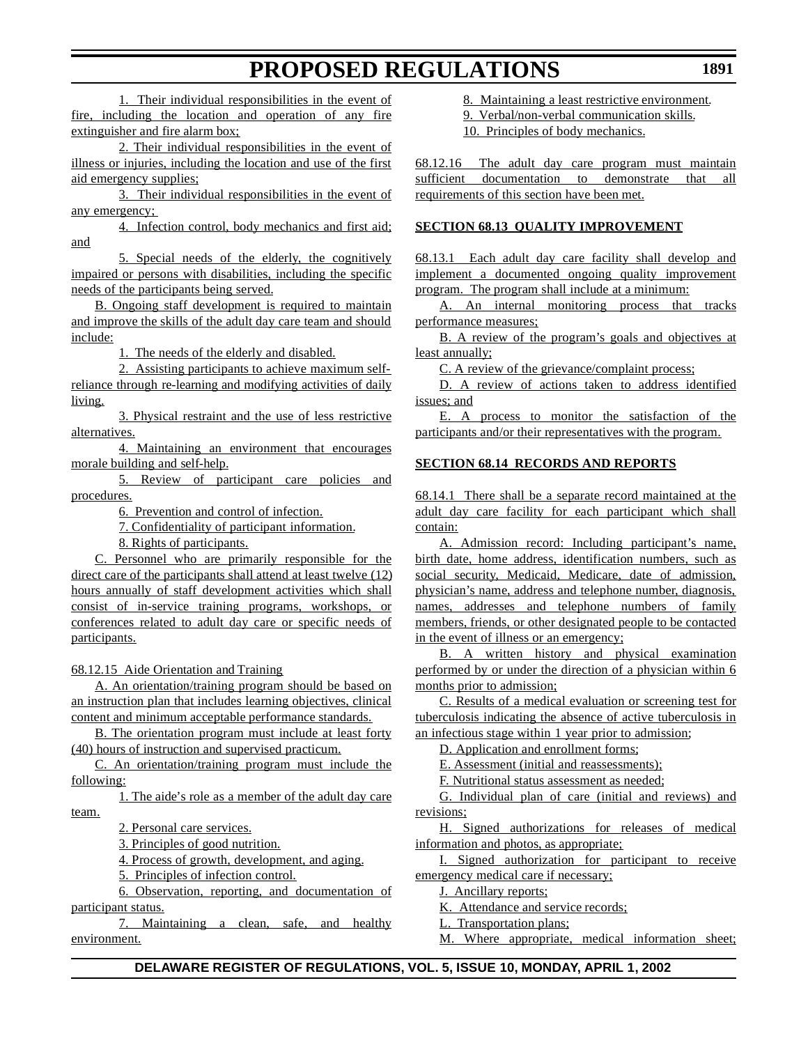1. Their individual responsibilities in the event of fire, including the location and operation of any fire extinguisher and fire alarm box;

2. Their individual responsibilities in the event of illness or injuries, including the location and use of the first aid emergency supplies;

3. Their individual responsibilities in the event of any emergency;

4. Infection control, body mechanics and first aid; and

5. Special needs of the elderly, the cognitively impaired or persons with disabilities, including the specific needs of the participants being served.

B. Ongoing staff development is required to maintain and improve the skills of the adult day care team and should include:

1. The needs of the elderly and disabled.

2. Assisting participants to achieve maximum self-reliance through re-learning and modifying activities of daily living.

3. Physical restraint and the use of less restrictive alternatives.

4. Maintaining an environment that encourages morale building and self-help.

5. Review of participant care policies and procedures.

6. Prevention and control of infection.

7. Confidentiality of participant information.

8. Rights of participants.

C. Personnel who are primarily responsible for the direct care of the participants shall attend at least twelve (12) hours annually of staff development activities which shall consist of in-service training programs, workshops, or conferences related to adult day care or specific needs of participants.

68.12.15 Aide Orientation and Training

A. An orientation/training program should be based on an instruction plan that includes learning objectives, clinical content and minimum acceptable performance standards.

B. The orientation program must include at least forty (40) hours of instruction and supervised practicum.

C. An orientation/training program must include the following:

1. The aide's role as a member of the adult day care team.

2. Personal care services.

3. Principles of good nutrition.

4. Process of growth, development, and aging.

5. Principles of infection control.

6. Observation, reporting, and documentation of participant status.

7. Maintaining a clean, safe, and healthy environment.

8. Maintaining a least restrictive environment.

9. Verbal/non-verbal communication skills.

10. Principles of body mechanics.

68.12.16 The adult day care program must maintain sufficient documentation to demonstrate that all requirements of this section have been met.

**SECTION 68.13 QUALITY IMPROVEMENT**

68.13.1 Each adult day care facility shall develop and implement a documented ongoing quality improvement program. The program shall include at a minimum:

A. An internal monitoring process that tracks performance measures;

B. A review of the program's goals and objectives at least annually;

C. A review of the grievance/complaint process;

D. A review of actions taken to address identified issues; and

E. A process to monitor the satisfaction of the participants and/or their representatives with the program.

**SECTION 68.14 RECORDS AND REPORTS**

68.14.1 There shall be a separate record maintained at the adult day care facility for each participant which shall contain:

A. Admission record: Including participant's name, birth date, home address, identification numbers, such as social security, Medicaid, Medicare, date of admission, physician's name, address and telephone number, diagnosis, names, addresses and telephone numbers of family members, friends, or other designated people to be contacted in the event of illness or an emergency;

B. A written history and physical examination performed by or under the direction of a physician within 6 months prior to admission;

C. Results of a medical evaluation or screening test for tuberculosis indicating the absence of active tuberculosis in an infectious stage within 1 year prior to admission;

D. Application and enrollment forms;

E. Assessment (initial and reassessments);

F. Nutritional status assessment as needed;

G. Individual plan of care (initial and reviews) and revisions;

H. Signed authorizations for releases of medical information and photos, as appropriate;

I. Signed authorization for participant to receive emergency medical care if necessary;

J. Ancillary reports;

K. Attendance and service records;

L. Transportation plans;

M. Where appropriate, medical information sheet;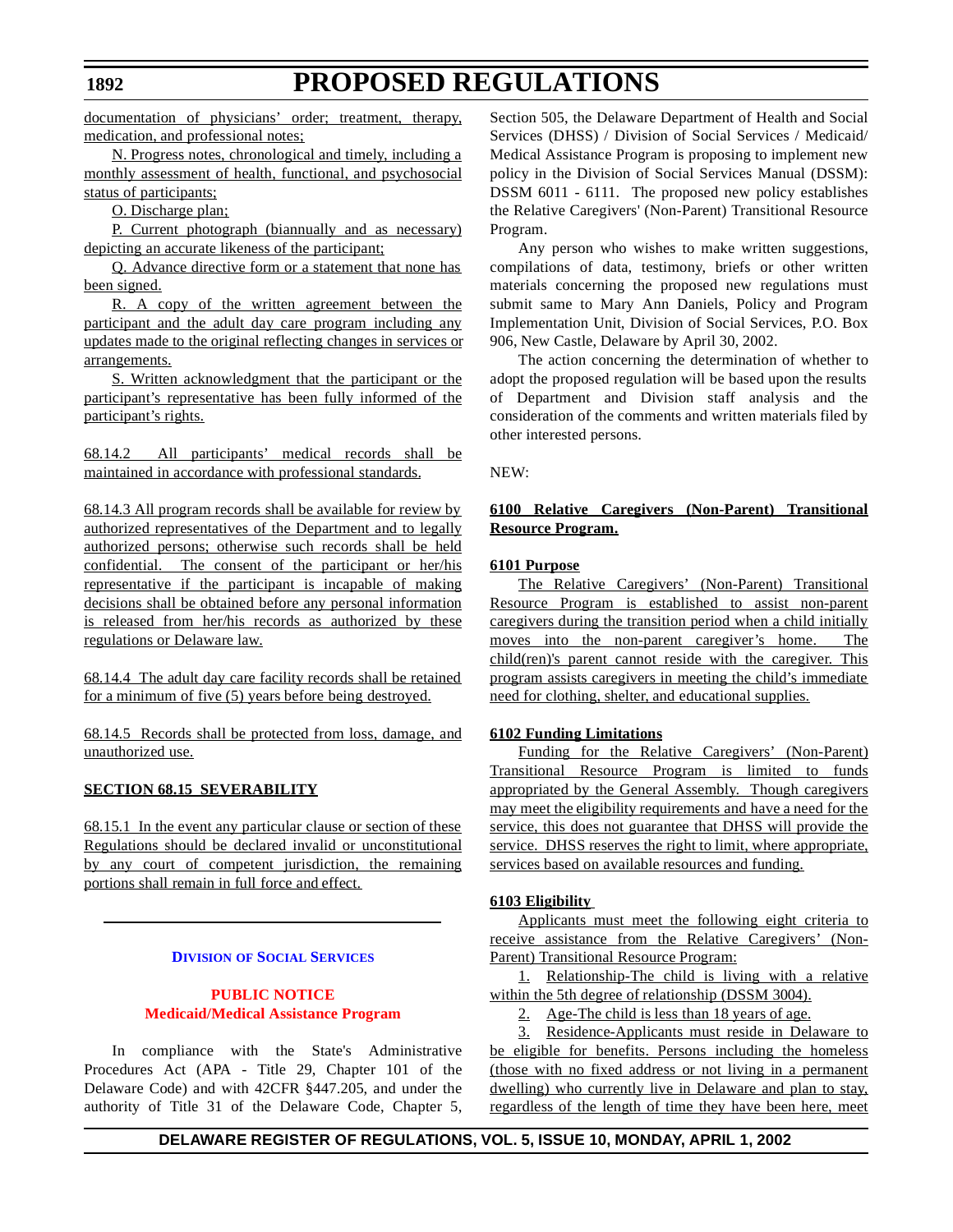documentation of physicians' order; treatment, therapy, medication, and professional notes;

N. Progress notes, chronological and timely, including a monthly assessment of health, functional, and psychosocial status of participants;

O. Discharge plan;

P. Current photograph (biannually and as necessary) depicting an accurate likeness of the participant;

Q. Advance directive form or a statement that none has been signed.

R. A copy of the written agreement between the participant and the adult day care program including any updates made to the original reflecting changes in services or arrangements.

S. Written acknowledgment that the participant or the participant's representative has been fully informed of the participant's rights.

68.14.2 All participants' medical records shall be maintained in accordance with professional standards.

68.14.3 All program records shall be available for review by authorized representatives of the Department and to legally authorized persons; otherwise such records shall be held confidential. The consent of the participant or her/his representative if the participant is incapable of making decisions shall be obtained before any personal information is released from her/his records as authorized by these regulations or Delaware law.

68.14.4 The adult day care facility records shall be retained for a minimum of five (5) years before being destroyed.

68.14.5 Records shall be protected from loss, damage, and unauthorized use.

**SECTION 68.15 SEVERABILITY**

68.15.1 In the event any particular clause or section of these Regulations should be declared invalid or unconstitutional by any court of competent jurisdiction, the remaining portions shall remain in full force and effect.

---

## Division of Social Services

### PUBLIC NOTICE
### Medicaid/Medical Assistance Program

In compliance with the State's Administrative Procedures Act (APA - Title 29, Chapter 101 of the Delaware Code) and with 42CFR §447.205, and under the authority of Title 31 of the Delaware Code, Chapter 5, Section 505, the Delaware Department of Health and Social Services (DHSS) / Division of Social Services / Medicaid/ Medical Assistance Program is proposing to implement new policy in the Division of Social Services Manual (DSSM): DSSM 6011 - 6111. The proposed new policy establishes the Relative Caregivers' (Non-Parent) Transitional Resource Program.

Any person who wishes to make written suggestions, compilations of data, testimony, briefs or other written materials concerning the proposed new regulations must submit same to Mary Ann Daniels, Policy and Program Implementation Unit, Division of Social Services, P.O. Box 906, New Castle, Delaware by April 30, 2002.

The action concerning the determination of whether to adopt the proposed regulation will be based upon the results of Department and Division staff analysis and the consideration of the comments and written materials filed by other interested persons.

NEW:

**6100 Relative Caregivers (Non-Parent) Transitional Resource Program.**

**6101 Purpose**

The Relative Caregivers' (Non-Parent) Transitional Resource Program is established to assist non-parent caregivers during the transition period when a child initially moves into the non-parent caregiver's home. The child(ren)'s parent cannot reside with the caregiver. This program assists caregivers in meeting the child's immediate need for clothing, shelter, and educational supplies.

**6102 Funding Limitations**

Funding for the Relative Caregivers' (Non-Parent) Transitional Resource Program is limited to funds appropriated by the General Assembly. Though caregivers may meet the eligibility requirements and have a need for the service, this does not guarantee that DHSS will provide the service. DHSS reserves the right to limit, where appropriate, services based on available resources and funding.

**6103 Eligibility**

Applicants must meet the following eight criteria to receive assistance from the Relative Caregivers' (Non-Parent) Transitional Resource Program:

1. Relationship-The child is living with a relative within the 5th degree of relationship (DSSM 3004).
2. Age-The child is less than 18 years of age.
3. Residence-Applicants must reside in Delaware to be eligible for benefits. Persons including the homeless (those with no fixed address or not living in a permanent dwelling) who currently live in Delaware and plan to stay, regardless of the length of time they have been here, meet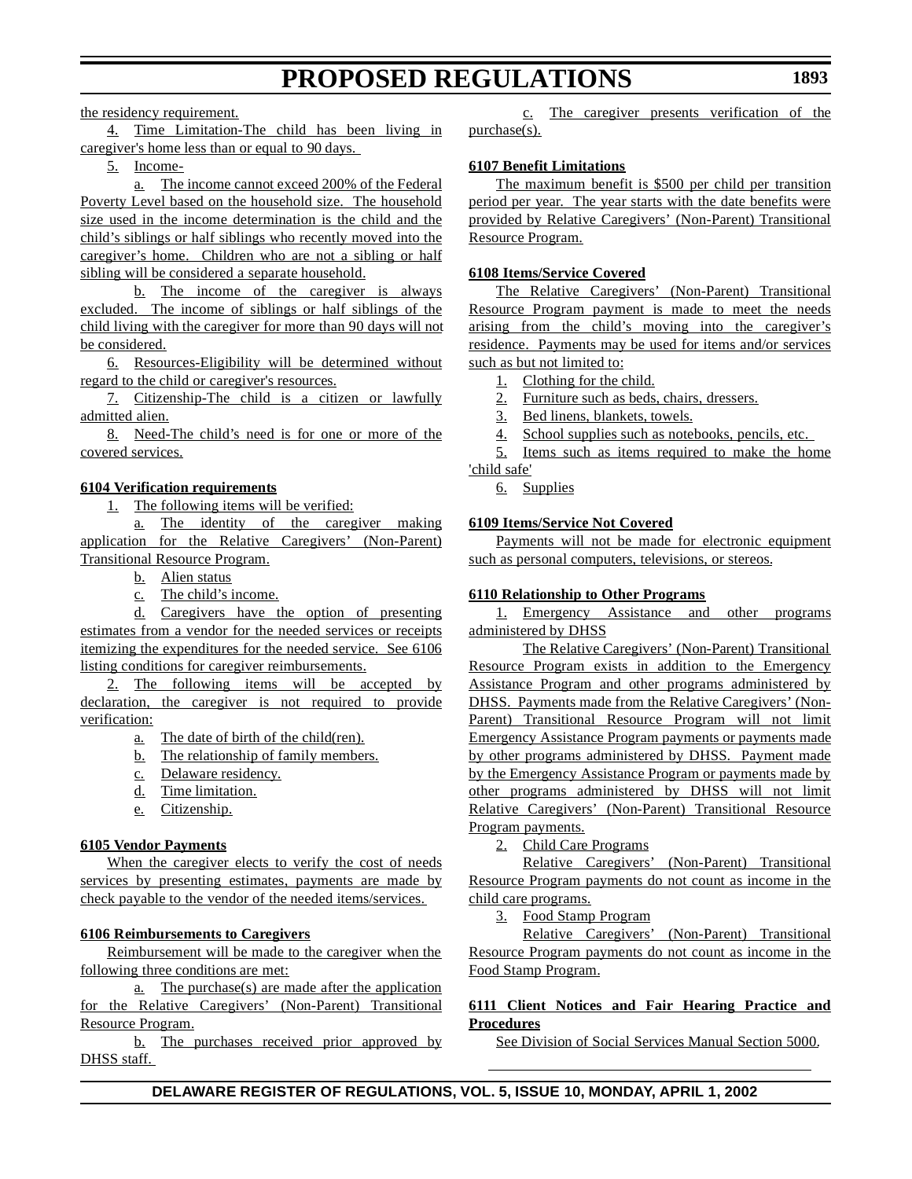the residency requirement.

4. Time Limitation-The child has been living in caregiver's home less than or equal to 90 days.

5. Income-

a. The income cannot exceed 200% of the Federal Poverty Level based on the household size. The household size used in the income determination is the child and the child's siblings or half siblings who recently moved into the caregiver's home. Children who are not a sibling or half sibling will be considered a separate household.

b. The income of the caregiver is always excluded. The income of siblings or half siblings of the child living with the caregiver for more than 90 days will not be considered.

6. Resources-Eligibility will be determined without regard to the child or caregiver's resources.

7. Citizenship-The child is a citizen or lawfully admitted alien.

8. Need-The child's need is for one or more of the covered services.

**6104 Verification requirements**

1. The following items will be verified:

a. The identity of the caregiver making application for the Relative Caregivers' (Non-Parent) Transitional Resource Program.

b. Alien status

c. The child's income.

d. Caregivers have the option of presenting estimates from a vendor for the needed services or receipts itemizing the expenditures for the needed service. See 6106 listing conditions for caregiver reimbursements.

2. The following items will be accepted by declaration, the caregiver is not required to provide verification:

a. The date of birth of the child(ren).

b. The relationship of family members.

c. Delaware residency.

d. Time limitation.

e. Citizenship.

**6105 Vendor Payments**

When the caregiver elects to verify the cost of needs services by presenting estimates, payments are made by check payable to the vendor of the needed items/services.

**6106 Reimbursements to Caregivers**

Reimbursement will be made to the caregiver when the following three conditions are met:

a. The purchase(s) are made after the application for the Relative Caregivers' (Non-Parent) Transitional Resource Program.

b. The purchases received prior approved by DHSS staff.

c. The caregiver presents verification of the purchase(s).

**6107 Benefit Limitations**

The maximum benefit is $500 per child per transition period per year. The year starts with the date benefits were provided by Relative Caregivers' (Non-Parent) Transitional Resource Program.

**6108 Items/Service Covered**

The Relative Caregivers' (Non-Parent) Transitional Resource Program payment is made to meet the needs arising from the child's moving into the caregiver's residence. Payments may be used for items and/or services such as but not limited to:

1. Clothing for the child.
2. Furniture such as beds, chairs, dressers.
3. Bed linens, blankets, towels.
4. School supplies such as notebooks, pencils, etc.
5. Items such as items required to make the home 'child safe'
6. Supplies

**6109 Items/Service Not Covered**

Payments will not be made for electronic equipment such as personal computers, televisions, or stereos.

**6110 Relationship to Other Programs**

1. Emergency Assistance and other programs administered by DHSS

The Relative Caregivers' (Non-Parent) Transitional Resource Program exists in addition to the Emergency Assistance Program and other programs administered by DHSS. Payments made from the Relative Caregivers' (Non-Parent) Transitional Resource Program will not limit Emergency Assistance Program payments or payments made by other programs administered by DHSS. Payment made by the Emergency Assistance Program or payments made by other programs administered by DHSS will not limit Relative Caregivers' (Non-Parent) Transitional Resource Program payments.

2. Child Care Programs

Relative Caregivers' (Non-Parent) Transitional Resource Program payments do not count as income in the child care programs.

3. Food Stamp Program

Relative Caregivers' (Non-Parent) Transitional Resource Program payments do not count as income in the Food Stamp Program.

**6111 Client Notices and Fair Hearing Practice and Procedures**

See Division of Social Services Manual Section 5000.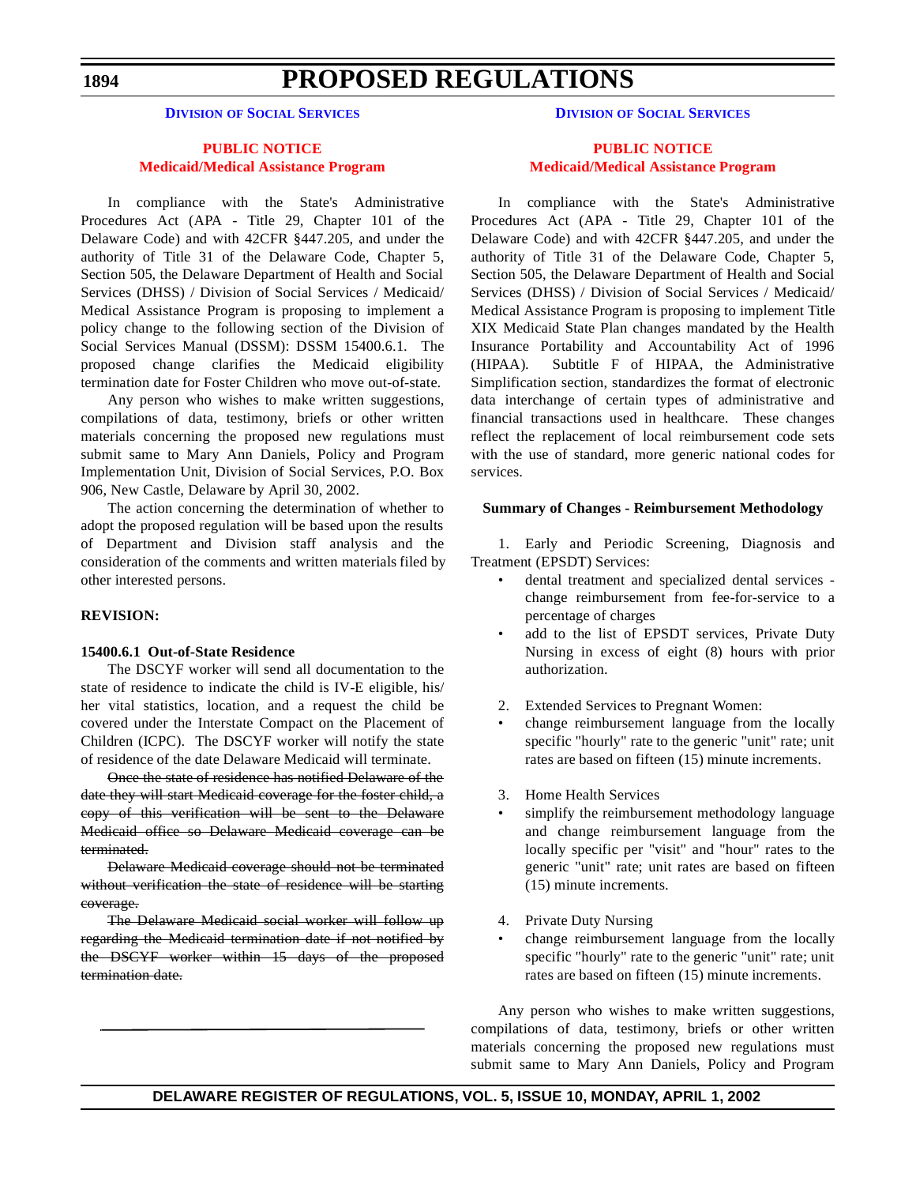**Division of Social Services**

**PUBLIC NOTICE**
**Medicaid/Medical Assistance Program**

In compliance with the State's Administrative Procedures Act (APA - Title 29, Chapter 101 of the Delaware Code) and with 42CFR §447.205, and under the authority of Title 31 of the Delaware Code, Chapter 5, Section 505, the Delaware Department of Health and Social Services (DHSS) / Division of Social Services / Medicaid/ Medical Assistance Program is proposing to implement a policy change to the following section of the Division of Social Services Manual (DSSM): DSSM 15400.6.1. The proposed change clarifies the Medicaid eligibility termination date for Foster Children who move out-of-state.

Any person who wishes to make written suggestions, compilations of data, testimony, briefs or other written materials concerning the proposed new regulations must submit same to Mary Ann Daniels, Policy and Program Implementation Unit, Division of Social Services, P.O. Box 906, New Castle, Delaware by April 30, 2002.

The action concerning the determination of whether to adopt the proposed regulation will be based upon the results of Department and Division staff analysis and the consideration of the comments and written materials filed by other interested persons.

**REVISION:**

**15400.6.1 Out-of-State Residence**

The DSCYF worker will send all documentation to the state of residence to indicate the child is IV-E eligible, his/ her vital statistics, location, and a request the child be covered under the Interstate Compact on the Placement of Children (ICPC). The DSCYF worker will notify the state of residence of the date Delaware Medicaid will terminate.

~~Once the state of residence has notified Delaware of the date they will start Medicaid coverage for the foster child, a copy of this verification will be sent to the Delaware Medicaid office so Delaware Medicaid coverage can be terminated.~~

~~Delaware Medicaid coverage should not be terminated without verification the state of residence will be starting coverage.~~

~~The Delaware Medicaid social worker will follow up regarding the Medicaid termination date if not notified by the DSCYF worker within 15 days of the proposed termination date.~~

---

**Division of Social Services**

**PUBLIC NOTICE**
**Medicaid/Medical Assistance Program**

In compliance with the State's Administrative Procedures Act (APA - Title 29, Chapter 101 of the Delaware Code) and with 42CFR §447.205, and under the authority of Title 31 of the Delaware Code, Chapter 5, Section 505, the Delaware Department of Health and Social Services (DHSS) / Division of Social Services / Medicaid/ Medical Assistance Program is proposing to implement Title XIX Medicaid State Plan changes mandated by the Health Insurance Portability and Accountability Act of 1996 (HIPAA). Subtitle F of HIPAA, the Administrative Simplification section, standardizes the format of electronic data interchange of certain types of administrative and financial transactions used in healthcare. These changes reflect the replacement of local reimbursement code sets with the use of standard, more generic national codes for services.

**Summary of Changes - Reimbursement Methodology**

1. Early and Periodic Screening, Diagnosis and Treatment (EPSDT) Services:
   - dental treatment and specialized dental services - change reimbursement from fee-for-service to a percentage of charges
   - add to the list of EPSDT services, Private Duty Nursing in excess of eight (8) hours with prior authorization.

2. Extended Services to Pregnant Women:
   - change reimbursement language from the locally specific "hourly" rate to the generic "unit" rate; unit rates are based on fifteen (15) minute increments.

3. Home Health Services
   - simplify the reimbursement methodology language and change reimbursement language from the locally specific per "visit" and "hour" rates to the generic "unit" rate; unit rates are based on fifteen (15) minute increments.

4. Private Duty Nursing
   - change reimbursement language from the locally specific "hourly" rate to the generic "unit" rate; unit rates are based on fifteen (15) minute increments.

Any person who wishes to make written suggestions, compilations of data, testimony, briefs or other written materials concerning the proposed new regulations must submit same to Mary Ann Daniels, Policy and Program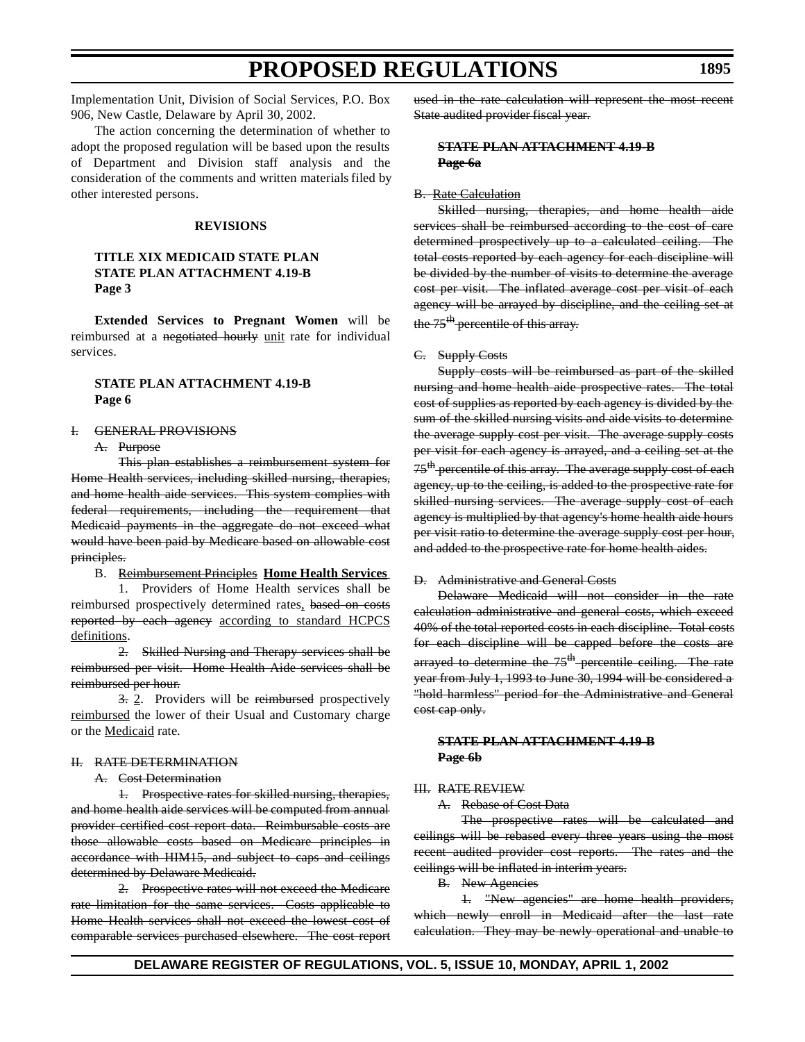Implementation Unit, Division of Social Services, P.O. Box 906, New Castle, Delaware by April 30, 2002.

The action concerning the determination of whether to adopt the proposed regulation will be based upon the results of Department and Division staff analysis and the consideration of the comments and written materials filed by other interested persons.

**REVISIONS**

**TITLE XIX MEDICAID STATE PLAN**
**STATE PLAN ATTACHMENT 4.19-B**
**Page 3**

**Extended Services to Pregnant Women** will be reimbursed at a ~~negotiated hourly~~ unit rate for individual services.

**STATE PLAN ATTACHMENT 4.19-B**
**Page 6**

~~I. GENERAL PROVISIONS~~

~~A. Purpose~~

~~This plan establishes a reimbursement system for Home Health services, including skilled nursing, therapies, and home health aide services. This system complies with federal requirements, including the requirement that Medicaid payments in the aggregate do not exceed what would have been paid by Medicare based on allowable cost principles.~~

B. ~~Reimbursement Principles~~ **Home Health Services**

1. Providers of Home Health services shall be reimbursed prospectively determined rates, ~~based on costs reported by each agency~~ according to standard HCPCS definitions.

~~2. Skilled Nursing and Therapy services shall be reimbursed per visit. Home Health Aide services shall be reimbursed per hour.~~

~~3.~~ 2. Providers will be ~~reimbursed~~ prospectively reimbursed the lower of their Usual and Customary charge or the Medicaid rate.

~~II. RATE DETERMINATION~~

~~A. Cost Determination~~

~~1. Prospective rates for skilled nursing, therapies, and home health aide services will be computed from annual provider certified cost report data. Reimbursable costs are those allowable costs based on Medicare principles in accordance with HIM15, and subject to caps and ceilings determined by Delaware Medicaid.~~

~~2. Prospective rates will not exceed the Medicare rate limitation for the same services. Costs applicable to Home Health services shall not exceed the lowest cost of comparable services purchased elsewhere. The cost report used in the rate calculation will represent the most recent State audited provider fiscal year.~~

~~**STATE PLAN ATTACHMENT 4.19-B**~~
~~**Page 6a**~~

~~B. Rate Calculation~~

~~Skilled nursing, therapies, and home health aide services shall be reimbursed according to the cost of care determined prospectively up to a calculated ceiling. The total costs reported by each agency for each discipline will be divided by the number of visits to determine the average cost per visit. The inflated average cost per visit of each agency will be arrayed by discipline, and the ceiling set at the 75th percentile of this array.~~

~~C. Supply Costs~~

~~Supply costs will be reimbursed as part of the skilled nursing and home health aide prospective rates. The total cost of supplies as reported by each agency is divided by the sum of the skilled nursing visits and aide visits to determine the average supply cost per visit. The average supply costs per visit for each agency is arrayed, and a ceiling set at the 75th percentile of this array. The average supply cost of each agency, up to the ceiling, is added to the prospective rate for skilled nursing services. The average supply cost of each agency is multiplied by that agency's home health aide hours per visit ratio to determine the average supply cost per hour, and added to the prospective rate for home health aides.~~

~~D. Administrative and General Costs~~

~~Delaware Medicaid will not consider in the rate calculation administrative and general costs, which exceed 40% of the total reported costs in each discipline. Total costs for each discipline will be capped before the costs are arrayed to determine the 75th percentile ceiling. The rate year from July 1, 1993 to June 30, 1994 will be considered a "hold harmless" period for the Administrative and General cost cap only.~~

~~**STATE PLAN ATTACHMENT 4.19-B**~~
~~**Page 6b**~~

~~III. RATE REVIEW~~

~~A. Rebase of Cost Data~~

~~The prospective rates will be calculated and ceilings will be rebased every three years using the most recent audited provider cost reports. The rates and the ceilings will be inflated in interim years.~~

~~B. New Agencies~~

~~1. "New agencies" are home health providers, which newly enroll in Medicaid after the last rate calculation. They may be newly operational and unable to~~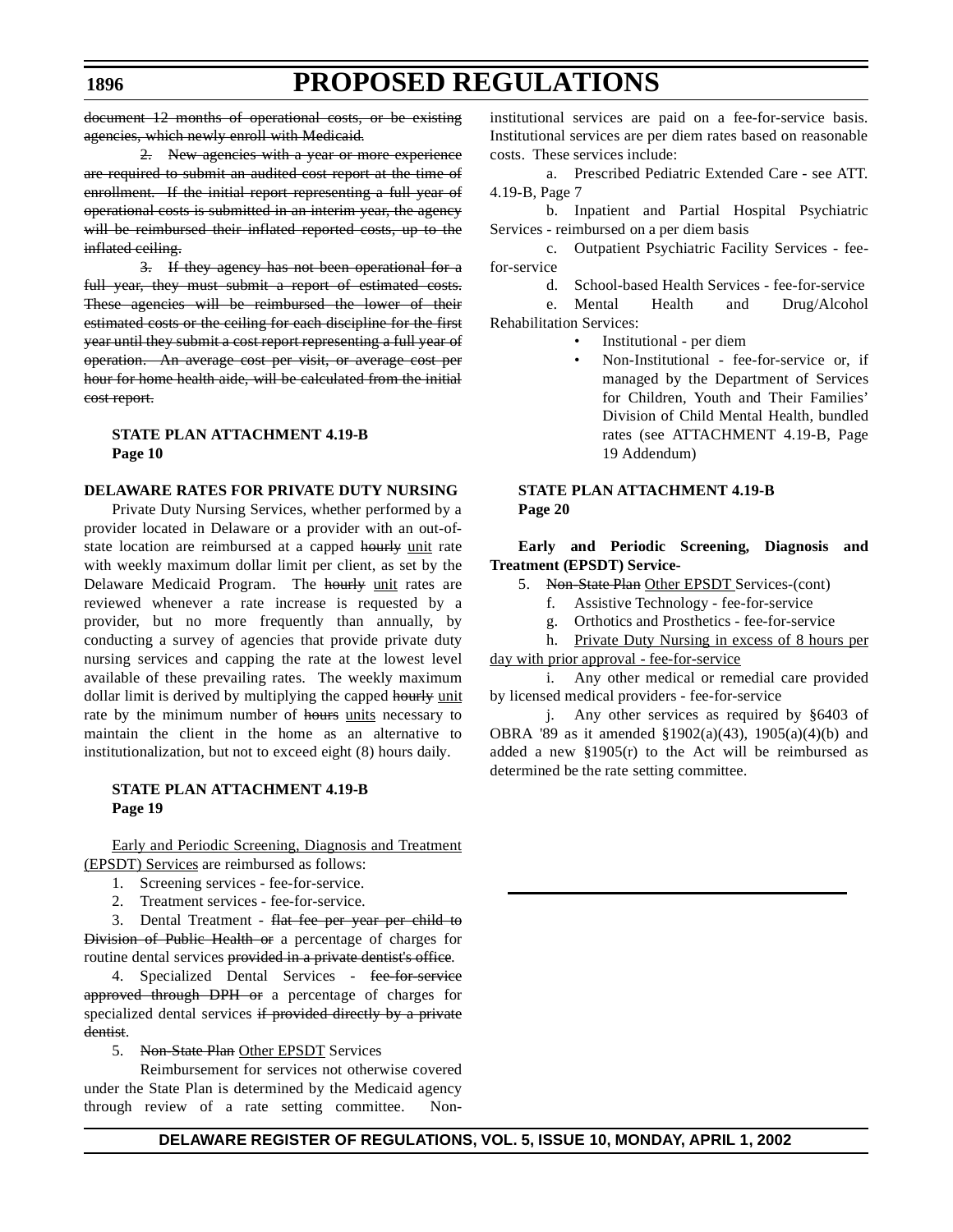~~document 12 months of operational costs, or be existing agencies, which newly enroll with Medicaid.~~

~~2. New agencies with a year or more experience are required to submit an audited cost report at the time of enrollment. If the initial report representing a full year of operational costs is submitted in an interim year, the agency will be reimbursed their inflated reported costs, up to the inflated ceiling.~~

~~3. If they agency has not been operational for a full year, they must submit a report of estimated costs. These agencies will be reimbursed the lower of their estimated costs or the ceiling for each discipline for the first year until they submit a cost report representing a full year of operation. An average cost per visit, or average cost per hour for home health aide, will be calculated from the initial cost report.~~

**STATE PLAN ATTACHMENT 4.19-B**
**Page 10**

**DELAWARE RATES FOR PRIVATE DUTY NURSING**

Private Duty Nursing Services, whether performed by a provider located in Delaware or a provider with an out-of-state location are reimbursed at a capped ~~hourly~~ unit rate with weekly maximum dollar limit per client, as set by the Delaware Medicaid Program. The ~~hourly~~ unit rates are reviewed whenever a rate increase is requested by a provider, but no more frequently than annually, by conducting a survey of agencies that provide private duty nursing services and capping the rate at the lowest level available of these prevailing rates. The weekly maximum dollar limit is derived by multiplying the capped ~~hourly~~ unit rate by the minimum number of ~~hours~~ units necessary to maintain the client in the home as an alternative to institutionalization, but not to exceed eight (8) hours daily.

**STATE PLAN ATTACHMENT 4.19-B**
**Page 19**

Early and Periodic Screening, Diagnosis and Treatment (EPSDT) Services are reimbursed as follows:

1. Screening services - fee-for-service.
2. Treatment services - fee-for-service.
3. Dental Treatment - ~~flat fee per year per child to Division of Public Health or~~ a percentage of charges for routine dental services ~~provided in a private dentist's office~~.
4. Specialized Dental Services - ~~fee-for-service approved through DPH or~~ a percentage of charges for specialized dental services ~~if provided directly by a private dentist~~.
5. ~~Non-State Plan~~ Other EPSDT Services

Reimbursement for services not otherwise covered under the State Plan is determined by the Medicaid agency through review of a rate setting committee. Non-institutional services are paid on a fee-for-service basis. Institutional services are per diem rates based on reasonable costs. These services include:

a. Prescribed Pediatric Extended Care - see ATT. 4.19-B, Page 7

b. Inpatient and Partial Hospital Psychiatric Services - reimbursed on a per diem basis

c. Outpatient Psychiatric Facility Services - fee-for-service

d. School-based Health Services - fee-for-service

e. Mental Health and Drug/Alcohol Rehabilitation Services:

- Institutional - per diem
- Non-Institutional - fee-for-service or, if managed by the Department of Services for Children, Youth and Their Families' Division of Child Mental Health, bundled rates (see ATTACHMENT 4.19-B, Page 19 Addendum)

**STATE PLAN ATTACHMENT 4.19-B**
**Page 20**

**Early and Periodic Screening, Diagnosis and Treatment (EPSDT) Service-**

5. ~~Non-State Plan~~ Other EPSDT Services-(cont)

f. Assistive Technology - fee-for-service

g. Orthotics and Prosthetics - fee-for-service

h. Private Duty Nursing in excess of 8 hours per day with prior approval - fee-for-service

i. Any other medical or remedial care provided by licensed medical providers - fee-for-service

j. Any other services as required by §6403 of OBRA '89 as it amended §1902(a)(43), 1905(a)(4)(b) and added a new §1905(r) to the Act will be reimbursed as determined be the rate setting committee.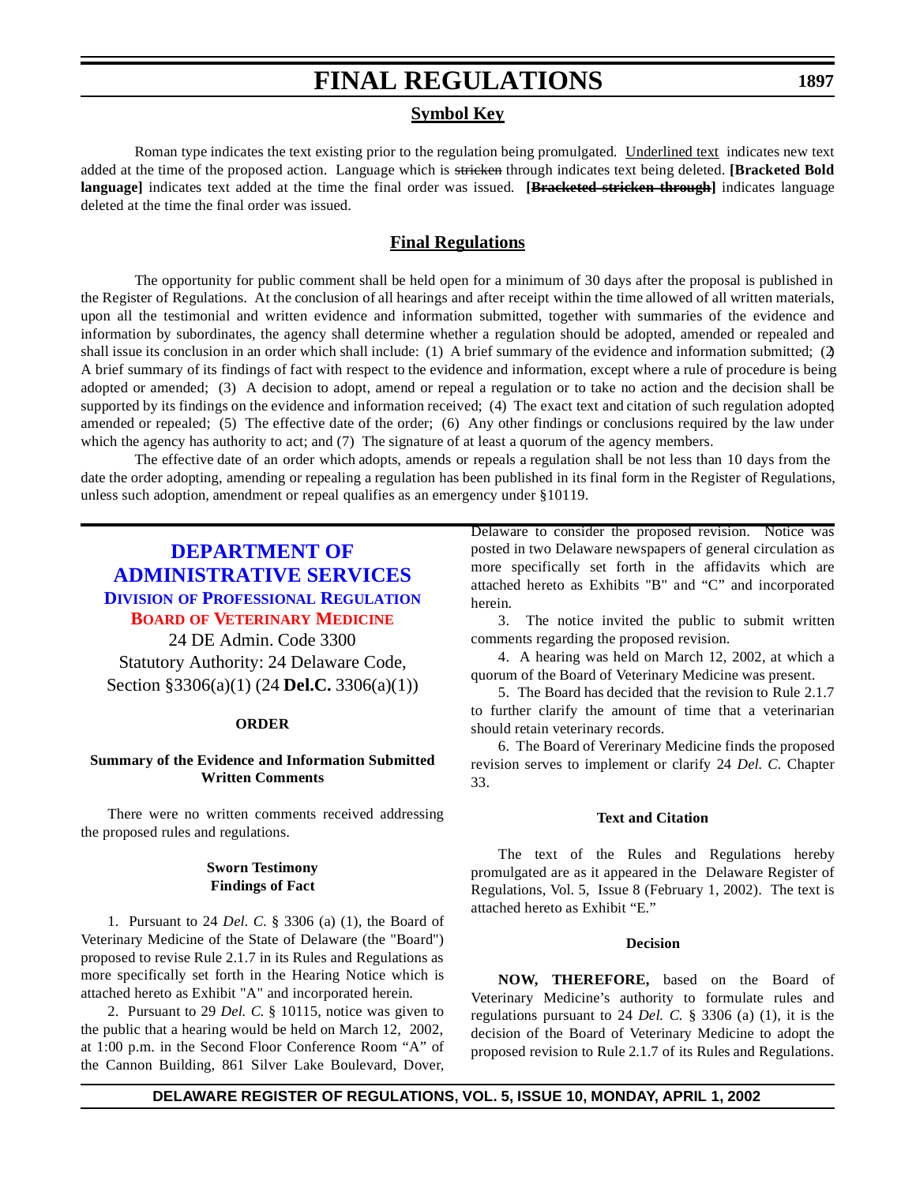## Symbol Key

Roman type indicates the text existing prior to the regulation being promulgated. Underlined text indicates new text added at the time of the proposed action. Language which is ~~stricken~~ through indicates text being deleted. **[Bracketed Bold language]** indicates text added at the time the final order was issued. **[~~Bracketed stricken through~~]** indicates language deleted at the time the final order was issued.

## Final Regulations

The opportunity for public comment shall be held open for a minimum of 30 days after the proposal is published in the Register of Regulations. At the conclusion of all hearings and after receipt within the time allowed of all written materials, upon all the testimonial and written evidence and information submitted, together with summaries of the evidence and information by subordinates, the agency shall determine whether a regulation should be adopted, amended or repealed and shall issue its conclusion in an order which shall include: (1) A brief summary of the evidence and information submitted; (2) A brief summary of its findings of fact with respect to the evidence and information, except where a rule of procedure is being adopted or amended; (3) A decision to adopt, amend or repeal a regulation or to take no action and the decision shall be supported by its findings on the evidence and information received; (4) The exact text and citation of such regulation adopted, amended or repealed; (5) The effective date of the order; (6) Any other findings or conclusions required by the law under which the agency has authority to act; and (7) The signature of at least a quorum of the agency members.

The effective date of an order which adopts, amends or repeals a regulation shall be not less than 10 days from the date the order adopting, amending or repealing a regulation has been published in its final form in the Register of Regulations, unless such adoption, amendment or repeal qualifies as an emergency under §10119.

# DEPARTMENT OF ADMINISTRATIVE SERVICES

## Division of Professional Regulation

### Board of Veterinary Medicine

24 DE Admin. Code 3300

Statutory Authority: 24 Delaware Code, Section §3306(a)(1) (24 **Del.C.** 3306(a)(1))

**ORDER**

**Summary of the Evidence and Information Submitted Written Comments**

There were no written comments received addressing the proposed rules and regulations.

**Sworn Testimony Findings of Fact**

1. Pursuant to 24 *Del. C.* § 3306 (a) (1), the Board of Veterinary Medicine of the State of Delaware (the "Board") proposed to revise Rule 2.1.7 in its Rules and Regulations as more specifically set forth in the Hearing Notice which is attached hereto as Exhibit "A" and incorporated herein.

2. Pursuant to 29 *Del. C.* § 10115, notice was given to the public that a hearing would be held on March 12, 2002, at 1:00 p.m. in the Second Floor Conference Room "A" of the Cannon Building, 861 Silver Lake Boulevard, Dover, Delaware to consider the proposed revision. Notice was posted in two Delaware newspapers of general circulation as more specifically set forth in the affidavits which are attached hereto as Exhibits "B" and "C" and incorporated herein.

3. The notice invited the public to submit written comments regarding the proposed revision.

4. A hearing was held on March 12, 2002, at which a quorum of the Board of Veterinary Medicine was present.

5. The Board has decided that the revision to Rule 2.1.7 to further clarify the amount of time that a veterinarian should retain veterinary records.

6. The Board of Vererinary Medicine finds the proposed revision serves to implement or clarify 24 *Del. C.* Chapter 33.

**Text and Citation**

The text of the Rules and Regulations hereby promulgated are as it appeared in the Delaware Register of Regulations, Vol. 5, Issue 8 (February 1, 2002). The text is attached hereto as Exhibit "E."

**Decision**

**NOW, THEREFORE,** based on the Board of Veterinary Medicine's authority to formulate rules and regulations pursuant to 24 *Del. C.* § 3306 (a) (1), it is the decision of the Board of Veterinary Medicine to adopt the proposed revision to Rule 2.1.7 of its Rules and Regulations.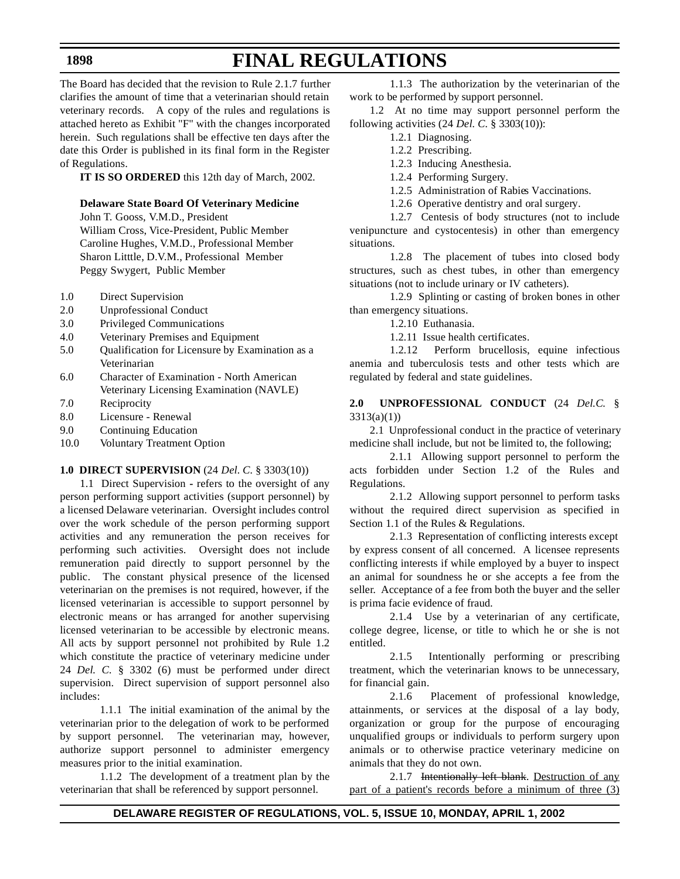The Board has decided that the revision to Rule 2.1.7 further clarifies the amount of time that a veterinarian should retain veterinary records. A copy of the rules and regulations is attached hereto as Exhibit "F" with the changes incorporated herein. Such regulations shall be effective ten days after the date this Order is published in its final form in the Register of Regulations.

**IT IS SO ORDERED** this 12th day of March, 2002.

**Delaware State Board Of Veterinary Medicine**
John T. Gooss, V.M.D., President
William Cross, Vice-President, Public Member
Caroline Hughes, V.M.D., Professional Member
Sharon Litttle, D.V.M., Professional Member
Peggy Swygert, Public Member

1.0 Direct Supervision
2.0 Unprofessional Conduct
3.0 Privileged Communications
4.0 Veterinary Premises and Equipment
5.0 Qualification for Licensure by Examination as a Veterinarian
6.0 Character of Examination - North American Veterinary Licensing Examination (NAVLE)
7.0 Reciprocity
8.0 Licensure - Renewal
9.0 Continuing Education
10.0 Voluntary Treatment Option

**1.0 DIRECT SUPERVISION** (24 *Del. C.* § 3303(10))

1.1 Direct Supervision - refers to the oversight of any person performing support activities (support personnel) by a licensed Delaware veterinarian. Oversight includes control over the work schedule of the person performing support activities and any remuneration the person receives for performing such activities. Oversight does not include remuneration paid directly to support personnel by the public. The constant physical presence of the licensed veterinarian on the premises is not required, however, if the licensed veterinarian is accessible to support personnel by electronic means or has arranged for another supervising licensed veterinarian to be accessible by electronic means. All acts by support personnel not prohibited by Rule 1.2 which constitute the practice of veterinary medicine under 24 *Del. C.* § 3302 (6) must be performed under direct supervision. Direct supervision of support personnel also includes:

1.1.1 The initial examination of the animal by the veterinarian prior to the delegation of work to be performed by support personnel. The veterinarian may, however, authorize support personnel to administer emergency measures prior to the initial examination.

1.1.2 The development of a treatment plan by the veterinarian that shall be referenced by support personnel.

1.1.3 The authorization by the veterinarian of the work to be performed by support personnel.

1.2 At no time may support personnel perform the following activities (24 *Del. C.* § 3303(10)):

1.2.1 Diagnosing.

1.2.2 Prescribing.

1.2.3 Inducing Anesthesia.

1.2.4 Performing Surgery.

1.2.5 Administration of Rabies Vaccinations.

1.2.6 Operative dentistry and oral surgery.

1.2.7 Centesis of body structures (not to include venipuncture and cystocentesis) in other than emergency situations.

1.2.8 The placement of tubes into closed body structures, such as chest tubes, in other than emergency situations (not to include urinary or IV catheters).

1.2.9 Splinting or casting of broken bones in other than emergency situations.

1.2.10 Euthanasia.

1.2.11 Issue health certificates.

1.2.12 Perform brucellosis, equine infectious anemia and tuberculosis tests and other tests which are regulated by federal and state guidelines.

**2.0 UNPROFESSIONAL CONDUCT** (24 *Del.C.* § 3313(a)(1))

2.1 Unprofessional conduct in the practice of veterinary medicine shall include, but not be limited to, the following;

2.1.1 Allowing support personnel to perform the acts forbidden under Section 1.2 of the Rules and Regulations.

2.1.2 Allowing support personnel to perform tasks without the required direct supervision as specified in Section 1.1 of the Rules & Regulations.

2.1.3 Representation of conflicting interests except by express consent of all concerned. A licensee represents conflicting interests if while employed by a buyer to inspect an animal for soundness he or she accepts a fee from the seller. Acceptance of a fee from both the buyer and the seller is prima facie evidence of fraud.

2.1.4 Use by a veterinarian of any certificate, college degree, license, or title to which he or she is not entitled.

2.1.5 Intentionally performing or prescribing treatment, which the veterinarian knows to be unnecessary, for financial gain.

2.1.6 Placement of professional knowledge, attainments, or services at the disposal of a lay body, organization or group for the purpose of encouraging unqualified groups or individuals to perform surgery upon animals or to otherwise practice veterinary medicine on animals that they do not own.

2.1.7 ~~Intentionally left blank~~. Destruction of any part of a patient's records before a minimum of three (3)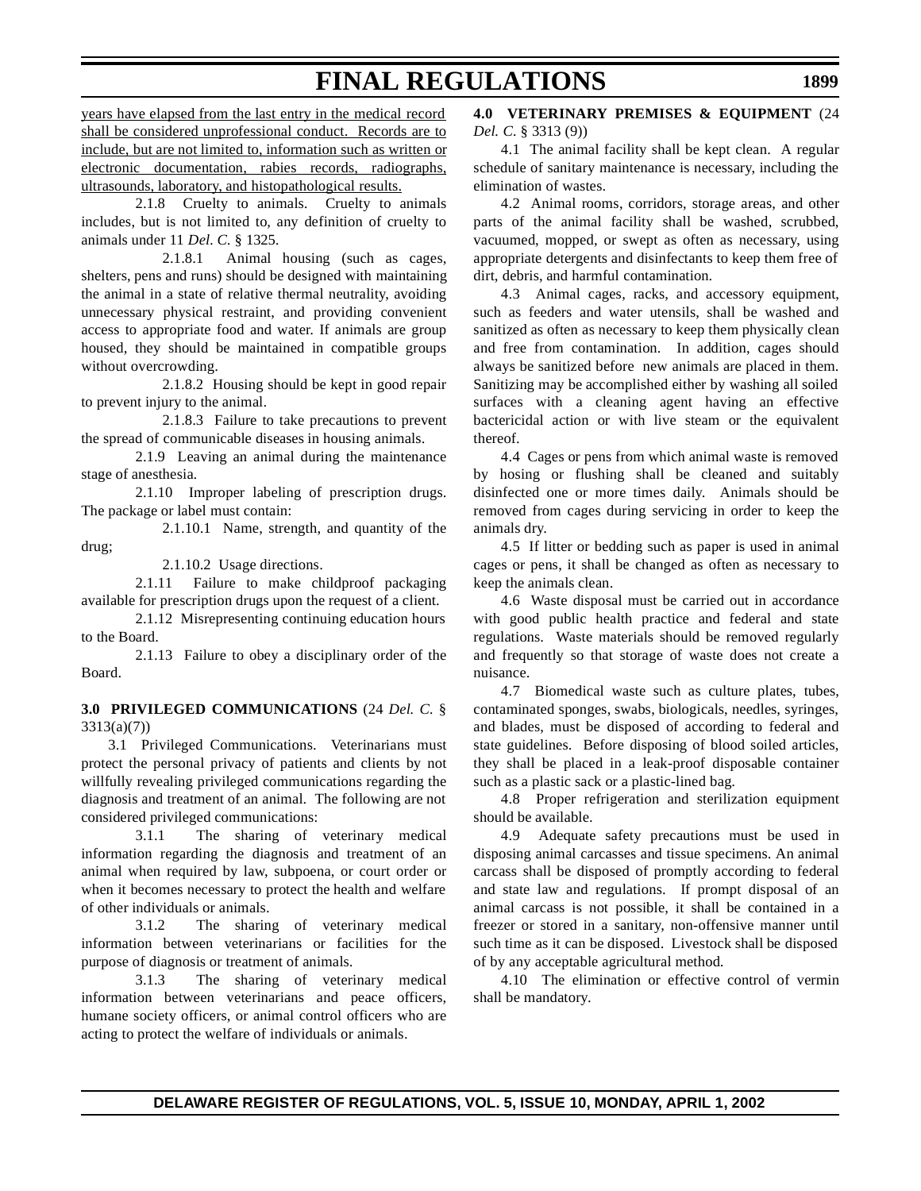<u>years have elapsed from the last entry in the medical record shall be considered unprofessional conduct. Records are to include, but are not limited to, information such as written or electronic documentation, rabies records, radiographs, ultrasounds, laboratory, and histopathological results.</u>

2.1.8 Cruelty to animals. Cruelty to animals includes, but is not limited to, any definition of cruelty to animals under 11 *Del. C.* § 1325.

2.1.8.1 Animal housing (such as cages, shelters, pens and runs) should be designed with maintaining the animal in a state of relative thermal neutrality, avoiding unnecessary physical restraint, and providing convenient access to appropriate food and water. If animals are group housed, they should be maintained in compatible groups without overcrowding.

2.1.8.2 Housing should be kept in good repair to prevent injury to the animal.

2.1.8.3 Failure to take precautions to prevent the spread of communicable diseases in housing animals.

2.1.9 Leaving an animal during the maintenance stage of anesthesia.

2.1.10 Improper labeling of prescription drugs. The package or label must contain:

2.1.10.1 Name, strength, and quantity of the drug;

2.1.10.2 Usage directions.

2.1.11 Failure to make childproof packaging available for prescription drugs upon the request of a client.

2.1.12 Misrepresenting continuing education hours to the Board.

2.1.13 Failure to obey a disciplinary order of the Board.

**3.0 PRIVILEGED COMMUNICATIONS** (24 *Del. C.* § 3313(a)(7))

3.1 Privileged Communications. Veterinarians must protect the personal privacy of patients and clients by not willfully revealing privileged communications regarding the diagnosis and treatment of an animal. The following are not considered privileged communications:

3.1.1 The sharing of veterinary medical information regarding the diagnosis and treatment of an animal when required by law, subpoena, or court order or when it becomes necessary to protect the health and welfare of other individuals or animals.

3.1.2 The sharing of veterinary medical information between veterinarians or facilities for the purpose of diagnosis or treatment of animals.

3.1.3 The sharing of veterinary medical information between veterinarians and peace officers, humane society officers, or animal control officers who are acting to protect the welfare of individuals or animals.

**4.0 VETERINARY PREMISES & EQUIPMENT** (24 *Del. C.* § 3313 (9))

4.1 The animal facility shall be kept clean. A regular schedule of sanitary maintenance is necessary, including the elimination of wastes.

4.2 Animal rooms, corridors, storage areas, and other parts of the animal facility shall be washed, scrubbed, vacuumed, mopped, or swept as often as necessary, using appropriate detergents and disinfectants to keep them free of dirt, debris, and harmful contamination.

4.3 Animal cages, racks, and accessory equipment, such as feeders and water utensils, shall be washed and sanitized as often as necessary to keep them physically clean and free from contamination. In addition, cages should always be sanitized before new animals are placed in them. Sanitizing may be accomplished either by washing all soiled surfaces with a cleaning agent having an effective bactericidal action or with live steam or the equivalent thereof.

4.4 Cages or pens from which animal waste is removed by hosing or flushing shall be cleaned and suitably disinfected one or more times daily. Animals should be removed from cages during servicing in order to keep the animals dry.

4.5 If litter or bedding such as paper is used in animal cages or pens, it shall be changed as often as necessary to keep the animals clean.

4.6 Waste disposal must be carried out in accordance with good public health practice and federal and state regulations. Waste materials should be removed regularly and frequently so that storage of waste does not create a nuisance.

4.7 Biomedical waste such as culture plates, tubes, contaminated sponges, swabs, biologicals, needles, syringes, and blades, must be disposed of according to federal and state guidelines. Before disposing of blood soiled articles, they shall be placed in a leak-proof disposable container such as a plastic sack or a plastic-lined bag.

4.8 Proper refrigeration and sterilization equipment should be available.

4.9 Adequate safety precautions must be used in disposing animal carcasses and tissue specimens. An animal carcass shall be disposed of promptly according to federal and state law and regulations. If prompt disposal of an animal carcass is not possible, it shall be contained in a freezer or stored in a sanitary, non-offensive manner until such time as it can be disposed. Livestock shall be disposed of by any acceptable agricultural method.

4.10 The elimination or effective control of vermin shall be mandatory.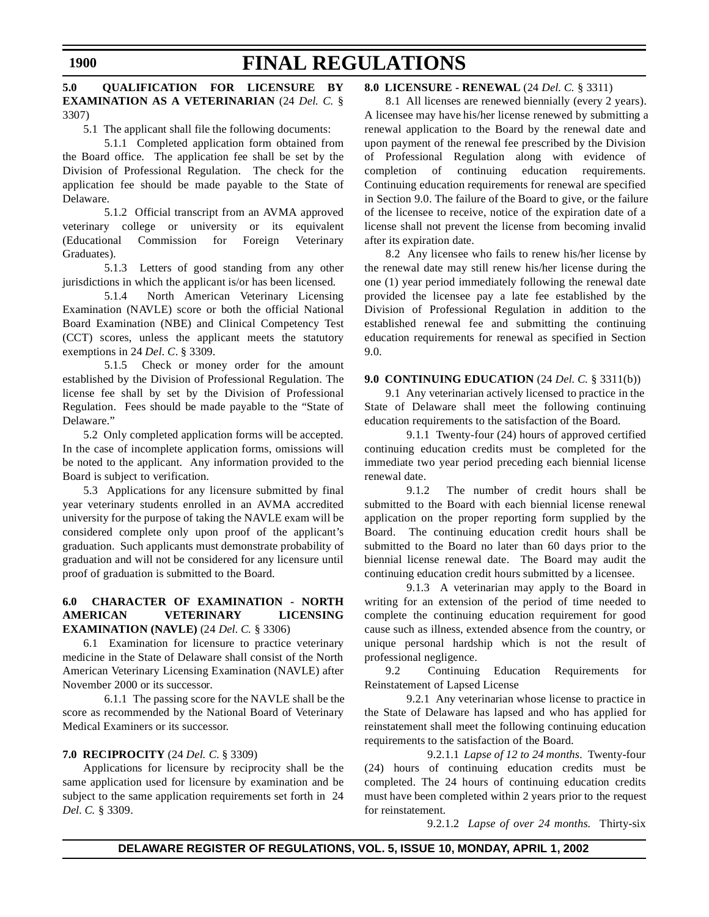**5.0 QUALIFICATION FOR LICENSURE BY EXAMINATION AS A VETERINARIAN** (24 *Del. C.* § 3307)

5.1 The applicant shall file the following documents:

5.1.1 Completed application form obtained from the Board office. The application fee shall be set by the Division of Professional Regulation. The check for the application fee should be made payable to the State of Delaware.

5.1.2 Official transcript from an AVMA approved veterinary college or university or its equivalent (Educational Commission for Foreign Veterinary Graduates).

5.1.3 Letters of good standing from any other jurisdictions in which the applicant is/or has been licensed.

5.1.4 North American Veterinary Licensing Examination (NAVLE) score or both the official National Board Examination (NBE) and Clinical Competency Test (CCT) scores, unless the applicant meets the statutory exemptions in 24 *Del. C*. § 3309.

5.1.5 Check or money order for the amount established by the Division of Professional Regulation. The license fee shall by set by the Division of Professional Regulation. Fees should be made payable to the "State of Delaware."

5.2 Only completed application forms will be accepted. In the case of incomplete application forms, omissions will be noted to the applicant. Any information provided to the Board is subject to verification.

5.3 Applications for any licensure submitted by final year veterinary students enrolled in an AVMA accredited university for the purpose of taking the NAVLE exam will be considered complete only upon proof of the applicant's graduation. Such applicants must demonstrate probability of graduation and will not be considered for any licensure until proof of graduation is submitted to the Board.

**6.0 CHARACTER OF EXAMINATION - NORTH AMERICAN VETERINARY LICENSING EXAMINATION (NAVLE)** (24 *Del. C.* § 3306)

6.1 Examination for licensure to practice veterinary medicine in the State of Delaware shall consist of the North American Veterinary Licensing Examination (NAVLE) after November 2000 or its successor.

6.1.1 The passing score for the NAVLE shall be the score as recommended by the National Board of Veterinary Medical Examiners or its successor.

**7.0 RECIPROCITY** (24 *Del. C.* § 3309)

Applications for licensure by reciprocity shall be the same application used for licensure by examination and be subject to the same application requirements set forth in 24 *Del. C.* § 3309.

**8.0 LICENSURE - RENEWAL** (24 *Del. C.* § 3311)

8.1 All licenses are renewed biennially (every 2 years). A licensee may have his/her license renewed by submitting a renewal application to the Board by the renewal date and upon payment of the renewal fee prescribed by the Division of Professional Regulation along with evidence of completion of continuing education requirements. Continuing education requirements for renewal are specified in Section 9.0. The failure of the Board to give, or the failure of the licensee to receive, notice of the expiration date of a license shall not prevent the license from becoming invalid after its expiration date.

8.2 Any licensee who fails to renew his/her license by the renewal date may still renew his/her license during the one (1) year period immediately following the renewal date provided the licensee pay a late fee established by the Division of Professional Regulation in addition to the established renewal fee and submitting the continuing education requirements for renewal as specified in Section 9.0.

**9.0 CONTINUING EDUCATION** (24 *Del. C.* § 3311(b))

9.1 Any veterinarian actively licensed to practice in the State of Delaware shall meet the following continuing education requirements to the satisfaction of the Board.

9.1.1 Twenty-four (24) hours of approved certified continuing education credits must be completed for the immediate two year period preceding each biennial license renewal date.

9.1.2 The number of credit hours shall be submitted to the Board with each biennial license renewal application on the proper reporting form supplied by the Board. The continuing education credit hours shall be submitted to the Board no later than 60 days prior to the biennial license renewal date. The Board may audit the continuing education credit hours submitted by a licensee.

9.1.3 A veterinarian may apply to the Board in writing for an extension of the period of time needed to complete the continuing education requirement for good cause such as illness, extended absence from the country, or unique personal hardship which is not the result of professional negligence.

9.2 Continuing Education Requirements for Reinstatement of Lapsed License

9.2.1 Any veterinarian whose license to practice in the State of Delaware has lapsed and who has applied for reinstatement shall meet the following continuing education requirements to the satisfaction of the Board.

9.2.1.1 *Lapse of 12 to 24 months*. Twenty-four (24) hours of continuing education credits must be completed. The 24 hours of continuing education credits must have been completed within 2 years prior to the request for reinstatement.

9.2.1.2 *Lapse of over 24 months.* Thirty-six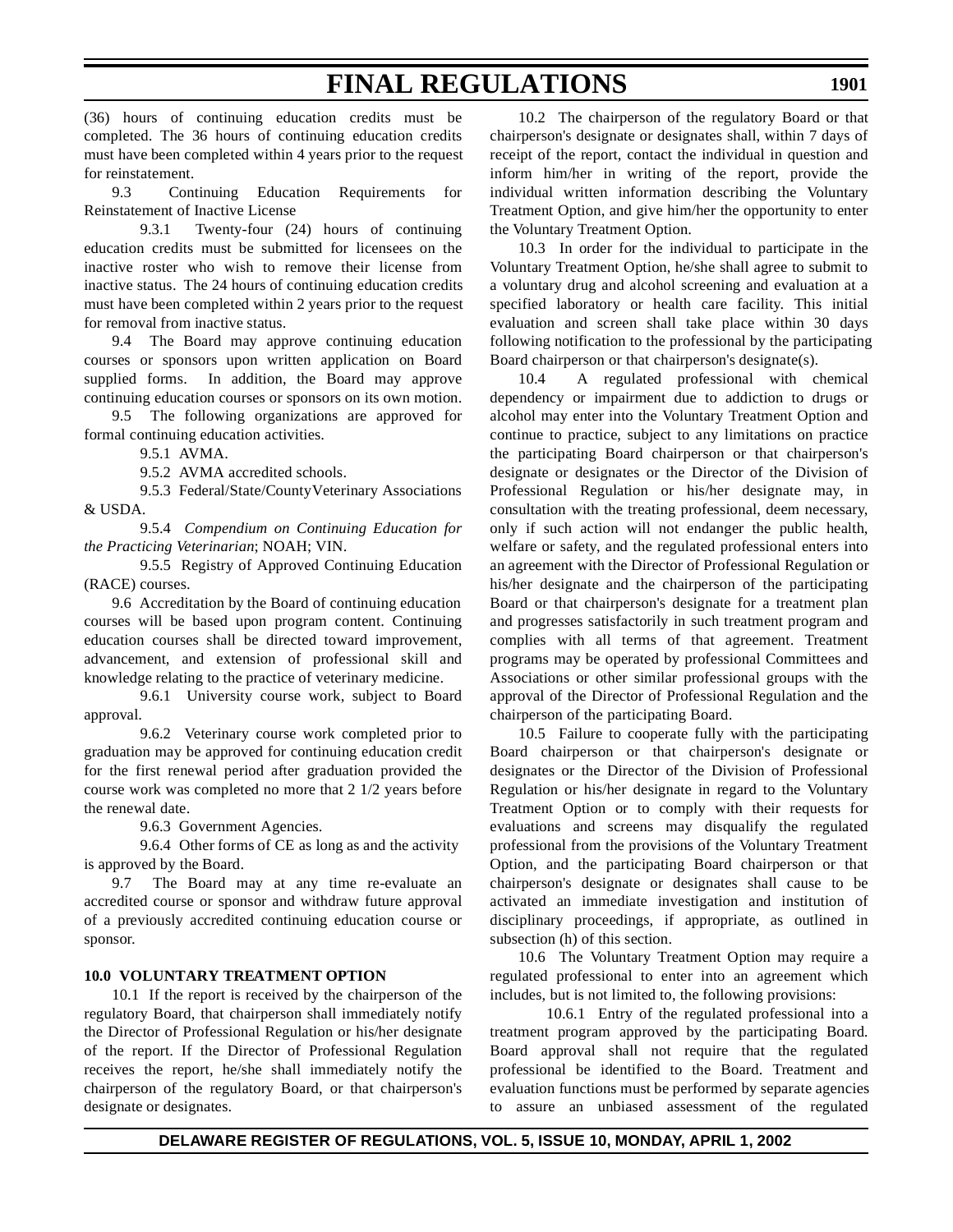(36) hours of continuing education credits must be completed. The 36 hours of continuing education credits must have been completed within 4 years prior to the request for reinstatement.

9.3 Continuing Education Requirements for Reinstatement of Inactive License

9.3.1 Twenty-four (24) hours of continuing education credits must be submitted for licensees on the inactive roster who wish to remove their license from inactive status. The 24 hours of continuing education credits must have been completed within 2 years prior to the request for removal from inactive status.

9.4 The Board may approve continuing education courses or sponsors upon written application on Board supplied forms. In addition, the Board may approve continuing education courses or sponsors on its own motion.

9.5 The following organizations are approved for formal continuing education activities.

9.5.1 AVMA.

9.5.2 AVMA accredited schools.

9.5.3 Federal/State/CountyVeterinary Associations & USDA.

9.5.4 *Compendium on Continuing Education for the Practicing Veterinarian*; NOAH; VIN.

9.5.5 Registry of Approved Continuing Education (RACE) courses.

9.6 Accreditation by the Board of continuing education courses will be based upon program content. Continuing education courses shall be directed toward improvement, advancement, and extension of professional skill and knowledge relating to the practice of veterinary medicine.

9.6.1 University course work, subject to Board approval.

9.6.2 Veterinary course work completed prior to graduation may be approved for continuing education credit for the first renewal period after graduation provided the course work was completed no more that 2 1/2 years before the renewal date.

9.6.3 Government Agencies.

9.6.4 Other forms of CE as long as and the activity is approved by the Board.

9.7 The Board may at any time re-evaluate an accredited course or sponsor and withdraw future approval of a previously accredited continuing education course or sponsor.

**10.0 VOLUNTARY TREATMENT OPTION**

10.1 If the report is received by the chairperson of the regulatory Board, that chairperson shall immediately notify the Director of Professional Regulation or his/her designate of the report. If the Director of Professional Regulation receives the report, he/she shall immediately notify the chairperson of the regulatory Board, or that chairperson's designate or designates.

10.2 The chairperson of the regulatory Board or that chairperson's designate or designates shall, within 7 days of receipt of the report, contact the individual in question and inform him/her in writing of the report, provide the individual written information describing the Voluntary Treatment Option, and give him/her the opportunity to enter the Voluntary Treatment Option.

10.3 In order for the individual to participate in the Voluntary Treatment Option, he/she shall agree to submit to a voluntary drug and alcohol screening and evaluation at a specified laboratory or health care facility. This initial evaluation and screen shall take place within 30 days following notification to the professional by the participating Board chairperson or that chairperson's designate(s).

10.4 A regulated professional with chemical dependency or impairment due to addiction to drugs or alcohol may enter into the Voluntary Treatment Option and continue to practice, subject to any limitations on practice the participating Board chairperson or that chairperson's designate or designates or the Director of the Division of Professional Regulation or his/her designate may, in consultation with the treating professional, deem necessary, only if such action will not endanger the public health, welfare or safety, and the regulated professional enters into an agreement with the Director of Professional Regulation or his/her designate and the chairperson of the participating Board or that chairperson's designate for a treatment plan and progresses satisfactorily in such treatment program and complies with all terms of that agreement. Treatment programs may be operated by professional Committees and Associations or other similar professional groups with the approval of the Director of Professional Regulation and the chairperson of the participating Board.

10.5 Failure to cooperate fully with the participating Board chairperson or that chairperson's designate or designates or the Director of the Division of Professional Regulation or his/her designate in regard to the Voluntary Treatment Option or to comply with their requests for evaluations and screens may disqualify the regulated professional from the provisions of the Voluntary Treatment Option, and the participating Board chairperson or that chairperson's designate or designates shall cause to be activated an immediate investigation and institution of disciplinary proceedings, if appropriate, as outlined in subsection (h) of this section.

10.6 The Voluntary Treatment Option may require a regulated professional to enter into an agreement which includes, but is not limited to, the following provisions:

10.6.1 Entry of the regulated professional into a treatment program approved by the participating Board. Board approval shall not require that the regulated professional be identified to the Board. Treatment and evaluation functions must be performed by separate agencies to assure an unbiased assessment of the regulated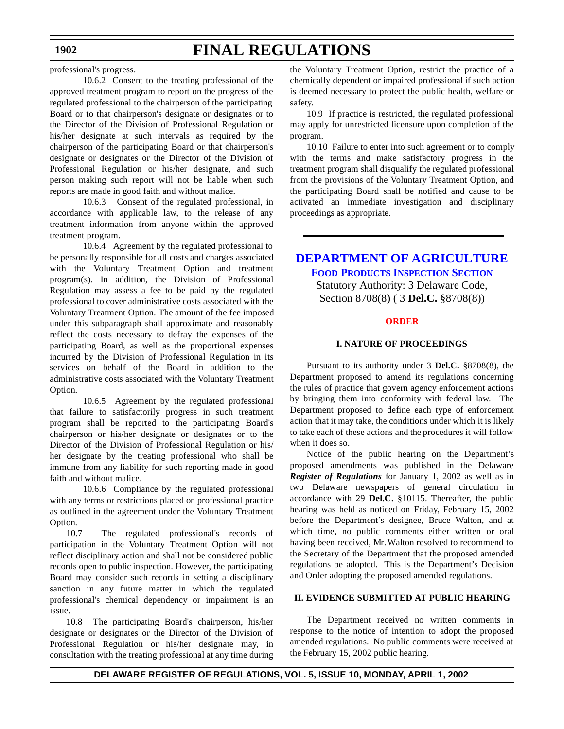professional's progress.

10.6.2 Consent to the treating professional of the approved treatment program to report on the progress of the regulated professional to the chairperson of the participating Board or to that chairperson's designate or designates or to the Director of the Division of Professional Regulation or his/her designate at such intervals as required by the chairperson of the participating Board or that chairperson's designate or designates or the Director of the Division of Professional Regulation or his/her designate, and such person making such report will not be liable when such reports are made in good faith and without malice.

10.6.3 Consent of the regulated professional, in accordance with applicable law, to the release of any treatment information from anyone within the approved treatment program.

10.6.4 Agreement by the regulated professional to be personally responsible for all costs and charges associated with the Voluntary Treatment Option and treatment program(s). In addition, the Division of Professional Regulation may assess a fee to be paid by the regulated professional to cover administrative costs associated with the Voluntary Treatment Option. The amount of the fee imposed under this subparagraph shall approximate and reasonably reflect the costs necessary to defray the expenses of the participating Board, as well as the proportional expenses incurred by the Division of Professional Regulation in its services on behalf of the Board in addition to the administrative costs associated with the Voluntary Treatment Option.

10.6.5 Agreement by the regulated professional that failure to satisfactorily progress in such treatment program shall be reported to the participating Board's chairperson or his/her designate or designates or to the Director of the Division of Professional Regulation or his/her designate by the treating professional who shall be immune from any liability for such reporting made in good faith and without malice.

10.6.6 Compliance by the regulated professional with any terms or restrictions placed on professional practice as outlined in the agreement under the Voluntary Treatment Option.

10.7 The regulated professional's records of participation in the Voluntary Treatment Option will not reflect disciplinary action and shall not be considered public records open to public inspection. However, the participating Board may consider such records in setting a disciplinary sanction in any future matter in which the regulated professional's chemical dependency or impairment is an issue.

10.8 The participating Board's chairperson, his/her designate or designates or the Director of the Division of Professional Regulation or his/her designate may, in consultation with the treating professional at any time during the Voluntary Treatment Option, restrict the practice of a chemically dependent or impaired professional if such action is deemed necessary to protect the public health, welfare or safety.

10.9 If practice is restricted, the regulated professional may apply for unrestricted licensure upon completion of the program.

10.10 Failure to enter into such agreement or to comply with the terms and make satisfactory progress in the treatment program shall disqualify the regulated professional from the provisions of the Voluntary Treatment Option, and the participating Board shall be notified and cause to be activated an immediate investigation and disciplinary proceedings as appropriate.

# DEPARTMENT OF AGRICULTURE

## Food Products Inspection Section

Statutory Authority: 3 Delaware Code, Section 8708(8) ( 3 **Del.C.** §8708(8))

### ORDER

#### I. NATURE OF PROCEEDINGS

Pursuant to its authority under 3 **Del.C.** §8708(8), the Department proposed to amend its regulations concerning the rules of practice that govern agency enforcement actions by bringing them into conformity with federal law. The Department proposed to define each type of enforcement action that it may take, the conditions under which it is likely to take each of these actions and the procedures it will follow when it does so.

Notice of the public hearing on the Department's proposed amendments was published in the Delaware ***Register of Regulations*** for January 1, 2002 as well as in two Delaware newspapers of general circulation in accordance with 29 **Del.C.** §10115. Thereafter, the public hearing was held as noticed on Friday, February 15, 2002 before the Department's designee, Bruce Walton, and at which time, no public comments either written or oral having been received, Mr. Walton resolved to recommend to the Secretary of the Department that the proposed amended regulations be adopted. This is the Department's Decision and Order adopting the proposed amended regulations.

#### II. EVIDENCE SUBMITTED AT PUBLIC HEARING

The Department received no written comments in response to the notice of intention to adopt the proposed amended regulations. No public comments were received at the February 15, 2002 public hearing.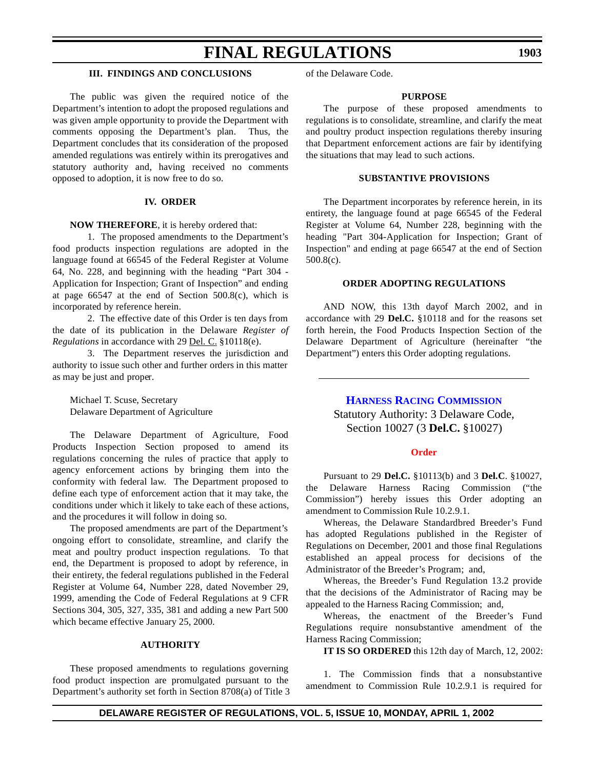### III. FINDINGS AND CONCLUSIONS

The public was given the required notice of the Department's intention to adopt the proposed regulations and was given ample opportunity to provide the Department with comments opposing the Department's plan. Thus, the Department concludes that its consideration of the proposed amended regulations was entirely within its prerogatives and statutory authority and, having received no comments opposed to adoption, it is now free to do so.

### IV. ORDER

**NOW THEREFORE**, it is hereby ordered that:

1. The proposed amendments to the Department's food products inspection regulations are adopted in the language found at 66545 of the Federal Register at Volume 64, No. 228, and beginning with the heading "Part 304 - Application for Inspection; Grant of Inspection" and ending at page 66547 at the end of Section 500.8(c), which is incorporated by reference herein.

2. The effective date of this Order is ten days from the date of its publication in the Delaware *Register of Regulations* in accordance with 29 Del. C. §10118(e).

3. The Department reserves the jurisdiction and authority to issue such other and further orders in this matter as may be just and proper.

Michael T. Scuse, Secretary
Delaware Department of Agriculture

The Delaware Department of Agriculture, Food Products Inspection Section proposed to amend its regulations concerning the rules of practice that apply to agency enforcement actions by bringing them into the conformity with federal law. The Department proposed to define each type of enforcement action that it may take, the conditions under which it likely to take each of these actions, and the procedures it will follow in doing so.

The proposed amendments are part of the Department's ongoing effort to consolidate, streamline, and clarify the meat and poultry product inspection regulations. To that end, the Department is proposed to adopt by reference, in their entirety, the federal regulations published in the Federal Register at Volume 64, Number 228, dated November 29, 1999, amending the Code of Federal Regulations at 9 CFR Sections 304, 305, 327, 335, 381 and adding a new Part 500 which became effective January 25, 2000.

### AUTHORITY

These proposed amendments to regulations governing food product inspection are promulgated pursuant to the Department's authority set forth in Section 8708(a) of Title 3 of the Delaware Code.

### PURPOSE

The purpose of these proposed amendments to regulations is to consolidate, streamline, and clarify the meat and poultry product inspection regulations thereby insuring that Department enforcement actions are fair by identifying the situations that may lead to such actions.

### SUBSTANTIVE PROVISIONS

The Department incorporates by reference herein, in its entirety, the language found at page 66545 of the Federal Register at Volume 64, Number 228, beginning with the heading "Part 304-Application for Inspection; Grant of Inspection" and ending at page 66547 at the end of Section 500.8(c).

### ORDER ADOPTING REGULATIONS

AND NOW, this 13th dayof March 2002, and in accordance with 29 **Del.C.** §10118 and for the reasons set forth herein, the Food Products Inspection Section of the Delaware Department of Agriculture (hereinafter "the Department") enters this Order adopting regulations.

---

## HARNESS RACING COMMISSION

Statutory Authority: 3 Delaware Code, Section 10027 (3 **Del.C.** §10027)

### Order

Pursuant to 29 **Del.C.** §10113(b) and 3 **Del.C**. §10027, the Delaware Harness Racing Commission ("the Commission") hereby issues this Order adopting an amendment to Commission Rule 10.2.9.1.

Whereas, the Delaware Standardbred Breeder's Fund has adopted Regulations published in the Register of Regulations on December, 2001 and those final Regulations established an appeal process for decisions of the Administrator of the Breeder's Program; and,

Whereas, the Breeder's Fund Regulation 13.2 provide that the decisions of the Administrator of Racing may be appealed to the Harness Racing Commission; and,

Whereas, the enactment of the Breeder's Fund Regulations require nonsubstantive amendment of the Harness Racing Commission;

**IT IS SO ORDERED** this 12th day of March, 12, 2002:

1. The Commission finds that a nonsubstantive amendment to Commission Rule 10.2.9.1 is required for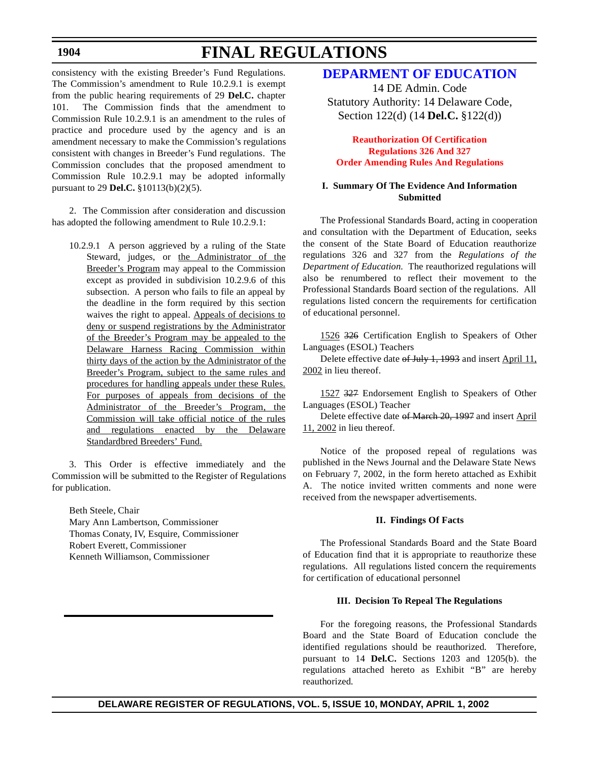consistency with the existing Breeder's Fund Regulations. The Commission's amendment to Rule 10.2.9.1 is exempt from the public hearing requirements of 29 **Del.C.** chapter 101. The Commission finds that the amendment to Commission Rule 10.2.9.1 is an amendment to the rules of practice and procedure used by the agency and is an amendment necessary to make the Commission's regulations consistent with changes in Breeder's Fund regulations. The Commission concludes that the proposed amendment to Commission Rule 10.2.9.1 may be adopted informally pursuant to 29 **Del.C.** §10113(b)(2)(5).

2. The Commission after consideration and discussion has adopted the following amendment to Rule 10.2.9.1:

> 10.2.9.1 A person aggrieved by a ruling of the State Steward, judges, or <u>the Administrator of the Breeder's Program</u> may appeal to the Commission except as provided in subdivision 10.2.9.6 of this subsection. A person who fails to file an appeal by the deadline in the form required by this section waives the right to appeal. <u>Appeals of decisions to deny or suspend registrations by the Administrator of the Breeder's Program may be appealed to the Delaware Harness Racing Commission within thirty days of the action by the Administrator of the Breeder's Program, subject to the same rules and procedures for handling appeals under these Rules. For purposes of appeals from decisions of the Administrator of the Breeder's Program, the Commission will take official notice of the rules and regulations enacted by the Delaware Standardbred Breeders' Fund.</u>

3. This Order is effective immediately and the Commission will be submitted to the Register of Regulations for publication.

Beth Steele, Chair
Mary Ann Lambertson, Commissioner
Thomas Conaty, IV, Esquire, Commissioner
Robert Everett, Commissioner
Kenneth Williamson, Commissioner

## DEPARMENT OF EDUCATION

14 DE Admin. Code
Statutory Authority: 14 Delaware Code, Section 122(d) (14 **Del.C.** §122(d))

### Reauthorization Of Certification Regulations 326 And 327
### Order Amending Rules And Regulations

#### I. Summary Of The Evidence And Information Submitted

The Professional Standards Board, acting in cooperation and consultation with the Department of Education, seeks the consent of the State Board of Education reauthorize regulations 326 and 327 from the *Regulations of the Department of Education.* The reauthorized regulations will also be renumbered to reflect their movement to the Professional Standards Board section of the regulations. All regulations listed concern the requirements for certification of educational personnel.

<u>1526</u> ~~326~~ Certification English to Speakers of Other Languages (ESOL) Teachers
Delete effective date ~~of July 1, 1993~~ and insert <u>April 11, 2002</u> in lieu thereof.

<u>1527</u> ~~327~~ Endorsement English to Speakers of Other Languages (ESOL) Teacher
Delete effective date ~~of March 20, 1997~~ and insert <u>April 11, 2002</u> in lieu thereof.

Notice of the proposed repeal of regulations was published in the News Journal and the Delaware State News on February 7, 2002, in the form hereto attached as Exhibit A. The notice invited written comments and none were received from the newspaper advertisements.

#### II. Findings Of Facts

The Professional Standards Board and the State Board of Education find that it is appropriate to reauthorize these regulations. All regulations listed concern the requirements for certification of educational personnel

#### III. Decision To Repeal The Regulations

For the foregoing reasons, the Professional Standards Board and the State Board of Education conclude the identified regulations should be reauthorized. Therefore, pursuant to 14 **Del.C.** Sections 1203 and 1205(b). the regulations attached hereto as Exhibit "B" are hereby reauthorized.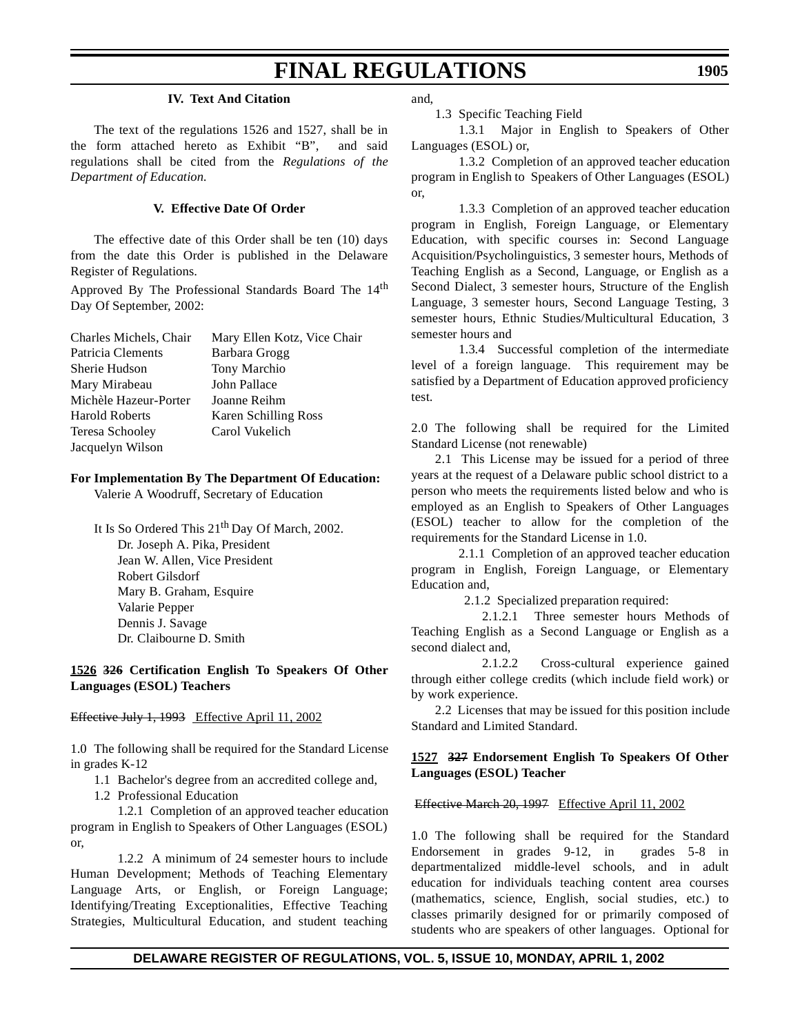**IV. Text And Citation**

The text of the regulations 1526 and 1527, shall be in the form attached hereto as Exhibit "B", and said regulations shall be cited from the *Regulations of the Department of Education.*

**V. Effective Date Of Order**

The effective date of this Order shall be ten (10) days from the date this Order is published in the Delaware Register of Regulations.

Approved By The Professional Standards Board The 14th Day Of September, 2002:

| | |
|---|---|
| Charles Michels, Chair | Mary Ellen Kotz, Vice Chair |
| Patricia Clements | Barbara Grogg |
| Sherie Hudson | Tony Marchio |
| Mary Mirabeau | John Pallace |
| Michèle Hazeur-Porter | Joanne Reihm |
| Harold Roberts | Karen Schilling Ross |
| Teresa Schooley | Carol Vukelich |
| Jacquelyn Wilson | |

**For Implementation By The Department Of Education:**

Valerie A Woodruff, Secretary of Education

It Is So Ordered This 21th Day Of March, 2002.

Dr. Joseph A. Pika, President
Jean W. Allen, Vice President
Robert Gilsdorf
Mary B. Graham, Esquire
Valarie Pepper
Dennis J. Savage
Dr. Claibourne D. Smith

**1526 ~~326~~ Certification English To Speakers Of Other Languages (ESOL) Teachers**

~~Effective July 1, 1993~~ Effective April 11, 2002

1.0 The following shall be required for the Standard License in grades K-12

1.1 Bachelor's degree from an accredited college and,

1.2 Professional Education

1.2.1 Completion of an approved teacher education program in English to Speakers of Other Languages (ESOL) or,

1.2.2 A minimum of 24 semester hours to include Human Development; Methods of Teaching Elementary Language Arts, or English, or Foreign Language; Identifying/Treating Exceptionalities, Effective Teaching Strategies, Multicultural Education, and student teaching and,

1.3 Specific Teaching Field

1.3.1 Major in English to Speakers of Other Languages (ESOL) or,

1.3.2 Completion of an approved teacher education program in English to Speakers of Other Languages (ESOL) or,

1.3.3 Completion of an approved teacher education program in English, Foreign Language, or Elementary Education, with specific courses in: Second Language Acquisition/Psycholinguistics, 3 semester hours, Methods of Teaching English as a Second, Language, or English as a Second Dialect, 3 semester hours, Structure of the English Language, 3 semester hours, Second Language Testing, 3 semester hours, Ethnic Studies/Multicultural Education, 3 semester hours and

1.3.4 Successful completion of the intermediate level of a foreign language. This requirement may be satisfied by a Department of Education approved proficiency test.

2.0 The following shall be required for the Limited Standard License (not renewable)

2.1 This License may be issued for a period of three years at the request of a Delaware public school district to a person who meets the requirements listed below and who is employed as an English to Speakers of Other Languages (ESOL) teacher to allow for the completion of the requirements for the Standard License in 1.0.

2.1.1 Completion of an approved teacher education program in English, Foreign Language, or Elementary Education and,

2.1.2 Specialized preparation required:

2.1.2.1 Three semester hours Methods of Teaching English as a Second Language or English as a second dialect and,

2.1.2.2 Cross-cultural experience gained through either college credits (which include field work) or by work experience.

2.2 Licenses that may be issued for this position include Standard and Limited Standard.

**1527 ~~327~~ Endorsement English To Speakers Of Other Languages (ESOL) Teacher**

~~Effective March 20, 1997~~ Effective April 11, 2002

1.0 The following shall be required for the Standard Endorsement in grades 9-12, in grades 5-8 in departmentalized middle-level schools, and in adult education for individuals teaching content area courses (mathematics, science, English, social studies, etc.) to classes primarily designed for or primarily composed of students who are speakers of other languages. Optional for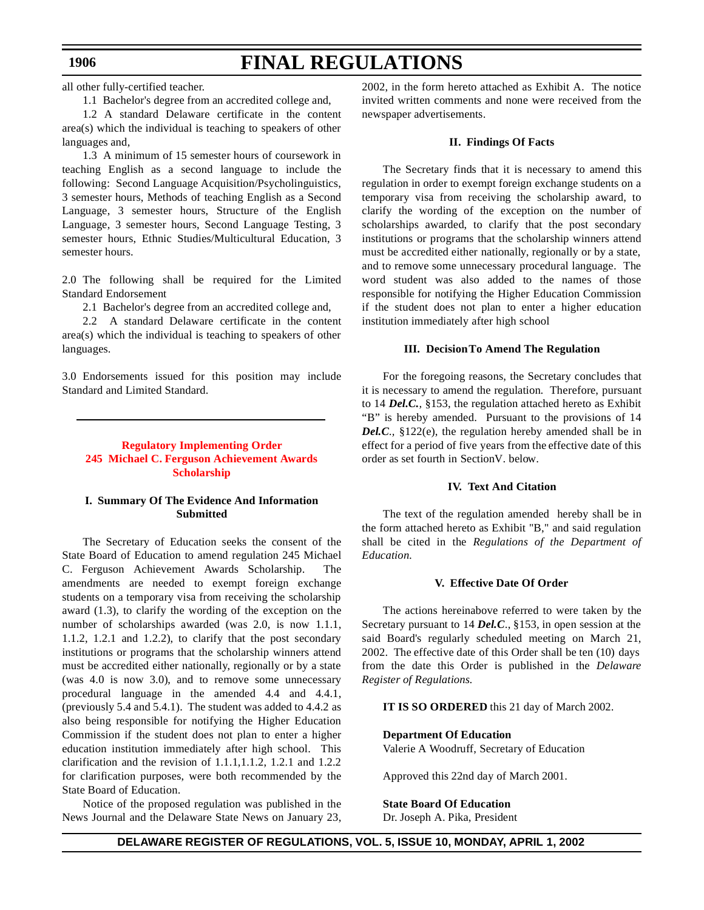all other fully-certified teacher.

1.1 Bachelor's degree from an accredited college and,

1.2 A standard Delaware certificate in the content area(s) which the individual is teaching to speakers of other languages and,

1.3 A minimum of 15 semester hours of coursework in teaching English as a second language to include the following: Second Language Acquisition/Psycholinguistics, 3 semester hours, Methods of teaching English as a Second Language, 3 semester hours, Structure of the English Language, 3 semester hours, Second Language Testing, 3 semester hours, Ethnic Studies/Multicultural Education, 3 semester hours.

2.0 The following shall be required for the Limited Standard Endorsement

2.1 Bachelor's degree from an accredited college and,

2.2 A standard Delaware certificate in the content area(s) which the individual is teaching to speakers of other languages.

3.0 Endorsements issued for this position may include Standard and Limited Standard.

---

## Regulatory Implementing Order
## 245 Michael C. Ferguson Achievement Awards Scholarship

### I. Summary Of The Evidence And Information Submitted

The Secretary of Education seeks the consent of the State Board of Education to amend regulation 245 Michael C. Ferguson Achievement Awards Scholarship. The amendments are needed to exempt foreign exchange students on a temporary visa from receiving the scholarship award (1.3), to clarify the wording of the exception on the number of scholarships awarded (was 2.0, is now 1.1.1, 1.1.2, 1.2.1 and 1.2.2), to clarify that the post secondary institutions or programs that the scholarship winners attend must be accredited either nationally, regionally or by a state (was 4.0 is now 3.0), and to remove some unnecessary procedural language in the amended 4.4 and 4.4.1, (previously 5.4 and 5.4.1). The student was added to 4.4.2 as also being responsible for notifying the Higher Education Commission if the student does not plan to enter a higher education institution immediately after high school. This clarification and the revision of 1.1.1,1.1.2, 1.2.1 and 1.2.2 for clarification purposes, were both recommended by the State Board of Education.

Notice of the proposed regulation was published in the News Journal and the Delaware State News on January 23, 2002, in the form hereto attached as Exhibit A. The notice invited written comments and none were received from the newspaper advertisements.

### II. Findings Of Facts

The Secretary finds that it is necessary to amend this regulation in order to exempt foreign exchange students on a temporary visa from receiving the scholarship award, to clarify the wording of the exception on the number of scholarships awarded, to clarify that the post secondary institutions or programs that the scholarship winners attend must be accredited either nationally, regionally or by a state, and to remove some unnecessary procedural language. The word student was also added to the names of those responsible for notifying the Higher Education Commission if the student does not plan to enter a higher education institution immediately after high school

### III. DecisionTo Amend The Regulation

For the foregoing reasons, the Secretary concludes that it is necessary to amend the regulation. Therefore, pursuant to 14 ***Del.C.***, §153, the regulation attached hereto as Exhibit "B" is hereby amended. Pursuant to the provisions of 14 ***Del.C.***, §122(e), the regulation hereby amended shall be in effect for a period of five years from the effective date of this order as set fourth in SectionV. below.

### IV. Text And Citation

The text of the regulation amended hereby shall be in the form attached hereto as Exhibit "B," and said regulation shall be cited in the *Regulations of the Department of Education.*

### V. Effective Date Of Order

The actions hereinabove referred to were taken by the Secretary pursuant to 14 ***Del.C***., §153, in open session at the said Board's regularly scheduled meeting on March 21, 2002. The effective date of this Order shall be ten (10) days from the date this Order is published in the *Delaware Register of Regulations.*

**IT IS SO ORDERED** this 21 day of March 2002.

**Department Of Education**
Valerie A Woodruff, Secretary of Education

Approved this 22nd day of March 2001.

**State Board Of Education**
Dr. Joseph A. Pika, President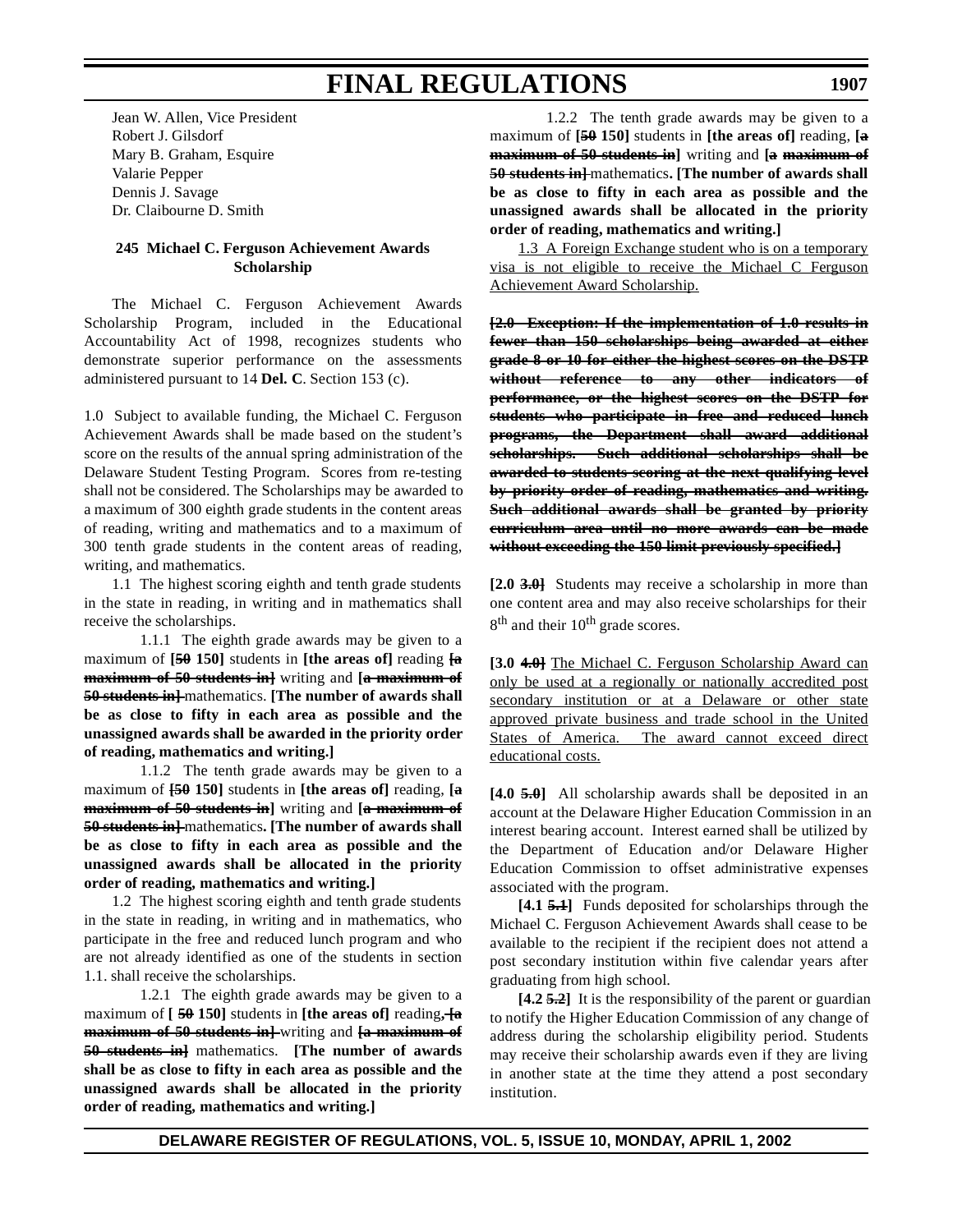Jean W. Allen, Vice President
Robert J. Gilsdorf
Mary B. Graham, Esquire
Valarie Pepper
Dennis J. Savage
Dr. Claibourne D. Smith

**245 Michael C. Ferguson Achievement Awards Scholarship**

The Michael C. Ferguson Achievement Awards Scholarship Program, included in the Educational Accountability Act of 1998, recognizes students who demonstrate superior performance on the assessments administered pursuant to 14 **Del. C**. Section 153 (c).

1.0 Subject to available funding, the Michael C. Ferguson Achievement Awards shall be made based on the student's score on the results of the annual spring administration of the Delaware Student Testing Program. Scores from re-testing shall not be considered. The Scholarships may be awarded to a maximum of 300 eighth grade students in the content areas of reading, writing and mathematics and to a maximum of 300 tenth grade students in the content areas of reading, writing, and mathematics.

1.1 The highest scoring eighth and tenth grade students in the state in reading, in writing and in mathematics shall receive the scholarships.

1.1.1 The eighth grade awards may be given to a maximum of **[~~50~~ 150]** students in **[the areas of]** reading **[~~a maximum of 50 students in~~]** writing and **[~~a maximum of 50 students in~~]** mathematics. **[The number of awards shall be as close to fifty in each area as possible and the unassigned awards shall be awarded in the priority order of reading, mathematics and writing.]**

1.1.2 The tenth grade awards may be given to a maximum of **[~~50~~ 150]** students in **[the areas of]** reading, **[~~a maximum of 50 students in~~]** writing and **[~~a maximum of 50 students in~~]** mathematics**. [The number of awards shall be as close to fifty in each area as possible and the unassigned awards shall be allocated in the priority order of reading, mathematics and writing.]**

1.2 The highest scoring eighth and tenth grade students in the state in reading, in writing and in mathematics, who participate in the free and reduced lunch program and who are not already identified as one of the students in section 1.1. shall receive the scholarships.

1.2.1 The eighth grade awards may be given to a maximum of **[ ~~50~~ 150]** students in **[the areas of]** reading**~~,~~ [~~a maximum of 50 students in~~]** writing and **[~~a maximum of 50 students in~~]** mathematics. **[The number of awards shall be as close to fifty in each area as possible and the unassigned awards shall be allocated in the priority order of reading, mathematics and writing.]**

1.2.2 The tenth grade awards may be given to a maximum of **[~~50~~ 150]** students in **[the areas of]** reading, **[~~a maximum of 50 students in~~]** writing and **[~~a maximum of 50 students in~~]** mathematics**. [The number of awards shall be as close to fifty in each area as possible and the unassigned awards shall be allocated in the priority order of reading, mathematics and writing.]**

<u>1.3 A Foreign Exchange student who is on a temporary visa is not eligible to receive the Michael C Ferguson Achievement Award Scholarship.</u>

**[~~2.0 Exception: If the implementation of 1.0 results in fewer than 150 scholarships being awarded at either grade 8 or 10 for either the highest scores on the DSTP without reference to any other indicators of performance, or the highest scores on the DSTP for students who participate in free and reduced lunch programs, the Department shall award additional scholarships. Such additional scholarships shall be awarded to students scoring at the next qualifying level by priority order of reading, mathematics and writing. Such additional awards shall be granted by priority curriculum area until no more awards can be made without exceeding the 150 limit previously specified.~~]**

**[2.0 ~~3.0~~]** Students may receive a scholarship in more than one content area and may also receive scholarships for their 8th and their 10th grade scores.

**[3.0 ~~4.0~~]** <u>The Michael C. Ferguson Scholarship Award can only be used at a regionally or nationally accredited post secondary institution or at a Delaware or other state approved private business and trade school in the United States of America. The award cannot exceed direct educational costs.</u>

**[4.0 ~~5.0~~]** All scholarship awards shall be deposited in an account at the Delaware Higher Education Commission in an interest bearing account. Interest earned shall be utilized by the Department of Education and/or Delaware Higher Education Commission to offset administrative expenses associated with the program.

**[4.1 ~~5.1~~]** Funds deposited for scholarships through the Michael C. Ferguson Achievement Awards shall cease to be available to the recipient if the recipient does not attend a post secondary institution within five calendar years after graduating from high school.

**[4.2 ~~5.2~~]** It is the responsibility of the parent or guardian to notify the Higher Education Commission of any change of address during the scholarship eligibility period. Students may receive their scholarship awards even if they are living in another state at the time they attend a post secondary institution.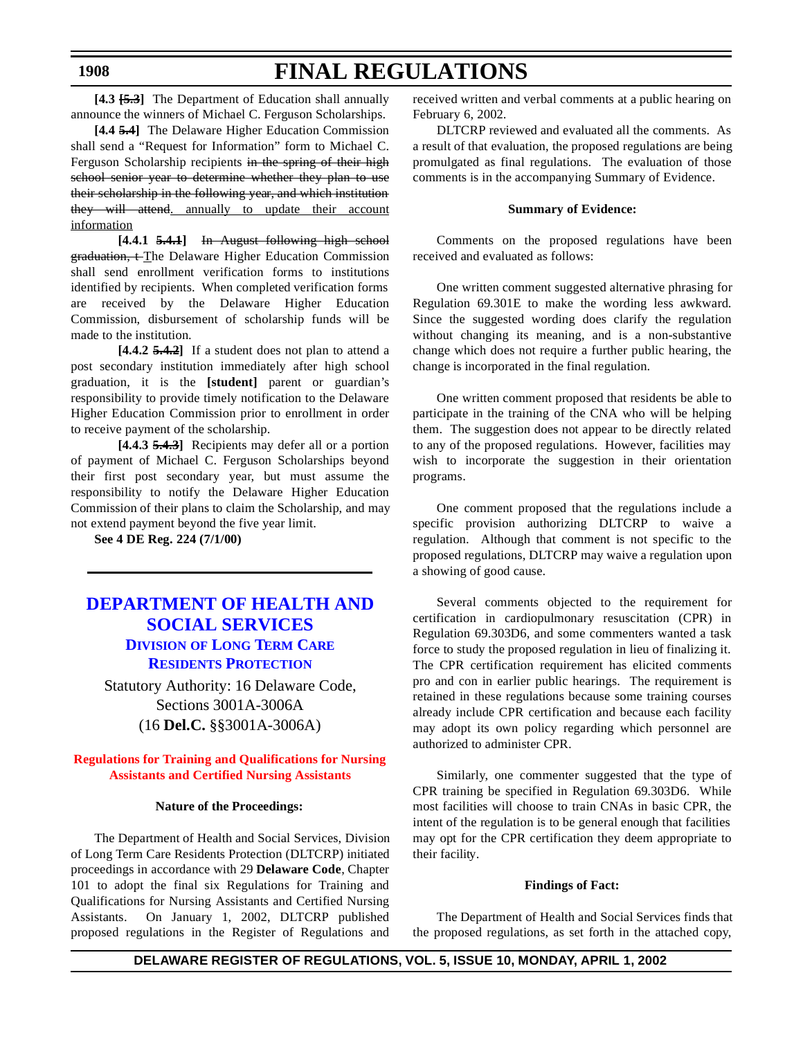**[4.3 ~~[5.3]~~]** The Department of Education shall annually announce the winners of Michael C. Ferguson Scholarships.

**[4.4 ~~5.4~~]** The Delaware Higher Education Commission shall send a "Request for Information" form to Michael C. Ferguson Scholarship recipients ~~in the spring of their high school senior year to determine whether they plan to use their scholarship in the following year, and which institution they will attend~~. annually to update their account information

**[4.4.1 ~~5.4.1~~]** ~~In August following high school graduation, t~~ The Delaware Higher Education Commission shall send enrollment verification forms to institutions identified by recipients. When completed verification forms are received by the Delaware Higher Education Commission, disbursement of scholarship funds will be made to the institution.

**[4.4.2 ~~5.4.2~~]** If a student does not plan to attend a post secondary institution immediately after high school graduation, it is the **[student]** parent or guardian's responsibility to provide timely notification to the Delaware Higher Education Commission prior to enrollment in order to receive payment of the scholarship.

**[4.4.3 ~~5.4.3~~]** Recipients may defer all or a portion of payment of Michael C. Ferguson Scholarships beyond their first post secondary year, but must assume the responsibility to notify the Delaware Higher Education Commission of their plans to claim the Scholarship, and may not extend payment beyond the five year limit.

**See 4 DE Reg. 224 (7/1/00)**

---

## DEPARTMENT OF HEALTH AND SOCIAL SERVICES

### Division of Long Term Care Residents Protection

Statutory Authority: 16 Delaware Code, Sections 3001A-3006A (16 **Del.C.** §§3001A-3006A)

### Regulations for Training and Qualifications for Nursing Assistants and Certified Nursing Assistants

**Nature of the Proceedings:**

The Department of Health and Social Services, Division of Long Term Care Residents Protection (DLTCRP) initiated proceedings in accordance with 29 **Delaware Code**, Chapter 101 to adopt the final six Regulations for Training and Qualifications for Nursing Assistants and Certified Nursing Assistants. On January 1, 2002, DLTCRP published proposed regulations in the Register of Regulations and received written and verbal comments at a public hearing on February 6, 2002.

DLTCRP reviewed and evaluated all the comments. As a result of that evaluation, the proposed regulations are being promulgated as final regulations. The evaluation of those comments is in the accompanying Summary of Evidence.

**Summary of Evidence:**

Comments on the proposed regulations have been received and evaluated as follows:

One written comment suggested alternative phrasing for Regulation 69.301E to make the wording less awkward. Since the suggested wording does clarify the regulation without changing its meaning, and is a non-substantive change which does not require a further public hearing, the change is incorporated in the final regulation.

One written comment proposed that residents be able to participate in the training of the CNA who will be helping them. The suggestion does not appear to be directly related to any of the proposed regulations. However, facilities may wish to incorporate the suggestion in their orientation programs.

One comment proposed that the regulations include a specific provision authorizing DLTCRP to waive a regulation. Although that comment is not specific to the proposed regulations, DLTCRP may waive a regulation upon a showing of good cause.

Several comments objected to the requirement for certification in cardiopulmonary resuscitation (CPR) in Regulation 69.303D6, and some commenters wanted a task force to study the proposed regulation in lieu of finalizing it. The CPR certification requirement has elicited comments pro and con in earlier public hearings. The requirement is retained in these regulations because some training courses already include CPR certification and because each facility may adopt its own policy regarding which personnel are authorized to administer CPR.

Similarly, one commenter suggested that the type of CPR training be specified in Regulation 69.303D6. While most facilities will choose to train CNAs in basic CPR, the intent of the regulation is to be general enough that facilities may opt for the CPR certification they deem appropriate to their facility.

**Findings of Fact:**

The Department of Health and Social Services finds that the proposed regulations, as set forth in the attached copy,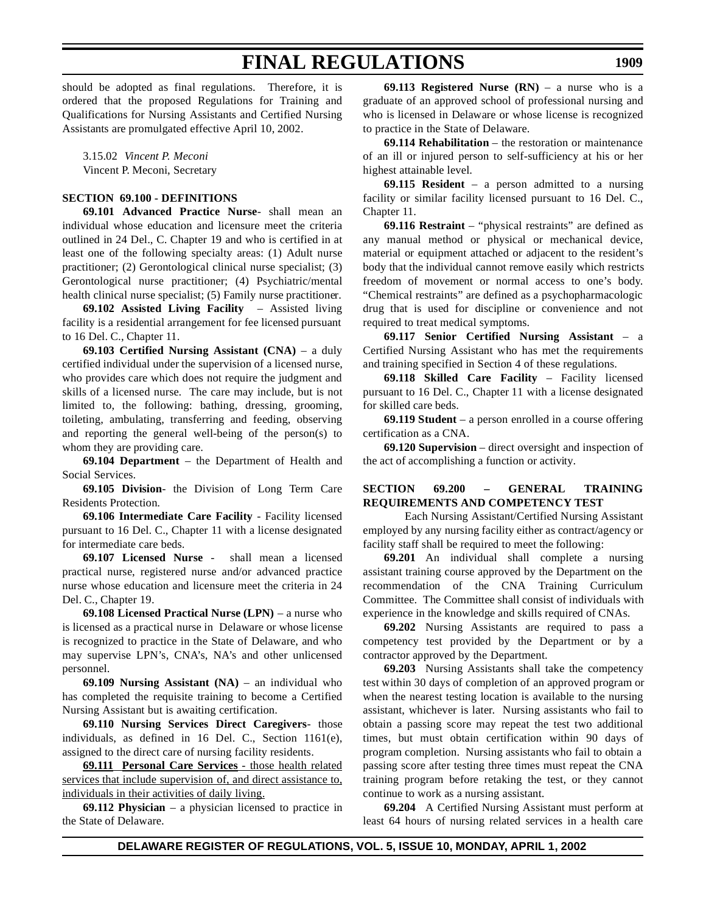should be adopted as final regulations. Therefore, it is ordered that the proposed Regulations for Training and Qualifications for Nursing Assistants and Certified Nursing Assistants are promulgated effective April 10, 2002.

3.15.02 *Vincent P. Meconi*
Vincent P. Meconi, Secretary

**SECTION 69.100 - DEFINITIONS**

**69.101 Advanced Practice Nurse**- shall mean an individual whose education and licensure meet the criteria outlined in 24 Del., C. Chapter 19 and who is certified in at least one of the following specialty areas: (1) Adult nurse practitioner; (2) Gerontological clinical nurse specialist; (3) Gerontological nurse practitioner; (4) Psychiatric/mental health clinical nurse specialist; (5) Family nurse practitioner.

**69.102 Assisted Living Facility** – Assisted living facility is a residential arrangement for fee licensed pursuant to 16 Del. C., Chapter 11.

**69.103 Certified Nursing Assistant (CNA)** – a duly certified individual under the supervision of a licensed nurse, who provides care which does not require the judgment and skills of a licensed nurse. The care may include, but is not limited to, the following: bathing, dressing, grooming, toileting, ambulating, transferring and feeding, observing and reporting the general well-being of the person(s) to whom they are providing care.

**69.104 Department** – the Department of Health and Social Services.

**69.105 Division**- the Division of Long Term Care Residents Protection.

**69.106 Intermediate Care Facility** - Facility licensed pursuant to 16 Del. C., Chapter 11 with a license designated for intermediate care beds.

**69.107 Licensed Nurse** - shall mean a licensed practical nurse, registered nurse and/or advanced practice nurse whose education and licensure meet the criteria in 24 Del. C., Chapter 19.

**69.108 Licensed Practical Nurse (LPN)** – a nurse who is licensed as a practical nurse in Delaware or whose license is recognized to practice in the State of Delaware, and who may supervise LPN's, CNA's, NA's and other unlicensed personnel.

**69.109 Nursing Assistant (NA)** – an individual who has completed the requisite training to become a Certified Nursing Assistant but is awaiting certification.

**69.110 Nursing Services Direct Caregivers**- those individuals, as defined in 16 Del. C., Section 1161(e), assigned to the direct care of nursing facility residents.

<u>**69.111 Personal Care Services** - those health related services that include supervision of, and direct assistance to, individuals in their activities of daily living.</u>

**69.112 Physician** – a physician licensed to practice in the State of Delaware.

**69.113 Registered Nurse (RN)** – a nurse who is a graduate of an approved school of professional nursing and who is licensed in Delaware or whose license is recognized to practice in the State of Delaware.

**69.114 Rehabilitation** – the restoration or maintenance of an ill or injured person to self-sufficiency at his or her highest attainable level.

**69.115 Resident** – a person admitted to a nursing facility or similar facility licensed pursuant to 16 Del. C., Chapter 11.

**69.116 Restraint** – "physical restraints" are defined as any manual method or physical or mechanical device, material or equipment attached or adjacent to the resident's body that the individual cannot remove easily which restricts freedom of movement or normal access to one's body. "Chemical restraints" are defined as a psychopharmacologic drug that is used for discipline or convenience and not required to treat medical symptoms.

**69.117 Senior Certified Nursing Assistant** – a Certified Nursing Assistant who has met the requirements and training specified in Section 4 of these regulations.

**69.118 Skilled Care Facility** – Facility licensed pursuant to 16 Del. C., Chapter 11 with a license designated for skilled care beds.

**69.119 Student** – a person enrolled in a course offering certification as a CNA.

**69.120 Supervision** – direct oversight and inspection of the act of accomplishing a function or activity.

**SECTION 69.200 – GENERAL TRAINING REQUIREMENTS AND COMPETENCY TEST**

Each Nursing Assistant/Certified Nursing Assistant employed by any nursing facility either as contract/agency or facility staff shall be required to meet the following:

**69.201** An individual shall complete a nursing assistant training course approved by the Department on the recommendation of the CNA Training Curriculum Committee. The Committee shall consist of individuals with experience in the knowledge and skills required of CNAs.

**69.202** Nursing Assistants are required to pass a competency test provided by the Department or by a contractor approved by the Department.

**69.203** Nursing Assistants shall take the competency test within 30 days of completion of an approved program or when the nearest testing location is available to the nursing assistant, whichever is later. Nursing assistants who fail to obtain a passing score may repeat the test two additional times, but must obtain certification within 90 days of program completion. Nursing assistants who fail to obtain a passing score after testing three times must repeat the CNA training program before retaking the test, or they cannot continue to work as a nursing assistant.

**69.204** A Certified Nursing Assistant must perform at least 64 hours of nursing related services in a health care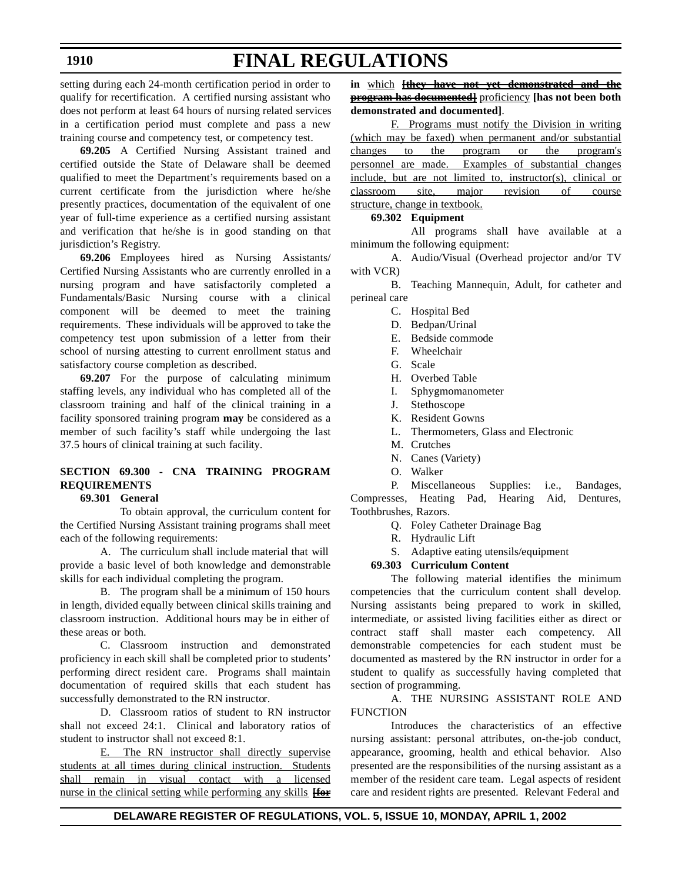setting during each 24-month certification period in order to qualify for recertification. A certified nursing assistant who does not perform at least 64 hours of nursing related services in a certification period must complete and pass a new training course and competency test, or competency test.

**69.205** A Certified Nursing Assistant trained and certified outside the State of Delaware shall be deemed qualified to meet the Department's requirements based on a current certificate from the jurisdiction where he/she presently practices, documentation of the equivalent of one year of full-time experience as a certified nursing assistant and verification that he/she is in good standing on that jurisdiction's Registry.

**69.206** Employees hired as Nursing Assistants/ Certified Nursing Assistants who are currently enrolled in a nursing program and have satisfactorily completed a Fundamentals/Basic Nursing course with a clinical component will be deemed to meet the training requirements. These individuals will be approved to take the competency test upon submission of a letter from their school of nursing attesting to current enrollment status and satisfactory course completion as described.

**69.207** For the purpose of calculating minimum staffing levels, any individual who has completed all of the classroom training and half of the clinical training in a facility sponsored training program **may** be considered as a member of such facility's staff while undergoing the last 37.5 hours of clinical training at such facility.

**SECTION 69.300 - CNA TRAINING PROGRAM REQUIREMENTS**

**69.301 General**

To obtain approval, the curriculum content for the Certified Nursing Assistant training programs shall meet each of the following requirements:

A. The curriculum shall include material that will provide a basic level of both knowledge and demonstrable skills for each individual completing the program.

B. The program shall be a minimum of 150 hours in length, divided equally between clinical skills training and classroom instruction. Additional hours may be in either of these areas or both.

C. Classroom instruction and demonstrated proficiency in each skill shall be completed prior to students' performing direct resident care. Programs shall maintain documentation of required skills that each student has successfully demonstrated to the RN instructor.

D. Classroom ratios of student to RN instructor shall not exceed 24:1. Clinical and laboratory ratios of student to instructor shall not exceed 8:1.

<u>E. The RN instructor shall directly supervise students at all times during clinical instruction. Students shall remain in visual contact with a licensed nurse in the clinical setting while performing any skills</u> **[~~for~~ in** <u>which</u> **~~[they have not yet demonstrated and the program has documented]~~** <u>proficiency</u> **[has not been both demonstrated and documented]**.

<u>F. Programs must notify the Division in writing (which may be faxed) when permanent and/or substantial changes to the program or the program's personnel are made. Examples of substantial changes include, but are not limited to, instructor(s), clinical or classroom site, major revision of course structure, change in textbook.</u>

**69.302 Equipment**

All programs shall have available at a minimum the following equipment:

A. Audio/Visual (Overhead projector and/or TV with VCR)

B. Teaching Mannequin, Adult, for catheter and perineal care

C. Hospital Bed

D. Bedpan/Urinal

E. Bedside commode

F. Wheelchair

G. Scale

H. Overbed Table

I. Sphygmomanometer

J. Stethoscope

K. Resident Gowns

L. Thermometers, Glass and Electronic

M. Crutches

N. Canes (Variety)

O. Walker

P. Miscellaneous Supplies: i.e., Bandages, Compresses, Heating Pad, Hearing Aid, Dentures, Toothbrushes, Razors.

Q. Foley Catheter Drainage Bag

R. Hydraulic Lift

S. Adaptive eating utensils/equipment

**69.303 Curriculum Content**

The following material identifies the minimum competencies that the curriculum content shall develop. Nursing assistants being prepared to work in skilled, intermediate, or assisted living facilities either as direct or contract staff shall master each competency. All demonstrable competencies for each student must be documented as mastered by the RN instructor in order for a student to qualify as successfully having completed that section of programming.

A. THE NURSING ASSISTANT ROLE AND FUNCTION

Introduces the characteristics of an effective nursing assistant: personal attributes, on-the-job conduct, appearance, grooming, health and ethical behavior. Also presented are the responsibilities of the nursing assistant as a member of the resident care team. Legal aspects of resident care and resident rights are presented. Relevant Federal and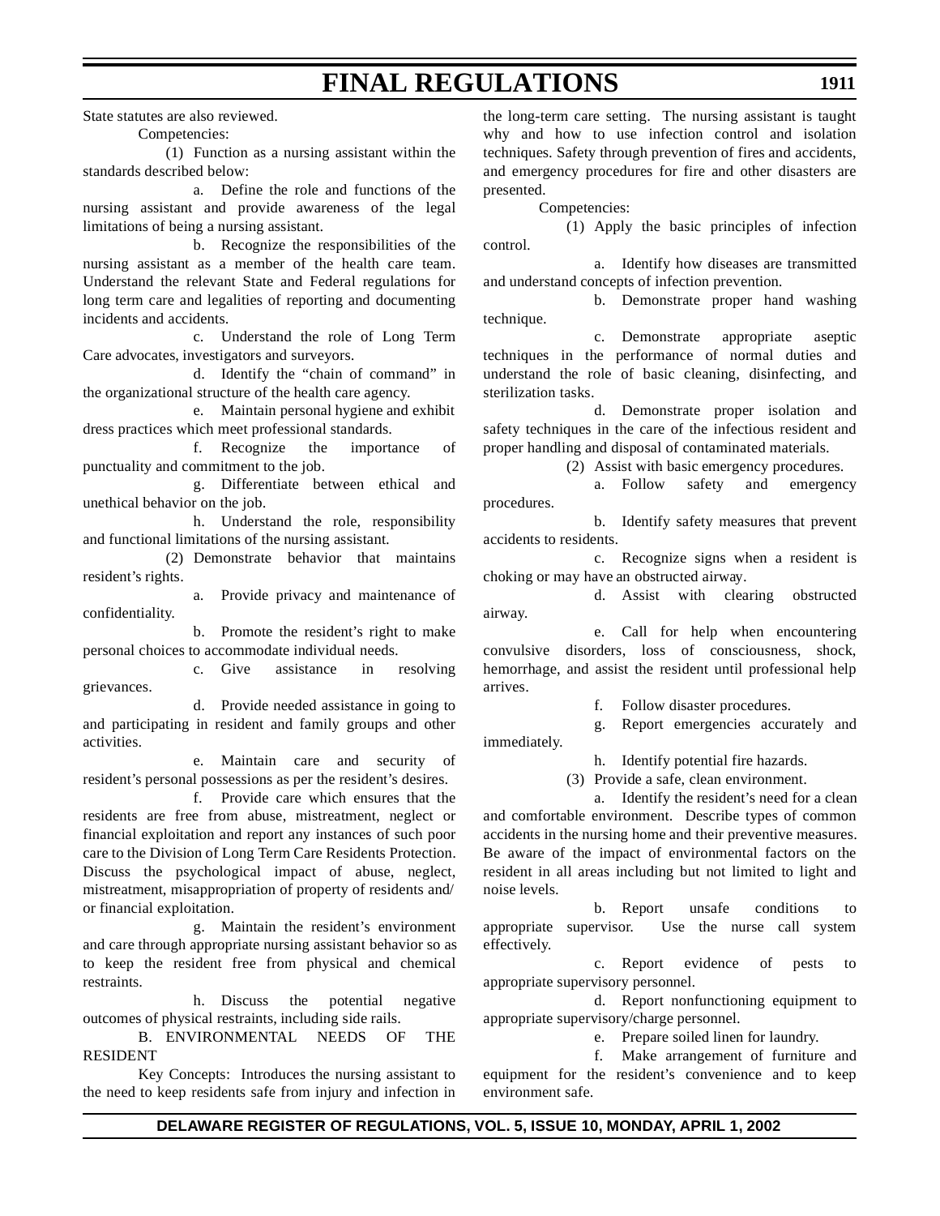State statutes are also reviewed.

Competencies:

(1) Function as a nursing assistant within the standards described below:

a. Define the role and functions of the nursing assistant and provide awareness of the legal limitations of being a nursing assistant.

b. Recognize the responsibilities of the nursing assistant as a member of the health care team. Understand the relevant State and Federal regulations for long term care and legalities of reporting and documenting incidents and accidents.

c. Understand the role of Long Term Care advocates, investigators and surveyors.

d. Identify the "chain of command" in the organizational structure of the health care agency.

e. Maintain personal hygiene and exhibit dress practices which meet professional standards.

f. Recognize the importance of punctuality and commitment to the job.

g. Differentiate between ethical and unethical behavior on the job.

h. Understand the role, responsibility and functional limitations of the nursing assistant.

(2) Demonstrate behavior that maintains resident's rights.

a. Provide privacy and maintenance of confidentiality.

b. Promote the resident's right to make personal choices to accommodate individual needs.

c. Give assistance in resolving grievances.

d. Provide needed assistance in going to and participating in resident and family groups and other activities.

e. Maintain care and security of resident's personal possessions as per the resident's desires.

f. Provide care which ensures that the residents are free from abuse, mistreatment, neglect or financial exploitation and report any instances of such poor care to the Division of Long Term Care Residents Protection. Discuss the psychological impact of abuse, neglect, mistreatment, misappropriation of property of residents and/or financial exploitation.

g. Maintain the resident's environment and care through appropriate nursing assistant behavior so as to keep the resident free from physical and chemical restraints.

h. Discuss the potential negative outcomes of physical restraints, including side rails.

B. ENVIRONMENTAL NEEDS OF THE RESIDENT

Key Concepts: Introduces the nursing assistant to the need to keep residents safe from injury and infection in the long-term care setting. The nursing assistant is taught why and how to use infection control and isolation techniques. Safety through prevention of fires and accidents, and emergency procedures for fire and other disasters are presented.

Competencies:

(1) Apply the basic principles of infection control.

a. Identify how diseases are transmitted and understand concepts of infection prevention.

b. Demonstrate proper hand washing technique.

c. Demonstrate appropriate aseptic techniques in the performance of normal duties and understand the role of basic cleaning, disinfecting, and sterilization tasks.

d. Demonstrate proper isolation and safety techniques in the care of the infectious resident and proper handling and disposal of contaminated materials.

(2) Assist with basic emergency procedures.

a. Follow safety and emergency procedures.

b. Identify safety measures that prevent accidents to residents.

c. Recognize signs when a resident is choking or may have an obstructed airway.

d. Assist with clearing obstructed airway.

e. Call for help when encountering convulsive disorders, loss of consciousness, shock, hemorrhage, and assist the resident until professional help arrives.

f. Follow disaster procedures.

g. Report emergencies accurately and immediately.

h. Identify potential fire hazards.

(3) Provide a safe, clean environment.

a. Identify the resident's need for a clean and comfortable environment. Describe types of common accidents in the nursing home and their preventive measures. Be aware of the impact of environmental factors on the resident in all areas including but not limited to light and noise levels.

b. Report unsafe conditions to appropriate supervisor. Use the nurse call system effectively.

c. Report evidence of pests to appropriate supervisory personnel.

d. Report nonfunctioning equipment to appropriate supervisory/charge personnel.

e. Prepare soiled linen for laundry.

f. Make arrangement of furniture and equipment for the resident's convenience and to keep environment safe.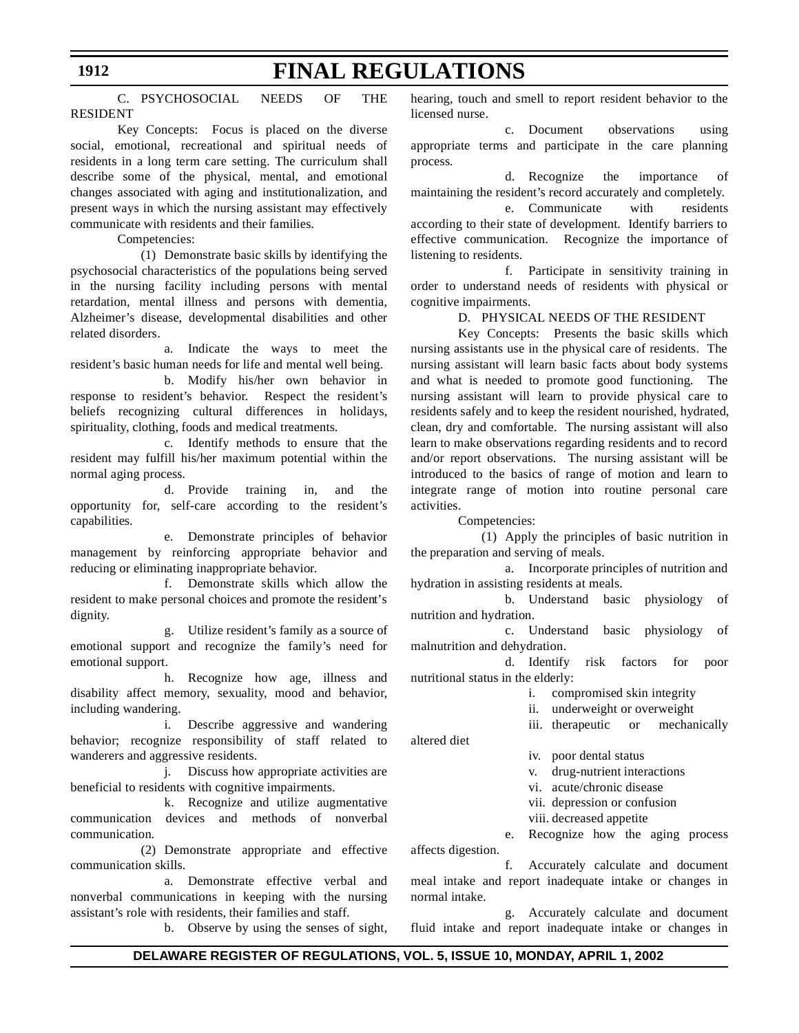C. PSYCHOSOCIAL NEEDS OF THE RESIDENT

Key Concepts: Focus is placed on the diverse social, emotional, recreational and spiritual needs of residents in a long term care setting. The curriculum shall describe some of the physical, mental, and emotional changes associated with aging and institutionalization, and present ways in which the nursing assistant may effectively communicate with residents and their families.

Competencies:

(1) Demonstrate basic skills by identifying the psychosocial characteristics of the populations being served in the nursing facility including persons with mental retardation, mental illness and persons with dementia, Alzheimer's disease, developmental disabilities and other related disorders.

a. Indicate the ways to meet the resident's basic human needs for life and mental well being.

b. Modify his/her own behavior in response to resident's behavior. Respect the resident's beliefs recognizing cultural differences in holidays, spirituality, clothing, foods and medical treatments.

c. Identify methods to ensure that the resident may fulfill his/her maximum potential within the normal aging process.

d. Provide training in, and the opportunity for, self-care according to the resident's capabilities.

e. Demonstrate principles of behavior management by reinforcing appropriate behavior and reducing or eliminating inappropriate behavior.

f. Demonstrate skills which allow the resident to make personal choices and promote the resident's dignity.

g. Utilize resident's family as a source of emotional support and recognize the family's need for emotional support.

h. Recognize how age, illness and disability affect memory, sexuality, mood and behavior, including wandering.

i. Describe aggressive and wandering behavior; recognize responsibility of staff related to wanderers and aggressive residents.

j. Discuss how appropriate activities are beneficial to residents with cognitive impairments.

k. Recognize and utilize augmentative communication devices and methods of nonverbal communication.

(2) Demonstrate appropriate and effective communication skills.

a. Demonstrate effective verbal and nonverbal communications in keeping with the nursing assistant's role with residents, their families and staff.

b. Observe by using the senses of sight, hearing, touch and smell to report resident behavior to the licensed nurse.

c. Document observations using appropriate terms and participate in the care planning process.

d. Recognize the importance of maintaining the resident's record accurately and completely.

e. Communicate with residents according to their state of development. Identify barriers to effective communication. Recognize the importance of listening to residents.

f. Participate in sensitivity training in order to understand needs of residents with physical or cognitive impairments.

D. PHYSICAL NEEDS OF THE RESIDENT

Key Concepts: Presents the basic skills which nursing assistants use in the physical care of residents. The nursing assistant will learn basic facts about body systems and what is needed to promote good functioning. The nursing assistant will learn to provide physical care to residents safely and to keep the resident nourished, hydrated, clean, dry and comfortable. The nursing assistant will also learn to make observations regarding residents and to record and/or report observations. The nursing assistant will be introduced to the basics of range of motion and learn to integrate range of motion into routine personal care activities.

Competencies:

(1) Apply the principles of basic nutrition in the preparation and serving of meals.

a. Incorporate principles of nutrition and hydration in assisting residents at meals.

b. Understand basic physiology of nutrition and hydration.

c. Understand basic physiology of malnutrition and dehydration.

d. Identify risk factors for poor nutritional status in the elderly:

i. compromised skin integrity

ii. underweight or overweight

iii. therapeutic or mechanically altered diet

iv. poor dental status

v. drug-nutrient interactions

vi. acute/chronic disease

vii. depression or confusion

viii. decreased appetite

e. Recognize how the aging process affects digestion.

f. Accurately calculate and document meal intake and report inadequate intake or changes in normal intake.

g. Accurately calculate and document fluid intake and report inadequate intake or changes in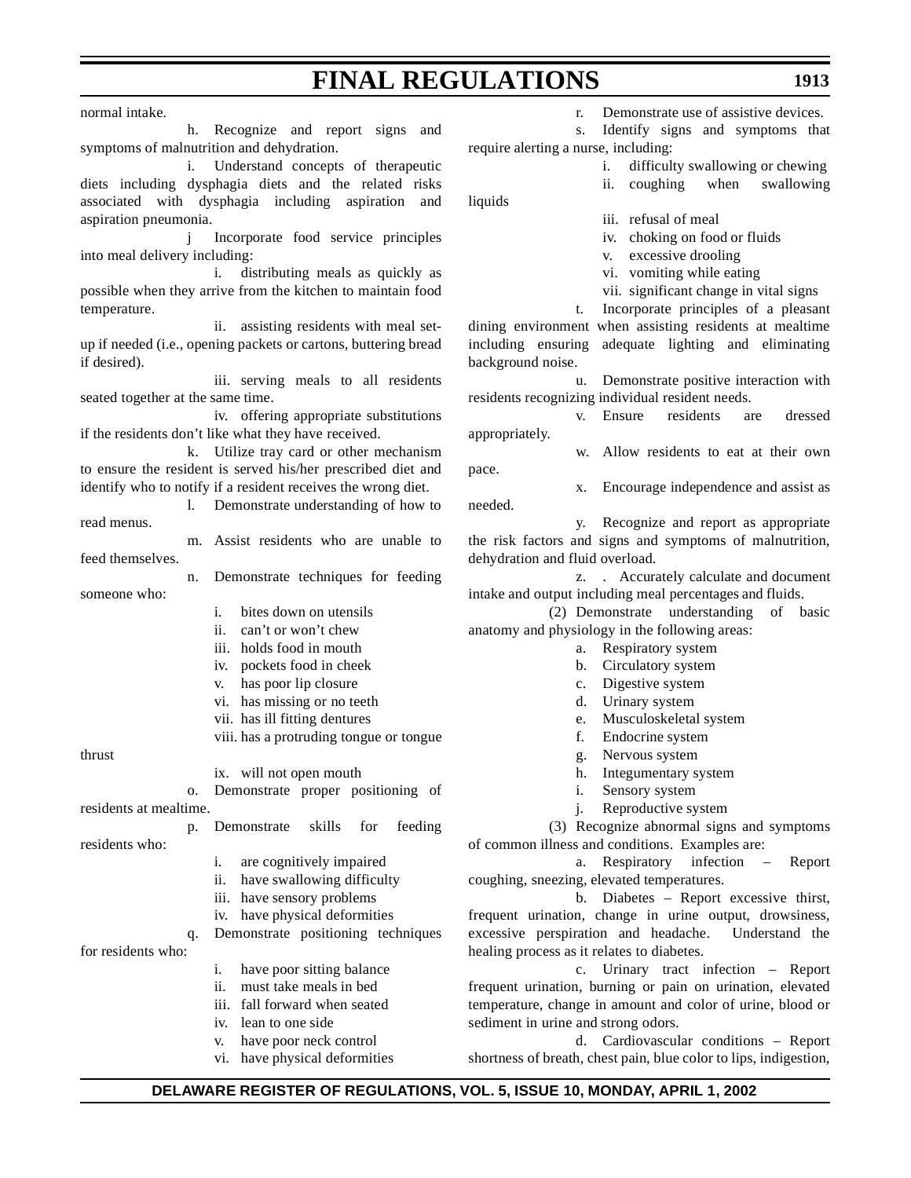normal intake.

h. Recognize and report signs and symptoms of malnutrition and dehydration.

i. Understand concepts of therapeutic diets including dysphagia diets and the related risks associated with dysphagia including aspiration and aspiration pneumonia.

j Incorporate food service principles into meal delivery including:

i. distributing meals as quickly as possible when they arrive from the kitchen to maintain food temperature.

ii. assisting residents with meal set-up if needed (i.e., opening packets or cartons, buttering bread if desired).

iii. serving meals to all residents seated together at the same time.

iv. offering appropriate substitutions if the residents don't like what they have received.

k. Utilize tray card or other mechanism to ensure the resident is served his/her prescribed diet and identify who to notify if a resident receives the wrong diet.

l. Demonstrate understanding of how to read menus.

m. Assist residents who are unable to feed themselves.

n. Demonstrate techniques for feeding someone who:

i. bites down on utensils
ii. can't or won't chew
iii. holds food in mouth
iv. pockets food in cheek
v. has poor lip closure
vi. has missing or no teeth
vii. has ill fitting dentures
viii. has a protruding tongue or tongue thrust
ix. will not open mouth

o. Demonstrate proper positioning of residents at mealtime.

p. Demonstrate skills for feeding residents who:

i. are cognitively impaired
ii. have swallowing difficulty
iii. have sensory problems
iv. have physical deformities

q. Demonstrate positioning techniques for residents who:

i. have poor sitting balance
ii. must take meals in bed
iii. fall forward when seated
iv. lean to one side
v. have poor neck control
vi. have physical deformities

r. Demonstrate use of assistive devices.

s. Identify signs and symptoms that require alerting a nurse, including:

i. difficulty swallowing or chewing
ii. coughing when swallowing liquids
iii. refusal of meal
iv. choking on food or fluids
v. excessive drooling
vi. vomiting while eating
vii. significant change in vital signs

t. Incorporate principles of a pleasant dining environment when assisting residents at mealtime including ensuring adequate lighting and eliminating background noise.

u. Demonstrate positive interaction with residents recognizing individual resident needs.

v. Ensure residents are dressed appropriately.

w. Allow residents to eat at their own pace.

x. Encourage independence and assist as needed.

y. Recognize and report as appropriate the risk factors and signs and symptoms of malnutrition, dehydration and fluid overload.

z. . Accurately calculate and document intake and output including meal percentages and fluids.

(2) Demonstrate understanding of basic anatomy and physiology in the following areas:

a. Respiratory system
b. Circulatory system
c. Digestive system
d. Urinary system
e. Musculoskeletal system
f. Endocrine system
g. Nervous system
h. Integumentary system
i. Sensory system
j. Reproductive system

(3) Recognize abnormal signs and symptoms of common illness and conditions. Examples are:

a. Respiratory infection – Report coughing, sneezing, elevated temperatures.

b. Diabetes – Report excessive thirst, frequent urination, change in urine output, drowsiness, excessive perspiration and headache. Understand the healing process as it relates to diabetes.

c. Urinary tract infection – Report frequent urination, burning or pain on urination, elevated temperature, change in amount and color of urine, blood or sediment in urine and strong odors.

d. Cardiovascular conditions – Report shortness of breath, chest pain, blue color to lips, indigestion,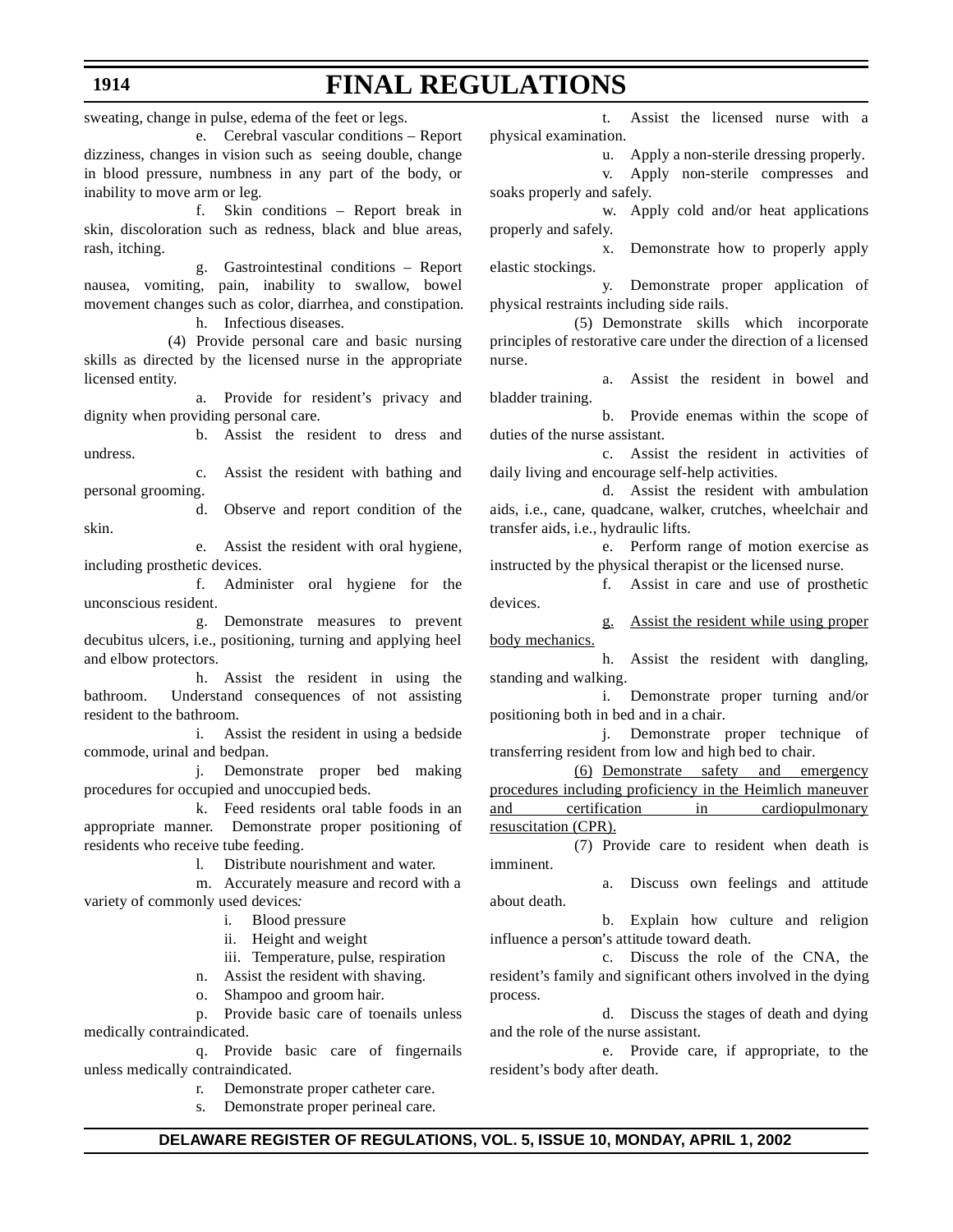sweating, change in pulse, edema of the feet or legs.

e. Cerebral vascular conditions – Report dizziness, changes in vision such as seeing double, change in blood pressure, numbness in any part of the body, or inability to move arm or leg.

f. Skin conditions – Report break in skin, discoloration such as redness, black and blue areas, rash, itching.

g. Gastrointestinal conditions – Report nausea, vomiting, pain, inability to swallow, bowel movement changes such as color, diarrhea, and constipation.

h. Infectious diseases.

(4) Provide personal care and basic nursing skills as directed by the licensed nurse in the appropriate licensed entity.

a. Provide for resident's privacy and dignity when providing personal care.

b. Assist the resident to dress and undress.

c. Assist the resident with bathing and personal grooming.

d. Observe and report condition of the skin.

e. Assist the resident with oral hygiene, including prosthetic devices.

f. Administer oral hygiene for the unconscious resident.

g. Demonstrate measures to prevent decubitus ulcers, i.e., positioning, turning and applying heel and elbow protectors.

h. Assist the resident in using the bathroom. Understand consequences of not assisting resident to the bathroom.

i. Assist the resident in using a bedside commode, urinal and bedpan.

j. Demonstrate proper bed making procedures for occupied and unoccupied beds.

k. Feed residents oral table foods in an appropriate manner. Demonstrate proper positioning of residents who receive tube feeding.

l. Distribute nourishment and water.

m. Accurately measure and record with a variety of commonly used devices:

i. Blood pressure

ii. Height and weight

iii. Temperature, pulse, respiration

n. Assist the resident with shaving.

o. Shampoo and groom hair.

p. Provide basic care of toenails unless medically contraindicated.

q. Provide basic care of fingernails unless medically contraindicated.

r. Demonstrate proper catheter care.

s. Demonstrate proper perineal care.

t. Assist the licensed nurse with a physical examination.

u. Apply a non-sterile dressing properly.

v. Apply non-sterile compresses and soaks properly and safely.

w. Apply cold and/or heat applications properly and safely.

x. Demonstrate how to properly apply elastic stockings.

y. Demonstrate proper application of physical restraints including side rails.

(5) Demonstrate skills which incorporate principles of restorative care under the direction of a licensed nurse.

a. Assist the resident in bowel and bladder training.

b. Provide enemas within the scope of duties of the nurse assistant.

c. Assist the resident in activities of daily living and encourage self-help activities.

d. Assist the resident with ambulation aids, i.e., cane, quadcane, walker, crutches, wheelchair and transfer aids, i.e., hydraulic lifts.

e. Perform range of motion exercise as instructed by the physical therapist or the licensed nurse.

f. Assist in care and use of prosthetic devices.

<u>g. Assist the resident while using proper body mechanics.</u>

h. Assist the resident with dangling, standing and walking.

i. Demonstrate proper turning and/or positioning both in bed and in a chair.

j. Demonstrate proper technique of transferring resident from low and high bed to chair.

<u>(6) Demonstrate safety and emergency procedures including proficiency in the Heimlich maneuver and certification in cardiopulmonary resuscitation (CPR).</u>

(7) Provide care to resident when death is imminent.

a. Discuss own feelings and attitude about death.

b. Explain how culture and religion influence a person's attitude toward death.

c. Discuss the role of the CNA, the resident's family and significant others involved in the dying process.

d. Discuss the stages of death and dying and the role of the nurse assistant.

e. Provide care, if appropriate, to the resident's body after death.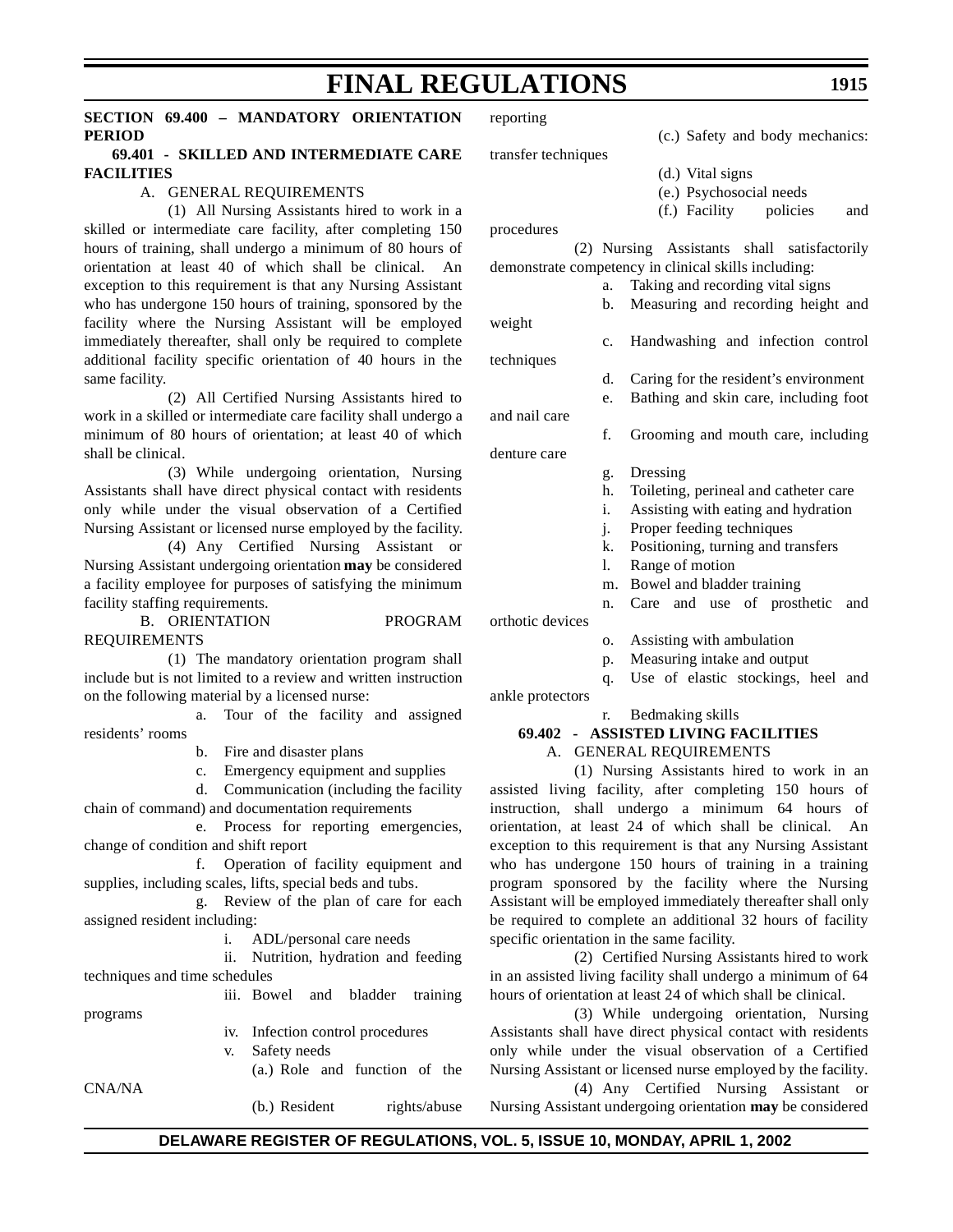**SECTION 69.400 – MANDATORY ORIENTATION PERIOD**

**69.401 - SKILLED AND INTERMEDIATE CARE FACILITIES**

A. GENERAL REQUIREMENTS

(1) All Nursing Assistants hired to work in a skilled or intermediate care facility, after completing 150 hours of training, shall undergo a minimum of 80 hours of orientation at least 40 of which shall be clinical. An exception to this requirement is that any Nursing Assistant who has undergone 150 hours of training, sponsored by the facility where the Nursing Assistant will be employed immediately thereafter, shall only be required to complete additional facility specific orientation of 40 hours in the same facility.

(2) All Certified Nursing Assistants hired to work in a skilled or intermediate care facility shall undergo a minimum of 80 hours of orientation; at least 40 of which shall be clinical.

(3) While undergoing orientation, Nursing Assistants shall have direct physical contact with residents only while under the visual observation of a Certified Nursing Assistant or licensed nurse employed by the facility.

(4) Any Certified Nursing Assistant or Nursing Assistant undergoing orientation **may** be considered a facility employee for purposes of satisfying the minimum facility staffing requirements.

B. ORIENTATION PROGRAM REQUIREMENTS

(1) The mandatory orientation program shall include but is not limited to a review and written instruction on the following material by a licensed nurse:

a. Tour of the facility and assigned residents' rooms

b. Fire and disaster plans

c. Emergency equipment and supplies

d. Communication (including the facility chain of command) and documentation requirements

e. Process for reporting emergencies, change of condition and shift report

f. Operation of facility equipment and supplies, including scales, lifts, special beds and tubs.

g. Review of the plan of care for each assigned resident including:

i. ADL/personal care needs

ii. Nutrition, hydration and feeding techniques and time schedules

iii. Bowel and bladder training programs

iv. Infection control procedures

v. Safety needs

(a.) Role and function of the CNA/NA

(b.) Resident rights/abuse reporting

(c.) Safety and body mechanics: transfer techniques

(d.) Vital signs

(e.) Psychosocial needs

(f.) Facility policies and procedures

(2) Nursing Assistants shall satisfactorily demonstrate competency in clinical skills including:

a. Taking and recording vital signs

b. Measuring and recording height and weight

c. Handwashing and infection control techniques

d. Caring for the resident's environment

e. Bathing and skin care, including foot and nail care

f. Grooming and mouth care, including denture care

g. Dressing

h. Toileting, perineal and catheter care

i. Assisting with eating and hydration

j. Proper feeding techniques

k. Positioning, turning and transfers

l. Range of motion

m. Bowel and bladder training

n. Care and use of prosthetic and orthotic devices

o. Assisting with ambulation

p. Measuring intake and output

q. Use of elastic stockings, heel and ankle protectors

r. Bedmaking skills

**69.402 - ASSISTED LIVING FACILITIES**

A. GENERAL REQUIREMENTS

(1) Nursing Assistants hired to work in an assisted living facility, after completing 150 hours of instruction, shall undergo a minimum 64 hours of orientation, at least 24 of which shall be clinical. An exception to this requirement is that any Nursing Assistant who has undergone 150 hours of training in a training program sponsored by the facility where the Nursing Assistant will be employed immediately thereafter shall only be required to complete an additional 32 hours of facility specific orientation in the same facility.

(2) Certified Nursing Assistants hired to work in an assisted living facility shall undergo a minimum of 64 hours of orientation at least 24 of which shall be clinical.

(3) While undergoing orientation, Nursing Assistants shall have direct physical contact with residents only while under the visual observation of a Certified Nursing Assistant or licensed nurse employed by the facility.

(4) Any Certified Nursing Assistant or Nursing Assistant undergoing orientation **may** be considered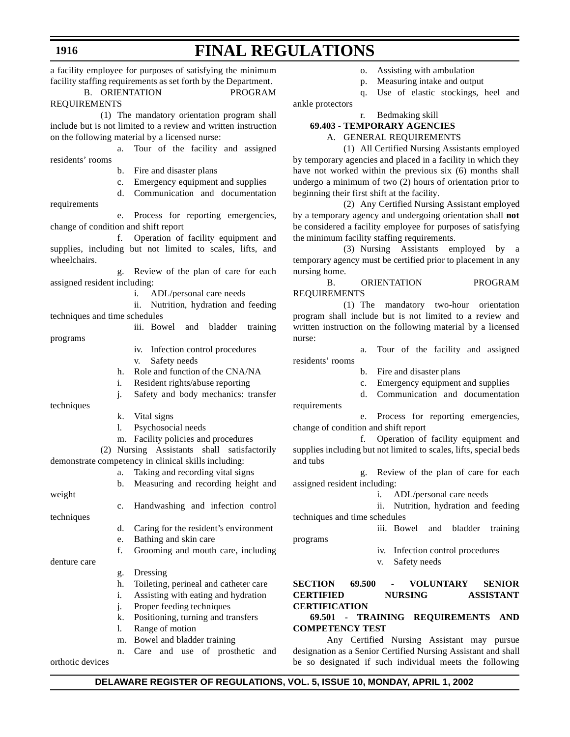a facility employee for purposes of satisfying the minimum facility staffing requirements as set forth by the Department.

B. ORIENTATION PROGRAM REQUIREMENTS

(1) The mandatory orientation program shall include but is not limited to a review and written instruction on the following material by a licensed nurse:

a. Tour of the facility and assigned residents' rooms

b. Fire and disaster plans

c. Emergency equipment and supplies

d. Communication and documentation requirements

e. Process for reporting emergencies, change of condition and shift report

f. Operation of facility equipment and supplies, including but not limited to scales, lifts, and wheelchairs.

g. Review of the plan of care for each assigned resident including:

i. ADL/personal care needs

ii. Nutrition, hydration and feeding techniques and time schedules

iii. Bowel and bladder training programs

iv. Infection control procedures

v. Safety needs

h. Role and function of the CNA/NA

i. Resident rights/abuse reporting

j. Safety and body mechanics: transfer techniques

k. Vital signs

l. Psychosocial needs

m. Facility policies and procedures

(2) Nursing Assistants shall satisfactorily demonstrate competency in clinical skills including:

a. Taking and recording vital signs

b. Measuring and recording height and weight

c. Handwashing and infection control techniques

d. Caring for the resident's environment

e. Bathing and skin care

f. Grooming and mouth care, including denture care

g. Dressing

h. Toileting, perineal and catheter care

i. Assisting with eating and hydration

j. Proper feeding techniques

k. Positioning, turning and transfers

l. Range of motion

m. Bowel and bladder training

n. Care and use of prosthetic and orthotic devices

o. Assisting with ambulation

p. Measuring intake and output

q. Use of elastic stockings, heel and ankle protectors

r. Bedmaking skill

**69.403 - TEMPORARY AGENCIES**

A. GENERAL REQUIREMENTS

(1) All Certified Nursing Assistants employed by temporary agencies and placed in a facility in which they have not worked within the previous six (6) months shall undergo a minimum of two (2) hours of orientation prior to beginning their first shift at the facility.

(2) Any Certified Nursing Assistant employed by a temporary agency and undergoing orientation shall **not** be considered a facility employee for purposes of satisfying the minimum facility staffing requirements.

(3) Nursing Assistants employed by a temporary agency must be certified prior to placement in any nursing home.

B. ORIENTATION PROGRAM REQUIREMENTS

(1) The mandatory two-hour orientation program shall include but is not limited to a review and written instruction on the following material by a licensed nurse:

a. Tour of the facility and assigned residents' rooms

b. Fire and disaster plans

c. Emergency equipment and supplies

d. Communication and documentation requirements

e. Process for reporting emergencies, change of condition and shift report

f. Operation of facility equipment and supplies including but not limited to scales, lifts, special beds and tubs

g. Review of the plan of care for each assigned resident including:

i. ADL/personal care needs

ii. Nutrition, hydration and feeding techniques and time schedules

iii. Bowel and bladder training programs

iv. Infection control procedures

v. Safety needs

**SECTION 69.500 - VOLUNTARY SENIOR CERTIFIED NURSING ASSISTANT CERTIFICATION**

**69.501 - TRAINING REQUIREMENTS AND COMPETENCY TEST**

Any Certified Nursing Assistant may pursue designation as a Senior Certified Nursing Assistant and shall be so designated if such individual meets the following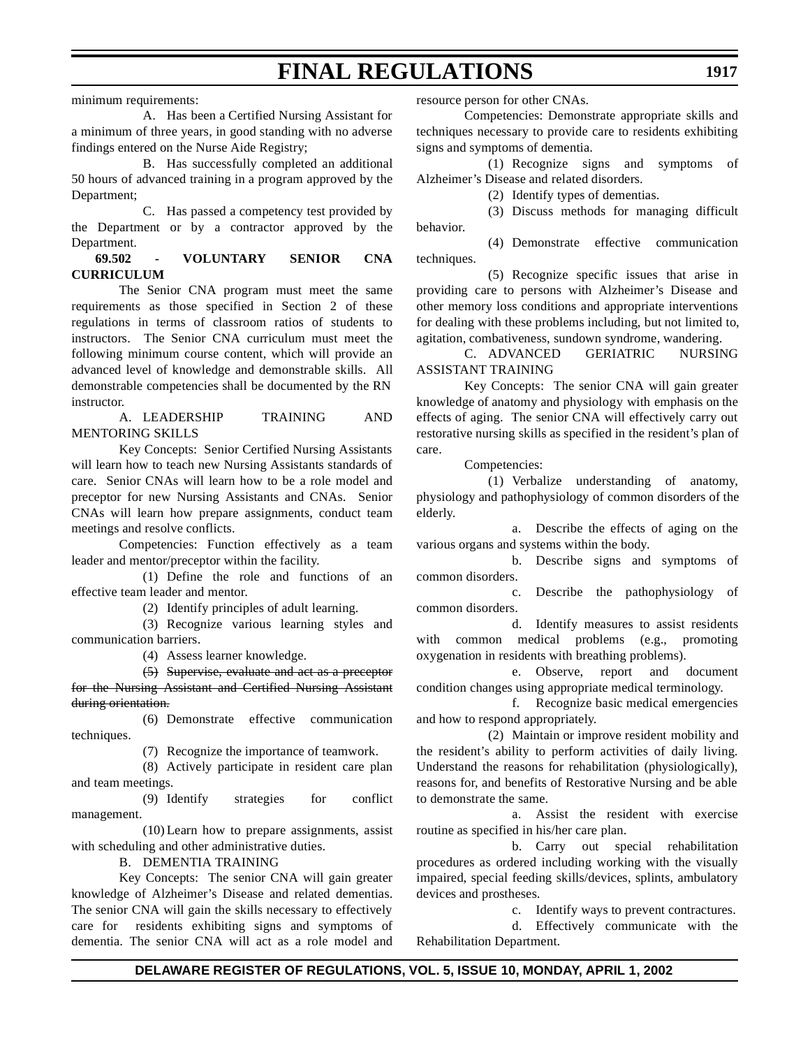minimum requirements:

A. Has been a Certified Nursing Assistant for a minimum of three years, in good standing with no adverse findings entered on the Nurse Aide Registry;

B. Has successfully completed an additional 50 hours of advanced training in a program approved by the Department;

C. Has passed a competency test provided by the Department or by a contractor approved by the Department.

**69.502 - VOLUNTARY SENIOR CNA CURRICULUM**

The Senior CNA program must meet the same requirements as those specified in Section 2 of these regulations in terms of classroom ratios of students to instructors. The Senior CNA curriculum must meet the following minimum course content, which will provide an advanced level of knowledge and demonstrable skills. All demonstrable competencies shall be documented by the RN instructor.

A. LEADERSHIP TRAINING AND MENTORING SKILLS

Key Concepts: Senior Certified Nursing Assistants will learn how to teach new Nursing Assistants standards of care. Senior CNAs will learn how to be a role model and preceptor for new Nursing Assistants and CNAs. Senior CNAs will learn how prepare assignments, conduct team meetings and resolve conflicts.

Competencies: Function effectively as a team leader and mentor/preceptor within the facility.

(1) Define the role and functions of an effective team leader and mentor.

(2) Identify principles of adult learning.

(3) Recognize various learning styles and communication barriers.

(4) Assess learner knowledge.

~~(5) Supervise, evaluate and act as a preceptor for the Nursing Assistant and Certified Nursing Assistant during orientation.~~

(6) Demonstrate effective communication techniques.

(7) Recognize the importance of teamwork.

(8) Actively participate in resident care plan and team meetings.

(9) Identify strategies for conflict management.

(10) Learn how to prepare assignments, assist with scheduling and other administrative duties.

B. DEMENTIA TRAINING

Key Concepts: The senior CNA will gain greater knowledge of Alzheimer's Disease and related dementias. The senior CNA will gain the skills necessary to effectively care for residents exhibiting signs and symptoms of dementia. The senior CNA will act as a role model and resource person for other CNAs.

Competencies: Demonstrate appropriate skills and techniques necessary to provide care to residents exhibiting signs and symptoms of dementia.

(1) Recognize signs and symptoms of Alzheimer's Disease and related disorders.

(2) Identify types of dementias.

(3) Discuss methods for managing difficult behavior.

(4) Demonstrate effective communication techniques.

(5) Recognize specific issues that arise in providing care to persons with Alzheimer's Disease and other memory loss conditions and appropriate interventions for dealing with these problems including, but not limited to, agitation, combativeness, sundown syndrome, wandering.

C. ADVANCED GERIATRIC NURSING ASSISTANT TRAINING

Key Concepts: The senior CNA will gain greater knowledge of anatomy and physiology with emphasis on the effects of aging. The senior CNA will effectively carry out restorative nursing skills as specified in the resident's plan of care.

Competencies:

(1) Verbalize understanding of anatomy, physiology and pathophysiology of common disorders of the elderly.

a. Describe the effects of aging on the various organs and systems within the body.

b. Describe signs and symptoms of common disorders.

c. Describe the pathophysiology of common disorders.

d. Identify measures to assist residents with common medical problems (e.g., promoting oxygenation in residents with breathing problems).

e. Observe, report and document condition changes using appropriate medical terminology.

f. Recognize basic medical emergencies and how to respond appropriately.

(2) Maintain or improve resident mobility and the resident's ability to perform activities of daily living. Understand the reasons for rehabilitation (physiologically), reasons for, and benefits of Restorative Nursing and be able to demonstrate the same.

a. Assist the resident with exercise routine as specified in his/her care plan.

b. Carry out special rehabilitation procedures as ordered including working with the visually impaired, special feeding skills/devices, splints, ambulatory devices and prostheses.

c. Identify ways to prevent contractures.

d. Effectively communicate with the Rehabilitation Department.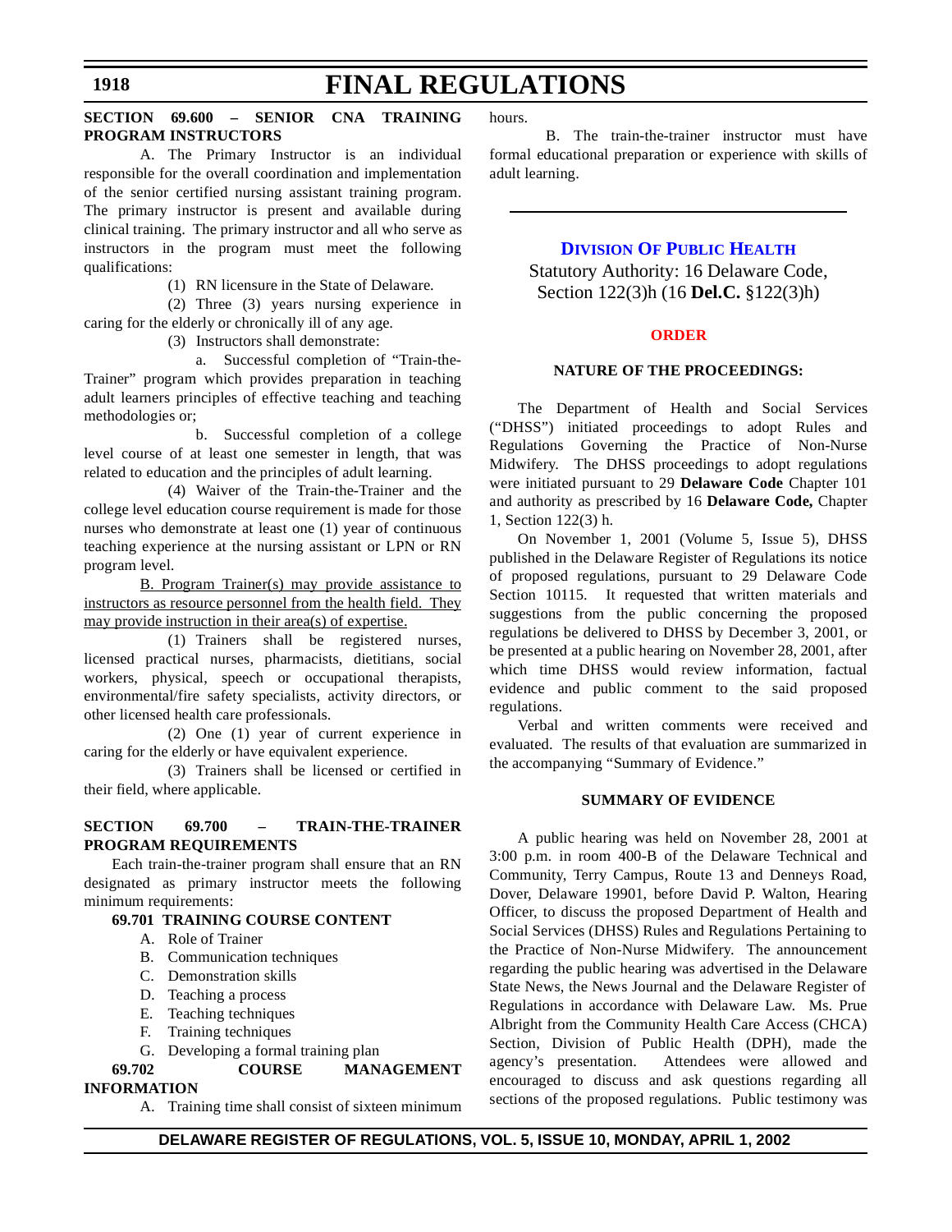**SECTION 69.600 – SENIOR CNA TRAINING PROGRAM INSTRUCTORS**

A. The Primary Instructor is an individual responsible for the overall coordination and implementation of the senior certified nursing assistant training program. The primary instructor is present and available during clinical training. The primary instructor and all who serve as instructors in the program must meet the following qualifications:

(1) RN licensure in the State of Delaware.

(2) Three (3) years nursing experience in caring for the elderly or chronically ill of any age.

(3) Instructors shall demonstrate:

a. Successful completion of "Train-the-Trainer" program which provides preparation in teaching adult learners principles of effective teaching and teaching methodologies or;

b. Successful completion of a college level course of at least one semester in length, that was related to education and the principles of adult learning.

(4) Waiver of the Train-the-Trainer and the college level education course requirement is made for those nurses who demonstrate at least one (1) year of continuous teaching experience at the nursing assistant or LPN or RN program level.

<u>B. Program Trainer(s) may provide assistance to instructors as resource personnel from the health field. They may provide instruction in their area(s) of expertise.</u>

(1) Trainers shall be registered nurses, licensed practical nurses, pharmacists, dietitians, social workers, physical, speech or occupational therapists, environmental/fire safety specialists, activity directors, or other licensed health care professionals.

(2) One (1) year of current experience in caring for the elderly or have equivalent experience.

(3) Trainers shall be licensed or certified in their field, where applicable.

**SECTION 69.700 – TRAIN-THE-TRAINER PROGRAM REQUIREMENTS**

Each train-the-trainer program shall ensure that an RN designated as primary instructor meets the following minimum requirements:

**69.701 TRAINING COURSE CONTENT**

A. Role of Trainer
B. Communication techniques
C. Demonstration skills
D. Teaching a process
E. Teaching techniques
F. Training techniques
G. Developing a formal training plan

**69.702 COURSE MANAGEMENT INFORMATION**

A. Training time shall consist of sixteen minimum hours.

B. The train-the-trainer instructor must have formal educational preparation or experience with skills of adult learning.

---

## DIVISION OF PUBLIC HEALTH

Statutory Authority: 16 Delaware Code, Section 122(3)h (16 **Del.C.** §122(3)h)

### ORDER

#### NATURE OF THE PROCEEDINGS:

The Department of Health and Social Services ("DHSS") initiated proceedings to adopt Rules and Regulations Governing the Practice of Non-Nurse Midwifery. The DHSS proceedings to adopt regulations were initiated pursuant to 29 **Delaware Code** Chapter 101 and authority as prescribed by 16 **Delaware Code,** Chapter 1, Section 122(3) h.

On November 1, 2001 (Volume 5, Issue 5), DHSS published in the Delaware Register of Regulations its notice of proposed regulations, pursuant to 29 Delaware Code Section 10115. It requested that written materials and suggestions from the public concerning the proposed regulations be delivered to DHSS by December 3, 2001, or be presented at a public hearing on November 28, 2001, after which time DHSS would review information, factual evidence and public comment to the said proposed regulations.

Verbal and written comments were received and evaluated. The results of that evaluation are summarized in the accompanying "Summary of Evidence."

#### SUMMARY OF EVIDENCE

A public hearing was held on November 28, 2001 at 3:00 p.m. in room 400-B of the Delaware Technical and Community, Terry Campus, Route 13 and Denneys Road, Dover, Delaware 19901, before David P. Walton, Hearing Officer, to discuss the proposed Department of Health and Social Services (DHSS) Rules and Regulations Pertaining to the Practice of Non-Nurse Midwifery. The announcement regarding the public hearing was advertised in the Delaware State News, the News Journal and the Delaware Register of Regulations in accordance with Delaware Law. Ms. Prue Albright from the Community Health Care Access (CHCA) Section, Division of Public Health (DPH), made the agency's presentation. Attendees were allowed and encouraged to discuss and ask questions regarding all sections of the proposed regulations. Public testimony was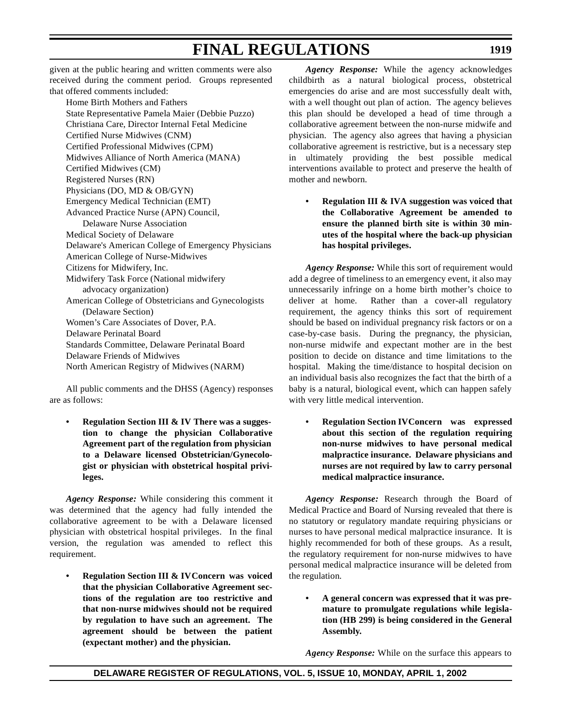given at the public hearing and written comments were also received during the comment period. Groups represented that offered comments included:

Home Birth Mothers and Fathers
State Representative Pamela Maier (Debbie Puzzo)
Christiana Care, Director Internal Fetal Medicine
Certified Nurse Midwives (CNM)
Certified Professional Midwives (CPM)
Midwives Alliance of North America (MANA)
Certified Midwives (CM)
Registered Nurses (RN)
Physicians (DO, MD & OB/GYN)
Emergency Medical Technician (EMT)
Advanced Practice Nurse (APN) Council, Delaware Nurse Association
Medical Society of Delaware
Delaware's American College of Emergency Physicians
American College of Nurse-Midwives
Citizens for Midwifery, Inc.
Midwifery Task Force (National midwifery advocacy organization)
American College of Obstetricians and Gynecologists (Delaware Section)
Women's Care Associates of Dover, P.A.
Delaware Perinatal Board
Standards Committee, Delaware Perinatal Board
Delaware Friends of Midwives
North American Registry of Midwives (NARM)

All public comments and the DHSS (Agency) responses are as follows:

- **Regulation Section III & IV There was a suggestion to change the physician Collaborative Agreement part of the regulation from physician to a Delaware licensed Obstetrician/Gynecologist or physician with obstetrical hospital privileges.**

*Agency Response:* While considering this comment it was determined that the agency had fully intended the collaborative agreement to be with a Delaware licensed physician with obstetrical hospital privileges. In the final version, the regulation was amended to reflect this requirement.

- **Regulation Section III & IVConcern was voiced that the physician Collaborative Agreement sections of the regulation are too restrictive and that non-nurse midwives should not be required by regulation to have such an agreement. The agreement should be between the patient (expectant mother) and the physician.**

*Agency Response:* While the agency acknowledges childbirth as a natural biological process, obstetrical emergencies do arise and are most successfully dealt with, with a well thought out plan of action. The agency believes this plan should be developed a head of time through a collaborative agreement between the non-nurse midwife and physician. The agency also agrees that having a physician collaborative agreement is restrictive, but is a necessary step in ultimately providing the best possible medical interventions available to protect and preserve the health of mother and newborn.

- **Regulation III & IVA suggestion was voiced that the Collaborative Agreement be amended to ensure the planned birth site is within 30 minutes of the hospital where the back-up physician has hospital privileges.**

*Agency Response:* While this sort of requirement would add a degree of timeliness to an emergency event, it also may unnecessarily infringe on a home birth mother's choice to deliver at home. Rather than a cover-all regulatory requirement, the agency thinks this sort of requirement should be based on individual pregnancy risk factors or on a case-by-case basis. During the pregnancy, the physician, non-nurse midwife and expectant mother are in the best position to decide on distance and time limitations to the hospital. Making the time/distance to hospital decision on an individual basis also recognizes the fact that the birth of a baby is a natural, biological event, which can happen safely with very little medical intervention.

- **Regulation Section IVConcern was expressed about this section of the regulation requiring non-nurse midwives to have personal medical malpractice insurance. Delaware physicians and nurses are not required by law to carry personal medical malpractice insurance.**

*Agency Response:* Research through the Board of Medical Practice and Board of Nursing revealed that there is no statutory or regulatory mandate requiring physicians or nurses to have personal medical malpractice insurance. It is highly recommended for both of these groups. As a result, the regulatory requirement for non-nurse midwives to have personal medical malpractice insurance will be deleted from the regulation.

- **A general concern was expressed that it was premature to promulgate regulations while legislation (HB 299) is being considered in the General Assembly.**

*Agency Response:* While on the surface this appears to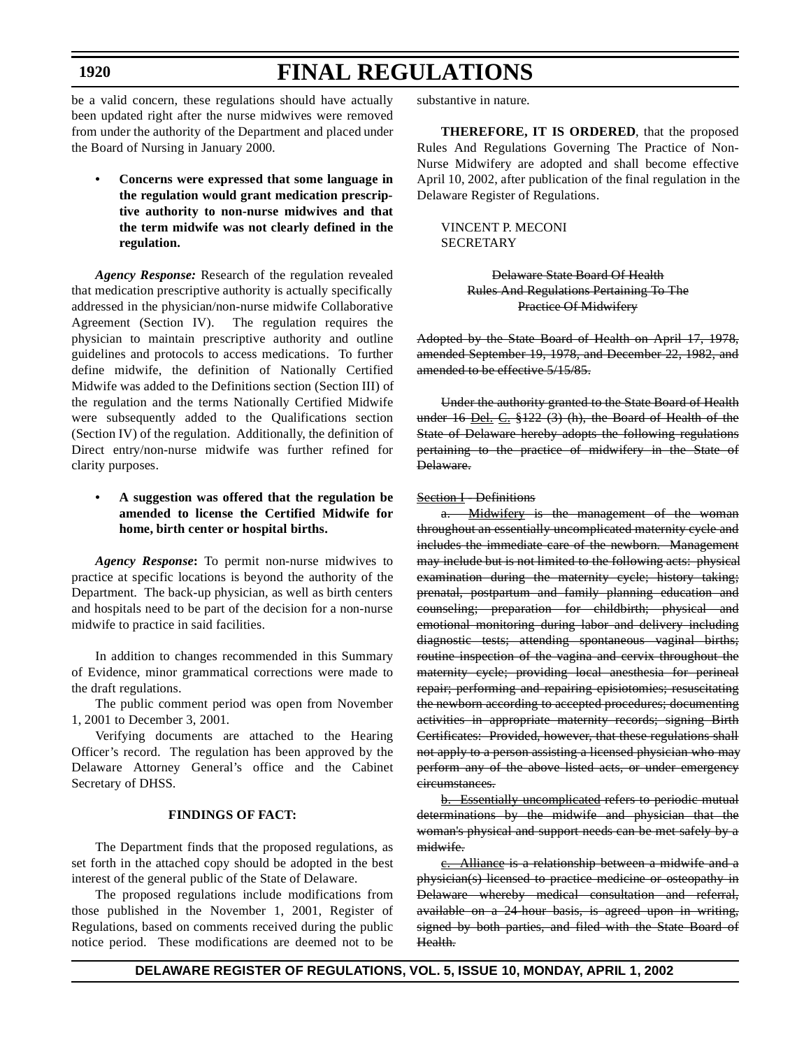be a valid concern, these regulations should have actually been updated right after the nurse midwives were removed from under the authority of the Department and placed under the Board of Nursing in January 2000.

- **Concerns were expressed that some language in the regulation would grant medication prescriptive authority to non-nurse midwives and that the term midwife was not clearly defined in the regulation.**

***Agency Response:*** Research of the regulation revealed that medication prescriptive authority is actually specifically addressed in the physician/non-nurse midwife Collaborative Agreement (Section IV). The regulation requires the physician to maintain prescriptive authority and outline guidelines and protocols to access medications. To further define midwife, the definition of Nationally Certified Midwife was added to the Definitions section (Section III) of the regulation and the terms Nationally Certified Midwife were subsequently added to the Qualifications section (Section IV) of the regulation. Additionally, the definition of Direct entry/non-nurse midwife was further refined for clarity purposes.

- **A suggestion was offered that the regulation be amended to license the Certified Midwife for home, birth center or hospital births.**

***Agency Response*:** To permit non-nurse midwives to practice at specific locations is beyond the authority of the Department. The back-up physician, as well as birth centers and hospitals need to be part of the decision for a non-nurse midwife to practice in said facilities.

In addition to changes recommended in this Summary of Evidence, minor grammatical corrections were made to the draft regulations.

The public comment period was open from November 1, 2001 to December 3, 2001.

Verifying documents are attached to the Hearing Officer's record. The regulation has been approved by the Delaware Attorney General's office and the Cabinet Secretary of DHSS.

**FINDINGS OF FACT:**

The Department finds that the proposed regulations, as set forth in the attached copy should be adopted in the best interest of the general public of the State of Delaware.

The proposed regulations include modifications from those published in the November 1, 2001, Register of Regulations, based on comments received during the public notice period. These modifications are deemed not to be substantive in nature.

**THEREFORE, IT IS ORDERED**, that the proposed Rules And Regulations Governing The Practice of Non-Nurse Midwifery are adopted and shall become effective April 10, 2002, after publication of the final regulation in the Delaware Register of Regulations.

VINCENT P. MECONI
SECRETARY

~~Delaware State Board Of Health~~
~~Rules And Regulations Pertaining To The~~
~~Practice Of Midwifery~~

~~Adopted by the State Board of Health on April 17, 1978, amended September 19, 1978, and December 22, 1982, and amended to be effective 5/15/85.~~

~~Under the authority granted to the State Board of Health under 16 Del. C. §122 (3) (h), the Board of Health of the State of Delaware hereby adopts the following regulations pertaining to the practice of midwifery in the State of Delaware.~~

~~Section I - Definitions~~

~~a. Midwifery is the management of the woman throughout an essentially uncomplicated maternity cycle and includes the immediate care of the newborn. Management may include but is not limited to the following acts: physical examination during the maternity cycle; history taking; prenatal, postpartum and family planning education and counseling; preparation for childbirth; physical and emotional monitoring during labor and delivery including diagnostic tests; attending spontaneous vaginal births; routine inspection of the vagina and cervix throughout the maternity cycle; providing local anesthesia for perineal repair; performing and repairing episiotomies; resuscitating the newborn according to accepted procedures; documenting activities in appropriate maternity records; signing Birth Certificates: Provided, however, that these regulations shall not apply to a person assisting a licensed physician who may perform any of the above listed acts, or under emergency circumstances.~~

~~b. Essentially uncomplicated refers to periodic mutual determinations by the midwife and physician that the woman's physical and support needs can be met safely by a midwife.~~

~~c. Alliance is a relationship between a midwife and a physician(s) licensed to practice medicine or osteopathy in Delaware whereby medical consultation and referral, available on a 24-hour basis, is agreed upon in writing, signed by both parties, and filed with the State Board of Health.~~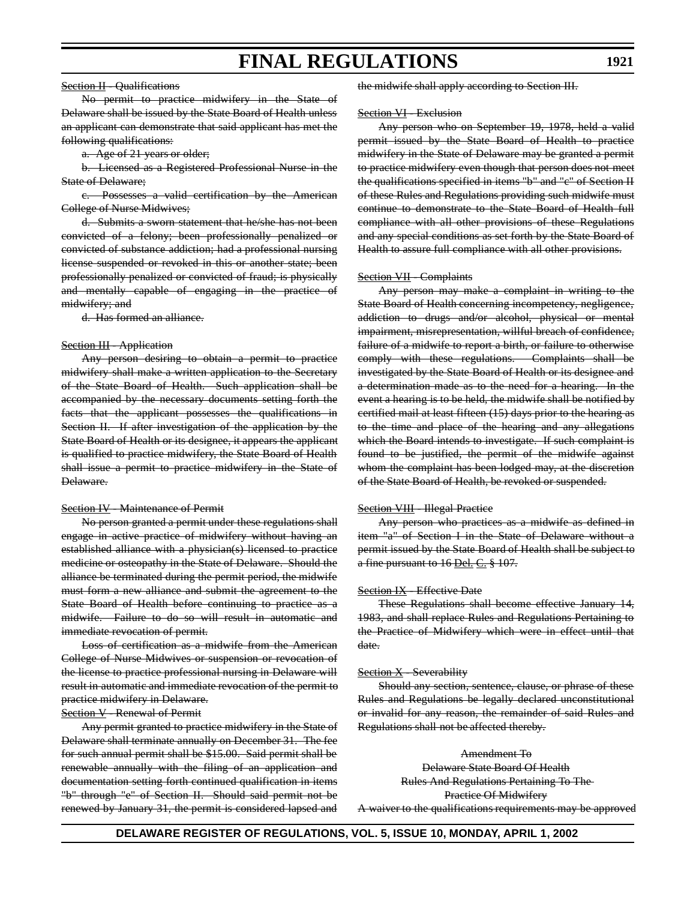Section II - Qualifications

No permit to practice midwifery in the State of Delaware shall be issued by the State Board of Health unless an applicant can demonstrate that said applicant has met the following qualifications:

a. Age of 21 years or older;

b. Licensed as a Registered Professional Nurse in the State of Delaware;

c. Possesses a valid certification by the American College of Nurse Midwives;

d. Submits a sworn statement that he/she has not been convicted of a felony; been professionally penalized or convicted of substance addiction; had a professional nursing license suspended or revoked in this or another state; been professionally penalized or convicted of fraud; is physically and mentally capable of engaging in the practice of midwifery; and

d. Has formed an alliance.

Section III - Application

Any person desiring to obtain a permit to practice midwifery shall make a written application to the Secretary of the State Board of Health. Such application shall be accompanied by the necessary documents setting forth the facts that the applicant possesses the qualifications in Section II. If after investigation of the application by the State Board of Health or its designee, it appears the applicant is qualified to practice midwifery, the State Board of Health shall issue a permit to practice midwifery in the State of Delaware.

Section IV - Maintenance of Permit

No person granted a permit under these regulations shall engage in active practice of midwifery without having an established alliance with a physician(s) licensed to practice medicine or osteopathy in the State of Delaware. Should the alliance be terminated during the permit period, the midwife must form a new alliance and submit the agreement to the State Board of Health before continuing to practice as a midwife. Failure to do so will result in automatic and immediate revocation of permit.

Loss of certification as a midwife from the American College of Nurse Midwives or suspension or revocation of the license to practice professional nursing in Delaware will result in automatic and immediate revocation of the permit to practice midwifery in Delaware.

Section V - Renewal of Permit

Any permit granted to practice midwifery in the State of Delaware shall terminate annually on December 31. The fee for such annual permit shall be $15.00. Said permit shall be renewable annually with the filing of an application and documentation setting forth continued qualification in items "b" through "e" of Section II. Should said permit not be renewed by January 31, the permit is considered lapsed and the midwife shall apply according to Section III.

Section VI - Exclusion

Any person who on September 19, 1978, held a valid permit issued by the State Board of Health to practice midwifery in the State of Delaware may be granted a permit to practice midwifery even though that person does not meet the qualifications specified in items "b" and "c" of Section II of these Rules and Regulations providing such midwife must continue to demonstrate to the State Board of Health full compliance with all other provisions of these Regulations and any special conditions as set forth by the State Board of Health to assure full compliance with all other provisions.

Section VII - Complaints

Any person may make a complaint in writing to the State Board of Health concerning incompetency, negligence, addiction to drugs and/or alcohol, physical or mental impairment, misrepresentation, willful breach of confidence, failure of a midwife to report a birth, or failure to otherwise comply with these regulations. Complaints shall be investigated by the State Board of Health or its designee and a determination made as to the need for a hearing. In the event a hearing is to be held, the midwife shall be notified by certified mail at least fifteen (15) days prior to the hearing as to the time and place of the hearing and any allegations which the Board intends to investigate. If such complaint is found to be justified, the permit of the midwife against whom the complaint has been lodged may, at the discretion of the State Board of Health, be revoked or suspended.

Section VIII - Illegal Practice

Any person who practices as a midwife as defined in item "a" of Section I in the State of Delaware without a permit issued by the State Board of Health shall be subject to a fine pursuant to 16 Del. C. § 107.

Section IX - Effective Date

These Regulations shall become effective January 14, 1983, and shall replace Rules and Regulations Pertaining to the Practice of Midwifery which were in effect until that date.

Section X - Severability

Should any section, sentence, clause, or phrase of these Rules and Regulations be legally declared unconstitutional or invalid for any reason, the remainder of said Rules and Regulations shall not be affected thereby.

Amendment To
Delaware State Board Of Health
Rules And Regulations Pertaining To The
Practice Of Midwifery

A waiver to the qualifications requirements may be approved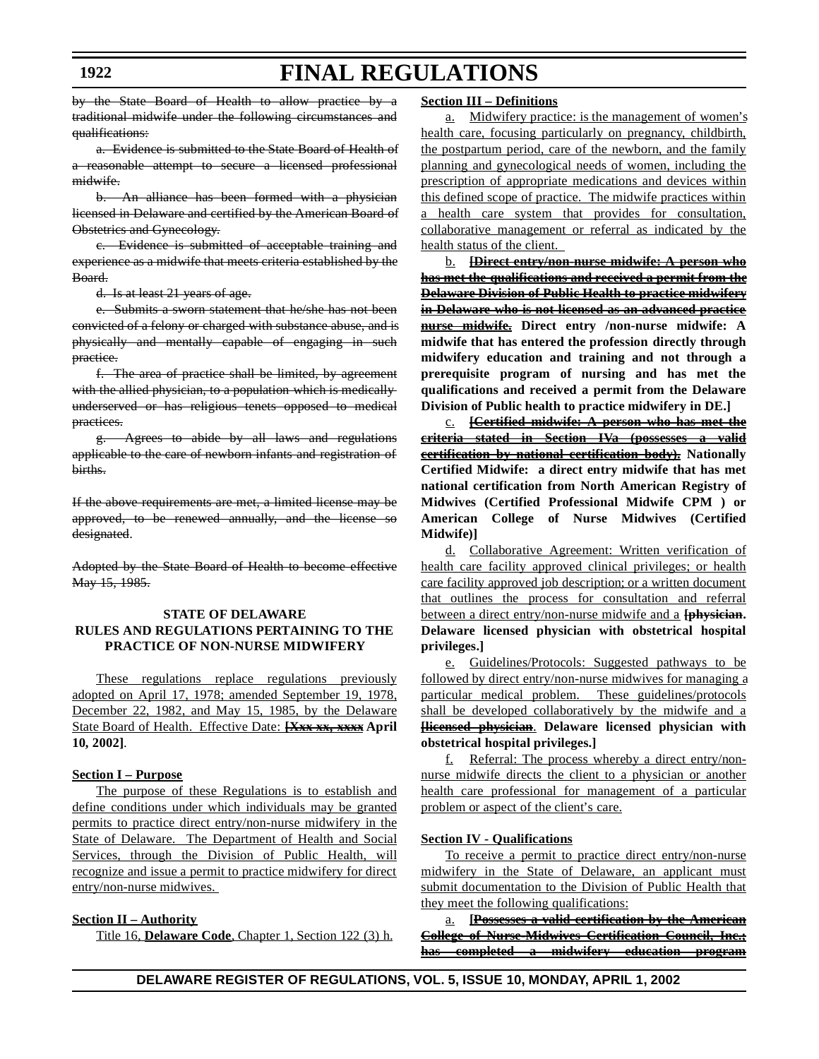~~by the State Board of Health to allow practice by a traditional midwife under the following circumstances and qualifications:~~

~~a. Evidence is submitted to the State Board of Health of a reasonable attempt to secure a licensed professional midwife.~~

~~b. An alliance has been formed with a physician licensed in Delaware and certified by the American Board of Obstetrics and Gynecology.~~

~~c. Evidence is submitted of acceptable training and experience as a midwife that meets criteria established by the Board.~~

~~d. Is at least 21 years of age.~~

~~e. Submits a sworn statement that he/she has not been convicted of a felony or charged with substance abuse, and is physically and mentally capable of engaging in such practice.~~

~~f. The area of practice shall be limited, by agreement with the allied physician, to a population which is medically underserved or has religious tenets opposed to medical practices.~~

~~g. Agrees to abide by all laws and regulations applicable to the care of newborn infants and registration of births.~~

~~If the above requirements are met, a limited license may be approved, to be renewed annually, and the license so designated.~~

~~Adopted by the State Board of Health to become effective May 15, 1985.~~

**STATE OF DELAWARE**
**RULES AND REGULATIONS PERTAINING TO THE PRACTICE OF NON-NURSE MIDWIFERY**

<u>These regulations replace regulations previously adopted on April 17, 1978; amended September 19, 1978, December 22, 1982, and May 15, 1985, by the Delaware State Board of Health. Effective Date:</u> **[~~Xxx xx, xxxx~~ April 10, 2002]**.

**<u>Section I – Purpose</u>**

<u>The purpose of these Regulations is to establish and define conditions under which individuals may be granted permits to practice direct entry/non-nurse midwifery in the State of Delaware. The Department of Health and Social Services, through the Division of Public Health, will recognize and issue a permit to practice midwifery for direct entry/non-nurse midwives.</u>

**<u>Section II – Authority</u>**

<u>Title 16, **Delaware Code**, Chapter 1, Section 122 (3) h.</u>

**<u>Section III – Definitions</u>**

<u>a. Midwifery practice: is the management of women's health care, focusing particularly on pregnancy, childbirth, the postpartum period, care of the newborn, and the family planning and gynecological needs of women, including the prescription of appropriate medications and devices within this defined scope of practice. The midwife practices within a health care system that provides for consultation, collaborative management or referral as indicated by the health status of the client.</u>

<u>b.</u> **[~~Direct entry/non-nurse midwife: A person who has met the qualifications and received a permit from the Delaware Division of Public Health to practice midwifery in Delaware who is not licensed as an advanced practice nurse midwife.~~ Direct entry /non-nurse midwife: A midwife that has entered the profession directly through midwifery education and training and not through a prerequisite program of nursing and has met the qualifications and received a permit from the Delaware Division of Public health to practice midwifery in DE.]**

<u>c.</u> **[~~Certified midwife: A person who has met the criteria stated in Section IVa (possesses a valid certification by national certification body).~~ Nationally Certified Midwife: a direct entry midwife that has met national certification from North American Registry of Midwives (Certified Professional Midwife CPM ) or American College of Nurse Midwives (Certified Midwife)]**

<u>d. Collaborative Agreement: Written verification of health care facility approved clinical privileges; or health care facility approved job description; or a written document that outlines the process for consultation and referral between a direct entry/non-nurse midwife and a</u> **[~~physician~~. Delaware licensed physician with obstetrical hospital privileges.]**

<u>e. Guidelines/Protocols: Suggested pathways to be followed by direct entry/non-nurse midwives for managing a particular medical problem. These guidelines/protocols shall be developed collaboratively by the midwife and a</u> **[~~licensed physician~~. Delaware licensed physician with obstetrical hospital privileges.]**

<u>f. Referral: The process whereby a direct entry/non-nurse midwife directs the client to a physician or another health care professional for management of a particular problem or aspect of the client's care.</u>

**<u>Section IV - Qualifications</u>**

<u>To receive a permit to practice direct entry/non-nurse midwifery in the State of Delaware, an applicant must submit documentation to the Division of Public Health that they meet the following qualifications:</u>

<u>a.</u> **[~~Possesses a valid certification by the American College of Nurse-Midwives Certification Council, Inc.; has completed a midwifery education program~~**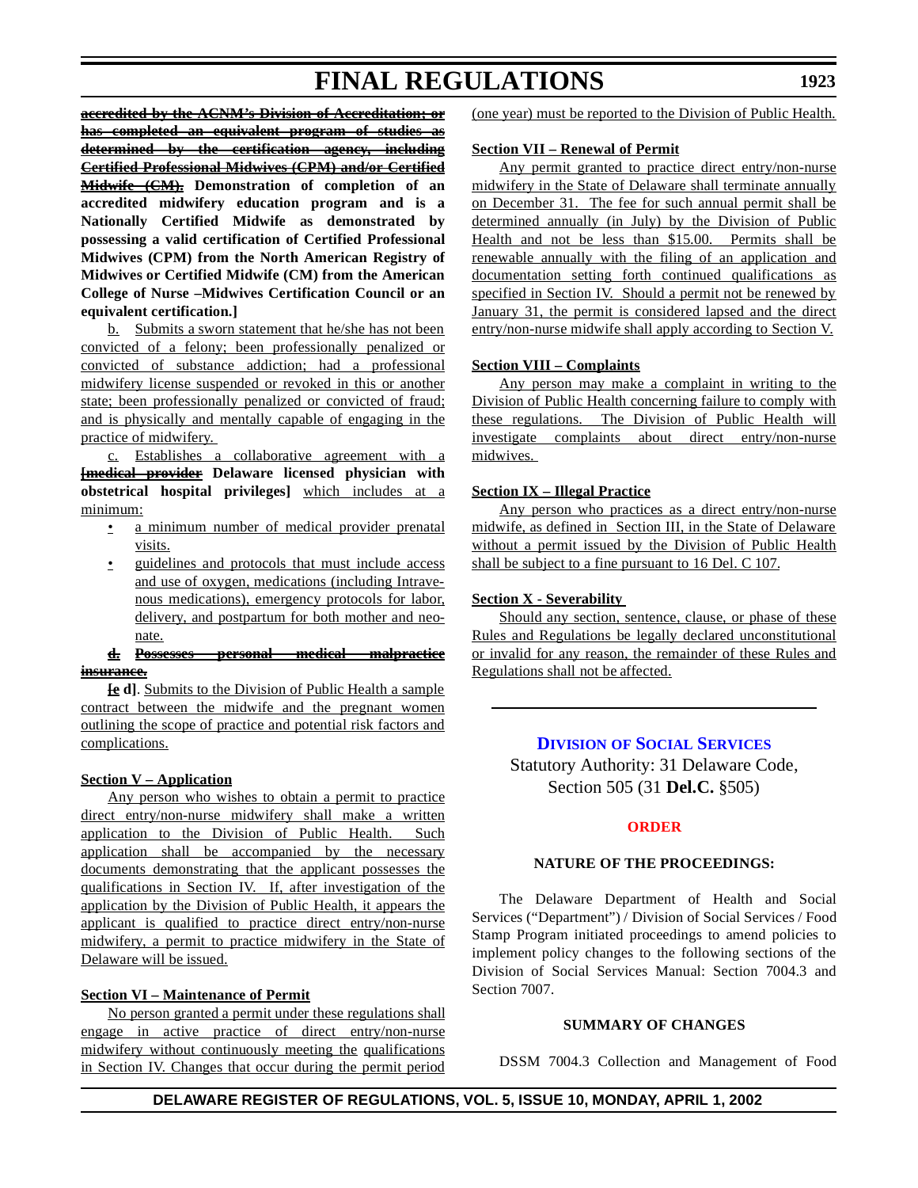~~accredited by the ACNM's Division of Accreditation; or has completed an equivalent program of studies as determined by the certification agency, including Certified Professional Midwives (CPM) and/or Certified Midwife (CM).~~ **Demonstration of completion of an accredited midwifery education program and is a Nationally Certified Midwife as demonstrated by possessing a valid certification of Certified Professional Midwives (CPM) from the North American Registry of Midwives or Certified Midwife (CM) from the American College of Nurse –Midwives Certification Council or an equivalent certification.]**

b. Submits a sworn statement that he/she has not been convicted of a felony; been professionally penalized or convicted of substance addiction; had a professional midwifery license suspended or revoked in this or another state; been professionally penalized or convicted of fraud; and is physically and mentally capable of engaging in the practice of midwifery.

c. Establishes a collaborative agreement with a **[**~~medical provider~~ **Delaware licensed physician with obstetrical hospital privileges]** which includes at a minimum:

- a minimum number of medical provider prenatal visits.
- guidelines and protocols that must include access and use of oxygen, medications (including Intravenous medications), emergency protocols for labor, delivery, and postpartum for both mother and neonate.

~~d. Possesses personal medical malpractice insurance.~~

**[**~~e~~ **d]**. Submits to the Division of Public Health a sample contract between the midwife and the pregnant women outlining the scope of practice and potential risk factors and complications.

## Section V – Application

Any person who wishes to obtain a permit to practice direct entry/non-nurse midwifery shall make a written application to the Division of Public Health. Such application shall be accompanied by the necessary documents demonstrating that the applicant possesses the qualifications in Section IV. If, after investigation of the application by the Division of Public Health, it appears the applicant is qualified to practice direct entry/non-nurse midwifery, a permit to practice midwifery in the State of Delaware will be issued.

## Section VI – Maintenance of Permit

No person granted a permit under these regulations shall engage in active practice of direct entry/non-nurse midwifery without continuously meeting the qualifications in Section IV. Changes that occur during the permit period (one year) must be reported to the Division of Public Health.

## Section VII – Renewal of Permit

Any permit granted to practice direct entry/non-nurse midwifery in the State of Delaware shall terminate annually on December 31. The fee for such annual permit shall be determined annually (in July) by the Division of Public Health and not be less than $15.00. Permits shall be renewable annually with the filing of an application and documentation setting forth continued qualifications as specified in Section IV. Should a permit not be renewed by January 31, the permit is considered lapsed and the direct entry/non-nurse midwife shall apply according to Section V.

## Section VIII – Complaints

Any person may make a complaint in writing to the Division of Public Health concerning failure to comply with these regulations. The Division of Public Health will investigate complaints about direct entry/non-nurse midwives.

## Section IX – Illegal Practice

Any person who practices as a direct entry/non-nurse midwife, as defined in Section III, in the State of Delaware without a permit issued by the Division of Public Health shall be subject to a fine pursuant to 16 Del. C 107.

## Section X - Severability

Should any section, sentence, clause, or phase of these Rules and Regulations be legally declared unconstitutional or invalid for any reason, the remainder of these Rules and Regulations shall not be affected.

---

## Division of Social Services

Statutory Authority: 31 Delaware Code, Section 505 (31 **Del.C.** §505)

### ORDER

#### NATURE OF THE PROCEEDINGS:

The Delaware Department of Health and Social Services ("Department") / Division of Social Services / Food Stamp Program initiated proceedings to amend policies to implement policy changes to the following sections of the Division of Social Services Manual: Section 7004.3 and Section 7007.

#### SUMMARY OF CHANGES

DSSM 7004.3 Collection and Management of Food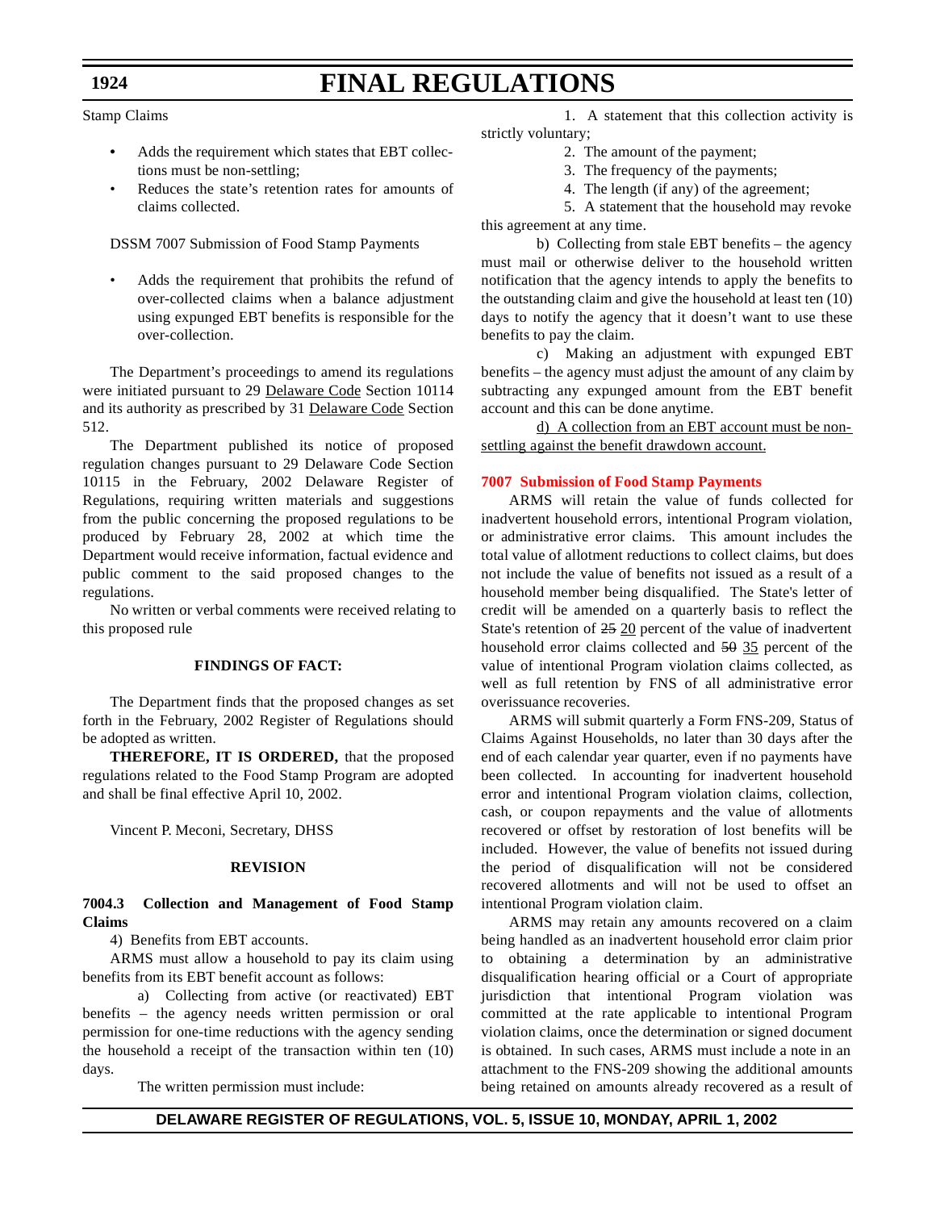Stamp Claims

- Adds the requirement which states that EBT collections must be non-settling;
- Reduces the state's retention rates for amounts of claims collected.

DSSM 7007 Submission of Food Stamp Payments

- Adds the requirement that prohibits the refund of over-collected claims when a balance adjustment using expunged EBT benefits is responsible for the over-collection.

The Department's proceedings to amend its regulations were initiated pursuant to 29 Delaware Code Section 10114 and its authority as prescribed by 31 Delaware Code Section 512.

The Department published its notice of proposed regulation changes pursuant to 29 Delaware Code Section 10115 in the February, 2002 Delaware Register of Regulations, requiring written materials and suggestions from the public concerning the proposed regulations to be produced by February 28, 2002 at which time the Department would receive information, factual evidence and public comment to the said proposed changes to the regulations.

No written or verbal comments were received relating to this proposed rule

**FINDINGS OF FACT:**

The Department finds that the proposed changes as set forth in the February, 2002 Register of Regulations should be adopted as written.

**THEREFORE, IT IS ORDERED,** that the proposed regulations related to the Food Stamp Program are adopted and shall be final effective April 10, 2002.

Vincent P. Meconi, Secretary, DHSS

**REVISION**

**7004.3 Collection and Management of Food Stamp Claims**

4) Benefits from EBT accounts.

ARMS must allow a household to pay its claim using benefits from its EBT benefit account as follows:

a) Collecting from active (or reactivated) EBT benefits – the agency needs written permission or oral permission for one-time reductions with the agency sending the household a receipt of the transaction within ten (10) days.

The written permission must include:

1. A statement that this collection activity is strictly voluntary;
2. The amount of the payment;
3. The frequency of the payments;
4. The length (if any) of the agreement;
5. A statement that the household may revoke this agreement at any time.

b) Collecting from stale EBT benefits – the agency must mail or otherwise deliver to the household written notification that the agency intends to apply the benefits to the outstanding claim and give the household at least ten (10) days to notify the agency that it doesn't want to use these benefits to pay the claim.

c) Making an adjustment with expunged EBT benefits – the agency must adjust the amount of any claim by subtracting any expunged amount from the EBT benefit account and this can be done anytime.

d) A collection from an EBT account must be non-settling against the benefit drawdown account.

**7007 Submission of Food Stamp Payments**

ARMS will retain the value of funds collected for inadvertent household errors, intentional Program violation, or administrative error claims. This amount includes the total value of allotment reductions to collect claims, but does not include the value of benefits not issued as a result of a household member being disqualified. The State's letter of credit will be amended on a quarterly basis to reflect the State's retention of ~~25~~ 20 percent of the value of inadvertent household error claims collected and ~~50~~ 35 percent of the value of intentional Program violation claims collected, as well as full retention by FNS of all administrative error overissuance recoveries.

ARMS will submit quarterly a Form FNS-209, Status of Claims Against Households, no later than 30 days after the end of each calendar year quarter, even if no payments have been collected. In accounting for inadvertent household error and intentional Program violation claims, collection, cash, or coupon repayments and the value of allotments recovered or offset by restoration of lost benefits will be included. However, the value of benefits not issued during the period of disqualification will not be considered recovered allotments and will not be used to offset an intentional Program violation claim.

ARMS may retain any amounts recovered on a claim being handled as an inadvertent household error claim prior to obtaining a determination by an administrative disqualification hearing official or a Court of appropriate jurisdiction that intentional Program violation was committed at the rate applicable to intentional Program violation claims, once the determination or signed document is obtained. In such cases, ARMS must include a note in an attachment to the FNS-209 showing the additional amounts being retained on amounts already recovered as a result of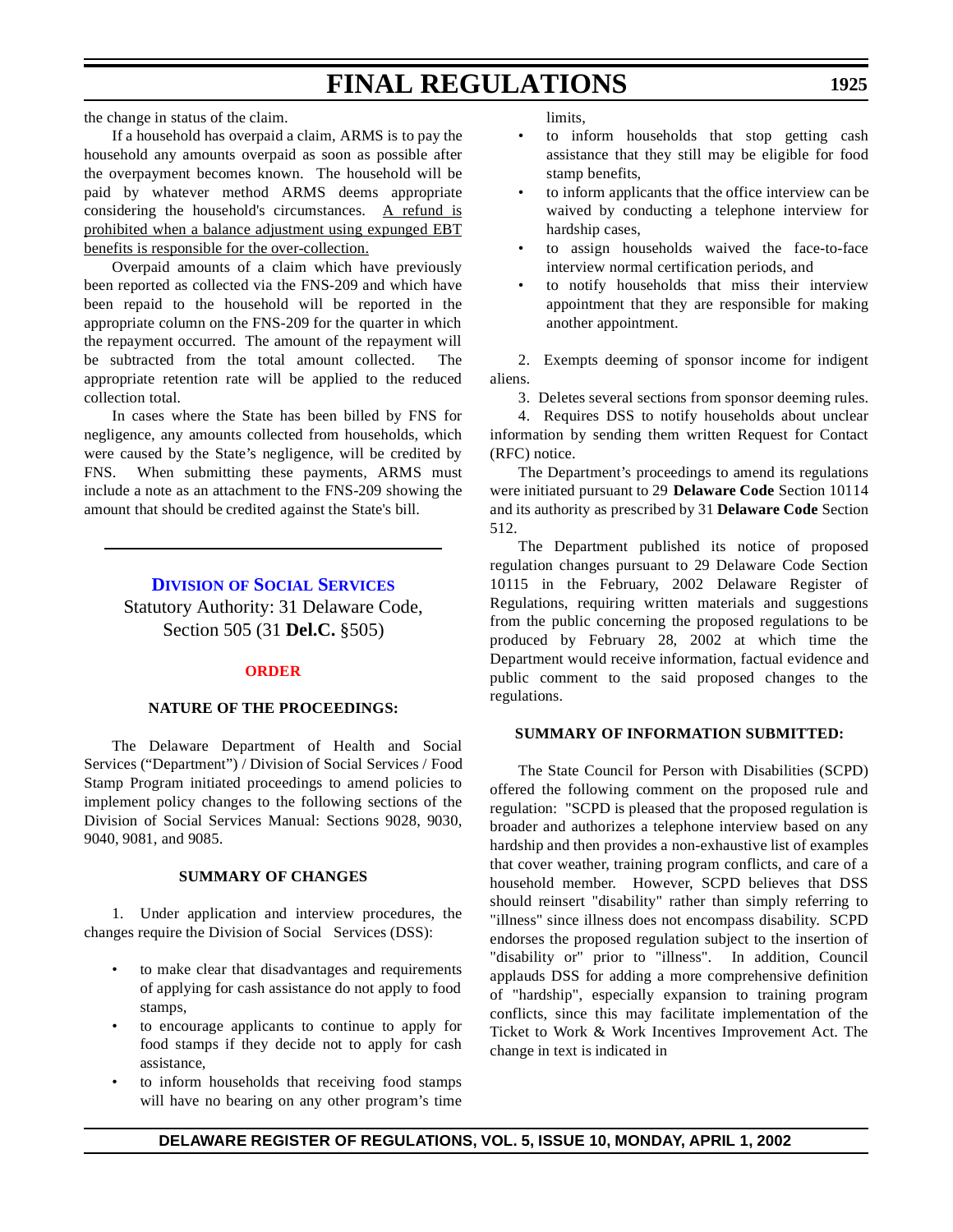the change in status of the claim.

If a household has overpaid a claim, ARMS is to pay the household any amounts overpaid as soon as possible after the overpayment becomes known. The household will be paid by whatever method ARMS deems appropriate considering the household's circumstances. <u>A refund is prohibited when a balance adjustment using expunged EBT benefits is responsible for the over-collection.</u>

Overpaid amounts of a claim which have previously been reported as collected via the FNS-209 and which have been repaid to the household will be reported in the appropriate column on the FNS-209 for the quarter in which the repayment occurred. The amount of the repayment will be subtracted from the total amount collected. The appropriate retention rate will be applied to the reduced collection total.

In cases where the State has been billed by FNS for negligence, any amounts collected from households, which were caused by the State's negligence, will be credited by FNS. When submitting these payments, ARMS must include a note as an attachment to the FNS-209 showing the amount that should be credited against the State's bill.

---

## Division of Social Services

Statutory Authority: 31 Delaware Code, Section 505 (31 **Del.C.** §505)

### ORDER

#### NATURE OF THE PROCEEDINGS:

The Delaware Department of Health and Social Services ("Department") / Division of Social Services / Food Stamp Program initiated proceedings to amend policies to implement policy changes to the following sections of the Division of Social Services Manual: Sections 9028, 9030, 9040, 9081, and 9085.

#### SUMMARY OF CHANGES

1. Under application and interview procedures, the changes require the Division of Social Services (DSS):

- to make clear that disadvantages and requirements of applying for cash assistance do not apply to food stamps,
- to encourage applicants to continue to apply for food stamps if they decide not to apply for cash assistance,
- to inform households that receiving food stamps will have no bearing on any other program's time limits,
- to inform households that stop getting cash assistance that they still may be eligible for food stamp benefits,
- to inform applicants that the office interview can be waived by conducting a telephone interview for hardship cases,
- to assign households waived the face-to-face interview normal certification periods, and
- to notify households that miss their interview appointment that they are responsible for making another appointment.

2. Exempts deeming of sponsor income for indigent aliens.

3. Deletes several sections from sponsor deeming rules.

4. Requires DSS to notify households about unclear information by sending them written Request for Contact (RFC) notice.

The Department's proceedings to amend its regulations were initiated pursuant to 29 **Delaware Code** Section 10114 and its authority as prescribed by 31 **Delaware Code** Section 512.

The Department published its notice of proposed regulation changes pursuant to 29 Delaware Code Section 10115 in the February, 2002 Delaware Register of Regulations, requiring written materials and suggestions from the public concerning the proposed regulations to be produced by February 28, 2002 at which time the Department would receive information, factual evidence and public comment to the said proposed changes to the regulations.

#### SUMMARY OF INFORMATION SUBMITTED:

The State Council for Person with Disabilities (SCPD) offered the following comment on the proposed rule and regulation: "SCPD is pleased that the proposed regulation is broader and authorizes a telephone interview based on any hardship and then provides a non-exhaustive list of examples that cover weather, training program conflicts, and care of a household member. However, SCPD believes that DSS should reinsert "disability" rather than simply referring to "illness" since illness does not encompass disability. SCPD endorses the proposed regulation subject to the insertion of "disability or" prior to "illness". In addition, Council applauds DSS for adding a more comprehensive definition of "hardship", especially expansion to training program conflicts, since this may facilitate implementation of the Ticket to Work & Work Incentives Improvement Act. The change in text is indicated in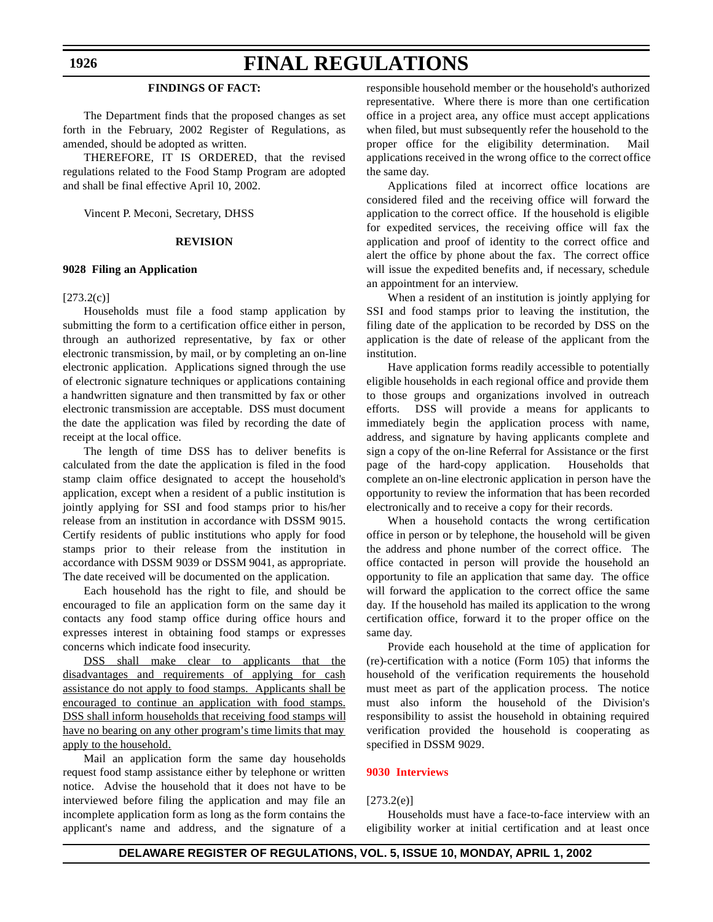**FINDINGS OF FACT:**

The Department finds that the proposed changes as set forth in the February, 2002 Register of Regulations, as amended, should be adopted as written.

THEREFORE, IT IS ORDERED, that the revised regulations related to the Food Stamp Program are adopted and shall be final effective April 10, 2002.

Vincent P. Meconi, Secretary, DHSS

**REVISION**

**9028 Filing an Application**

[273.2(c)]

Households must file a food stamp application by submitting the form to a certification office either in person, through an authorized representative, by fax or other electronic transmission, by mail, or by completing an on-line electronic application. Applications signed through the use of electronic signature techniques or applications containing a handwritten signature and then transmitted by fax or other electronic transmission are acceptable. DSS must document the date the application was filed by recording the date of receipt at the local office.

The length of time DSS has to deliver benefits is calculated from the date the application is filed in the food stamp claim office designated to accept the household's application, except when a resident of a public institution is jointly applying for SSI and food stamps prior to his/her release from an institution in accordance with DSSM 9015. Certify residents of public institutions who apply for food stamps prior to their release from the institution in accordance with DSSM 9039 or DSSM 9041, as appropriate. The date received will be documented on the application.

Each household has the right to file, and should be encouraged to file an application form on the same day it contacts any food stamp office during office hours and expresses interest in obtaining food stamps or expresses concerns which indicate food insecurity.

<u>DSS shall make clear to applicants that the disadvantages and requirements of applying for cash assistance do not apply to food stamps. Applicants shall be encouraged to continue an application with food stamps. DSS shall inform households that receiving food stamps will have no bearing on any other program's time limits that may apply to the household.</u>

Mail an application form the same day households request food stamp assistance either by telephone or written notice. Advise the household that it does not have to be interviewed before filing the application and may file an incomplete application form as long as the form contains the applicant's name and address, and the signature of a responsible household member or the household's authorized representative. Where there is more than one certification office in a project area, any office must accept applications when filed, but must subsequently refer the household to the proper office for the eligibility determination. Mail applications received in the wrong office to the correct office the same day.

Applications filed at incorrect office locations are considered filed and the receiving office will forward the application to the correct office. If the household is eligible for expedited services, the receiving office will fax the application and proof of identity to the correct office and alert the office by phone about the fax. The correct office will issue the expedited benefits and, if necessary, schedule an appointment for an interview.

When a resident of an institution is jointly applying for SSI and food stamps prior to leaving the institution, the filing date of the application to be recorded by DSS on the application is the date of release of the applicant from the institution.

Have application forms readily accessible to potentially eligible households in each regional office and provide them to those groups and organizations involved in outreach efforts. DSS will provide a means for applicants to immediately begin the application process with name, address, and signature by having applicants complete and sign a copy of the on-line Referral for Assistance or the first page of the hard-copy application. Households that complete an on-line electronic application in person have the opportunity to review the information that has been recorded electronically and to receive a copy for their records.

When a household contacts the wrong certification office in person or by telephone, the household will be given the address and phone number of the correct office. The office contacted in person will provide the household an opportunity to file an application that same day. The office will forward the application to the correct office the same day. If the household has mailed its application to the wrong certification office, forward it to the proper office on the same day.

Provide each household at the time of application for (re)-certification with a notice (Form 105) that informs the household of the verification requirements the household must meet as part of the application process. The notice must also inform the household of the Division's responsibility to assist the household in obtaining required verification provided the household is cooperating as specified in DSSM 9029.

**9030 Interviews**

[273.2(e)]

Households must have a face-to-face interview with an eligibility worker at initial certification and at least once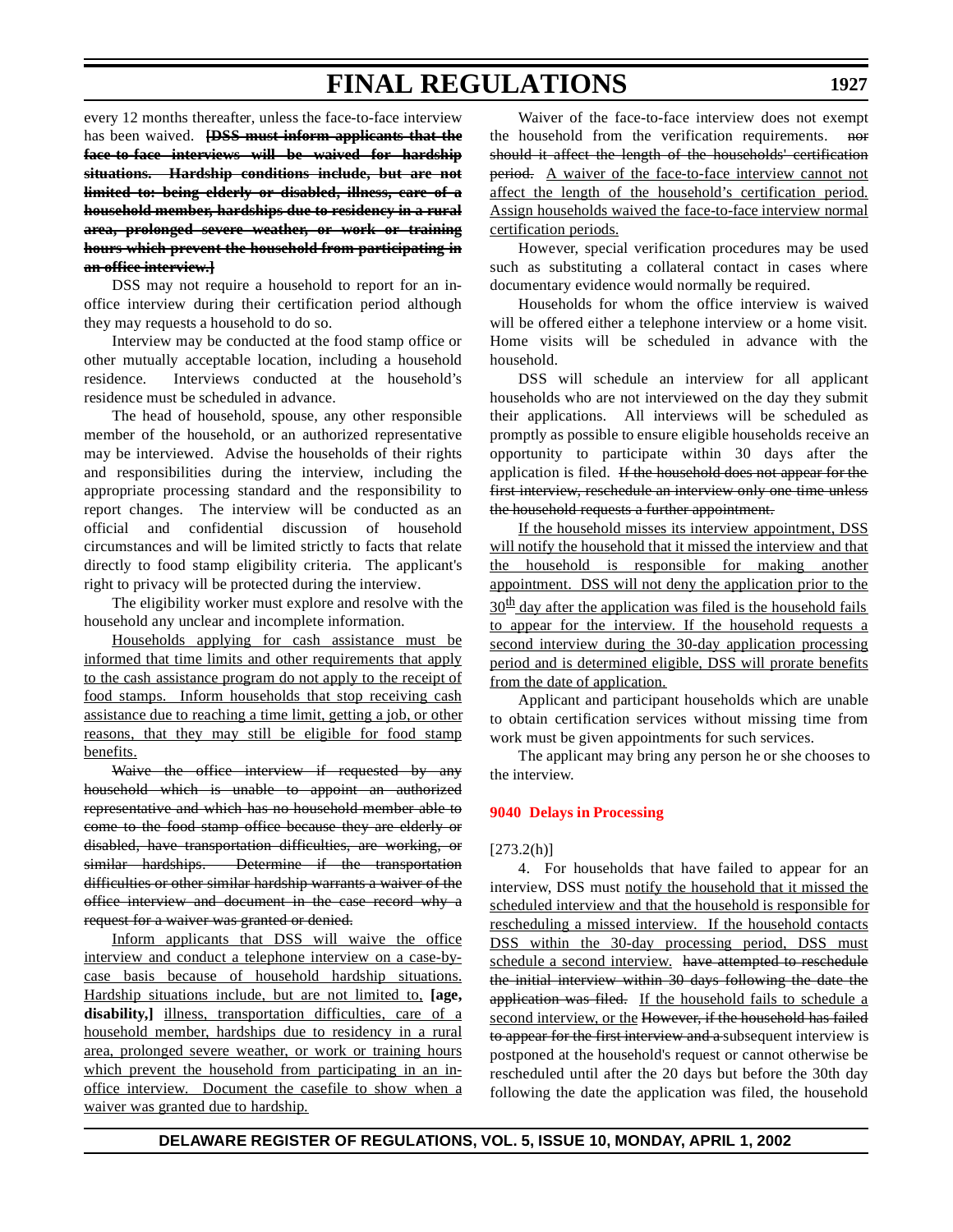every 12 months thereafter, unless the face-to-face interview has been waived. ~~**[DSS must inform applicants that the face-to-face interviews will be waived for hardship situations. Hardship conditions include, but are not limited to: being elderly or disabled, illness, care of a household member, hardships due to residency in a rural area, prolonged severe weather, or work or training hours which prevent the household from participating in an office interview.]**~~

DSS may not require a household to report for an in-office interview during their certification period although they may requests a household to do so.

Interview may be conducted at the food stamp office or other mutually acceptable location, including a household residence. Interviews conducted at the household's residence must be scheduled in advance.

The head of household, spouse, any other responsible member of the household, or an authorized representative may be interviewed. Advise the households of their rights and responsibilities during the interview, including the appropriate processing standard and the responsibility to report changes. The interview will be conducted as an official and confidential discussion of household circumstances and will be limited strictly to facts that relate directly to food stamp eligibility criteria. The applicant's right to privacy will be protected during the interview.

The eligibility worker must explore and resolve with the household any unclear and incomplete information.

<u>Households applying for cash assistance must be informed that time limits and other requirements that apply to the cash assistance program do not apply to the receipt of food stamps. Inform households that stop receiving cash assistance due to reaching a time limit, getting a job, or other reasons, that they may still be eligible for food stamp benefits.</u>

~~Waive the office interview if requested by any household which is unable to appoint an authorized representative and which has no household member able to come to the food stamp office because they are elderly or disabled, have transportation difficulties, are working, or similar hardships. Determine if the transportation difficulties or other similar hardship warrants a waiver of the office interview and document in the case record why a request for a waiver was granted or denied.~~

<u>Inform applicants that DSS will waive the office interview and conduct a telephone interview on a case-by-case basis because of household hardship situations. Hardship situations include, but are not limited to,</u> **[age, disability,]** <u>illness, transportation difficulties, care of a household member, hardships due to residency in a rural area, prolonged severe weather, or work or training hours which prevent the household from participating in an in-office interview. Document the casefile to show when a waiver was granted due to hardship.</u>

Waiver of the face-to-face interview does not exempt the household from the verification requirements. ~~nor should it affect the length of the households' certification period.~~ <u>A waiver of the face-to-face interview cannot not affect the length of the household's certification period. Assign households waived the face-to-face interview normal certification periods.</u>

However, special verification procedures may be used such as substituting a collateral contact in cases where documentary evidence would normally be required.

Households for whom the office interview is waived will be offered either a telephone interview or a home visit. Home visits will be scheduled in advance with the household.

DSS will schedule an interview for all applicant households who are not interviewed on the day they submit their applications. All interviews will be scheduled as promptly as possible to ensure eligible households receive an opportunity to participate within 30 days after the application is filed. ~~If the household does not appear for the first interview, reschedule an interview only one time unless the household requests a further appointment.~~

<u>If the household misses its interview appointment, DSS will notify the household that it missed the interview and that the household is responsible for making another appointment. DSS will not deny the application prior to the 30th day after the application was filed is the household fails to appear for the interview. If the household requests a second interview during the 30-day application processing period and is determined eligible, DSS will prorate benefits from the date of application.</u>

Applicant and participant households which are unable to obtain certification services without missing time from work must be given appointments for such services.

The applicant may bring any person he or she chooses to the interview.

### 9040 Delays in Processing

[273.2(h)]

4. For households that have failed to appear for an interview, DSS must <u>notify the household that it missed the scheduled interview and that the household is responsible for rescheduling a missed interview. If the household contacts DSS within the 30-day processing period, DSS must schedule a second interview.</u> ~~have attempted to reschedule the initial interview within 30 days following the date the application was filed.~~ <u>If the household fails to schedule a second interview, or the</u> ~~However, if the household has failed to appear for the first interview and a~~ subsequent interview is postponed at the household's request or cannot otherwise be rescheduled until after the 20 days but before the 30th day following the date the application was filed, the household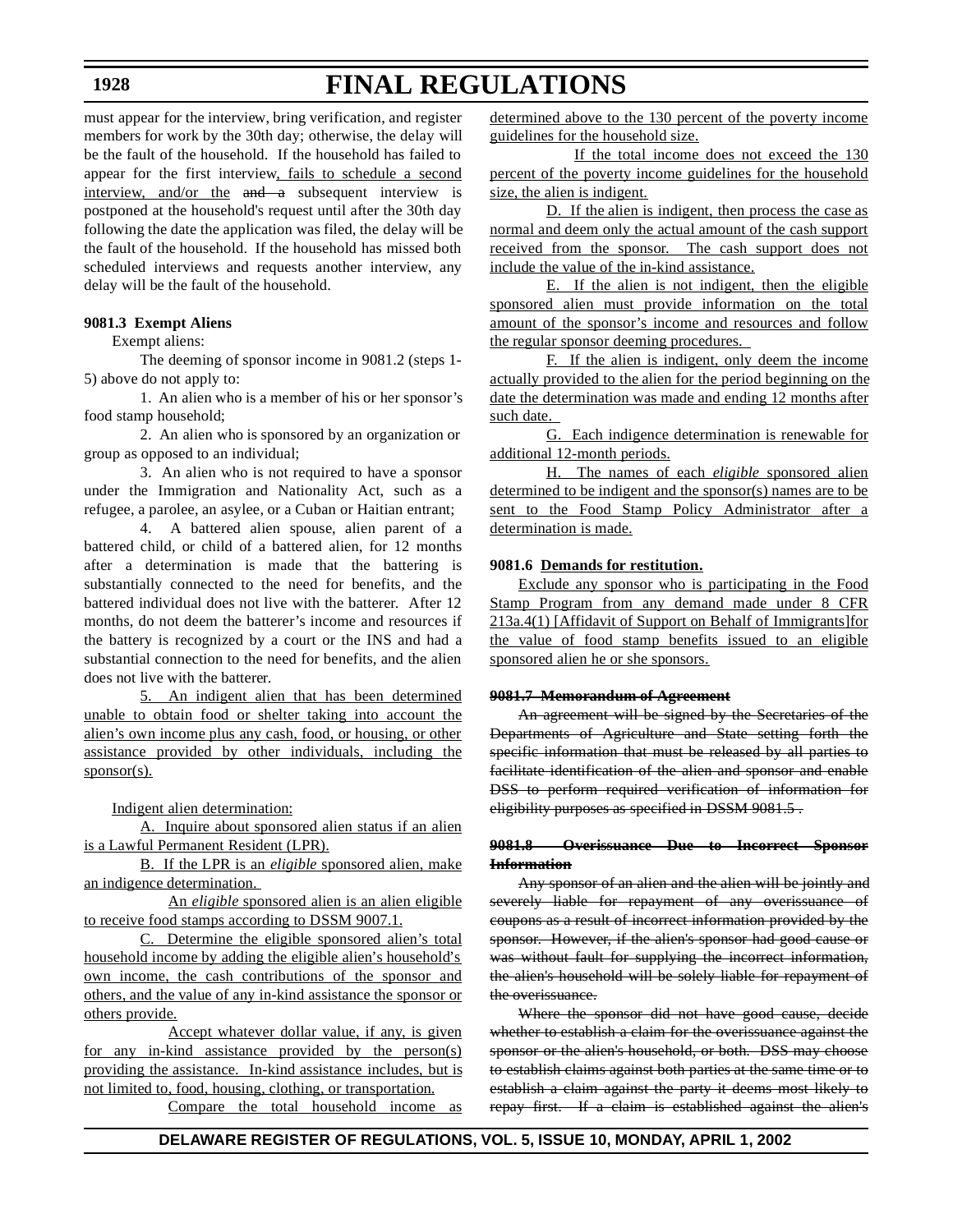must appear for the interview, bring verification, and register members for work by the 30th day; otherwise, the delay will be the fault of the household. If the household has failed to appear for the first interview, fails to schedule a second interview, and/or the ~~and a~~ subsequent interview is postponed at the household's request until after the 30th day following the date the application was filed, the delay will be the fault of the household. If the household has missed both scheduled interviews and requests another interview, any delay will be the fault of the household.

**9081.3 Exempt Aliens**

Exempt aliens:

The deeming of sponsor income in 9081.2 (steps 1-5) above do not apply to:

1. An alien who is a member of his or her sponsor's food stamp household;

2. An alien who is sponsored by an organization or group as opposed to an individual;

3. An alien who is not required to have a sponsor under the Immigration and Nationality Act, such as a refugee, a parolee, an asylee, or a Cuban or Haitian entrant;

4. A battered alien spouse, alien parent of a battered child, or child of a battered alien, for 12 months after a determination is made that the battering is substantially connected to the need for benefits, and the battered individual does not live with the batterer. After 12 months, do not deem the batterer's income and resources if the battery is recognized by a court or the INS and had a substantial connection to the need for benefits, and the alien does not live with the batterer.

5. An indigent alien that has been determined unable to obtain food or shelter taking into account the alien's own income plus any cash, food, or housing, or other assistance provided by other individuals, including the sponsor(s).

Indigent alien determination:

A. Inquire about sponsored alien status if an alien is a Lawful Permanent Resident (LPR).

B. If the LPR is an *eligible* sponsored alien, make an indigence determination.

An *eligible* sponsored alien is an alien eligible to receive food stamps according to DSSM 9007.1.

C. Determine the eligible sponsored alien's total household income by adding the eligible alien's household's own income, the cash contributions of the sponsor and others, and the value of any in-kind assistance the sponsor or others provide.

Accept whatever dollar value, if any, is given for any in-kind assistance provided by the person(s) providing the assistance. In-kind assistance includes, but is not limited to, food, housing, clothing, or transportation.

Compare the total household income as determined above to the 130 percent of the poverty income guidelines for the household size.

If the total income does not exceed the 130 percent of the poverty income guidelines for the household size, the alien is indigent.

D. If the alien is indigent, then process the case as normal and deem only the actual amount of the cash support received from the sponsor. The cash support does not include the value of the in-kind assistance.

E. If the alien is not indigent, then the eligible sponsored alien must provide information on the total amount of the sponsor's income and resources and follow the regular sponsor deeming procedures.

F. If the alien is indigent, only deem the income actually provided to the alien for the period beginning on the date the determination was made and ending 12 months after such date.

G. Each indigence determination is renewable for additional 12-month periods.

H. The names of each *eligible* sponsored alien determined to be indigent and the sponsor(s) names are to be sent to the Food Stamp Policy Administrator after a determination is made.

**9081.6 Demands for restitution.**

Exclude any sponsor who is participating in the Food Stamp Program from any demand made under 8 CFR 213a.4(1) [Affidavit of Support on Behalf of Immigrants]for the value of food stamp benefits issued to an eligible sponsored alien he or she sponsors.

~~**9081.7 Memorandum of Agreement**~~

~~An agreement will be signed by the Secretaries of the Departments of Agriculture and State setting forth the specific information that must be released by all parties to facilitate identification of the alien and sponsor and enable DSS to perform required verification of information for eligibility purposes as specified in DSSM 9081.5 .~~

~~**9081.8 Overissuance Due to Incorrect Sponsor Information**~~

~~Any sponsor of an alien and the alien will be jointly and severely liable for repayment of any overissuance of coupons as a result of incorrect information provided by the sponsor. However, if the alien's sponsor had good cause or was without fault for supplying the incorrect information, the alien's household will be solely liable for repayment of the overissuance.~~

~~Where the sponsor did not have good cause, decide whether to establish a claim for the overissuance against the sponsor or the alien's household, or both. DSS may choose to establish claims against both parties at the same time or to establish a claim against the party it deems most likely to repay first. If a claim is established against the alien's~~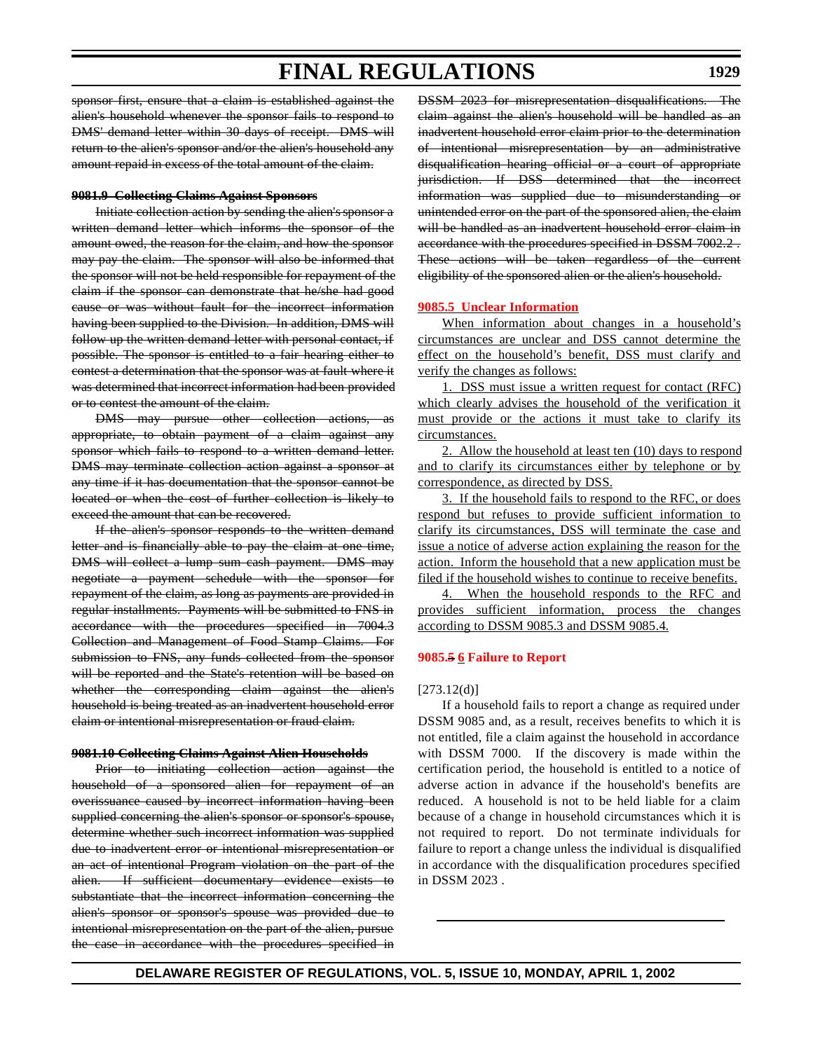~~sponsor first, ensure that a claim is established against the alien's household whenever the sponsor fails to respond to DMS' demand letter within 30 days of receipt. DMS will return to the alien's sponsor and/or the alien's household any amount repaid in excess of the total amount of the claim.~~

**~~9081.9 Collecting Claims Against Sponsors~~**

~~Initiate collection action by sending the alien's sponsor a written demand letter which informs the sponsor of the amount owed, the reason for the claim, and how the sponsor may pay the claim. The sponsor will also be informed that the sponsor will not be held responsible for repayment of the claim if the sponsor can demonstrate that he/she had good cause or was without fault for the incorrect information having been supplied to the Division. In addition, DMS will follow up the written demand letter with personal contact, if possible. The sponsor is entitled to a fair hearing either to contest a determination that the sponsor was at fault where it was determined that incorrect information had been provided or to contest the amount of the claim.~~

~~DMS may pursue other collection actions, as appropriate, to obtain payment of a claim against any sponsor which fails to respond to a written demand letter. DMS may terminate collection action against a sponsor at any time if it has documentation that the sponsor cannot be located or when the cost of further collection is likely to exceed the amount that can be recovered.~~

~~If the alien's sponsor responds to the written demand letter and is financially able to pay the claim at one time, DMS will collect a lump sum cash payment. DMS may negotiate a payment schedule with the sponsor for repayment of the claim, as long as payments are provided in regular installments. Payments will be submitted to FNS in accordance with the procedures specified in 7004.3 Collection and Management of Food Stamp Claims. For submission to FNS, any funds collected from the sponsor will be reported and the State's retention will be based on whether the corresponding claim against the alien's household is being treated as an inadvertent household error claim or intentional misrepresentation or fraud claim.~~

**~~9081.10 Collecting Claims Against Alien Households~~**

~~Prior to initiating collection action against the household of a sponsored alien for repayment of an overissuance caused by incorrect information having been supplied concerning the alien's sponsor or sponsor's spouse, determine whether such incorrect information was supplied due to inadvertent error or intentional misrepresentation or an act of intentional Program violation on the part of the alien. If sufficient documentary evidence exists to substantiate that the incorrect information concerning the alien's sponsor or sponsor's spouse was provided due to intentional misrepresentation on the part of the alien, pursue the case in accordance with the procedures specified in DSSM 2023 for misrepresentation disqualifications. The claim against the alien's household will be handled as an inadvertent household error claim prior to the determination of intentional misrepresentation by an administrative disqualification hearing official or a court of appropriate jurisdiction. If DSS determined that the incorrect information was supplied due to misunderstanding or unintended error on the part of the sponsored alien, the claim will be handled as an inadvertent household error claim in accordance with the procedures specified in DSSM 7002.2 . These actions will be taken regardless of the current eligibility of the sponsored alien or the alien's household.~~

**<u>9085.5 Unclear Information</u>**

<u>When information about changes in a household's circumstances are unclear and DSS cannot determine the effect on the household's benefit, DSS must clarify and verify the changes as follows:</u>

<u>1. DSS must issue a written request for contact (RFC) which clearly advises the household of the verification it must provide or the actions it must take to clarify its circumstances.</u>

<u>2. Allow the household at least ten (10) days to respond and to clarify its circumstances either by telephone or by correspondence, as directed by DSS.</u>

<u>3. If the household fails to respond to the RFC, or does respond but refuses to provide sufficient information to clarify its circumstances, DSS will terminate the case and issue a notice of adverse action explaining the reason for the action. Inform the household that a new application must be filed if the household wishes to continue to receive benefits.</u>

<u>4. When the household responds to the RFC and provides sufficient information, process the changes according to DSSM 9085.3 and DSSM 9085.4.</u>

**9085.~~5~~ <u>6</u> Failure to Report**

[273.12(d)]

If a household fails to report a change as required under DSSM 9085 and, as a result, receives benefits to which it is not entitled, file a claim against the household in accordance with DSSM 7000. If the discovery is made within the certification period, the household is entitled to a notice of adverse action in advance if the household's benefits are reduced. A household is not to be held liable for a claim because of a change in household circumstances which it is not required to report. Do not terminate individuals for failure to report a change unless the individual is disqualified in accordance with the disqualification procedures specified in DSSM 2023 .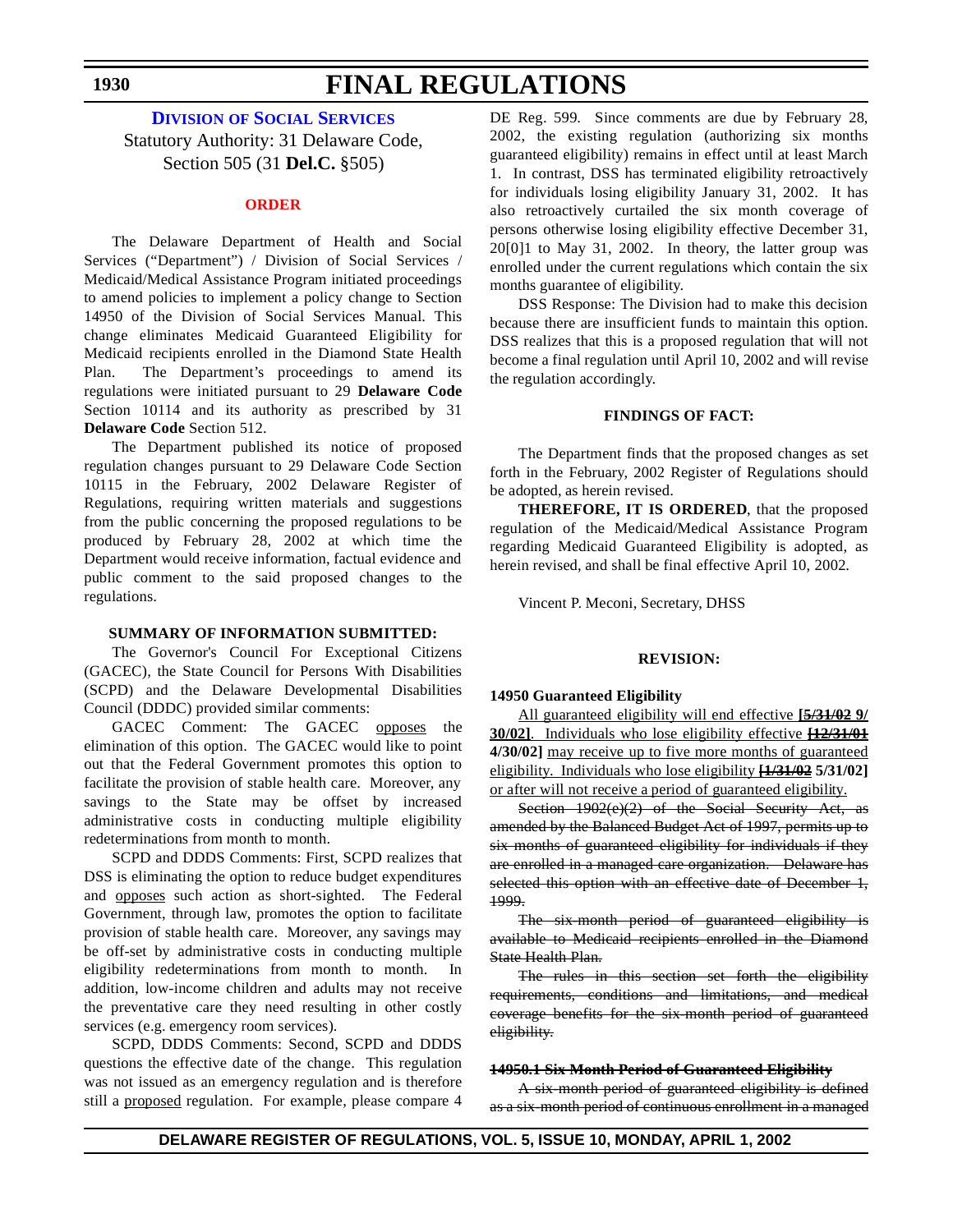# FINAL REGULATIONS

## DIVISION OF SOCIAL SERVICES

Statutory Authority: 31 Delaware Code, Section 505 (31 **Del.C.** §505)

### ORDER

The Delaware Department of Health and Social Services ("Department") / Division of Social Services / Medicaid/Medical Assistance Program initiated proceedings to amend policies to implement a policy change to Section 14950 of the Division of Social Services Manual. This change eliminates Medicaid Guaranteed Eligibility for Medicaid recipients enrolled in the Diamond State Health Plan. The Department's proceedings to amend its regulations were initiated pursuant to 29 **Delaware Code** Section 10114 and its authority as prescribed by 31 **Delaware Code** Section 512.

The Department published its notice of proposed regulation changes pursuant to 29 Delaware Code Section 10115 in the February, 2002 Delaware Register of Regulations, requiring written materials and suggestions from the public concerning the proposed regulations to be produced by February 28, 2002 at which time the Department would receive information, factual evidence and public comment to the said proposed changes to the regulations.

**SUMMARY OF INFORMATION SUBMITTED:**

The Governor's Council For Exceptional Citizens (GACEC), the State Council for Persons With Disabilities (SCPD) and the Delaware Developmental Disabilities Council (DDDC) provided similar comments:

GACEC Comment: The GACEC <u>opposes</u> the elimination of this option. The GACEC would like to point out that the Federal Government promotes this option to facilitate the provision of stable health care. Moreover, any savings to the State may be offset by increased administrative costs in conducting multiple eligibility redeterminations from month to month.

SCPD and DDDS Comments: First, SCPD realizes that DSS is eliminating the option to reduce budget expenditures and <u>opposes</u> such action as short-sighted. The Federal Government, through law, promotes the option to facilitate provision of stable health care. Moreover, any savings may be off-set by administrative costs in conducting multiple eligibility redeterminations from month to month. In addition, low-income children and adults may not receive the preventative care they need resulting in other costly services (e.g. emergency room services).

SCPD, DDDS Comments: Second, SCPD and DDDS questions the effective date of the change. This regulation was not issued as an emergency regulation and is therefore still a <u>proposed</u> regulation. For example, please compare 4 DE Reg. 599. Since comments are due by February 28, 2002, the existing regulation (authorizing six months guaranteed eligibility) remains in effect until at least March 1. In contrast, DSS has terminated eligibility retroactively for individuals losing eligibility January 31, 2002. It has also retroactively curtailed the six month coverage of persons otherwise losing eligibility effective December 31, 20[0]1 to May 31, 2002. In theory, the latter group was enrolled under the current regulations which contain the six months guarantee of eligibility.

DSS Response: The Division had to make this decision because there are insufficient funds to maintain this option. DSS realizes that this is a proposed regulation that will not become a final regulation until April 10, 2002 and will revise the regulation accordingly.

**FINDINGS OF FACT:**

The Department finds that the proposed changes as set forth in the February, 2002 Register of Regulations should be adopted, as herein revised.

**THEREFORE, IT IS ORDERED**, that the proposed regulation of the Medicaid/Medical Assistance Program regarding Medicaid Guaranteed Eligibility is adopted, as herein revised, and shall be final effective April 10, 2002.

Vincent P. Meconi, Secretary, DHSS

**REVISION:**

**14950 Guaranteed Eligibility**

<u>All guaranteed eligibility will end effective</u> **[~~5/31/02~~ 9/ 30/02]**<u>. Individuals who lose eligibility effective</u> **[~~12/31/01~~ 4/30/02]** <u>may receive up to five more months of guaranteed eligibility. Individuals who lose eligibility</u> **[~~1/31/02~~ 5/31/02]** <u>or after will not receive a period of guaranteed eligibility.</u>

~~Section 1902(e)(2) of the Social Security Act, as amended by the Balanced Budget Act of 1997, permits up to six months of guaranteed eligibility for individuals if they are enrolled in a managed care organization. Delaware has selected this option with an effective date of December 1, 1999.~~

~~The six month period of guaranteed eligibility is available to Medicaid recipients enrolled in the Diamond State Health Plan.~~

~~The rules in this section set forth the eligibility requirements, conditions and limitations, and medical coverage benefits for the six month period of guaranteed eligibility.~~

**~~14950.1 Six Month Period of Guaranteed Eligibility~~**

~~A six month period of guaranteed eligibility is defined as a six month period of continuous enrollment in a managed~~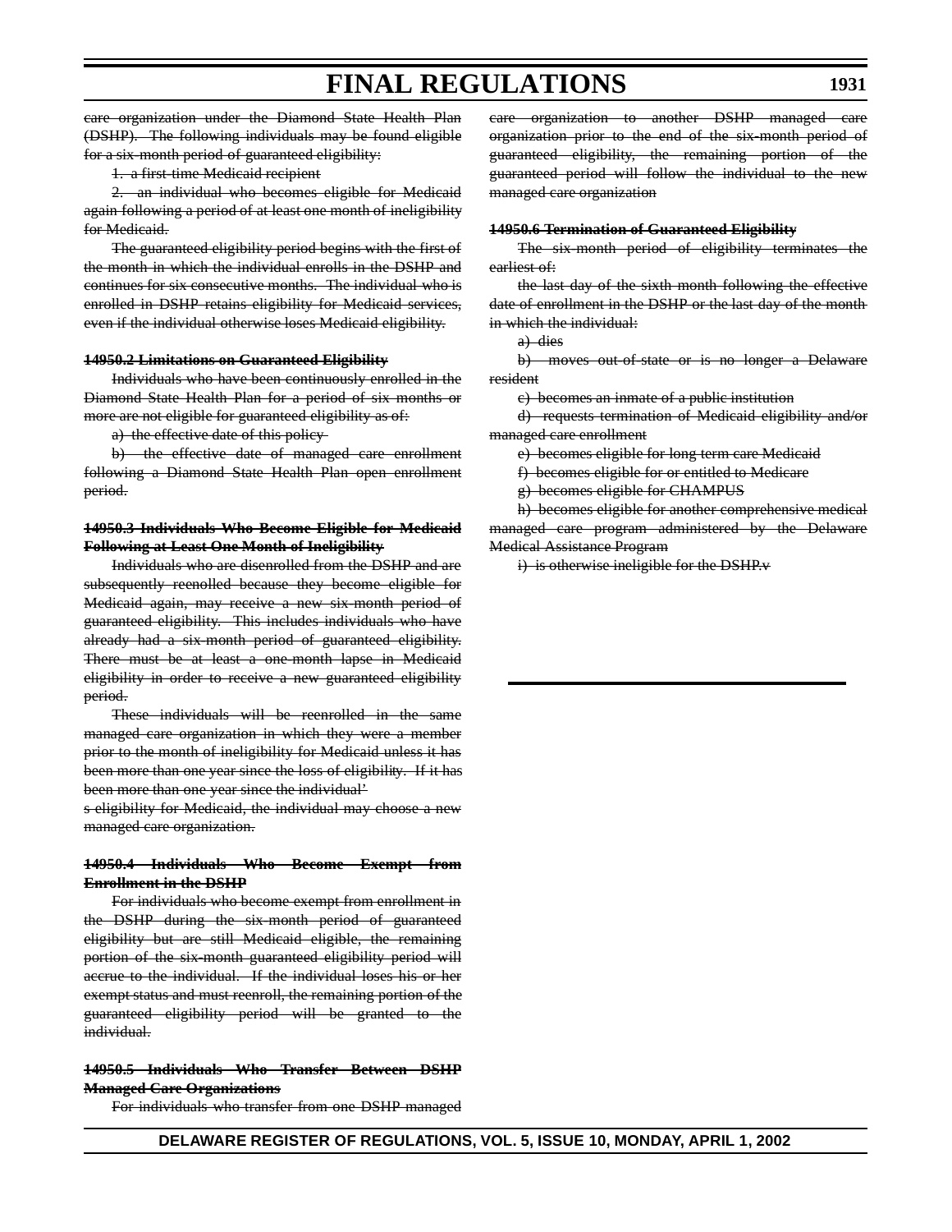~~care organization under the Diamond State Health Plan (DSHP). The following individuals may be found eligible for a six-month period of guaranteed eligibility:~~

~~1. a first-time Medicaid recipient~~

~~2. an individual who becomes eligible for Medicaid again following a period of at least one month of ineligibility for Medicaid.~~

~~The guaranteed eligibility period begins with the first of the month in which the individual enrolls in the DSHP and continues for six consecutive months. The individual who is enrolled in DSHP retains eligibility for Medicaid services, even if the individual otherwise loses Medicaid eligibility.~~

~~**14950.2 Limitations on Guaranteed Eligibility**~~

~~Individuals who have been continuously enrolled in the Diamond State Health Plan for a period of six months or more are not eligible for guaranteed eligibility as of:~~

~~a) the effective date of this policy~~

~~b) the effective date of managed care enrollment following a Diamond State Health Plan open enrollment period.~~

~~**14950.3 Individuals Who Become Eligible for Medicaid Following at Least One Month of Ineligibility**~~

~~Individuals who are disenrolled from the DSHP and are subsequently reenolled because they become eligible for Medicaid again, may receive a new six-month period of guaranteed eligibility. This includes individuals who have already had a six-month period of guaranteed eligibility. There must be at least a one-month lapse in Medicaid eligibility in order to receive a new guaranteed eligibility period.~~

~~These individuals will be reenrolled in the same managed care organization in which they were a member prior to the month of ineligibility for Medicaid unless it has been more than one year since the loss of eligibility. If it has been more than one year since the individual's eligibility for Medicaid, the individual may choose a new managed care organization.~~

~~**14950.4 Individuals Who Become Exempt from Enrollment in the DSHP**~~

~~For individuals who become exempt from enrollment in the DSHP during the six-month period of guaranteed eligibility but are still Medicaid eligible, the remaining portion of the six-month guaranteed eligibility period will accrue to the individual. If the individual loses his or her exempt status and must reenroll, the remaining portion of the guaranteed eligibility period will be granted to the individual.~~

~~**14950.5 Individuals Who Transfer Between DSHP Managed Care Organizations**~~

~~For individuals who transfer from one DSHP managed care organization to another DSHP managed care organization prior to the end of the six-month period of guaranteed eligibility, the remaining portion of the guaranteed period will follow the individual to the new managed care organization~~

~~**14950.6 Termination of Guaranteed Eligibility**~~

~~The six-month period of eligibility terminates the earliest of:~~

~~the last day of the sixth month following the effective date of enrollment in the DSHP or the last day of the month in which the individual:~~

~~a) dies~~

~~b) moves out-of-state or is no longer a Delaware resident~~

~~c) becomes an inmate of a public institution~~

~~d) requests termination of Medicaid eligibility and/or managed care enrollment~~

~~e) becomes eligible for long term care Medicaid~~

~~f) becomes eligible for or entitled to Medicare~~

~~g) becomes eligible for CHAMPUS~~

~~h) becomes eligible for another comprehensive medical managed care program administered by the Delaware Medical Assistance Program~~

~~i) is otherwise ineligible for the DSHP.~~

---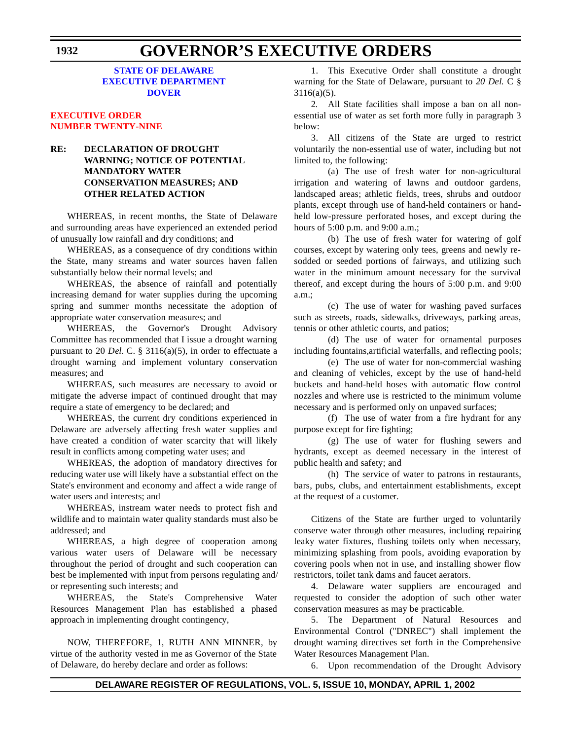**STATE OF DELAWARE**
**EXECUTIVE DEPARTMENT**
**DOVER**

## EXECUTIVE ORDER NUMBER TWENTY-NINE

**RE: DECLARATION OF DROUGHT WARNING; NOTICE OF POTENTIAL MANDATORY WATER CONSERVATION MEASURES; AND OTHER RELATED ACTION**

WHEREAS, in recent months, the State of Delaware and surrounding areas have experienced an extended period of unusually low rainfall and dry conditions; and

WHEREAS, as a consequence of dry conditions within the State, many streams and water sources haven fallen substantially below their normal levels; and

WHEREAS, the absence of rainfall and potentially increasing demand for water supplies during the upcoming spring and summer months necessitate the adoption of appropriate water conservation measures; and

WHEREAS, the Governor's Drought Advisory Committee has recommended that I issue a drought warning pursuant to 20 *Del.* C. § 3116(a)(5), in order to effectuate a drought warning and implement voluntary conservation measures; and

WHEREAS, such measures are necessary to avoid or mitigate the adverse impact of continued drought that may require a state of emergency to be declared; and

WHEREAS, the current dry conditions experienced in Delaware are adversely affecting fresh water supplies and have created a condition of water scarcity that will likely result in conflicts among competing water uses; and

WHEREAS, the adoption of mandatory directives for reducing water use will likely have a substantial effect on the State's environment and economy and affect a wide range of water users and interests; and

WHEREAS, instream water needs to protect fish and wildlife and to maintain water quality standards must also be addressed; and

WHEREAS, a high degree of cooperation among various water users of Delaware will be necessary throughout the period of drought and such cooperation can best be implemented with input from persons regulating and/or representing such interests; and

WHEREAS, the State's Comprehensive Water Resources Management Plan has established a phased approach in implementing drought contingency,

NOW, THEREFORE, 1, RUTH ANN MINNER, by virtue of the authority vested in me as Governor of the State of Delaware, do hereby declare and order as follows:

1. This Executive Order shall constitute a drought warning for the State of Delaware, pursuant to *20 Del.* C § 3116(a)(5).

2. All State facilities shall impose a ban on all non-essential use of water as set forth more fully in paragraph 3 below:

3. All citizens of the State are urged to restrict voluntarily the non-essential use of water, including but not limited to, the following:

(a) The use of fresh water for non-agricultural irrigation and watering of lawns and outdoor gardens, landscaped areas; athletic fields, trees, shrubs and outdoor plants, except through use of hand-held containers or hand-held low-pressure perforated hoses, and except during the hours of 5:00 p.m. and 9:00 a.m.;

(b) The use of fresh water for watering of golf courses, except by watering only tees, greens and newly re-sodded or seeded portions of fairways, and utilizing such water in the minimum amount necessary for the survival thereof, and except during the hours of 5:00 p.m. and 9:00 a.m.;

(c) The use of water for washing paved surfaces such as streets, roads, sidewalks, driveways, parking areas, tennis or other athletic courts, and patios;

(d) The use of water for ornamental purposes including fountains,artificial waterfalls, and reflecting pools;

(e) The use of water for non-commercial washing and cleaning of vehicles, except by the use of hand-held buckets and hand-held hoses with automatic flow control nozzles and where use is restricted to the minimum volume necessary and is performed only on unpaved surfaces;

(f) The use of water from a fire hydrant for any purpose except for fire fighting;

(g) The use of water for flushing sewers and hydrants, except as deemed necessary in the interest of public health and safety; and

(h) The service of water to patrons in restaurants, bars, pubs, clubs, and entertainment establishments, except at the request of a customer.

Citizens of the State are further urged to voluntarily conserve water through other measures, including repairing leaky water fixtures, flushing toilets only when necessary, minimizing splashing from pools, avoiding evaporation by covering pools when not in use, and installing shower flow restrictors, toilet tank dams and faucet aerators.

4. Delaware water suppliers are encouraged and requested to consider the adoption of such other water conservation measures as may be practicable.

5. The Department of Natural Resources and Environmental Control ("DNREC") shall implement the drought warning directives set forth in the Comprehensive Water Resources Management Plan.

6. Upon recommendation of the Drought Advisory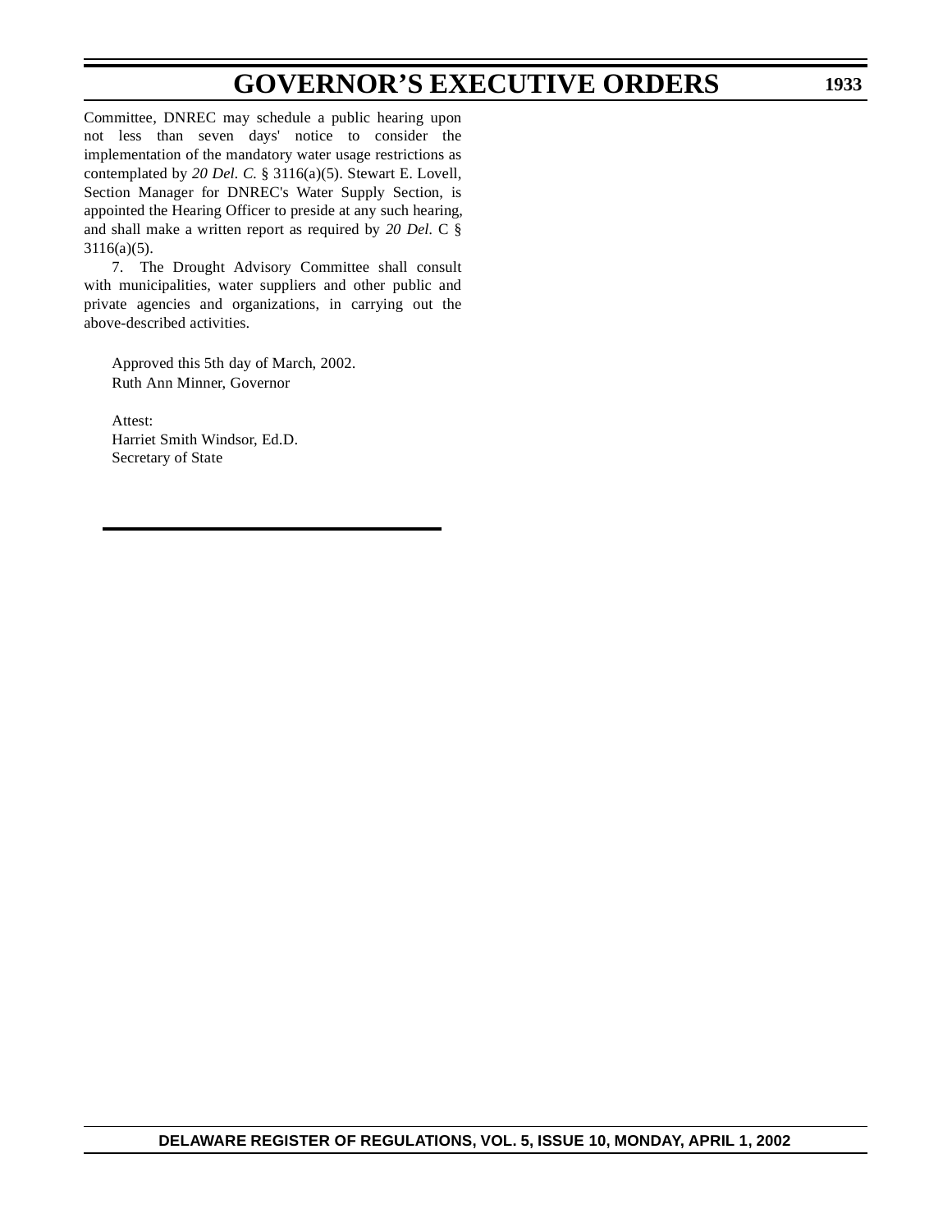Committee, DNREC may schedule a public hearing upon not less than seven days' notice to consider the implementation of the mandatory water usage restrictions as contemplated by *20 Del. C.* § 3116(a)(5). Stewart E. Lovell, Section Manager for DNREC's Water Supply Section, is appointed the Hearing Officer to preside at any such hearing, and shall make a written report as required by *20 Del.* C § 3116(a)(5).

7. The Drought Advisory Committee shall consult with municipalities, water suppliers and other public and private agencies and organizations, in carrying out the above-described activities.

Approved this 5th day of March, 2002.
Ruth Ann Minner, Governor

Attest:
Harriet Smith Windsor, Ed.D.
Secretary of State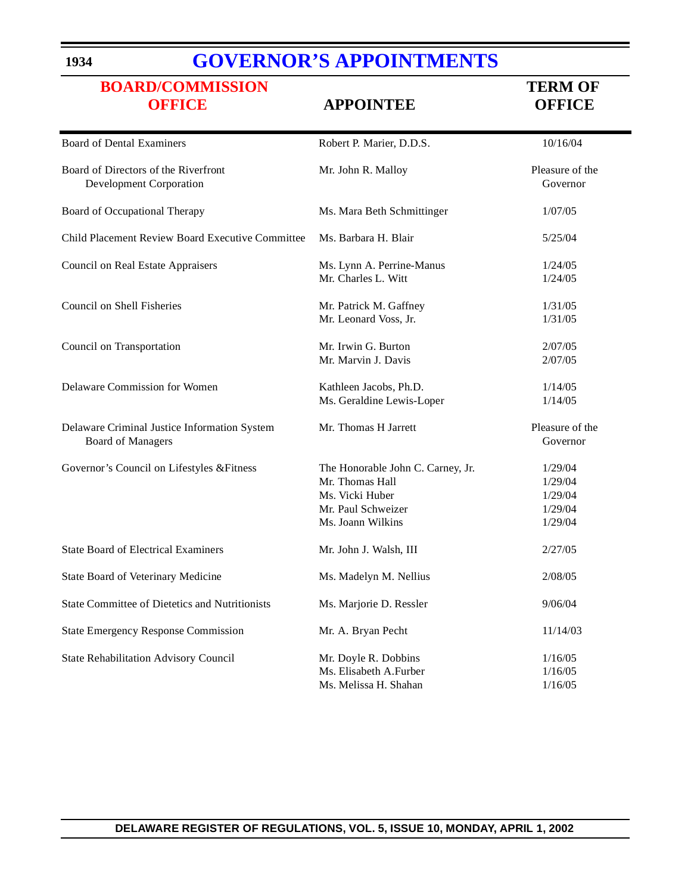# GOVERNOR'S APPOINTMENTS

| BOARD/COMMISSION OFFICE | APPOINTEE | TERM OF OFFICE |
|---|---|---|
| Board of Dental Examiners | Robert P. Marier, D.D.S. | 10/16/04 |
| Board of Directors of the Riverfront Development Corporation | Mr. John R. Malloy | Pleasure of the Governor |
| Board of Occupational Therapy | Ms. Mara Beth Schmittinger | 1/07/05 |
| Child Placement Review Board Executive Committee | Ms. Barbara H. Blair | 5/25/04 |
| Council on Real Estate Appraisers | Ms. Lynn A. Perrine-Manus | 1/24/05 |
| | Mr. Charles L. Witt | 1/24/05 |
| Council on Shell Fisheries | Mr. Patrick M. Gaffney | 1/31/05 |
| | Mr. Leonard Voss, Jr. | 1/31/05 |
| Council on Transportation | Mr. Irwin G. Burton | 2/07/05 |
| | Mr. Marvin J. Davis | 2/07/05 |
| Delaware Commission for Women | Kathleen Jacobs, Ph.D. | 1/14/05 |
| | Ms. Geraldine Lewis-Loper | 1/14/05 |
| Delaware Criminal Justice Information System Board of Managers | Mr. Thomas H Jarrett | Pleasure of the Governor |
| Governor's Council on Lifestyles &Fitness | The Honorable John C. Carney, Jr. | 1/29/04 |
| | Mr. Thomas Hall | 1/29/04 |
| | Ms. Vicki Huber | 1/29/04 |
| | Mr. Paul Schweizer | 1/29/04 |
| | Ms. Joann Wilkins | 1/29/04 |
| State Board of Electrical Examiners | Mr. John J. Walsh, III | 2/27/05 |
| State Board of Veterinary Medicine | Ms. Madelyn M. Nellius | 2/08/05 |
| State Committee of Dietetics and Nutritionists | Ms. Marjorie D. Ressler | 9/06/04 |
| State Emergency Response Commission | Mr. A. Bryan Pecht | 11/14/03 |
| State Rehabilitation Advisory Council | Mr. Doyle R. Dobbins | 1/16/05 |
| | Ms. Elisabeth A.Furber | 1/16/05 |
| | Ms. Melissa H. Shahan | 1/16/05 |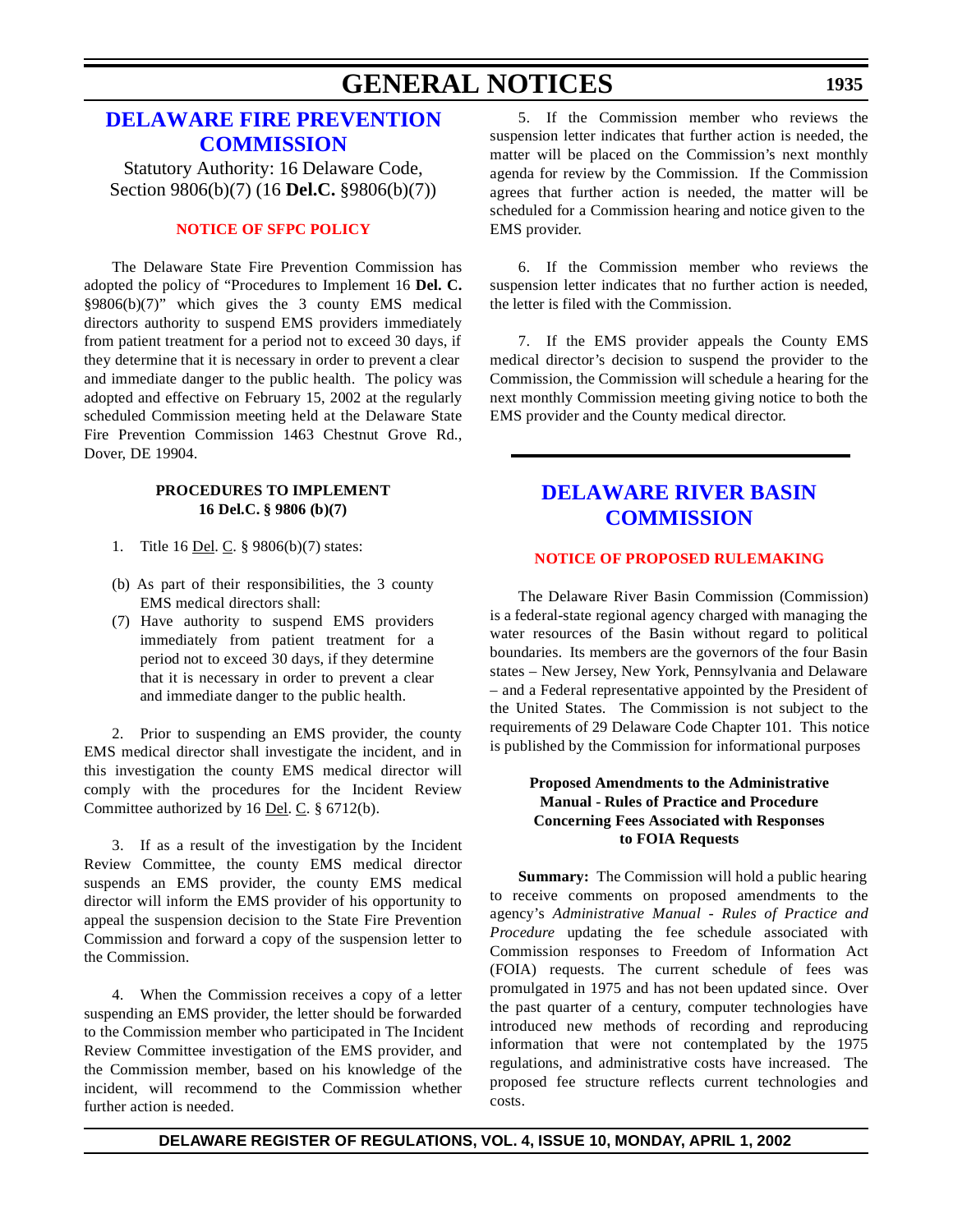# DELAWARE FIRE PREVENTION COMMISSION

Statutory Authority: 16 Delaware Code, Section 9806(b)(7) (16 **Del.C.** §9806(b)(7))

## NOTICE OF SFPC POLICY

The Delaware State Fire Prevention Commission has adopted the policy of "Procedures to Implement 16 **Del. C.** §9806(b)(7)" which gives the 3 county EMS medical directors authority to suspend EMS providers immediately from patient treatment for a period not to exceed 30 days, if they determine that it is necessary in order to prevent a clear and immediate danger to the public health. The policy was adopted and effective on February 15, 2002 at the regularly scheduled Commission meeting held at the Delaware State Fire Prevention Commission 1463 Chestnut Grove Rd., Dover, DE 19904.

**PROCEDURES TO IMPLEMENT**
**16 Del.C. § 9806 (b)(7)**

1. Title 16 Del. C. § 9806(b)(7) states:

(b) As part of their responsibilities, the 3 county EMS medical directors shall:
(7) Have authority to suspend EMS providers immediately from patient treatment for a period not to exceed 30 days, if they determine that it is necessary in order to prevent a clear and immediate danger to the public health.

2. Prior to suspending an EMS provider, the county EMS medical director shall investigate the incident, and in this investigation the county EMS medical director will comply with the procedures for the Incident Review Committee authorized by 16 Del. C. § 6712(b).

3. If as a result of the investigation by the Incident Review Committee, the county EMS medical director suspends an EMS provider, the county EMS medical director will inform the EMS provider of his opportunity to appeal the suspension decision to the State Fire Prevention Commission and forward a copy of the suspension letter to the Commission.

4. When the Commission receives a copy of a letter suspending an EMS provider, the letter should be forwarded to the Commission member who participated in The Incident Review Committee investigation of the EMS provider, and the Commission member, based on his knowledge of the incident, will recommend to the Commission whether further action is needed.

5. If the Commission member who reviews the suspension letter indicates that further action is needed, the matter will be placed on the Commission's next monthly agenda for review by the Commission. If the Commission agrees that further action is needed, the matter will be scheduled for a Commission hearing and notice given to the EMS provider.

6. If the Commission member who reviews the suspension letter indicates that no further action is needed, the letter is filed with the Commission.

7. If the EMS provider appeals the County EMS medical director's decision to suspend the provider to the Commission, the Commission will schedule a hearing for the next monthly Commission meeting giving notice to both the EMS provider and the County medical director.

# DELAWARE RIVER BASIN COMMISSION

## NOTICE OF PROPOSED RULEMAKING

The Delaware River Basin Commission (Commission) is a federal-state regional agency charged with managing the water resources of the Basin without regard to political boundaries. Its members are the governors of the four Basin states – New Jersey, New York, Pennsylvania and Delaware – and a Federal representative appointed by the President of the United States. The Commission is not subject to the requirements of 29 Delaware Code Chapter 101. This notice is published by the Commission for informational purposes

**Proposed Amendments to the Administrative Manual - Rules of Practice and Procedure Concerning Fees Associated with Responses to FOIA Requests**

**Summary:** The Commission will hold a public hearing to receive comments on proposed amendments to the agency's *Administrative Manual - Rules of Practice and Procedure* updating the fee schedule associated with Commission responses to Freedom of Information Act (FOIA) requests. The current schedule of fees was promulgated in 1975 and has not been updated since. Over the past quarter of a century, computer technologies have introduced new methods of recording and reproducing information that were not contemplated by the 1975 regulations, and administrative costs have increased. The proposed fee structure reflects current technologies and costs.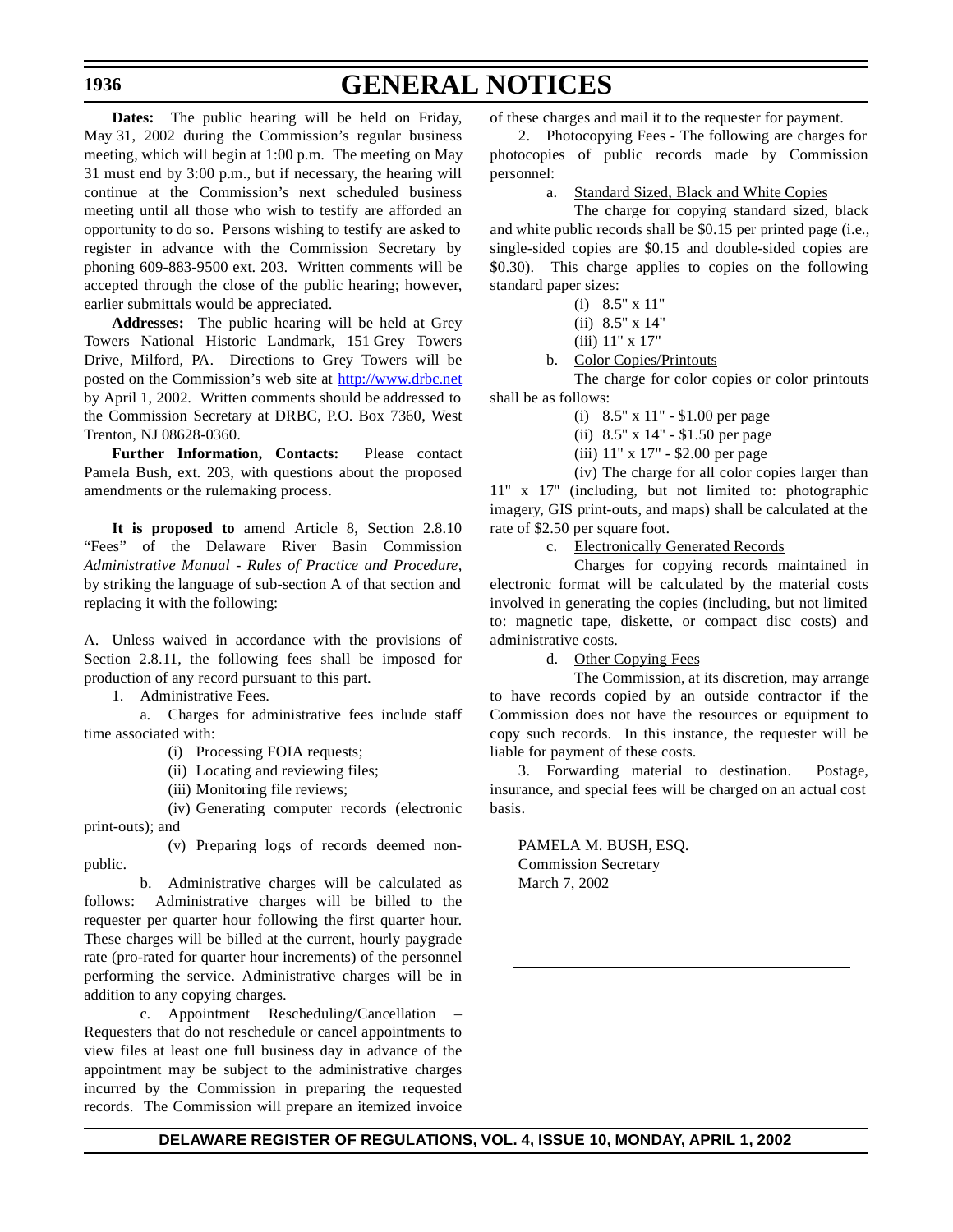**Dates:** The public hearing will be held on Friday, May 31, 2002 during the Commission's regular business meeting, which will begin at 1:00 p.m. The meeting on May 31 must end by 3:00 p.m., but if necessary, the hearing will continue at the Commission's next scheduled business meeting until all those who wish to testify are afforded an opportunity to do so. Persons wishing to testify are asked to register in advance with the Commission Secretary by phoning 609-883-9500 ext. 203. Written comments will be accepted through the close of the public hearing; however, earlier submittals would be appreciated.

**Addresses:** The public hearing will be held at Grey Towers National Historic Landmark, 151 Grey Towers Drive, Milford, PA. Directions to Grey Towers will be posted on the Commission's web site at http://www.drbc.net by April 1, 2002. Written comments should be addressed to the Commission Secretary at DRBC, P.O. Box 7360, West Trenton, NJ 08628-0360.

**Further Information, Contacts:** Please contact Pamela Bush, ext. 203, with questions about the proposed amendments or the rulemaking process.

**It is proposed to** amend Article 8, Section 2.8.10 "Fees" of the Delaware River Basin Commission *Administrative Manual - Rules of Practice and Procedure*, by striking the language of sub-section A of that section and replacing it with the following:

A. Unless waived in accordance with the provisions of Section 2.8.11, the following fees shall be imposed for production of any record pursuant to this part.

1. Administrative Fees.

a. Charges for administrative fees include staff time associated with:

(i) Processing FOIA requests;

(ii) Locating and reviewing files;

(iii) Monitoring file reviews;

(iv) Generating computer records (electronic print-outs); and

(v) Preparing logs of records deemed non-public.

b. Administrative charges will be calculated as follows: Administrative charges will be billed to the requester per quarter hour following the first quarter hour. These charges will be billed at the current, hourly paygrade rate (pro-rated for quarter hour increments) of the personnel performing the service. Administrative charges will be in addition to any copying charges.

c. Appointment Rescheduling/Cancellation – Requesters that do not reschedule or cancel appointments to view files at least one full business day in advance of the appointment may be subject to the administrative charges incurred by the Commission in preparing the requested records. The Commission will prepare an itemized invoice of these charges and mail it to the requester for payment.

2. Photocopying Fees - The following are charges for photocopies of public records made by Commission personnel:

a. Standard Sized, Black and White Copies

The charge for copying standard sized, black and white public records shall be $0.15 per printed page (i.e., single-sided copies are $0.15 and double-sided copies are $0.30). This charge applies to copies on the following standard paper sizes:

(i) 8.5" x 11"

(ii) 8.5" x 14"

(iii) 11" x 17"

b. Color Copies/Printouts

The charge for color copies or color printouts shall be as follows:

(i) 8.5" x 11" - $1.00 per page

(ii) 8.5" x 14" - $1.50 per page

(iii) 11" x 17" - $2.00 per page

(iv) The charge for all color copies larger than 11" x 17" (including, but not limited to: photographic imagery, GIS print-outs, and maps) shall be calculated at the rate of $2.50 per square foot.

c. Electronically Generated Records

Charges for copying records maintained in electronic format will be calculated by the material costs involved in generating the copies (including, but not limited to: magnetic tape, diskette, or compact disc costs) and administrative costs.

d. Other Copying Fees

The Commission, at its discretion, may arrange to have records copied by an outside contractor if the Commission does not have the resources or equipment to copy such records. In this instance, the requester will be liable for payment of these costs.

3. Forwarding material to destination. Postage, insurance, and special fees will be charged on an actual cost basis.

PAMELA M. BUSH, ESQ.
Commission Secretary
March 7, 2002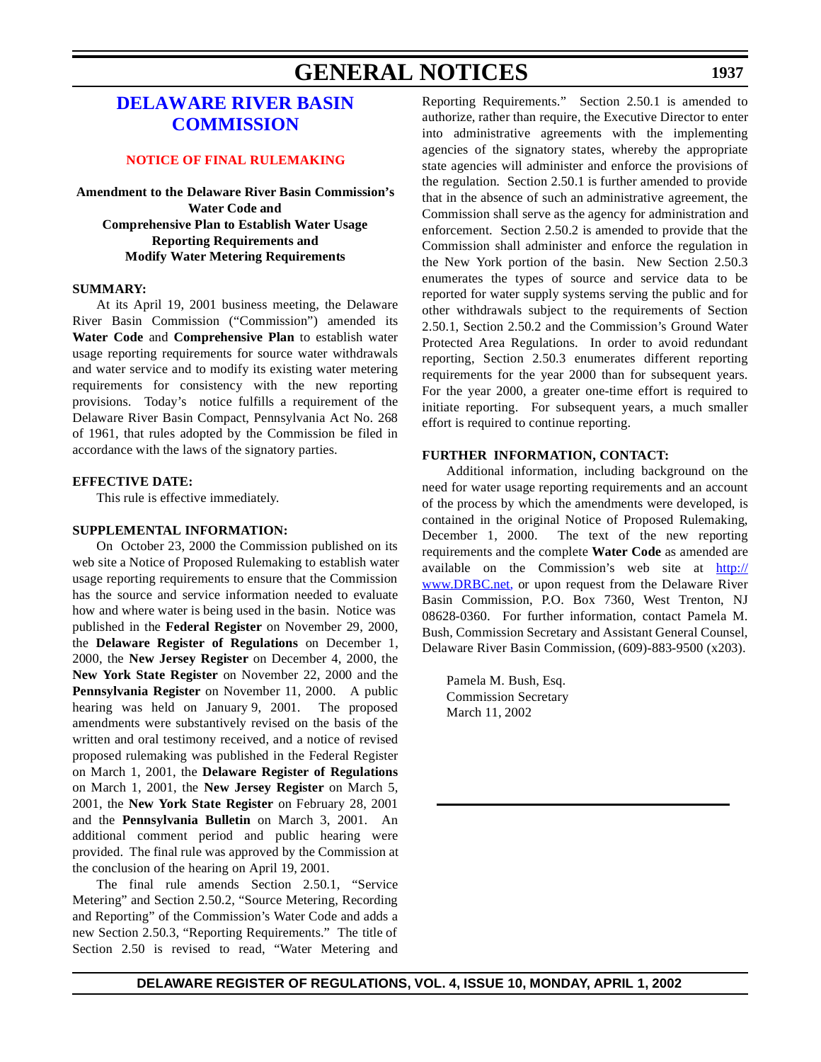# GENERAL NOTICES

## DELAWARE RIVER BASIN COMMISSION

### NOTICE OF FINAL RULEMAKING

**Amendment to the Delaware River Basin Commission's Water Code and Comprehensive Plan to Establish Water Usage Reporting Requirements and Modify Water Metering Requirements**

**SUMMARY:**

At its April 19, 2001 business meeting, the Delaware River Basin Commission ("Commission") amended its **Water Code** and **Comprehensive Plan** to establish water usage reporting requirements for source water withdrawals and water service and to modify its existing water metering requirements for consistency with the new reporting provisions. Today's notice fulfills a requirement of the Delaware River Basin Compact, Pennsylvania Act No. 268 of 1961, that rules adopted by the Commission be filed in accordance with the laws of the signatory parties.

**EFFECTIVE DATE:**

This rule is effective immediately.

**SUPPLEMENTAL INFORMATION:**

On October 23, 2000 the Commission published on its web site a Notice of Proposed Rulemaking to establish water usage reporting requirements to ensure that the Commission has the source and service information needed to evaluate how and where water is being used in the basin. Notice was published in the **Federal Register** on November 29, 2000, the **Delaware Register of Regulations** on December 1, 2000, the **New Jersey Register** on December 4, 2000, the **New York State Register** on November 22, 2000 and the **Pennsylvania Register** on November 11, 2000. A public hearing was held on January 9, 2001. The proposed amendments were substantively revised on the basis of the written and oral testimony received, and a notice of revised proposed rulemaking was published in the Federal Register on March 1, 2001, the **Delaware Register of Regulations** on March 1, 2001, the **New Jersey Register** on March 5, 2001, the **New York State Register** on February 28, 2001 and the **Pennsylvania Bulletin** on March 3, 2001. An additional comment period and public hearing were provided. The final rule was approved by the Commission at the conclusion of the hearing on April 19, 2001.

The final rule amends Section 2.50.1, "Service Metering" and Section 2.50.2, "Source Metering, Recording and Reporting" of the Commission's Water Code and adds a new Section 2.50.3, "Reporting Requirements." The title of Section 2.50 is revised to read, "Water Metering and Reporting Requirements." Section 2.50.1 is amended to authorize, rather than require, the Executive Director to enter into administrative agreements with the implementing agencies of the signatory states, whereby the appropriate state agencies will administer and enforce the provisions of the regulation. Section 2.50.1 is further amended to provide that in the absence of such an administrative agreement, the Commission shall serve as the agency for administration and enforcement. Section 2.50.2 is amended to provide that the Commission shall administer and enforce the regulation in the New York portion of the basin. New Section 2.50.3 enumerates the types of source and service data to be reported for water supply systems serving the public and for other withdrawals subject to the requirements of Section 2.50.1, Section 2.50.2 and the Commission's Ground Water Protected Area Regulations. In order to avoid redundant reporting, Section 2.50.3 enumerates different reporting requirements for the year 2000 than for subsequent years. For the year 2000, a greater one-time effort is required to initiate reporting. For subsequent years, a much smaller effort is required to continue reporting.

**FURTHER INFORMATION, CONTACT:**

Additional information, including background on the need for water usage reporting requirements and an account of the process by which the amendments were developed, is contained in the original Notice of Proposed Rulemaking, December 1, 2000. The text of the new reporting requirements and the complete **Water Code** as amended are available on the Commission's web site at [http://www.DRBC.net](http://www.DRBC.net), or upon request from the Delaware River Basin Commission, P.O. Box 7360, West Trenton, NJ 08628-0360. For further information, contact Pamela M. Bush, Commission Secretary and Assistant General Counsel, Delaware River Basin Commission, (609)-883-9500 (x203).

Pamela M. Bush, Esq.
Commission Secretary
March 11, 2002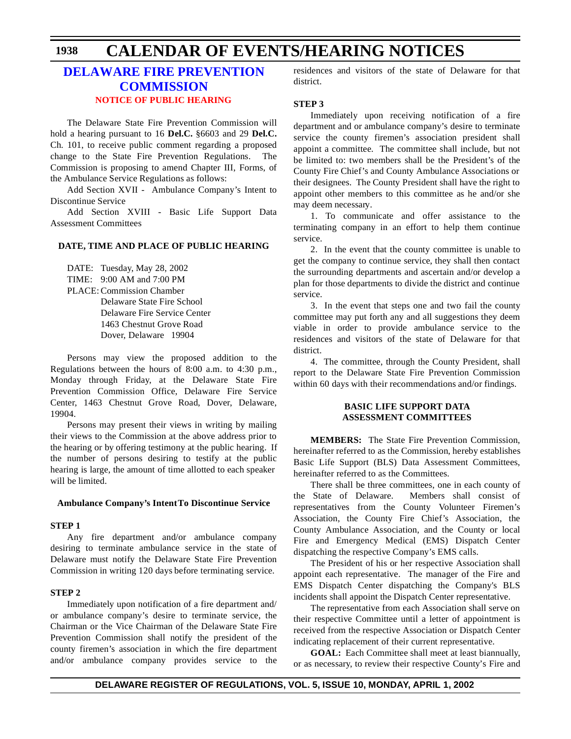## DELAWARE FIRE PREVENTION COMMISSION

### NOTICE OF PUBLIC HEARING

The Delaware State Fire Prevention Commission will hold a hearing pursuant to 16 **Del.C.** §6603 and 29 **Del.C.** Ch. 101, to receive public comment regarding a proposed change to the State Fire Prevention Regulations. The Commission is proposing to amend Chapter III, Forms, of the Ambulance Service Regulations as follows:

Add Section XVII - Ambulance Company's Intent to Discontinue Service

Add Section XVIII - Basic Life Support Data Assessment Committees

**DATE, TIME AND PLACE OF PUBLIC HEARING**

DATE: Tuesday, May 28, 2002
TIME: 9:00 AM and 7:00 PM
PLACE: Commission Chamber
Delaware State Fire School
Delaware Fire Service Center
1463 Chestnut Grove Road
Dover, Delaware 19904

Persons may view the proposed addition to the Regulations between the hours of 8:00 a.m. to 4:30 p.m., Monday through Friday, at the Delaware State Fire Prevention Commission Office, Delaware Fire Service Center, 1463 Chestnut Grove Road, Dover, Delaware, 19904.

Persons may present their views in writing by mailing their views to the Commission at the above address prior to the hearing or by offering testimony at the public hearing. If the number of persons desiring to testify at the public hearing is large, the amount of time allotted to each speaker will be limited.

**Ambulance Company's Intent To Discontinue Service**

**STEP 1**

Any fire department and/or ambulance company desiring to terminate ambulance service in the state of Delaware must notify the Delaware State Fire Prevention Commission in writing 120 days before terminating service.

**STEP 2**

Immediately upon notification of a fire department and/or ambulance company's desire to terminate service, the Chairman or the Vice Chairman of the Delaware State Fire Prevention Commission shall notify the president of the county firemen's association in which the fire department and/or ambulance company provides service to the residences and visitors of the state of Delaware for that district.

**STEP 3**

Immediately upon receiving notification of a fire department and or ambulance company's desire to terminate service the county firemen's association president shall appoint a committee. The committee shall include, but not be limited to: two members shall be the President's of the County Fire Chief's and County Ambulance Associations or their designees. The County President shall have the right to appoint other members to this committee as he and/or she may deem necessary.

1. To communicate and offer assistance to the terminating company in an effort to help them continue service.

2. In the event that the county committee is unable to get the company to continue service, they shall then contact the surrounding departments and ascertain and/or develop a plan for those departments to divide the district and continue service.

3. In the event that steps one and two fail the county committee may put forth any and all suggestions they deem viable in order to provide ambulance service to the residences and visitors of the state of Delaware for that district.

4. The committee, through the County President, shall report to the Delaware State Fire Prevention Commission within 60 days with their recommendations and/or findings.

**BASIC LIFE SUPPORT DATA ASSESSMENT COMMITTEES**

**MEMBERS:** The State Fire Prevention Commission, hereinafter referred to as the Commission, hereby establishes Basic Life Support (BLS) Data Assessment Committees, hereinafter referred to as the Committees.

There shall be three committees, one in each county of the State of Delaware. Members shall consist of representatives from the County Volunteer Firemen's Association, the County Fire Chief's Association, the County Ambulance Association, and the County or local Fire and Emergency Medical (EMS) Dispatch Center dispatching the respective Company's EMS calls.

The President of his or her respective Association shall appoint each representative. The manager of the Fire and EMS Dispatch Center dispatching the Company's BLS incidents shall appoint the Dispatch Center representative.

The representative from each Association shall serve on their respective Committee until a letter of appointment is received from the respective Association or Dispatch Center indicating replacement of their current representative.

**GOAL:** Each Committee shall meet at least biannually, or as necessary, to review their respective County's Fire and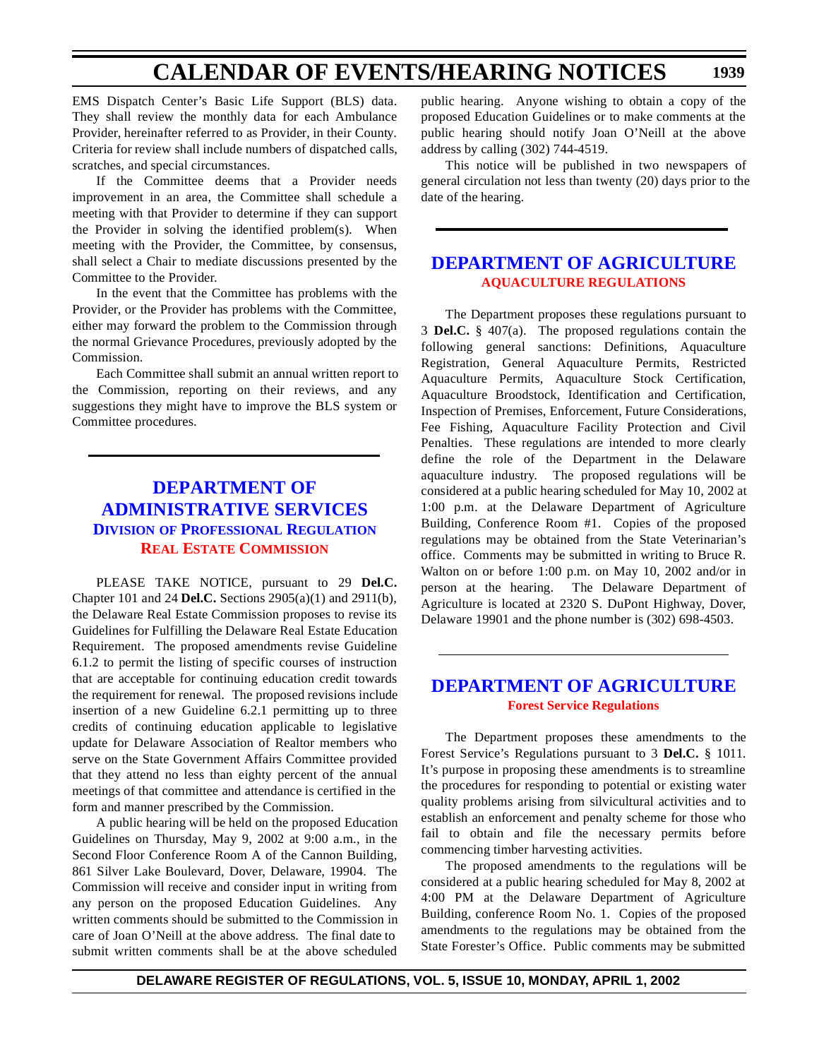EMS Dispatch Center's Basic Life Support (BLS) data. They shall review the monthly data for each Ambulance Provider, hereinafter referred to as Provider, in their County. Criteria for review shall include numbers of dispatched calls, scratches, and special circumstances.

If the Committee deems that a Provider needs improvement in an area, the Committee shall schedule a meeting with that Provider to determine if they can support the Provider in solving the identified problem(s). When meeting with the Provider, the Committee, by consensus, shall select a Chair to mediate discussions presented by the Committee to the Provider.

In the event that the Committee has problems with the Provider, or the Provider has problems with the Committee, either may forward the problem to the Commission through the normal Grievance Procedures, previously adopted by the Commission.

Each Committee shall submit an annual written report to the Commission, reporting on their reviews, and any suggestions they might have to improve the BLS system or Committee procedures.

## DEPARTMENT OF ADMINISTRATIVE SERVICES

### Division of Professional Regulation

### Real Estate Commission

PLEASE TAKE NOTICE, pursuant to 29 **Del.C.** Chapter 101 and 24 **Del.C.** Sections 2905(a)(1) and 2911(b), the Delaware Real Estate Commission proposes to revise its Guidelines for Fulfilling the Delaware Real Estate Education Requirement. The proposed amendments revise Guideline 6.1.2 to permit the listing of specific courses of instruction that are acceptable for continuing education credit towards the requirement for renewal. The proposed revisions include insertion of a new Guideline 6.2.1 permitting up to three credits of continuing education applicable to legislative update for Delaware Association of Realtor members who serve on the State Government Affairs Committee provided that they attend no less than eighty percent of the annual meetings of that committee and attendance is certified in the form and manner prescribed by the Commission.

A public hearing will be held on the proposed Education Guidelines on Thursday, May 9, 2002 at 9:00 a.m., in the Second Floor Conference Room A of the Cannon Building, 861 Silver Lake Boulevard, Dover, Delaware, 19904. The Commission will receive and consider input in writing from any person on the proposed Education Guidelines. Any written comments should be submitted to the Commission in care of Joan O'Neill at the above address. The final date to submit written comments shall be at the above scheduled public hearing. Anyone wishing to obtain a copy of the proposed Education Guidelines or to make comments at the public hearing should notify Joan O'Neill at the above address by calling (302) 744-4519.

This notice will be published in two newspapers of general circulation not less than twenty (20) days prior to the date of the hearing.

## DEPARTMENT OF AGRICULTURE

### AQUACULTURE REGULATIONS

The Department proposes these regulations pursuant to 3 **Del.C.** § 407(a). The proposed regulations contain the following general sanctions: Definitions, Aquaculture Registration, General Aquaculture Permits, Restricted Aquaculture Permits, Aquaculture Stock Certification, Aquaculture Broodstock, Identification and Certification, Inspection of Premises, Enforcement, Future Considerations, Fee Fishing, Aquaculture Facility Protection and Civil Penalties. These regulations are intended to more clearly define the role of the Department in the Delaware aquaculture industry. The proposed regulations will be considered at a public hearing scheduled for May 10, 2002 at 1:00 p.m. at the Delaware Department of Agriculture Building, Conference Room #1. Copies of the proposed regulations may be obtained from the State Veterinarian's office. Comments may be submitted in writing to Bruce R. Walton on or before 1:00 p.m. on May 10, 2002 and/or in person at the hearing. The Delaware Department of Agriculture is located at 2320 S. DuPont Highway, Dover, Delaware 19901 and the phone number is (302) 698-4503.

## DEPARTMENT OF AGRICULTURE

### Forest Service Regulations

The Department proposes these amendments to the Forest Service's Regulations pursuant to 3 **Del.C.** § 1011. It's purpose in proposing these amendments is to streamline the procedures for responding to potential or existing water quality problems arising from silvicultural activities and to establish an enforcement and penalty scheme for those who fail to obtain and file the necessary permits before commencing timber harvesting activities.

The proposed amendments to the regulations will be considered at a public hearing scheduled for May 8, 2002 at 4:00 PM at the Delaware Department of Agriculture Building, conference Room No. 1. Copies of the proposed amendments to the regulations may be obtained from the State Forester's Office. Public comments may be submitted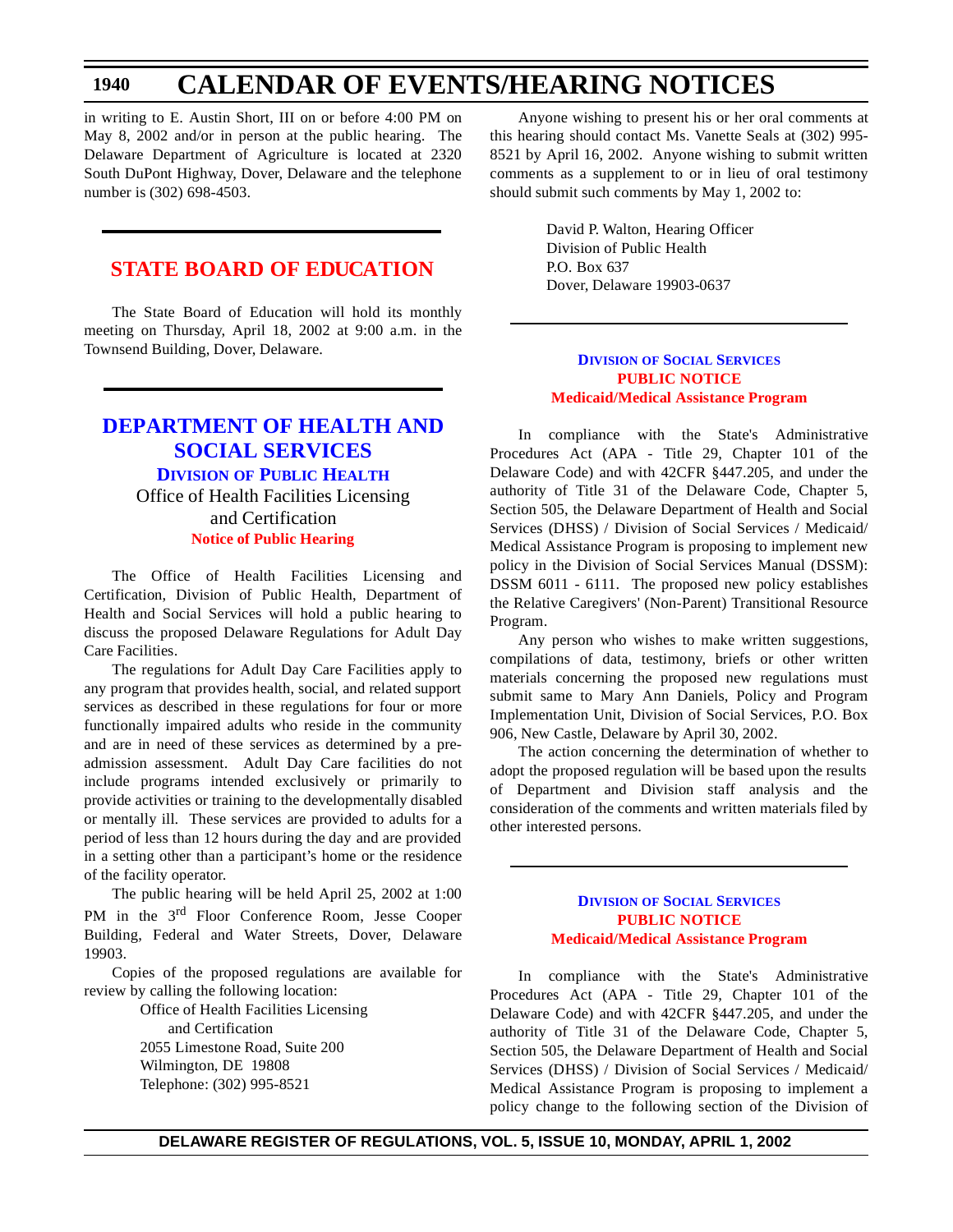in writing to E. Austin Short, III on or before 4:00 PM on May 8, 2002 and/or in person at the public hearing. The Delaware Department of Agriculture is located at 2320 South DuPont Highway, Dover, Delaware and the telephone number is (302) 698-4503.

## STATE BOARD OF EDUCATION

The State Board of Education will hold its monthly meeting on Thursday, April 18, 2002 at 9:00 a.m. in the Townsend Building, Dover, Delaware.

## DEPARTMENT OF HEALTH AND SOCIAL SERVICES

### Division of Public Health

Office of Health Facilities Licensing and Certification

**Notice of Public Hearing**

The Office of Health Facilities Licensing and Certification, Division of Public Health, Department of Health and Social Services will hold a public hearing to discuss the proposed Delaware Regulations for Adult Day Care Facilities.

The regulations for Adult Day Care Facilities apply to any program that provides health, social, and related support services as described in these regulations for four or more functionally impaired adults who reside in the community and are in need of these services as determined by a pre-admission assessment. Adult Day Care facilities do not include programs intended exclusively or primarily to provide activities or training to the developmentally disabled or mentally ill. These services are provided to adults for a period of less than 12 hours during the day and are provided in a setting other than a participant's home or the residence of the facility operator.

The public hearing will be held April 25, 2002 at 1:00 PM in the 3rd Floor Conference Room, Jesse Cooper Building, Federal and Water Streets, Dover, Delaware 19903.

Copies of the proposed regulations are available for review by calling the following location:

Office of Health Facilities Licensing and Certification
2055 Limestone Road, Suite 200
Wilmington, DE 19808
Telephone: (302) 995-8521

Anyone wishing to present his or her oral comments at this hearing should contact Ms. Vanette Seals at (302) 995-8521 by April 16, 2002. Anyone wishing to submit written comments as a supplement to or in lieu of oral testimony should submit such comments by May 1, 2002 to:

David P. Walton, Hearing Officer
Division of Public Health
P.O. Box 637
Dover, Delaware 19903-0637

### Division of Social Services

**PUBLIC NOTICE**

**Medicaid/Medical Assistance Program**

In compliance with the State's Administrative Procedures Act (APA - Title 29, Chapter 101 of the Delaware Code) and with 42CFR §447.205, and under the authority of Title 31 of the Delaware Code, Chapter 5, Section 505, the Delaware Department of Health and Social Services (DHSS) / Division of Social Services / Medicaid/ Medical Assistance Program is proposing to implement new policy in the Division of Social Services Manual (DSSM): DSSM 6011 - 6111. The proposed new policy establishes the Relative Caregivers' (Non-Parent) Transitional Resource Program.

Any person who wishes to make written suggestions, compilations of data, testimony, briefs or other written materials concerning the proposed new regulations must submit same to Mary Ann Daniels, Policy and Program Implementation Unit, Division of Social Services, P.O. Box 906, New Castle, Delaware by April 30, 2002.

The action concerning the determination of whether to adopt the proposed regulation will be based upon the results of Department and Division staff analysis and the consideration of the comments and written materials filed by other interested persons.

### Division of Social Services

**PUBLIC NOTICE**

**Medicaid/Medical Assistance Program**

In compliance with the State's Administrative Procedures Act (APA - Title 29, Chapter 101 of the Delaware Code) and with 42CFR §447.205, and under the authority of Title 31 of the Delaware Code, Chapter 5, Section 505, the Delaware Department of Health and Social Services (DHSS) / Division of Social Services / Medicaid/ Medical Assistance Program is proposing to implement a policy change to the following section of the Division of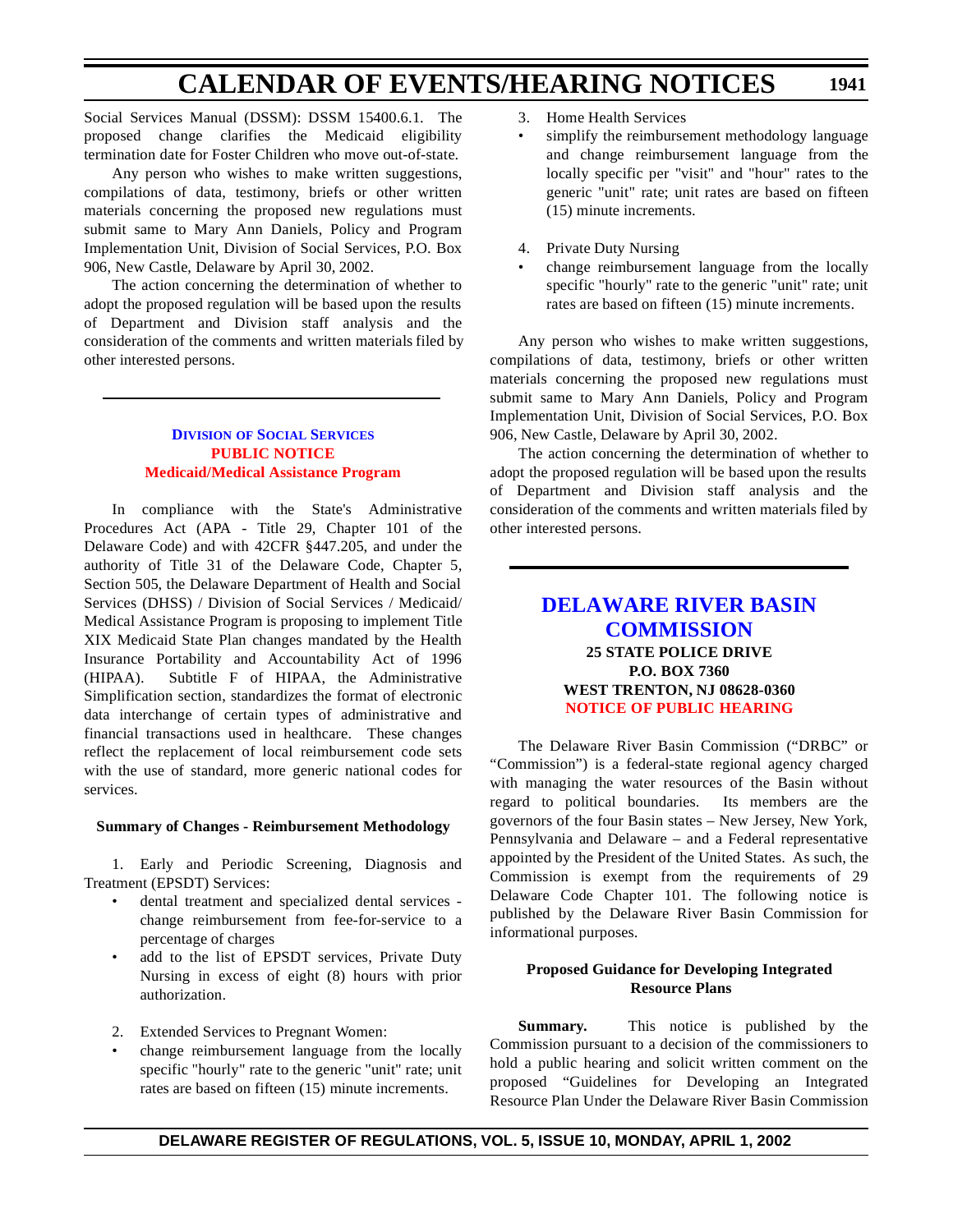Social Services Manual (DSSM): DSSM 15400.6.1. The proposed change clarifies the Medicaid eligibility termination date for Foster Children who move out-of-state.

Any person who wishes to make written suggestions, compilations of data, testimony, briefs or other written materials concerning the proposed new regulations must submit same to Mary Ann Daniels, Policy and Program Implementation Unit, Division of Social Services, P.O. Box 906, New Castle, Delaware by April 30, 2002.

The action concerning the determination of whether to adopt the proposed regulation will be based upon the results of Department and Division staff analysis and the consideration of the comments and written materials filed by other interested persons.

---

### Division of Social Services
### Public Notice
### Medicaid/Medical Assistance Program

In compliance with the State's Administrative Procedures Act (APA - Title 29, Chapter 101 of the Delaware Code) and with 42CFR §447.205, and under the authority of Title 31 of the Delaware Code, Chapter 5, Section 505, the Delaware Department of Health and Social Services (DHSS) / Division of Social Services / Medicaid/ Medical Assistance Program is proposing to implement Title XIX Medicaid State Plan changes mandated by the Health Insurance Portability and Accountability Act of 1996 (HIPAA). Subtitle F of HIPAA, the Administrative Simplification section, standardizes the format of electronic data interchange of certain types of administrative and financial transactions used in healthcare. These changes reflect the replacement of local reimbursement code sets with the use of standard, more generic national codes for services.

**Summary of Changes - Reimbursement Methodology**

1. Early and Periodic Screening, Diagnosis and Treatment (EPSDT) Services:
   - dental treatment and specialized dental services - change reimbursement from fee-for-service to a percentage of charges
   - add to the list of EPSDT services, Private Duty Nursing in excess of eight (8) hours with prior authorization.

2. Extended Services to Pregnant Women:
   - change reimbursement language from the locally specific "hourly" rate to the generic "unit" rate; unit rates are based on fifteen (15) minute increments.

3. Home Health Services
   - simplify the reimbursement methodology language and change reimbursement language from the locally specific per "visit" and "hour" rates to the generic "unit" rate; unit rates are based on fifteen (15) minute increments.

4. Private Duty Nursing
   - change reimbursement language from the locally specific "hourly" rate to the generic "unit" rate; unit rates are based on fifteen (15) minute increments.

Any person who wishes to make written suggestions, compilations of data, testimony, briefs or other written materials concerning the proposed new regulations must submit same to Mary Ann Daniels, Policy and Program Implementation Unit, Division of Social Services, P.O. Box 906, New Castle, Delaware by April 30, 2002.

The action concerning the determination of whether to adopt the proposed regulation will be based upon the results of Department and Division staff analysis and the consideration of the comments and written materials filed by other interested persons.

---

## Delaware River Basin Commission

**25 State Police Drive**
**P.O. Box 7360**
**West Trenton, NJ 08628-0360**
**Notice of Public Hearing**

The Delaware River Basin Commission ("DRBC" or "Commission") is a federal-state regional agency charged with managing the water resources of the Basin without regard to political boundaries. Its members are the governors of the four Basin states – New Jersey, New York, Pennsylvania and Delaware – and a Federal representative appointed by the President of the United States. As such, the Commission is exempt from the requirements of 29 Delaware Code Chapter 101. The following notice is published by the Delaware River Basin Commission for informational purposes.

**Proposed Guidance for Developing Integrated Resource Plans**

**Summary.** This notice is published by the Commission pursuant to a decision of the commissioners to hold a public hearing and solicit written comment on the proposed "Guidelines for Developing an Integrated Resource Plan Under the Delaware River Basin Commission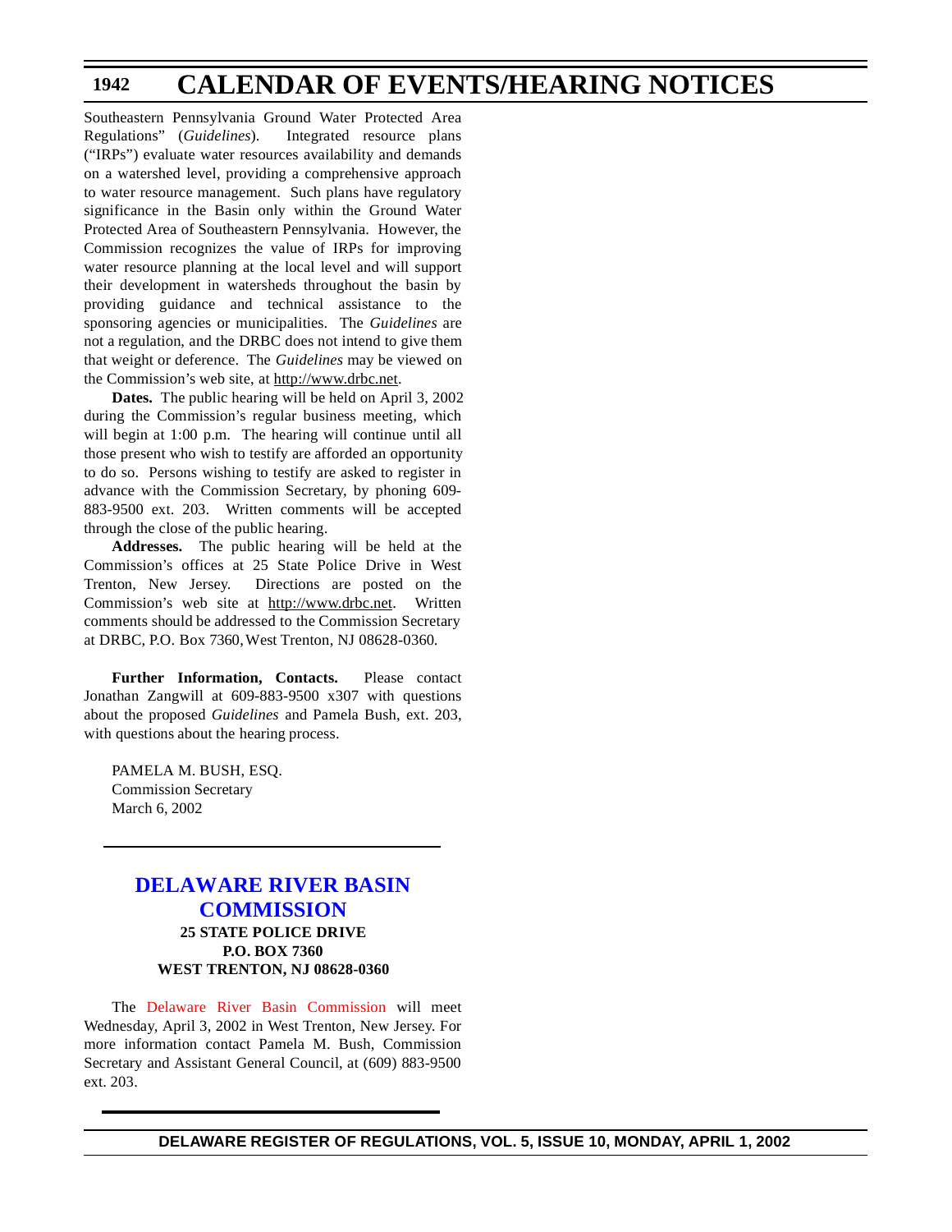Southeastern Pennsylvania Ground Water Protected Area Regulations" (*Guidelines*). Integrated resource plans ("IRPs") evaluate water resources availability and demands on a watershed level, providing a comprehensive approach to water resource management. Such plans have regulatory significance in the Basin only within the Ground Water Protected Area of Southeastern Pennsylvania. However, the Commission recognizes the value of IRPs for improving water resource planning at the local level and will support their development in watersheds throughout the basin by providing guidance and technical assistance to the sponsoring agencies or municipalities. The *Guidelines* are not a regulation, and the DRBC does not intend to give them that weight or deference. The *Guidelines* may be viewed on the Commission's web site, at http://www.drbc.net.

**Dates.** The public hearing will be held on April 3, 2002 during the Commission's regular business meeting, which will begin at 1:00 p.m. The hearing will continue until all those present who wish to testify are afforded an opportunity to do so. Persons wishing to testify are asked to register in advance with the Commission Secretary, by phoning 609-883-9500 ext. 203. Written comments will be accepted through the close of the public hearing.

**Addresses.** The public hearing will be held at the Commission's offices at 25 State Police Drive in West Trenton, New Jersey. Directions are posted on the Commission's web site at http://www.drbc.net. Written comments should be addressed to the Commission Secretary at DRBC, P.O. Box 7360, West Trenton, NJ 08628-0360.

**Further Information, Contacts.** Please contact Jonathan Zangwill at 609-883-9500 x307 with questions about the proposed *Guidelines* and Pamela Bush, ext. 203, with questions about the hearing process.

PAMELA M. BUSH, ESQ.
Commission Secretary
March 6, 2002

## DELAWARE RIVER BASIN COMMISSION

**25 STATE POLICE DRIVE**
**P.O. BOX 7360**
**WEST TRENTON, NJ 08628-0360**

The Delaware River Basin Commission will meet Wednesday, April 3, 2002 in West Trenton, New Jersey. For more information contact Pamela M. Bush, Commission Secretary and Assistant General Council, at (609) 883-9500 ext. 203.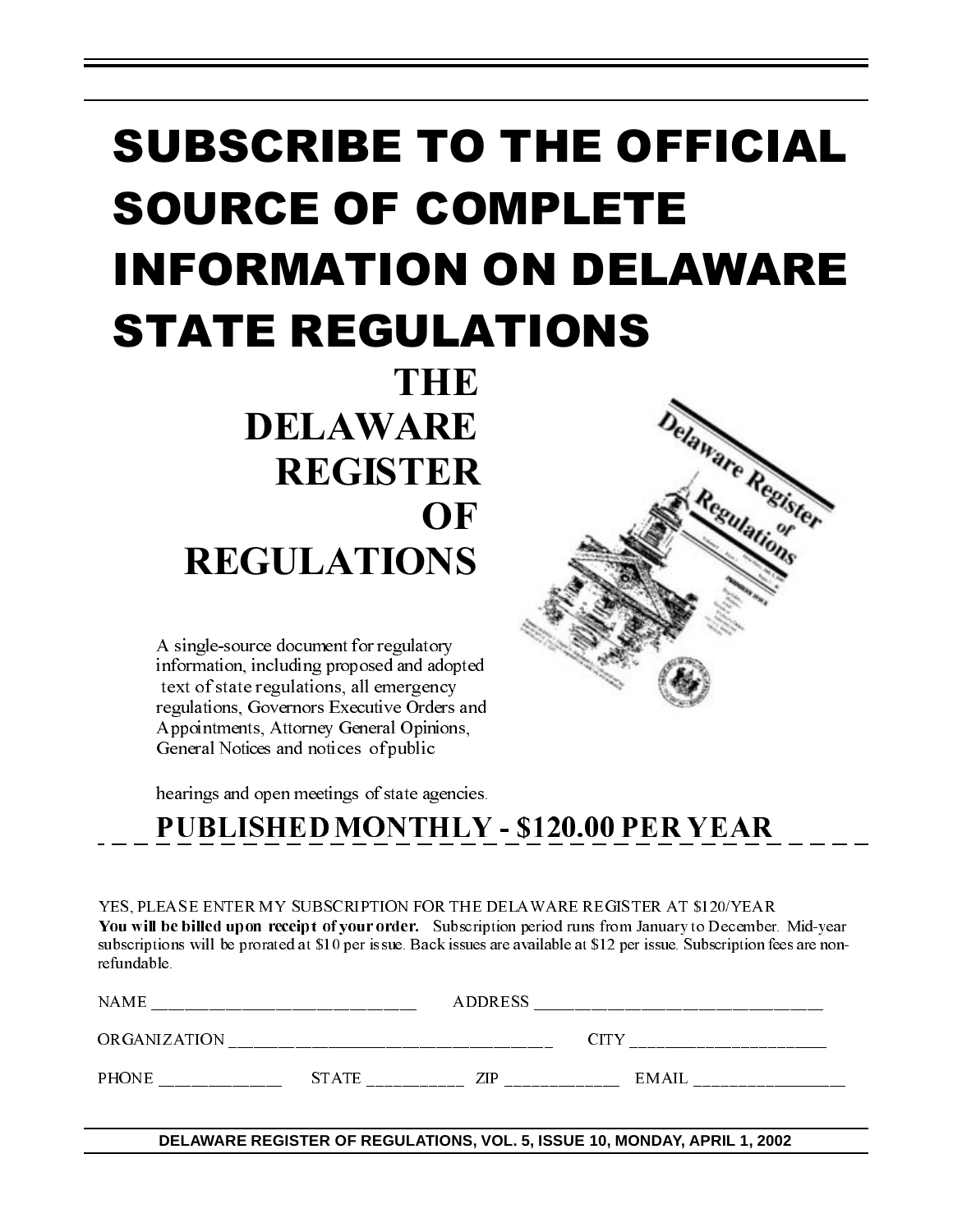# SUBSCRIBE TO THE OFFICIAL SOURCE OF COMPLETE INFORMATION ON DELAWARE STATE REGULATIONS

## THE DELAWARE REGISTER OF REGULATIONS

A single-source document for regulatory information, including proposed and adopted text of state regulations, all emergency regulations, Governors Executive Orders and Appointments, Attorney General Opinions, General Notices and notices of public hearings and open meetings of state agencies.

**PUBLISHED MONTHLY - $120.00 PER YEAR**

YES, PLEASE ENTER MY SUBSCRIPTION FOR THE DELAWARE REGISTER AT $120/YEAR
**You will be billed upon receipt of your order.** Subscription period runs from January to December. Mid-year subscriptions will be prorated at $10 per issue. Back issues are available at $12 per issue. Subscription fees are non-refundable.

NAME ______________________________ ADDRESS _________________________________

ORGANIZATION ____________________________________ CITY _____________________

PHONE _____________ STATE __________ ZIP ____________ EMAIL _________________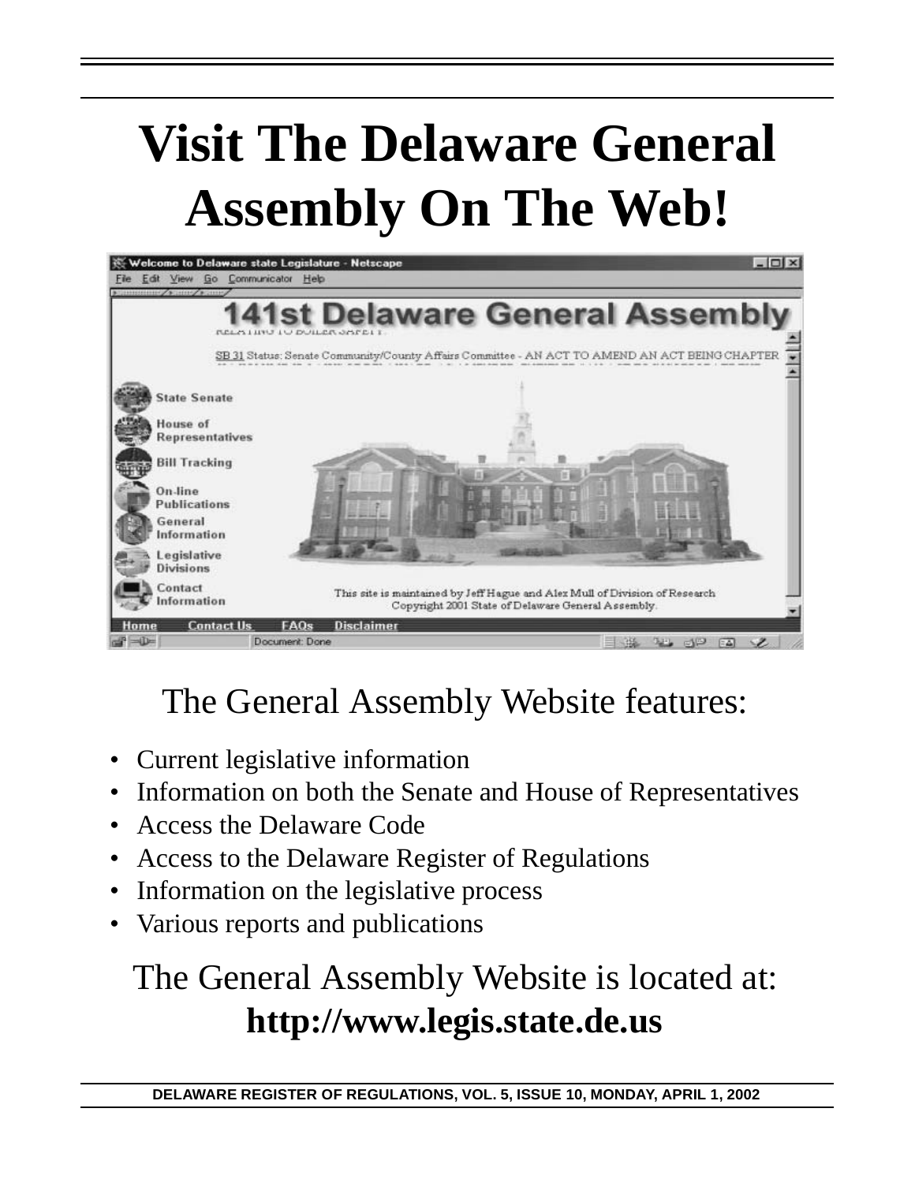# Visit The Delaware General Assembly On The Web!

The General Assembly Website features:

- Current legislative information
- Information on both the Senate and House of Representatives
- Access the Delaware Code
- Access to the Delaware Register of Regulations
- Information on the legislative process
- Various reports and publications

The General Assembly Website is located at:

**http://www.legis.state.de.us**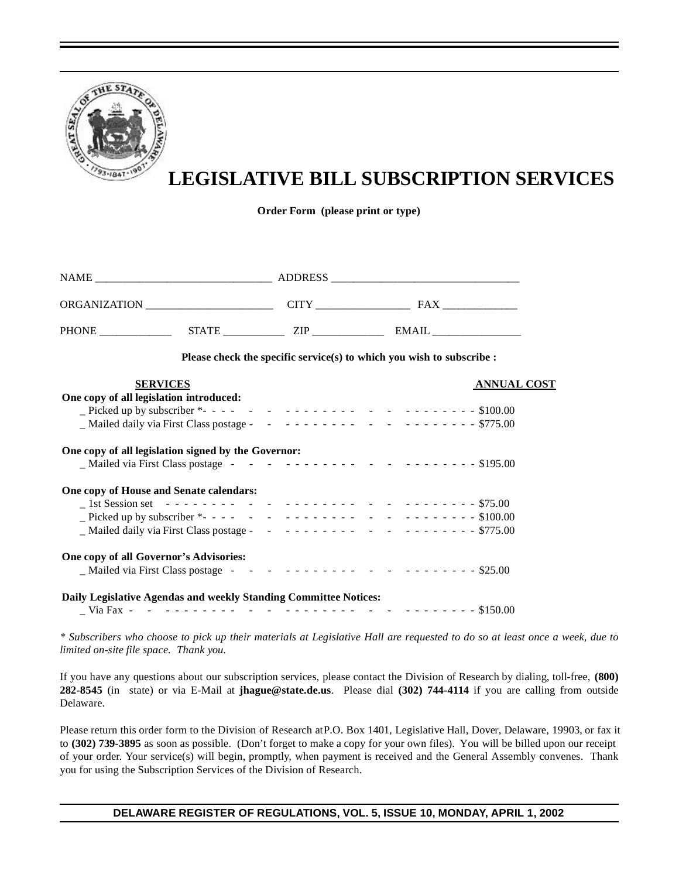# LEGISLATIVE BILL SUBSCRIPTION SERVICES

**Order Form (please print or type)**

NAME ______________________________ ADDRESS ________________________________

ORGANIZATION ______________________ CITY ________________ FAX ____________

PHONE ____________ STATE __________ ZIP ____________ EMAIL _______________

**Please check the specific service(s) to which you wish to subscribe :**

| SERVICES | ANNUAL COST |
|---|---|
| **One copy of all legislation introduced:** | |
| _ Picked up by subscriber *- - - - - - - - - - - - - - - - - - - - - - - - - - | $100.00 |
| _ Mailed daily via First Class postage - - - - - - - - - - - - - - - - - - - - | $775.00 |
| **One copy of all legislation signed by the Governor:** | |
| _ Mailed via First Class postage - - - - - - - - - - - - - - - - - - - - - - - | $195.00 |
| **One copy of House and Senate calendars:** | |
| _ 1st Session set - - - - - - - - - - - - - - - - - - - - - - - - - - - - - - | $75.00 |
| _ Picked up by subscriber *- - - - - - - - - - - - - - - - - - - - - - - - - - | $100.00 |
| _ Mailed daily via First Class postage - - - - - - - - - - - - - - - - - - - - | $775.00 |
| **One copy of all Governor's Advisories:** | |
| _ Mailed via First Class postage - - - - - - - - - - - - - - - - - - - - - - - | $25.00 |
| **Daily Legislative Agendas and weekly Standing Committee Notices:** | |
| _ Via Fax - - - - - - - - - - - - - - - - - - - - - - - - - - - - - - - - - - | $150.00 |

*\* Subscribers who choose to pick up their materials at Legislative Hall are requested to do so at least once a week, due to limited on-site file space. Thank you.*

If you have any questions about our subscription services, please contact the Division of Research by dialing, toll-free, **(800) 282-8545** (in state) or via E-Mail at **jhague@state.de.us**. Please dial **(302) 744-4114** if you are calling from outside Delaware.

Please return this order form to the Division of Research at P.O. Box 1401, Legislative Hall, Dover, Delaware, 19903, or fax it to **(302) 739-3895** as soon as possible. (Don't forget to make a copy for your own files). You will be billed upon our receipt of your order. Your service(s) will begin, promptly, when payment is received and the General Assembly convenes. Thank you for using the Subscription Services of the Division of Research.